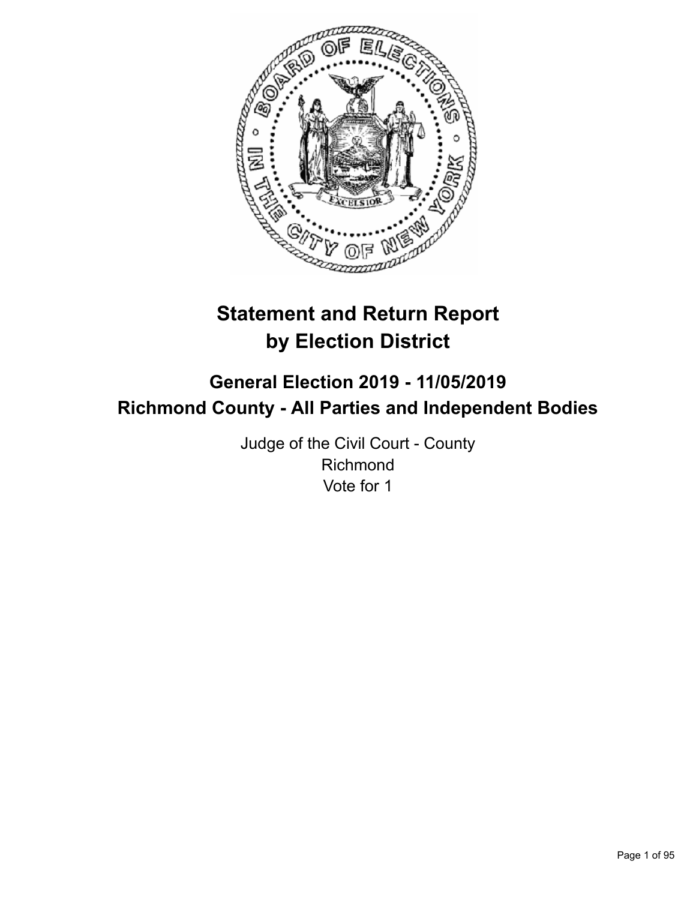# Statement and Return Report by Election District

## General Election 2019 - 11/05/2019
## Richmond County - All Parties and Independent Bodies

Judge of the Civil Court - County
Richmond
Vote for 1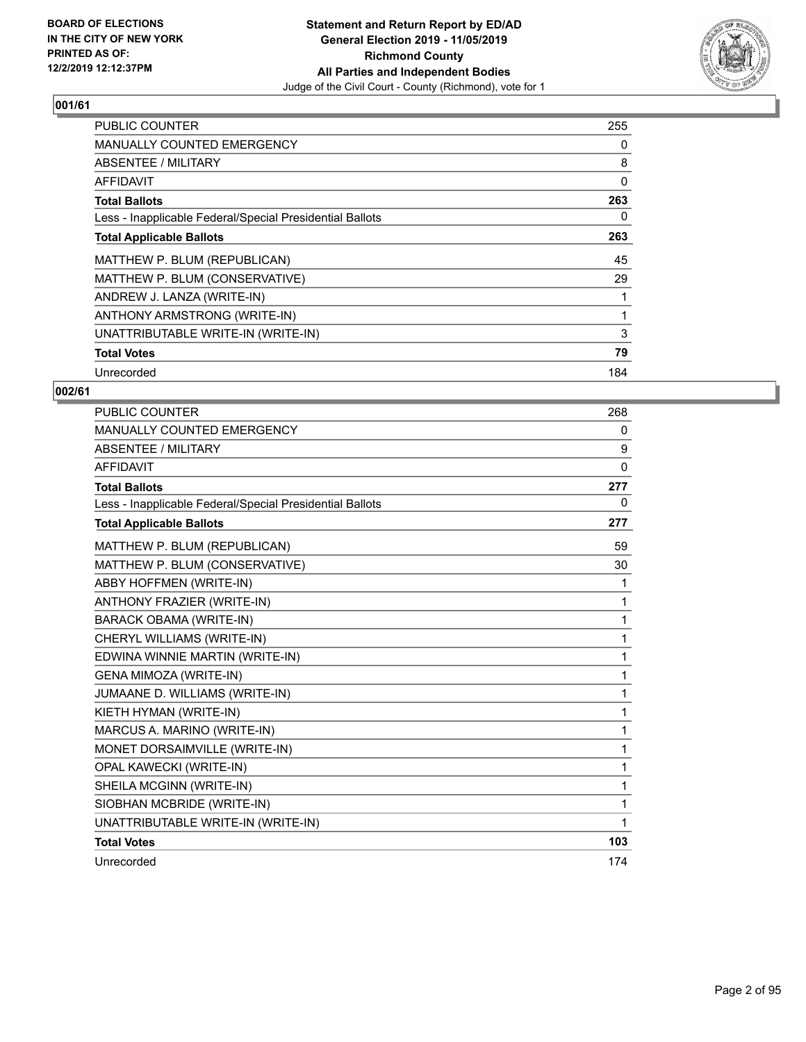**BOARD OF ELECTIONS IN THE CITY OF NEW YORK PRINTED AS OF: 12/2/2019 12:12:37PM**

**Statement and Return Report by ED/AD General Election 2019 - 11/05/2019 Richmond County All Parties and Independent Bodies**
Judge of the Civil Court - County (Richmond), vote for 1

## 001/61

| | |
|---|---|
| PUBLIC COUNTER | 255 |
| MANUALLY COUNTED EMERGENCY | 0 |
| ABSENTEE / MILITARY | 8 |
| AFFIDAVIT | 0 |
| **Total Ballots** | **263** |
| Less - Inapplicable Federal/Special Presidential Ballots | 0 |
| **Total Applicable Ballots** | **263** |
| MATTHEW P. BLUM (REPUBLICAN) | 45 |
| MATTHEW P. BLUM (CONSERVATIVE) | 29 |
| ANDREW J. LANZA (WRITE-IN) | 1 |
| ANTHONY ARMSTRONG (WRITE-IN) | 1 |
| UNATTRIBUTABLE WRITE-IN (WRITE-IN) | 3 |
| **Total Votes** | **79** |
| Unrecorded | 184 |

## 002/61

| | |
|---|---|
| PUBLIC COUNTER | 268 |
| MANUALLY COUNTED EMERGENCY | 0 |
| ABSENTEE / MILITARY | 9 |
| AFFIDAVIT | 0 |
| **Total Ballots** | **277** |
| Less - Inapplicable Federal/Special Presidential Ballots | 0 |
| **Total Applicable Ballots** | **277** |
| MATTHEW P. BLUM (REPUBLICAN) | 59 |
| MATTHEW P. BLUM (CONSERVATIVE) | 30 |
| ABBY HOFFMEN (WRITE-IN) | 1 |
| ANTHONY FRAZIER (WRITE-IN) | 1 |
| BARACK OBAMA (WRITE-IN) | 1 |
| CHERYL WILLIAMS (WRITE-IN) | 1 |
| EDWINA WINNIE MARTIN (WRITE-IN) | 1 |
| GENA MIMOZA (WRITE-IN) | 1 |
| JUMAANE D. WILLIAMS (WRITE-IN) | 1 |
| KIETH HYMAN (WRITE-IN) | 1 |
| MARCUS A. MARINO (WRITE-IN) | 1 |
| MONET DORSAIMVILLE (WRITE-IN) | 1 |
| OPAL KAWECKI (WRITE-IN) | 1 |
| SHEILA MCGINN (WRITE-IN) | 1 |
| SIOBHAN MCBRIDE (WRITE-IN) | 1 |
| UNATTRIBUTABLE WRITE-IN (WRITE-IN) | 1 |
| **Total Votes** | **103** |
| Unrecorded | 174 |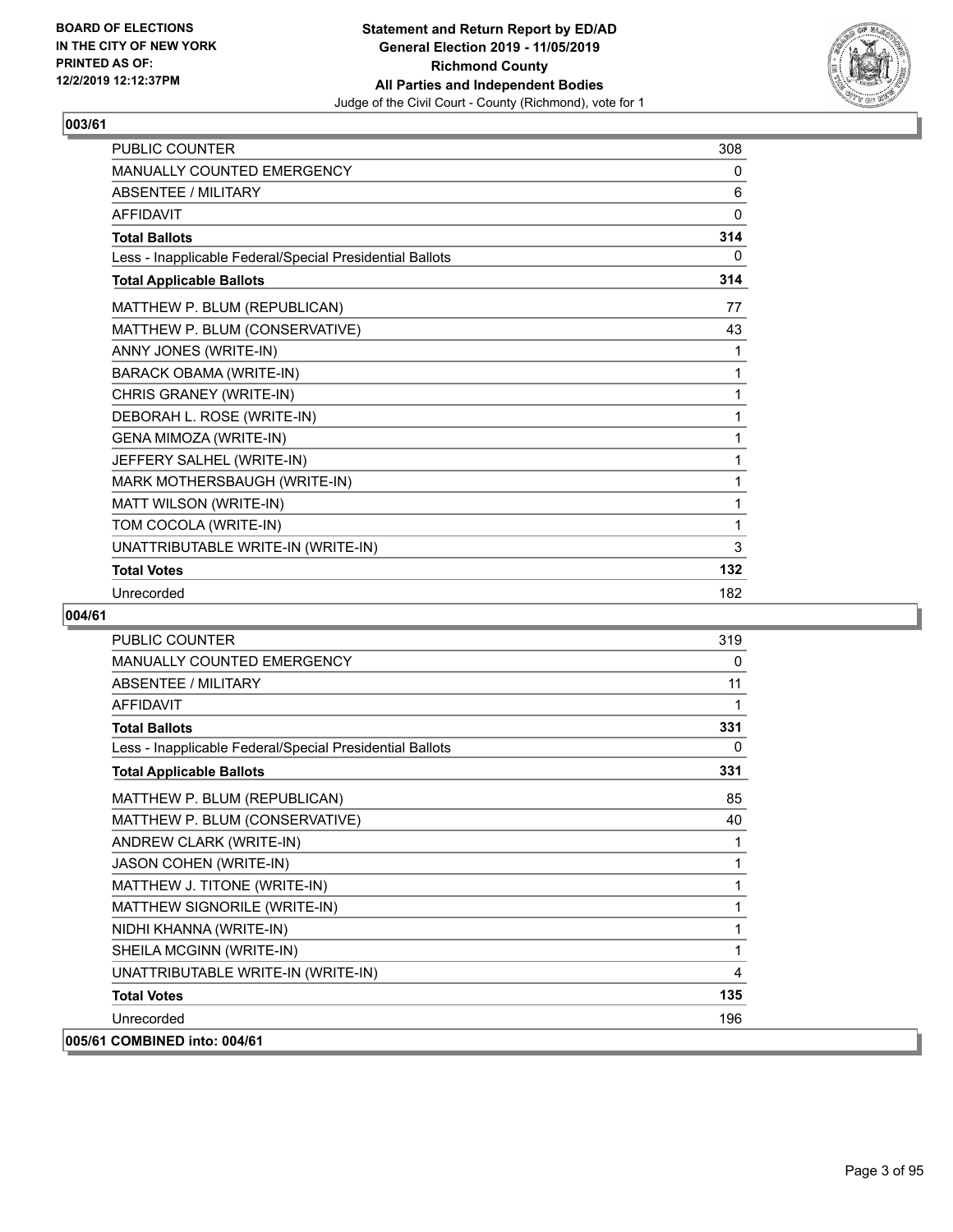**BOARD OF ELECTIONS IN THE CITY OF NEW YORK PRINTED AS OF: 12/2/2019 12:12:37PM**

**Statement and Return Report by ED/AD General Election 2019 - 11/05/2019 Richmond County All Parties and Independent Bodies**

Judge of the Civil Court - County (Richmond), vote for 1

## 003/61

| | |
|---|---|
| PUBLIC COUNTER | 308 |
| MANUALLY COUNTED EMERGENCY | 0 |
| ABSENTEE / MILITARY | 6 |
| AFFIDAVIT | 0 |
| **Total Ballots** | **314** |
| Less - Inapplicable Federal/Special Presidential Ballots | 0 |
| **Total Applicable Ballots** | **314** |
| MATTHEW P. BLUM (REPUBLICAN) | 77 |
| MATTHEW P. BLUM (CONSERVATIVE) | 43 |
| ANNY JONES (WRITE-IN) | 1 |
| BARACK OBAMA (WRITE-IN) | 1 |
| CHRIS GRANEY (WRITE-IN) | 1 |
| DEBORAH L. ROSE (WRITE-IN) | 1 |
| GENA MIMOZA (WRITE-IN) | 1 |
| JEFFERY SALHEL (WRITE-IN) | 1 |
| MARK MOTHERSBAUGH (WRITE-IN) | 1 |
| MATT WILSON (WRITE-IN) | 1 |
| TOM COCOLA (WRITE-IN) | 1 |
| UNATTRIBUTABLE WRITE-IN (WRITE-IN) | 3 |
| **Total Votes** | **132** |
| Unrecorded | 182 |

## 004/61

| | |
|---|---|
| PUBLIC COUNTER | 319 |
| MANUALLY COUNTED EMERGENCY | 0 |
| ABSENTEE / MILITARY | 11 |
| AFFIDAVIT | 1 |
| **Total Ballots** | **331** |
| Less - Inapplicable Federal/Special Presidential Ballots | 0 |
| **Total Applicable Ballots** | **331** |
| MATTHEW P. BLUM (REPUBLICAN) | 85 |
| MATTHEW P. BLUM (CONSERVATIVE) | 40 |
| ANDREW CLARK (WRITE-IN) | 1 |
| JASON COHEN (WRITE-IN) | 1 |
| MATTHEW J. TITONE (WRITE-IN) | 1 |
| MATTHEW SIGNORILE (WRITE-IN) | 1 |
| NIDHI KHANNA (WRITE-IN) | 1 |
| SHEILA MCGINN (WRITE-IN) | 1 |
| UNATTRIBUTABLE WRITE-IN (WRITE-IN) | 4 |
| **Total Votes** | **135** |
| Unrecorded | 196 |

## 005/61 COMBINED into: 004/61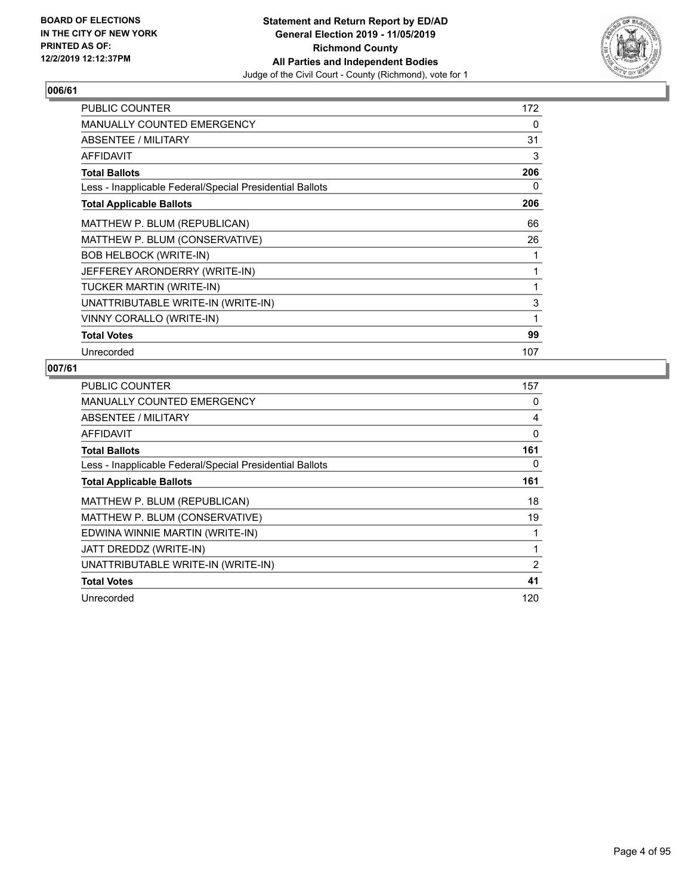**BOARD OF ELECTIONS IN THE CITY OF NEW YORK PRINTED AS OF: 12/2/2019 12:12:37PM**

**Statement and Return Report by ED/AD General Election 2019 - 11/05/2019 Richmond County All Parties and Independent Bodies**
Judge of the Civil Court - County (Richmond), vote for 1

## 006/61

| | |
|---|---|
| PUBLIC COUNTER | 172 |
| MANUALLY COUNTED EMERGENCY | 0 |
| ABSENTEE / MILITARY | 31 |
| AFFIDAVIT | 3 |
| **Total Ballots** | **206** |
| Less - Inapplicable Federal/Special Presidential Ballots | 0 |
| **Total Applicable Ballots** | **206** |
| MATTHEW P. BLUM (REPUBLICAN) | 66 |
| MATTHEW P. BLUM (CONSERVATIVE) | 26 |
| BOB HELBOCK (WRITE-IN) | 1 |
| JEFFEREY ARONDERRY (WRITE-IN) | 1 |
| TUCKER MARTIN (WRITE-IN) | 1 |
| UNATTRIBUTABLE WRITE-IN (WRITE-IN) | 3 |
| VINNY CORALLO (WRITE-IN) | 1 |
| **Total Votes** | **99** |
| Unrecorded | 107 |

## 007/61

| | |
|---|---|
| PUBLIC COUNTER | 157 |
| MANUALLY COUNTED EMERGENCY | 0 |
| ABSENTEE / MILITARY | 4 |
| AFFIDAVIT | 0 |
| **Total Ballots** | **161** |
| Less - Inapplicable Federal/Special Presidential Ballots | 0 |
| **Total Applicable Ballots** | **161** |
| MATTHEW P. BLUM (REPUBLICAN) | 18 |
| MATTHEW P. BLUM (CONSERVATIVE) | 19 |
| EDWINA WINNIE MARTIN (WRITE-IN) | 1 |
| JATT DREDDZ (WRITE-IN) | 1 |
| UNATTRIBUTABLE WRITE-IN (WRITE-IN) | 2 |
| **Total Votes** | **41** |
| Unrecorded | 120 |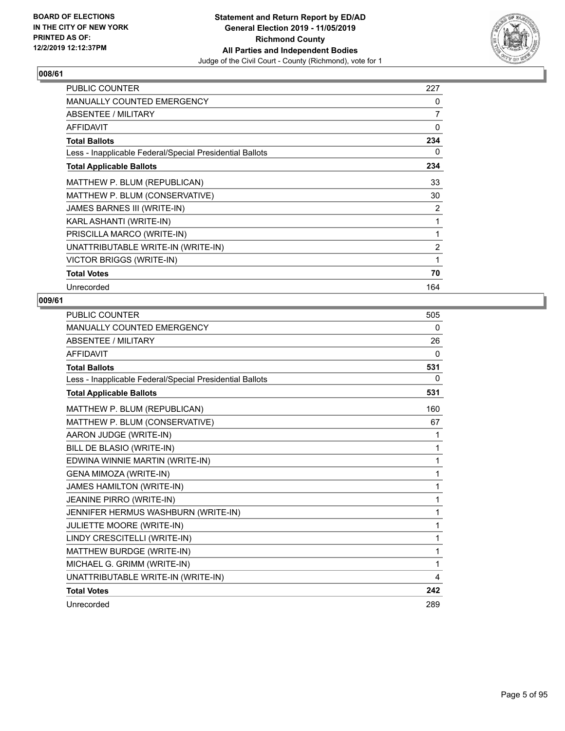## 008/61

| | |
|---|---|
| PUBLIC COUNTER | 227 |
| MANUALLY COUNTED EMERGENCY | 0 |
| ABSENTEE / MILITARY | 7 |
| AFFIDAVIT | 0 |
| **Total Ballots** | **234** |
| Less - Inapplicable Federal/Special Presidential Ballots | 0 |
| **Total Applicable Ballots** | **234** |
| MATTHEW P. BLUM (REPUBLICAN) | 33 |
| MATTHEW P. BLUM (CONSERVATIVE) | 30 |
| JAMES BARNES III (WRITE-IN) | 2 |
| KARL ASHANTI (WRITE-IN) | 1 |
| PRISCILLA MARCO (WRITE-IN) | 1 |
| UNATTRIBUTABLE WRITE-IN (WRITE-IN) | 2 |
| VICTOR BRIGGS (WRITE-IN) | 1 |
| **Total Votes** | **70** |
| Unrecorded | 164 |

## 009/61

| | |
|---|---|
| PUBLIC COUNTER | 505 |
| MANUALLY COUNTED EMERGENCY | 0 |
| ABSENTEE / MILITARY | 26 |
| AFFIDAVIT | 0 |
| **Total Ballots** | **531** |
| Less - Inapplicable Federal/Special Presidential Ballots | 0 |
| **Total Applicable Ballots** | **531** |
| MATTHEW P. BLUM (REPUBLICAN) | 160 |
| MATTHEW P. BLUM (CONSERVATIVE) | 67 |
| AARON JUDGE (WRITE-IN) | 1 |
| BILL DE BLASIO (WRITE-IN) | 1 |
| EDWINA WINNIE MARTIN (WRITE-IN) | 1 |
| GENA MIMOZA (WRITE-IN) | 1 |
| JAMES HAMILTON (WRITE-IN) | 1 |
| JEANINE PIRRO (WRITE-IN) | 1 |
| JENNIFER HERMUS WASHBURN (WRITE-IN) | 1 |
| JULIETTE MOORE (WRITE-IN) | 1 |
| LINDY CRESCITELLI (WRITE-IN) | 1 |
| MATTHEW BURDGE (WRITE-IN) | 1 |
| MICHAEL G. GRIMM (WRITE-IN) | 1 |
| UNATTRIBUTABLE WRITE-IN (WRITE-IN) | 4 |
| **Total Votes** | **242** |
| Unrecorded | 289 |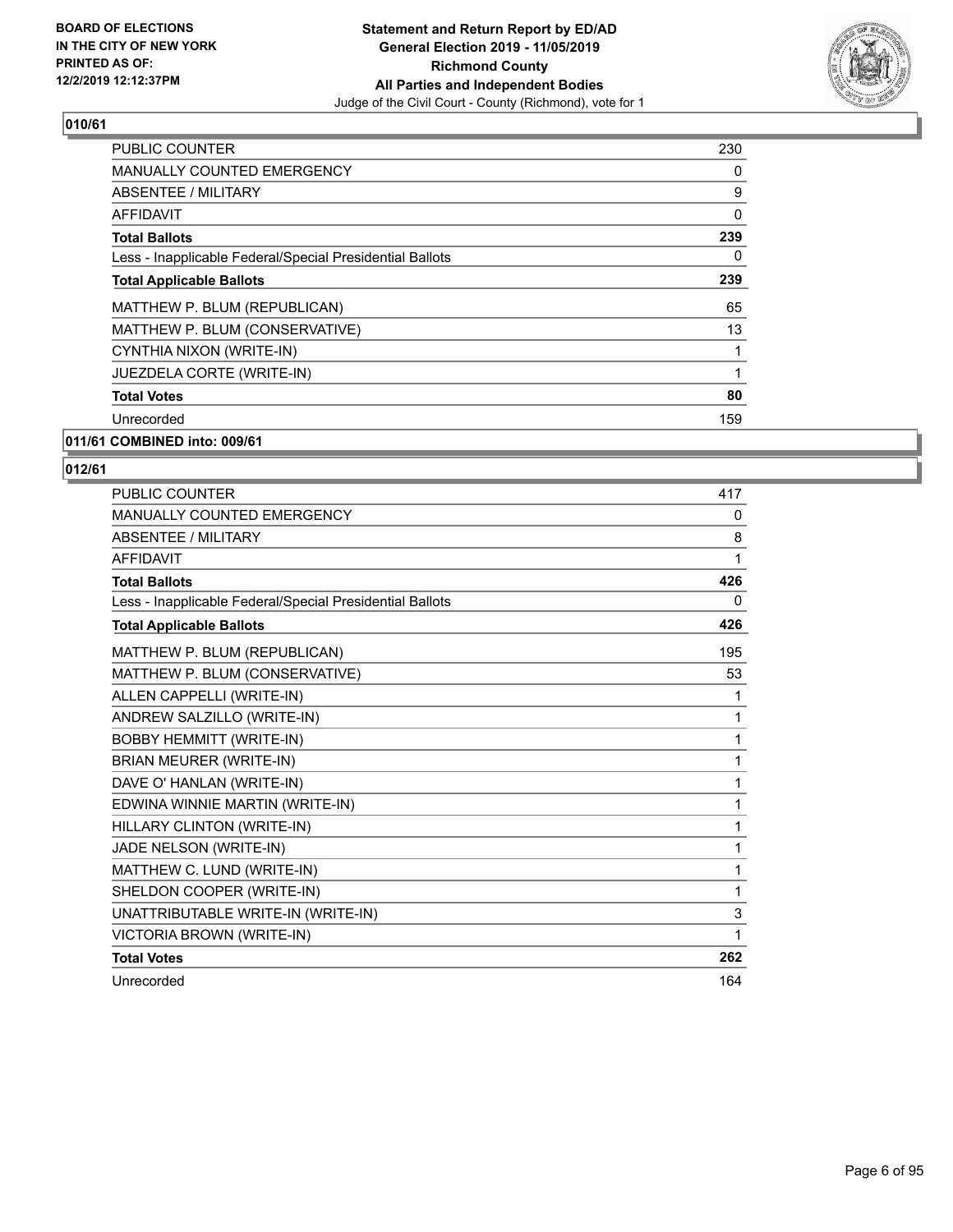**010/61**

| | |
|---|---|
| PUBLIC COUNTER | 230 |
| MANUALLY COUNTED EMERGENCY | 0 |
| ABSENTEE / MILITARY | 9 |
| AFFIDAVIT | 0 |
| **Total Ballots** | **239** |
| Less - Inapplicable Federal/Special Presidential Ballots | 0 |
| **Total Applicable Ballots** | **239** |
| MATTHEW P. BLUM (REPUBLICAN) | 65 |
| MATTHEW P. BLUM (CONSERVATIVE) | 13 |
| CYNTHIA NIXON (WRITE-IN) | 1 |
| JUEZDELA CORTE (WRITE-IN) | 1 |
| **Total Votes** | **80** |
| Unrecorded | 159 |

**011/61 COMBINED into: 009/61**

**012/61**

| | |
|---|---|
| PUBLIC COUNTER | 417 |
| MANUALLY COUNTED EMERGENCY | 0 |
| ABSENTEE / MILITARY | 8 |
| AFFIDAVIT | 1 |
| **Total Ballots** | **426** |
| Less - Inapplicable Federal/Special Presidential Ballots | 0 |
| **Total Applicable Ballots** | **426** |
| MATTHEW P. BLUM (REPUBLICAN) | 195 |
| MATTHEW P. BLUM (CONSERVATIVE) | 53 |
| ALLEN CAPPELLI (WRITE-IN) | 1 |
| ANDREW SALZILLO (WRITE-IN) | 1 |
| BOBBY HEMMITT (WRITE-IN) | 1 |
| BRIAN MEURER (WRITE-IN) | 1 |
| DAVE O' HANLAN (WRITE-IN) | 1 |
| EDWINA WINNIE MARTIN (WRITE-IN) | 1 |
| HILLARY CLINTON (WRITE-IN) | 1 |
| JADE NELSON (WRITE-IN) | 1 |
| MATTHEW C. LUND (WRITE-IN) | 1 |
| SHELDON COOPER (WRITE-IN) | 1 |
| UNATTRIBUTABLE WRITE-IN (WRITE-IN) | 3 |
| VICTORIA BROWN (WRITE-IN) | 1 |
| **Total Votes** | **262** |
| Unrecorded | 164 |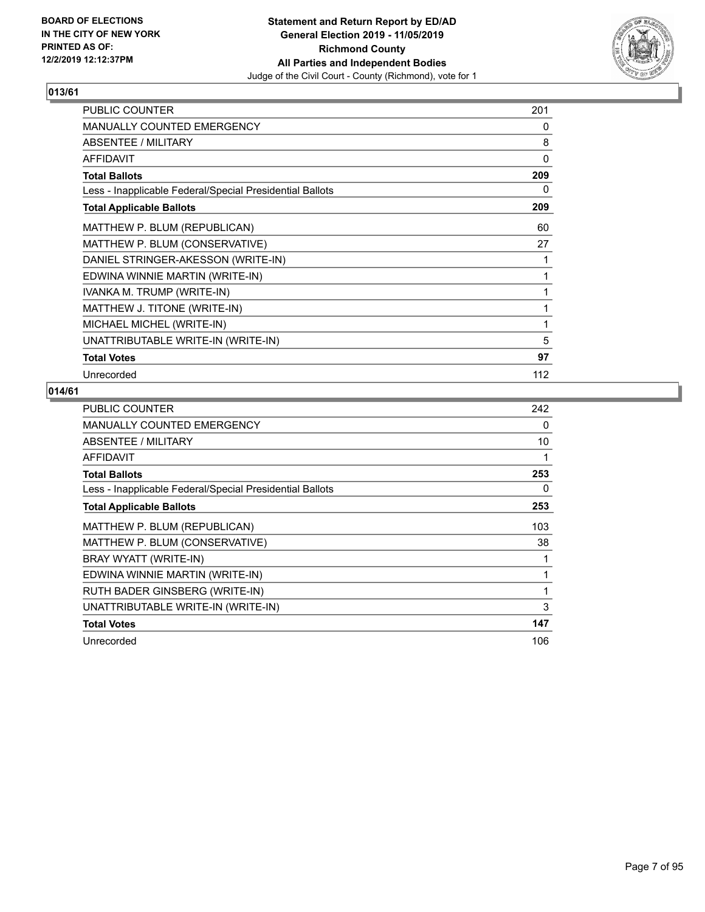**BOARD OF ELECTIONS IN THE CITY OF NEW YORK PRINTED AS OF: 12/2/2019 12:12:37PM**

**Statement and Return Report by ED/AD General Election 2019 - 11/05/2019 Richmond County All Parties and Independent Bodies**
Judge of the Civil Court - County (Richmond), vote for 1

## 013/61

| | |
|---|---|
| PUBLIC COUNTER | 201 |
| MANUALLY COUNTED EMERGENCY | 0 |
| ABSENTEE / MILITARY | 8 |
| AFFIDAVIT | 0 |
| **Total Ballots** | **209** |
| Less - Inapplicable Federal/Special Presidential Ballots | 0 |
| **Total Applicable Ballots** | **209** |
| MATTHEW P. BLUM (REPUBLICAN) | 60 |
| MATTHEW P. BLUM (CONSERVATIVE) | 27 |
| DANIEL STRINGER-AKESSON (WRITE-IN) | 1 |
| EDWINA WINNIE MARTIN (WRITE-IN) | 1 |
| IVANKA M. TRUMP (WRITE-IN) | 1 |
| MATTHEW J. TITONE (WRITE-IN) | 1 |
| MICHAEL MICHEL (WRITE-IN) | 1 |
| UNATTRIBUTABLE WRITE-IN (WRITE-IN) | 5 |
| **Total Votes** | **97** |
| Unrecorded | 112 |

## 014/61

| | |
|---|---|
| PUBLIC COUNTER | 242 |
| MANUALLY COUNTED EMERGENCY | 0 |
| ABSENTEE / MILITARY | 10 |
| AFFIDAVIT | 1 |
| **Total Ballots** | **253** |
| Less - Inapplicable Federal/Special Presidential Ballots | 0 |
| **Total Applicable Ballots** | **253** |
| MATTHEW P. BLUM (REPUBLICAN) | 103 |
| MATTHEW P. BLUM (CONSERVATIVE) | 38 |
| BRAY WYATT (WRITE-IN) | 1 |
| EDWINA WINNIE MARTIN (WRITE-IN) | 1 |
| RUTH BADER GINSBERG (WRITE-IN) | 1 |
| UNATTRIBUTABLE WRITE-IN (WRITE-IN) | 3 |
| **Total Votes** | **147** |
| Unrecorded | 106 |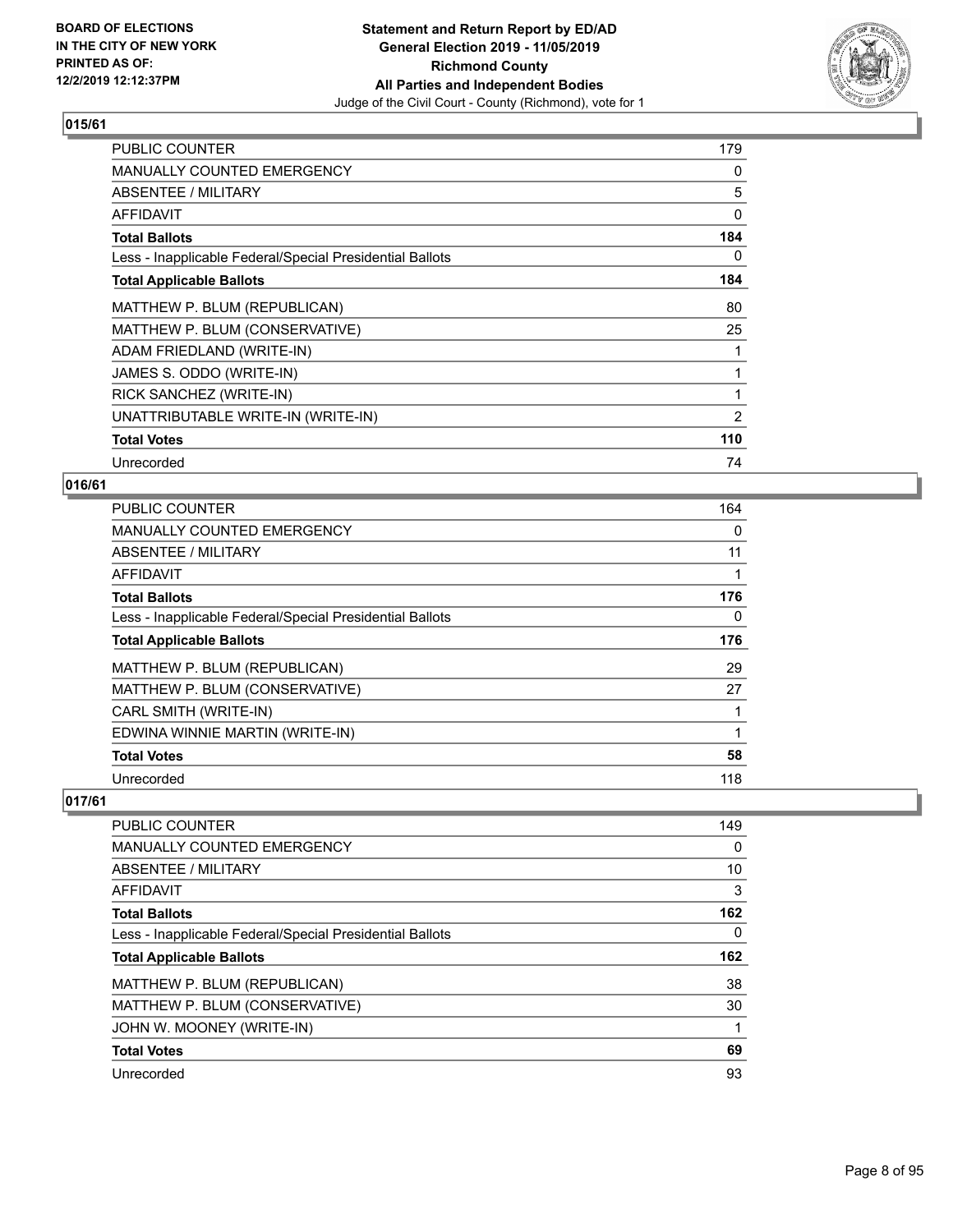**BOARD OF ELECTIONS IN THE CITY OF NEW YORK PRINTED AS OF: 12/2/2019 12:12:37PM**

**Statement and Return Report by ED/AD**
**General Election 2019 - 11/05/2019**
**Richmond County**
**All Parties and Independent Bodies**
Judge of the Civil Court - County (Richmond), vote for 1

## 015/61

| | |
|---|---|
| PUBLIC COUNTER | 179 |
| MANUALLY COUNTED EMERGENCY | 0 |
| ABSENTEE / MILITARY | 5 |
| AFFIDAVIT | 0 |
| **Total Ballots** | **184** |
| Less - Inapplicable Federal/Special Presidential Ballots | 0 |
| **Total Applicable Ballots** | **184** |
| MATTHEW P. BLUM (REPUBLICAN) | 80 |
| MATTHEW P. BLUM (CONSERVATIVE) | 25 |
| ADAM FRIEDLAND (WRITE-IN) | 1 |
| JAMES S. ODDO (WRITE-IN) | 1 |
| RICK SANCHEZ (WRITE-IN) | 1 |
| UNATTRIBUTABLE WRITE-IN (WRITE-IN) | 2 |
| **Total Votes** | **110** |
| Unrecorded | 74 |

## 016/61

| | |
|---|---|
| PUBLIC COUNTER | 164 |
| MANUALLY COUNTED EMERGENCY | 0 |
| ABSENTEE / MILITARY | 11 |
| AFFIDAVIT | 1 |
| **Total Ballots** | **176** |
| Less - Inapplicable Federal/Special Presidential Ballots | 0 |
| **Total Applicable Ballots** | **176** |
| MATTHEW P. BLUM (REPUBLICAN) | 29 |
| MATTHEW P. BLUM (CONSERVATIVE) | 27 |
| CARL SMITH (WRITE-IN) | 1 |
| EDWINA WINNIE MARTIN (WRITE-IN) | 1 |
| **Total Votes** | **58** |
| Unrecorded | 118 |

## 017/61

| | |
|---|---|
| PUBLIC COUNTER | 149 |
| MANUALLY COUNTED EMERGENCY | 0 |
| ABSENTEE / MILITARY | 10 |
| AFFIDAVIT | 3 |
| **Total Ballots** | **162** |
| Less - Inapplicable Federal/Special Presidential Ballots | 0 |
| **Total Applicable Ballots** | **162** |
| MATTHEW P. BLUM (REPUBLICAN) | 38 |
| MATTHEW P. BLUM (CONSERVATIVE) | 30 |
| JOHN W. MOONEY (WRITE-IN) | 1 |
| **Total Votes** | **69** |
| Unrecorded | 93 |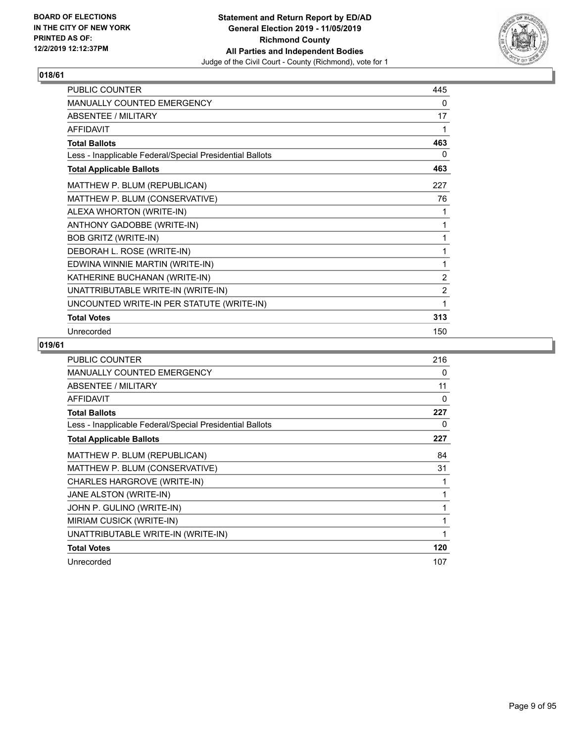**BOARD OF ELECTIONS IN THE CITY OF NEW YORK PRINTED AS OF: 12/2/2019 12:12:37PM**

**Statement and Return Report by ED/AD General Election 2019 - 11/05/2019 Richmond County All Parties and Independent Bodies**

Judge of the Civil Court - County (Richmond), vote for 1

## 018/61

| | |
|---|---|
| PUBLIC COUNTER | 445 |
| MANUALLY COUNTED EMERGENCY | 0 |
| ABSENTEE / MILITARY | 17 |
| AFFIDAVIT | 1 |
| **Total Ballots** | **463** |
| Less - Inapplicable Federal/Special Presidential Ballots | 0 |
| **Total Applicable Ballots** | **463** |
| MATTHEW P. BLUM (REPUBLICAN) | 227 |
| MATTHEW P. BLUM (CONSERVATIVE) | 76 |
| ALEXA WHORTON (WRITE-IN) | 1 |
| ANTHONY GADOBBE (WRITE-IN) | 1 |
| BOB GRITZ (WRITE-IN) | 1 |
| DEBORAH L. ROSE (WRITE-IN) | 1 |
| EDWINA WINNIE MARTIN (WRITE-IN) | 1 |
| KATHERINE BUCHANAN (WRITE-IN) | 2 |
| UNATTRIBUTABLE WRITE-IN (WRITE-IN) | 2 |
| UNCOUNTED WRITE-IN PER STATUTE (WRITE-IN) | 1 |
| **Total Votes** | **313** |
| Unrecorded | 150 |

## 019/61

| | |
|---|---|
| PUBLIC COUNTER | 216 |
| MANUALLY COUNTED EMERGENCY | 0 |
| ABSENTEE / MILITARY | 11 |
| AFFIDAVIT | 0 |
| **Total Ballots** | **227** |
| Less - Inapplicable Federal/Special Presidential Ballots | 0 |
| **Total Applicable Ballots** | **227** |
| MATTHEW P. BLUM (REPUBLICAN) | 84 |
| MATTHEW P. BLUM (CONSERVATIVE) | 31 |
| CHARLES HARGROVE (WRITE-IN) | 1 |
| JANE ALSTON (WRITE-IN) | 1 |
| JOHN P. GULINO (WRITE-IN) | 1 |
| MIRIAM CUSICK (WRITE-IN) | 1 |
| UNATTRIBUTABLE WRITE-IN (WRITE-IN) | 1 |
| **Total Votes** | **120** |
| Unrecorded | 107 |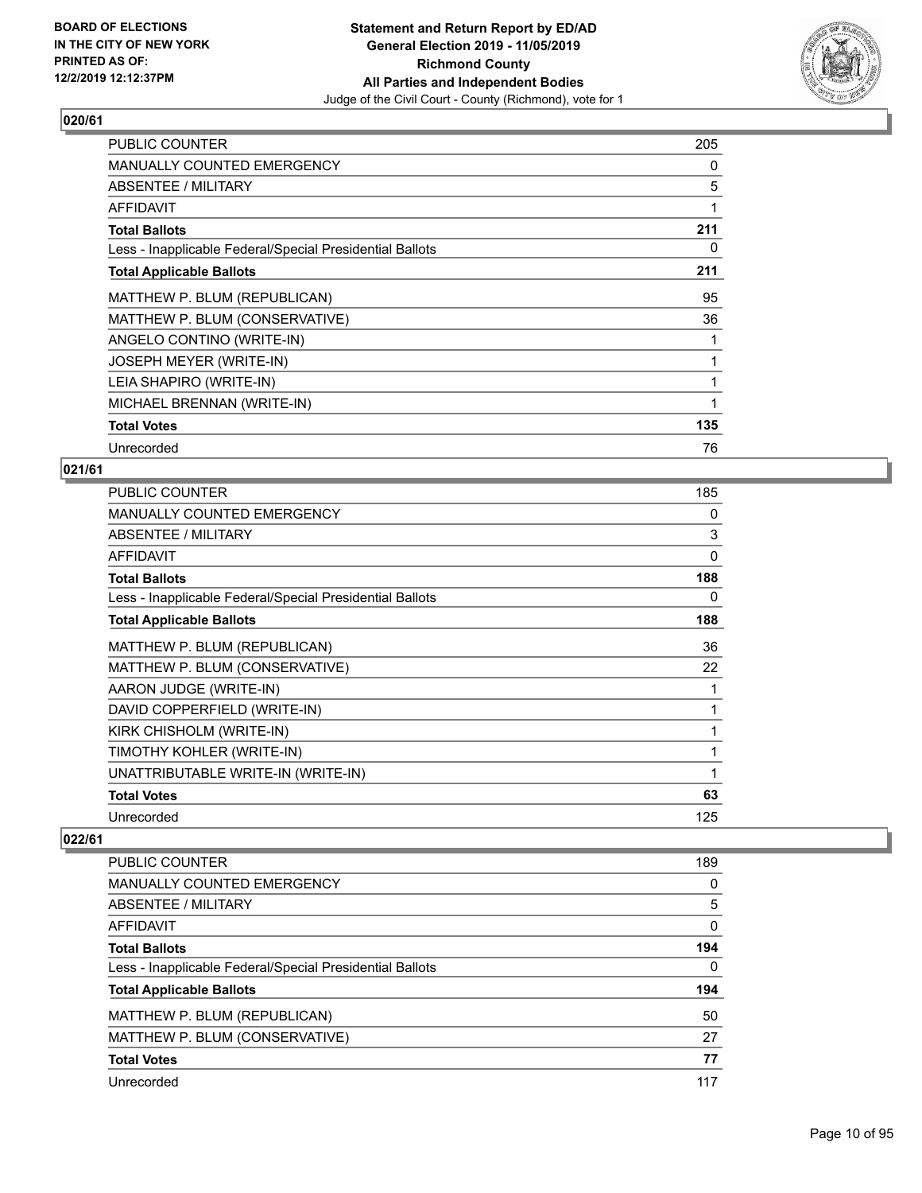## 020/61

| | |
|---|---|
| PUBLIC COUNTER | 205 |
| MANUALLY COUNTED EMERGENCY | 0 |
| ABSENTEE / MILITARY | 5 |
| AFFIDAVIT | 1 |
| **Total Ballots** | **211** |
| Less - Inapplicable Federal/Special Presidential Ballots | 0 |
| **Total Applicable Ballots** | **211** |
| MATTHEW P. BLUM (REPUBLICAN) | 95 |
| MATTHEW P. BLUM (CONSERVATIVE) | 36 |
| ANGELO CONTINO (WRITE-IN) | 1 |
| JOSEPH MEYER (WRITE-IN) | 1 |
| LEIA SHAPIRO (WRITE-IN) | 1 |
| MICHAEL BRENNAN (WRITE-IN) | 1 |
| **Total Votes** | **135** |
| Unrecorded | 76 |

## 021/61

| | |
|---|---|
| PUBLIC COUNTER | 185 |
| MANUALLY COUNTED EMERGENCY | 0 |
| ABSENTEE / MILITARY | 3 |
| AFFIDAVIT | 0 |
| **Total Ballots** | **188** |
| Less - Inapplicable Federal/Special Presidential Ballots | 0 |
| **Total Applicable Ballots** | **188** |
| MATTHEW P. BLUM (REPUBLICAN) | 36 |
| MATTHEW P. BLUM (CONSERVATIVE) | 22 |
| AARON JUDGE (WRITE-IN) | 1 |
| DAVID COPPERFIELD (WRITE-IN) | 1 |
| KIRK CHISHOLM (WRITE-IN) | 1 |
| TIMOTHY KOHLER (WRITE-IN) | 1 |
| UNATTRIBUTABLE WRITE-IN (WRITE-IN) | 1 |
| **Total Votes** | **63** |
| Unrecorded | 125 |

## 022/61

| | |
|---|---|
| PUBLIC COUNTER | 189 |
| MANUALLY COUNTED EMERGENCY | 0 |
| ABSENTEE / MILITARY | 5 |
| AFFIDAVIT | 0 |
| **Total Ballots** | **194** |
| Less - Inapplicable Federal/Special Presidential Ballots | 0 |
| **Total Applicable Ballots** | **194** |
| MATTHEW P. BLUM (REPUBLICAN) | 50 |
| MATTHEW P. BLUM (CONSERVATIVE) | 27 |
| **Total Votes** | **77** |
| Unrecorded | 117 |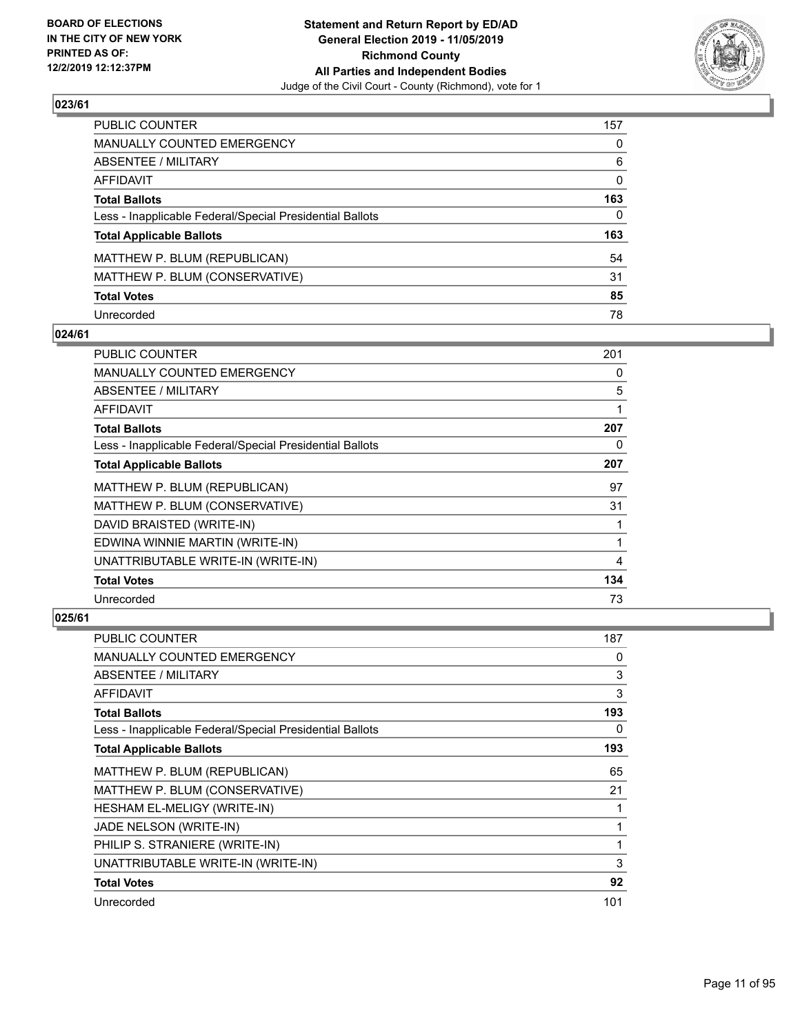**023/61**

| | |
|---|---|
| PUBLIC COUNTER | 157 |
| MANUALLY COUNTED EMERGENCY | 0 |
| ABSENTEE / MILITARY | 6 |
| AFFIDAVIT | 0 |
| **Total Ballots** | **163** |
| Less - Inapplicable Federal/Special Presidential Ballots | 0 |
| **Total Applicable Ballots** | **163** |
| MATTHEW P. BLUM (REPUBLICAN) | 54 |
| MATTHEW P. BLUM (CONSERVATIVE) | 31 |
| **Total Votes** | **85** |
| Unrecorded | 78 |

**024/61**

| | |
|---|---|
| PUBLIC COUNTER | 201 |
| MANUALLY COUNTED EMERGENCY | 0 |
| ABSENTEE / MILITARY | 5 |
| AFFIDAVIT | 1 |
| **Total Ballots** | **207** |
| Less - Inapplicable Federal/Special Presidential Ballots | 0 |
| **Total Applicable Ballots** | **207** |
| MATTHEW P. BLUM (REPUBLICAN) | 97 |
| MATTHEW P. BLUM (CONSERVATIVE) | 31 |
| DAVID BRAISTED (WRITE-IN) | 1 |
| EDWINA WINNIE MARTIN (WRITE-IN) | 1 |
| UNATTRIBUTABLE WRITE-IN (WRITE-IN) | 4 |
| **Total Votes** | **134** |
| Unrecorded | 73 |

**025/61**

| | |
|---|---|
| PUBLIC COUNTER | 187 |
| MANUALLY COUNTED EMERGENCY | 0 |
| ABSENTEE / MILITARY | 3 |
| AFFIDAVIT | 3 |
| **Total Ballots** | **193** |
| Less - Inapplicable Federal/Special Presidential Ballots | 0 |
| **Total Applicable Ballots** | **193** |
| MATTHEW P. BLUM (REPUBLICAN) | 65 |
| MATTHEW P. BLUM (CONSERVATIVE) | 21 |
| HESHAM EL-MELIGY (WRITE-IN) | 1 |
| JADE NELSON (WRITE-IN) | 1 |
| PHILIP S. STRANIERE (WRITE-IN) | 1 |
| UNATTRIBUTABLE WRITE-IN (WRITE-IN) | 3 |
| **Total Votes** | **92** |
| Unrecorded | 101 |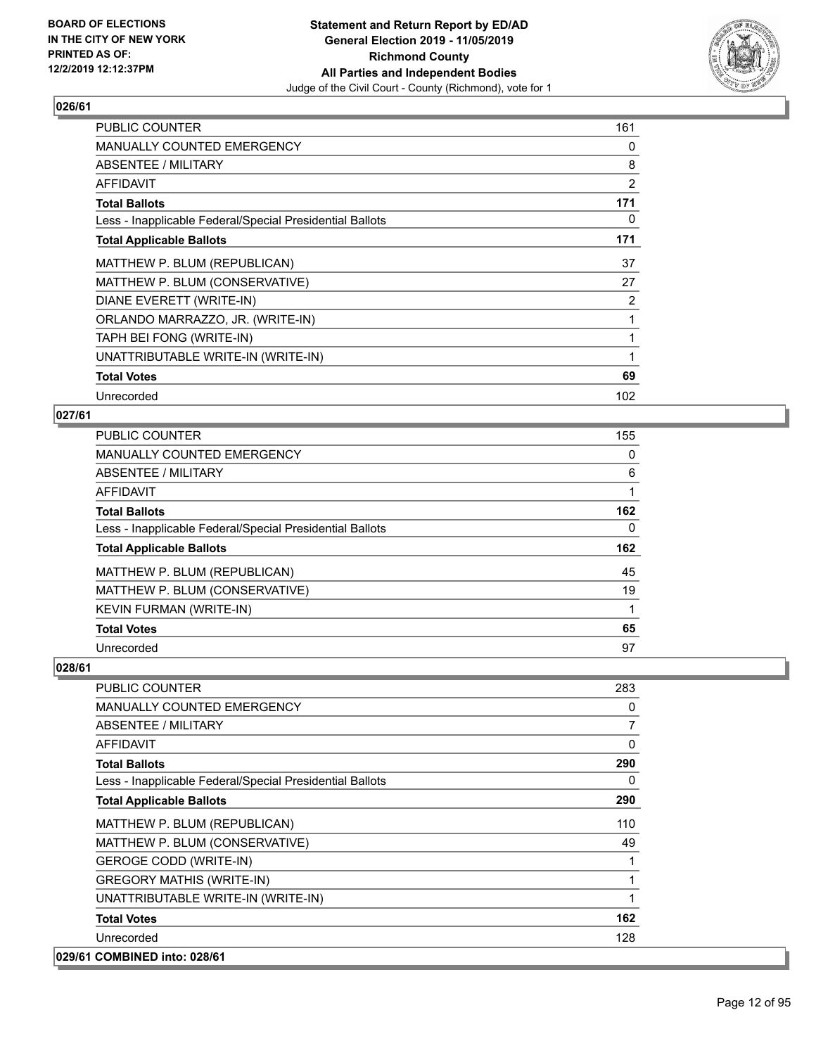**BOARD OF ELECTIONS IN THE CITY OF NEW YORK PRINTED AS OF: 12/2/2019 12:12:37PM**

**Statement and Return Report by ED/AD General Election 2019 - 11/05/2019 Richmond County All Parties and Independent Bodies**

Judge of the Civil Court - County (Richmond), vote for 1

### 026/61

| | |
|---|---|
| PUBLIC COUNTER | 161 |
| MANUALLY COUNTED EMERGENCY | 0 |
| ABSENTEE / MILITARY | 8 |
| AFFIDAVIT | 2 |
| **Total Ballots** | **171** |
| Less - Inapplicable Federal/Special Presidential Ballots | 0 |
| **Total Applicable Ballots** | **171** |
| MATTHEW P. BLUM (REPUBLICAN) | 37 |
| MATTHEW P. BLUM (CONSERVATIVE) | 27 |
| DIANE EVERETT (WRITE-IN) | 2 |
| ORLANDO MARRAZZO, JR. (WRITE-IN) | 1 |
| TAPH BEI FONG (WRITE-IN) | 1 |
| UNATTRIBUTABLE WRITE-IN (WRITE-IN) | 1 |
| **Total Votes** | **69** |
| Unrecorded | 102 |

### 027/61

| | |
|---|---|
| PUBLIC COUNTER | 155 |
| MANUALLY COUNTED EMERGENCY | 0 |
| ABSENTEE / MILITARY | 6 |
| AFFIDAVIT | 1 |
| **Total Ballots** | **162** |
| Less - Inapplicable Federal/Special Presidential Ballots | 0 |
| **Total Applicable Ballots** | **162** |
| MATTHEW P. BLUM (REPUBLICAN) | 45 |
| MATTHEW P. BLUM (CONSERVATIVE) | 19 |
| KEVIN FURMAN (WRITE-IN) | 1 |
| **Total Votes** | **65** |
| Unrecorded | 97 |

### 028/61

| | |
|---|---|
| PUBLIC COUNTER | 283 |
| MANUALLY COUNTED EMERGENCY | 0 |
| ABSENTEE / MILITARY | 7 |
| AFFIDAVIT | 0 |
| **Total Ballots** | **290** |
| Less - Inapplicable Federal/Special Presidential Ballots | 0 |
| **Total Applicable Ballots** | **290** |
| MATTHEW P. BLUM (REPUBLICAN) | 110 |
| MATTHEW P. BLUM (CONSERVATIVE) | 49 |
| GEROGE CODD (WRITE-IN) | 1 |
| GREGORY MATHIS (WRITE-IN) | 1 |
| UNATTRIBUTABLE WRITE-IN (WRITE-IN) | 1 |
| **Total Votes** | **162** |
| Unrecorded | 128 |

### 029/61 COMBINED into: 028/61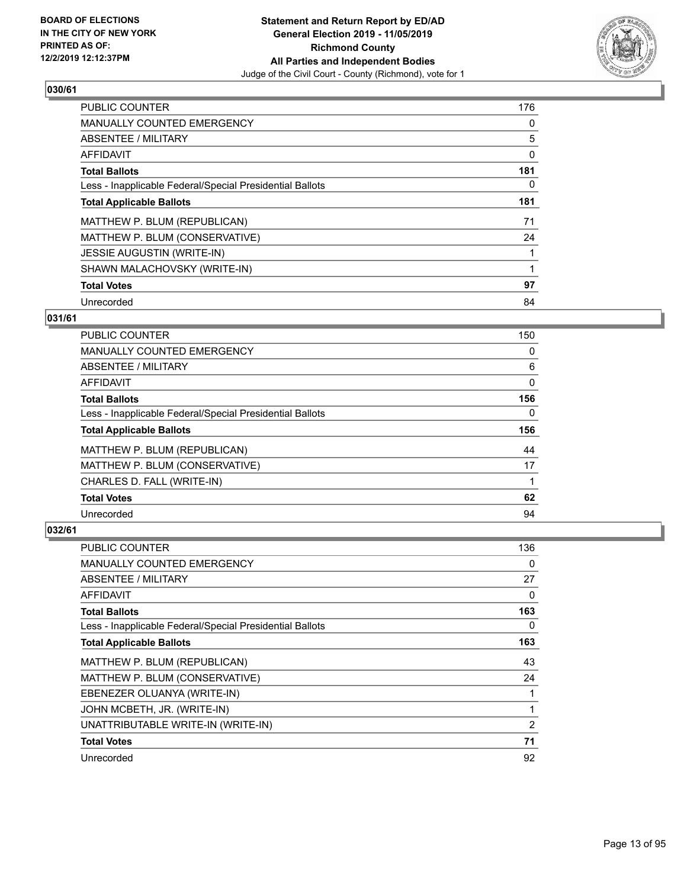**BOARD OF ELECTIONS IN THE CITY OF NEW YORK PRINTED AS OF: 12/2/2019 12:12:37PM**

**Statement and Return Report by ED/AD General Election 2019 - 11/05/2019 Richmond County All Parties and Independent Bodies**
Judge of the Civil Court - County (Richmond), vote for 1

## 030/61

| | |
|---|---|
| PUBLIC COUNTER | 176 |
| MANUALLY COUNTED EMERGENCY | 0 |
| ABSENTEE / MILITARY | 5 |
| AFFIDAVIT | 0 |
| **Total Ballots** | **181** |
| Less - Inapplicable Federal/Special Presidential Ballots | 0 |
| **Total Applicable Ballots** | **181** |
| MATTHEW P. BLUM (REPUBLICAN) | 71 |
| MATTHEW P. BLUM (CONSERVATIVE) | 24 |
| JESSIE AUGUSTIN (WRITE-IN) | 1 |
| SHAWN MALACHOVSKY (WRITE-IN) | 1 |
| **Total Votes** | **97** |
| Unrecorded | 84 |

## 031/61

| | |
|---|---|
| PUBLIC COUNTER | 150 |
| MANUALLY COUNTED EMERGENCY | 0 |
| ABSENTEE / MILITARY | 6 |
| AFFIDAVIT | 0 |
| **Total Ballots** | **156** |
| Less - Inapplicable Federal/Special Presidential Ballots | 0 |
| **Total Applicable Ballots** | **156** |
| MATTHEW P. BLUM (REPUBLICAN) | 44 |
| MATTHEW P. BLUM (CONSERVATIVE) | 17 |
| CHARLES D. FALL (WRITE-IN) | 1 |
| **Total Votes** | **62** |
| Unrecorded | 94 |

## 032/61

| | |
|---|---|
| PUBLIC COUNTER | 136 |
| MANUALLY COUNTED EMERGENCY | 0 |
| ABSENTEE / MILITARY | 27 |
| AFFIDAVIT | 0 |
| **Total Ballots** | **163** |
| Less - Inapplicable Federal/Special Presidential Ballots | 0 |
| **Total Applicable Ballots** | **163** |
| MATTHEW P. BLUM (REPUBLICAN) | 43 |
| MATTHEW P. BLUM (CONSERVATIVE) | 24 |
| EBENEZER OLUANYA (WRITE-IN) | 1 |
| JOHN MCBETH, JR. (WRITE-IN) | 1 |
| UNATTRIBUTABLE WRITE-IN (WRITE-IN) | 2 |
| **Total Votes** | **71** |
| Unrecorded | 92 |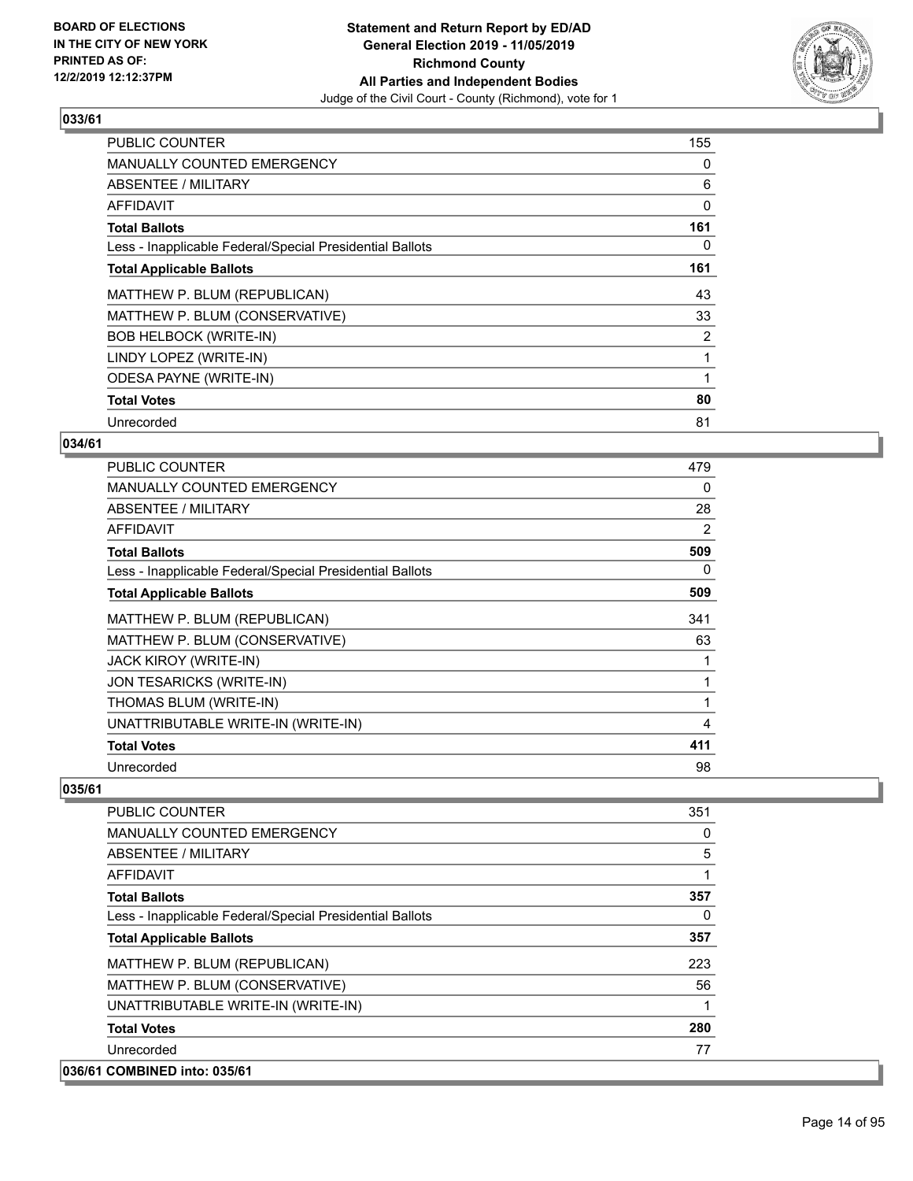BOARD OF ELECTIONS
IN THE CITY OF NEW YORK
PRINTED AS OF:
12/2/2019 12:12:37PM

**Statement and Return Report by ED/AD**
**General Election 2019 - 11/05/2019**
**Richmond County**
**All Parties and Independent Bodies**
Judge of the Civil Court - County (Richmond), vote for 1

### 033/61

| | |
|---|---|
| PUBLIC COUNTER | 155 |
| MANUALLY COUNTED EMERGENCY | 0 |
| ABSENTEE / MILITARY | 6 |
| AFFIDAVIT | 0 |
| **Total Ballots** | **161** |
| Less - Inapplicable Federal/Special Presidential Ballots | 0 |
| **Total Applicable Ballots** | **161** |
| MATTHEW P. BLUM (REPUBLICAN) | 43 |
| MATTHEW P. BLUM (CONSERVATIVE) | 33 |
| BOB HELBOCK (WRITE-IN) | 2 |
| LINDY LOPEZ (WRITE-IN) | 1 |
| ODESA PAYNE (WRITE-IN) | 1 |
| **Total Votes** | **80** |
| Unrecorded | 81 |

### 034/61

| | |
|---|---|
| PUBLIC COUNTER | 479 |
| MANUALLY COUNTED EMERGENCY | 0 |
| ABSENTEE / MILITARY | 28 |
| AFFIDAVIT | 2 |
| **Total Ballots** | **509** |
| Less - Inapplicable Federal/Special Presidential Ballots | 0 |
| **Total Applicable Ballots** | **509** |
| MATTHEW P. BLUM (REPUBLICAN) | 341 |
| MATTHEW P. BLUM (CONSERVATIVE) | 63 |
| JACK KIROY (WRITE-IN) | 1 |
| JON TESARICKS (WRITE-IN) | 1 |
| THOMAS BLUM (WRITE-IN) | 1 |
| UNATTRIBUTABLE WRITE-IN (WRITE-IN) | 4 |
| **Total Votes** | **411** |
| Unrecorded | 98 |

### 035/61

| | |
|---|---|
| PUBLIC COUNTER | 351 |
| MANUALLY COUNTED EMERGENCY | 0 |
| ABSENTEE / MILITARY | 5 |
| AFFIDAVIT | 1 |
| **Total Ballots** | **357** |
| Less - Inapplicable Federal/Special Presidential Ballots | 0 |
| **Total Applicable Ballots** | **357** |
| MATTHEW P. BLUM (REPUBLICAN) | 223 |
| MATTHEW P. BLUM (CONSERVATIVE) | 56 |
| UNATTRIBUTABLE WRITE-IN (WRITE-IN) | 1 |
| **Total Votes** | **280** |
| Unrecorded | 77 |

### 036/61 COMBINED into: 035/61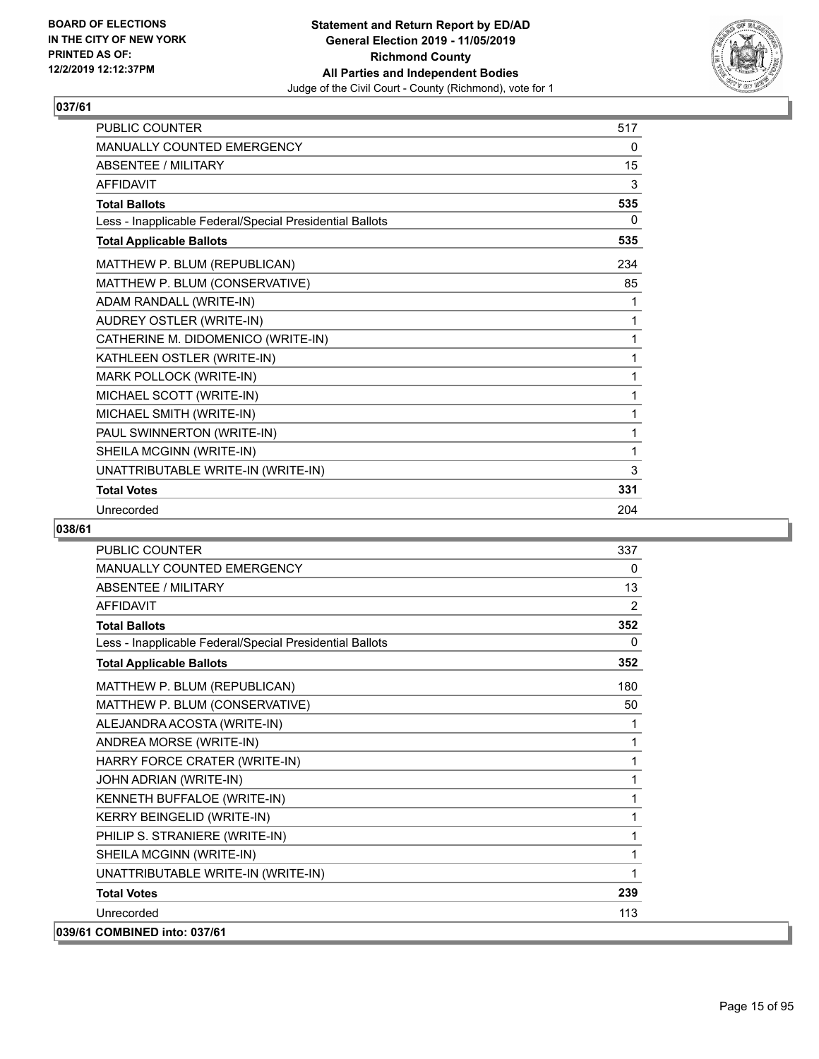## 037/61

| | |
|---|---|
| PUBLIC COUNTER | 517 |
| MANUALLY COUNTED EMERGENCY | 0 |
| ABSENTEE / MILITARY | 15 |
| AFFIDAVIT | 3 |
| **Total Ballots** | **535** |
| Less - Inapplicable Federal/Special Presidential Ballots | 0 |
| **Total Applicable Ballots** | **535** |
| MATTHEW P. BLUM (REPUBLICAN) | 234 |
| MATTHEW P. BLUM (CONSERVATIVE) | 85 |
| ADAM RANDALL (WRITE-IN) | 1 |
| AUDREY OSTLER (WRITE-IN) | 1 |
| CATHERINE M. DIDOMENICO (WRITE-IN) | 1 |
| KATHLEEN OSTLER (WRITE-IN) | 1 |
| MARK POLLOCK (WRITE-IN) | 1 |
| MICHAEL SCOTT (WRITE-IN) | 1 |
| MICHAEL SMITH (WRITE-IN) | 1 |
| PAUL SWINNERTON (WRITE-IN) | 1 |
| SHEILA MCGINN (WRITE-IN) | 1 |
| UNATTRIBUTABLE WRITE-IN (WRITE-IN) | 3 |
| **Total Votes** | **331** |
| Unrecorded | 204 |

## 038/61

| | |
|---|---|
| PUBLIC COUNTER | 337 |
| MANUALLY COUNTED EMERGENCY | 0 |
| ABSENTEE / MILITARY | 13 |
| AFFIDAVIT | 2 |
| **Total Ballots** | **352** |
| Less - Inapplicable Federal/Special Presidential Ballots | 0 |
| **Total Applicable Ballots** | **352** |
| MATTHEW P. BLUM (REPUBLICAN) | 180 |
| MATTHEW P. BLUM (CONSERVATIVE) | 50 |
| ALEJANDRA ACOSTA (WRITE-IN) | 1 |
| ANDREA MORSE (WRITE-IN) | 1 |
| HARRY FORCE CRATER (WRITE-IN) | 1 |
| JOHN ADRIAN (WRITE-IN) | 1 |
| KENNETH BUFFALOE (WRITE-IN) | 1 |
| KERRY BEINGELID (WRITE-IN) | 1 |
| PHILIP S. STRANIERE (WRITE-IN) | 1 |
| SHEILA MCGINN (WRITE-IN) | 1 |
| UNATTRIBUTABLE WRITE-IN (WRITE-IN) | 1 |
| **Total Votes** | **239** |
| Unrecorded | 113 |

## 039/61 COMBINED into: 037/61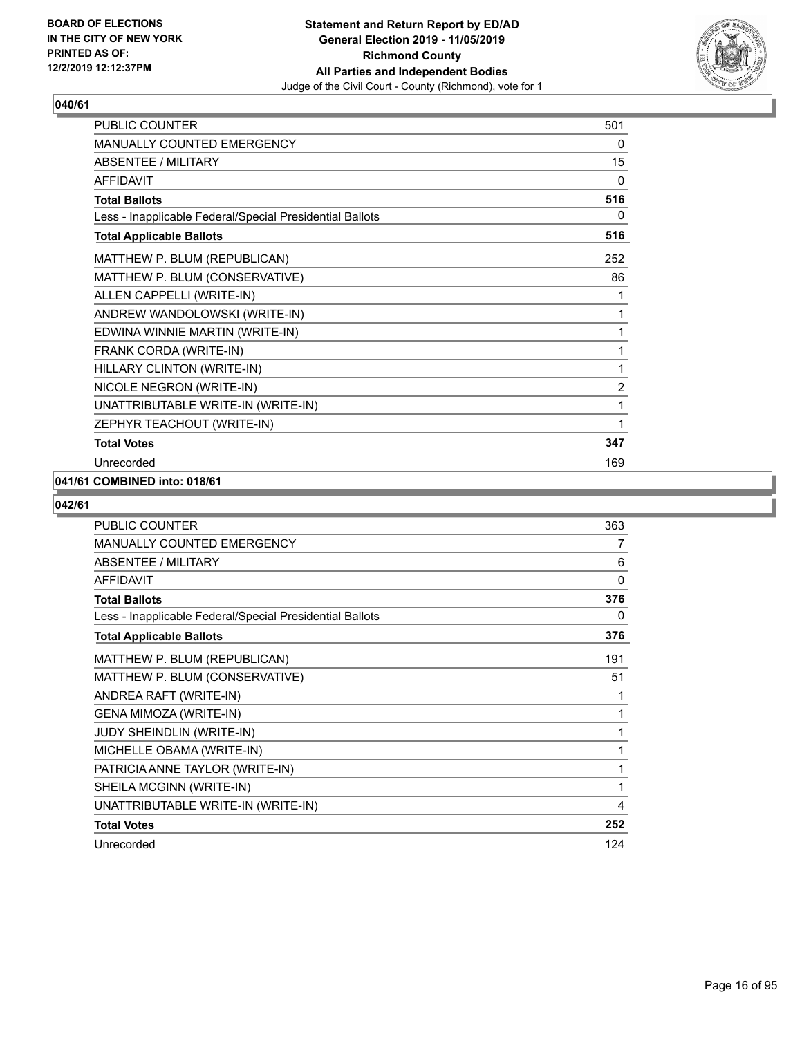BOARD OF ELECTIONS
IN THE CITY OF NEW YORK
PRINTED AS OF:
12/2/2019 12:12:37PM

**Statement and Return Report by ED/AD**
**General Election 2019 - 11/05/2019**
**Richmond County**
**All Parties and Independent Bodies**
Judge of the Civil Court - County (Richmond), vote for 1

### 040/61

| | |
|---|---|
| PUBLIC COUNTER | 501 |
| MANUALLY COUNTED EMERGENCY | 0 |
| ABSENTEE / MILITARY | 15 |
| AFFIDAVIT | 0 |
| **Total Ballots** | **516** |
| Less - Inapplicable Federal/Special Presidential Ballots | 0 |
| **Total Applicable Ballots** | **516** |
| MATTHEW P. BLUM (REPUBLICAN) | 252 |
| MATTHEW P. BLUM (CONSERVATIVE) | 86 |
| ALLEN CAPPELLI (WRITE-IN) | 1 |
| ANDREW WANDOLOWSKI (WRITE-IN) | 1 |
| EDWINA WINNIE MARTIN (WRITE-IN) | 1 |
| FRANK CORDA (WRITE-IN) | 1 |
| HILLARY CLINTON (WRITE-IN) | 1 |
| NICOLE NEGRON (WRITE-IN) | 2 |
| UNATTRIBUTABLE WRITE-IN (WRITE-IN) | 1 |
| ZEPHYR TEACHOUT (WRITE-IN) | 1 |
| **Total Votes** | **347** |
| Unrecorded | 169 |

### 041/61 COMBINED into: 018/61

### 042/61

| | |
|---|---|
| PUBLIC COUNTER | 363 |
| MANUALLY COUNTED EMERGENCY | 7 |
| ABSENTEE / MILITARY | 6 |
| AFFIDAVIT | 0 |
| **Total Ballots** | **376** |
| Less - Inapplicable Federal/Special Presidential Ballots | 0 |
| **Total Applicable Ballots** | **376** |
| MATTHEW P. BLUM (REPUBLICAN) | 191 |
| MATTHEW P. BLUM (CONSERVATIVE) | 51 |
| ANDREA RAFT (WRITE-IN) | 1 |
| GENA MIMOZA (WRITE-IN) | 1 |
| JUDY SHEINDLIN (WRITE-IN) | 1 |
| MICHELLE OBAMA (WRITE-IN) | 1 |
| PATRICIA ANNE TAYLOR (WRITE-IN) | 1 |
| SHEILA MCGINN (WRITE-IN) | 1 |
| UNATTRIBUTABLE WRITE-IN (WRITE-IN) | 4 |
| **Total Votes** | **252** |
| Unrecorded | 124 |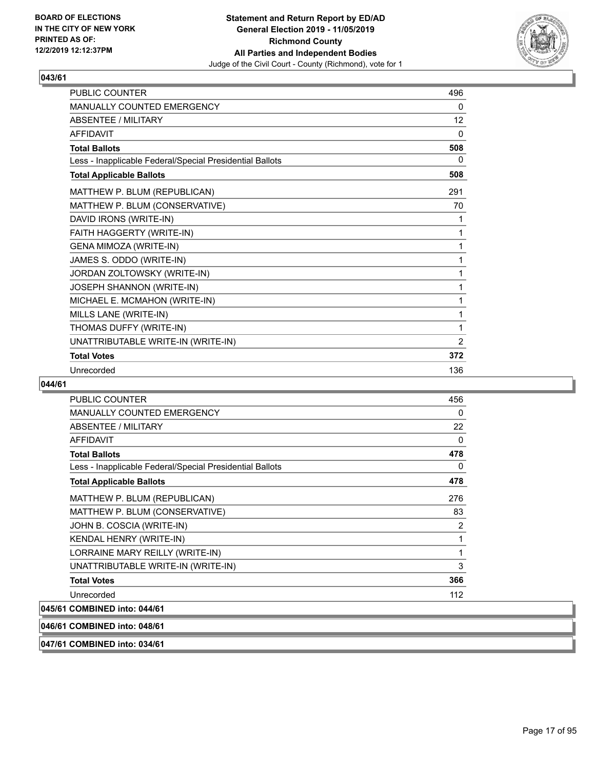**BOARD OF ELECTIONS IN THE CITY OF NEW YORK PRINTED AS OF: 12/2/2019 12:12:37PM**

**Statement and Return Report by ED/AD General Election 2019 - 11/05/2019 Richmond County All Parties and Independent Bodies**

Judge of the Civil Court - County (Richmond), vote for 1

## 043/61

| | |
|---|---|
| PUBLIC COUNTER | 496 |
| MANUALLY COUNTED EMERGENCY | 0 |
| ABSENTEE / MILITARY | 12 |
| AFFIDAVIT | 0 |
| **Total Ballots** | **508** |
| Less - Inapplicable Federal/Special Presidential Ballots | 0 |
| **Total Applicable Ballots** | **508** |
| MATTHEW P. BLUM (REPUBLICAN) | 291 |
| MATTHEW P. BLUM (CONSERVATIVE) | 70 |
| DAVID IRONS (WRITE-IN) | 1 |
| FAITH HAGGERTY (WRITE-IN) | 1 |
| GENA MIMOZA (WRITE-IN) | 1 |
| JAMES S. ODDO (WRITE-IN) | 1 |
| JORDAN ZOLTOWSKY (WRITE-IN) | 1 |
| JOSEPH SHANNON (WRITE-IN) | 1 |
| MICHAEL E. MCMAHON (WRITE-IN) | 1 |
| MILLS LANE (WRITE-IN) | 1 |
| THOMAS DUFFY (WRITE-IN) | 1 |
| UNATTRIBUTABLE WRITE-IN (WRITE-IN) | 2 |
| **Total Votes** | **372** |
| Unrecorded | 136 |

## 044/61

| | |
|---|---|
| PUBLIC COUNTER | 456 |
| MANUALLY COUNTED EMERGENCY | 0 |
| ABSENTEE / MILITARY | 22 |
| AFFIDAVIT | 0 |
| **Total Ballots** | **478** |
| Less - Inapplicable Federal/Special Presidential Ballots | 0 |
| **Total Applicable Ballots** | **478** |
| MATTHEW P. BLUM (REPUBLICAN) | 276 |
| MATTHEW P. BLUM (CONSERVATIVE) | 83 |
| JOHN B. COSCIA (WRITE-IN) | 2 |
| KENDAL HENRY (WRITE-IN) | 1 |
| LORRAINE MARY REILLY (WRITE-IN) | 1 |
| UNATTRIBUTABLE WRITE-IN (WRITE-IN) | 3 |
| **Total Votes** | **366** |
| Unrecorded | 112 |

**045/61 COMBINED into: 044/61**

**046/61 COMBINED into: 048/61**

**047/61 COMBINED into: 034/61**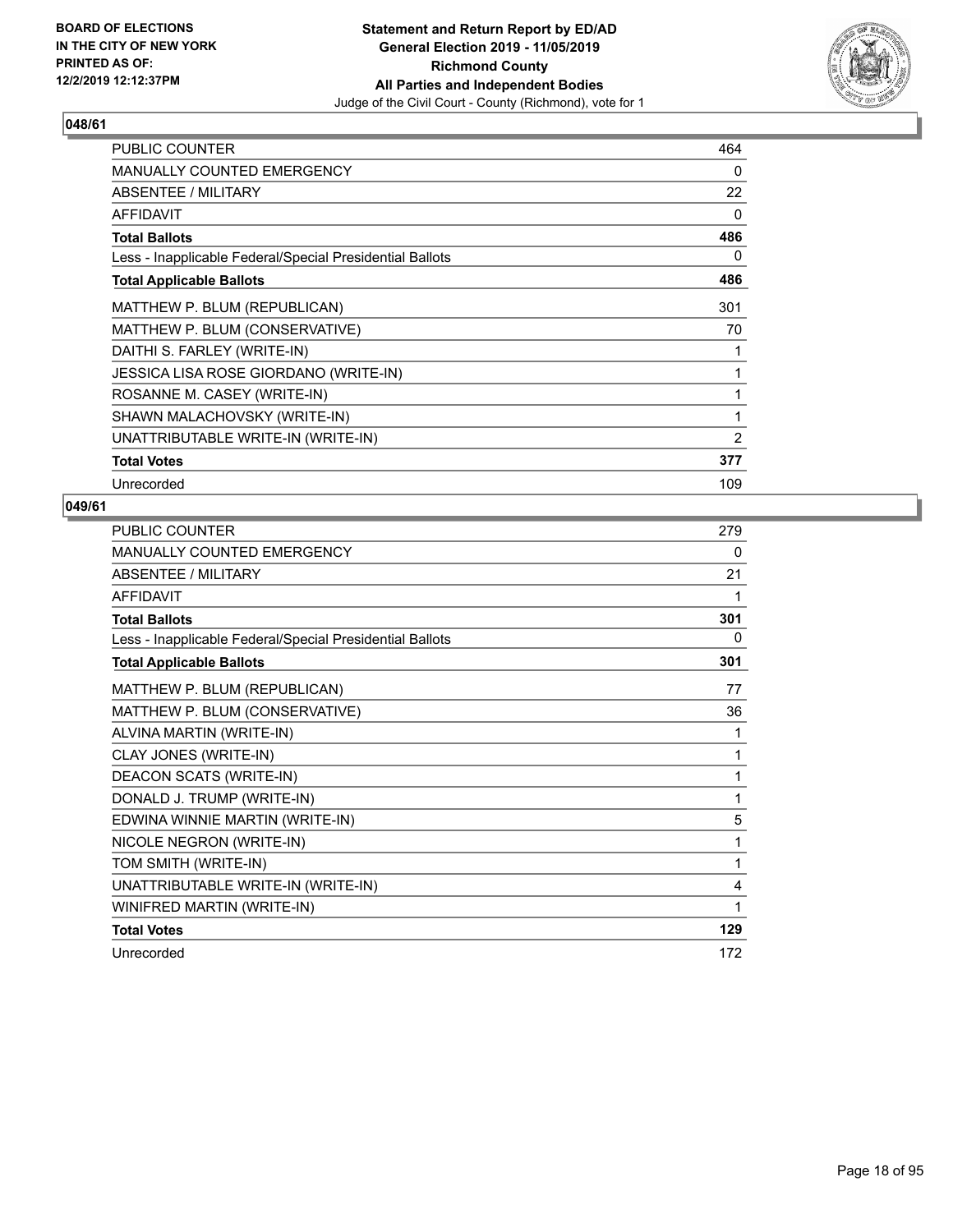BOARD OF ELECTIONS
IN THE CITY OF NEW YORK
PRINTED AS OF:
12/2/2019 12:12:37PM

**Statement and Return Report by ED/AD**
**General Election 2019 - 11/05/2019**
**Richmond County**
**All Parties and Independent Bodies**
Judge of the Civil Court - County (Richmond), vote for 1

## 048/61

| | |
|---|---|
| PUBLIC COUNTER | 464 |
| MANUALLY COUNTED EMERGENCY | 0 |
| ABSENTEE / MILITARY | 22 |
| AFFIDAVIT | 0 |
| **Total Ballots** | **486** |
| Less - Inapplicable Federal/Special Presidential Ballots | 0 |
| **Total Applicable Ballots** | **486** |
| MATTHEW P. BLUM (REPUBLICAN) | 301 |
| MATTHEW P. BLUM (CONSERVATIVE) | 70 |
| DAITHI S. FARLEY (WRITE-IN) | 1 |
| JESSICA LISA ROSE GIORDANO (WRITE-IN) | 1 |
| ROSANNE M. CASEY (WRITE-IN) | 1 |
| SHAWN MALACHOVSKY (WRITE-IN) | 1 |
| UNATTRIBUTABLE WRITE-IN (WRITE-IN) | 2 |
| **Total Votes** | **377** |
| Unrecorded | 109 |

## 049/61

| | |
|---|---|
| PUBLIC COUNTER | 279 |
| MANUALLY COUNTED EMERGENCY | 0 |
| ABSENTEE / MILITARY | 21 |
| AFFIDAVIT | 1 |
| **Total Ballots** | **301** |
| Less - Inapplicable Federal/Special Presidential Ballots | 0 |
| **Total Applicable Ballots** | **301** |
| MATTHEW P. BLUM (REPUBLICAN) | 77 |
| MATTHEW P. BLUM (CONSERVATIVE) | 36 |
| ALVINA MARTIN (WRITE-IN) | 1 |
| CLAY JONES (WRITE-IN) | 1 |
| DEACON SCATS (WRITE-IN) | 1 |
| DONALD J. TRUMP (WRITE-IN) | 1 |
| EDWINA WINNIE MARTIN (WRITE-IN) | 5 |
| NICOLE NEGRON (WRITE-IN) | 1 |
| TOM SMITH (WRITE-IN) | 1 |
| UNATTRIBUTABLE WRITE-IN (WRITE-IN) | 4 |
| WINIFRED MARTIN (WRITE-IN) | 1 |
| **Total Votes** | **129** |
| Unrecorded | 172 |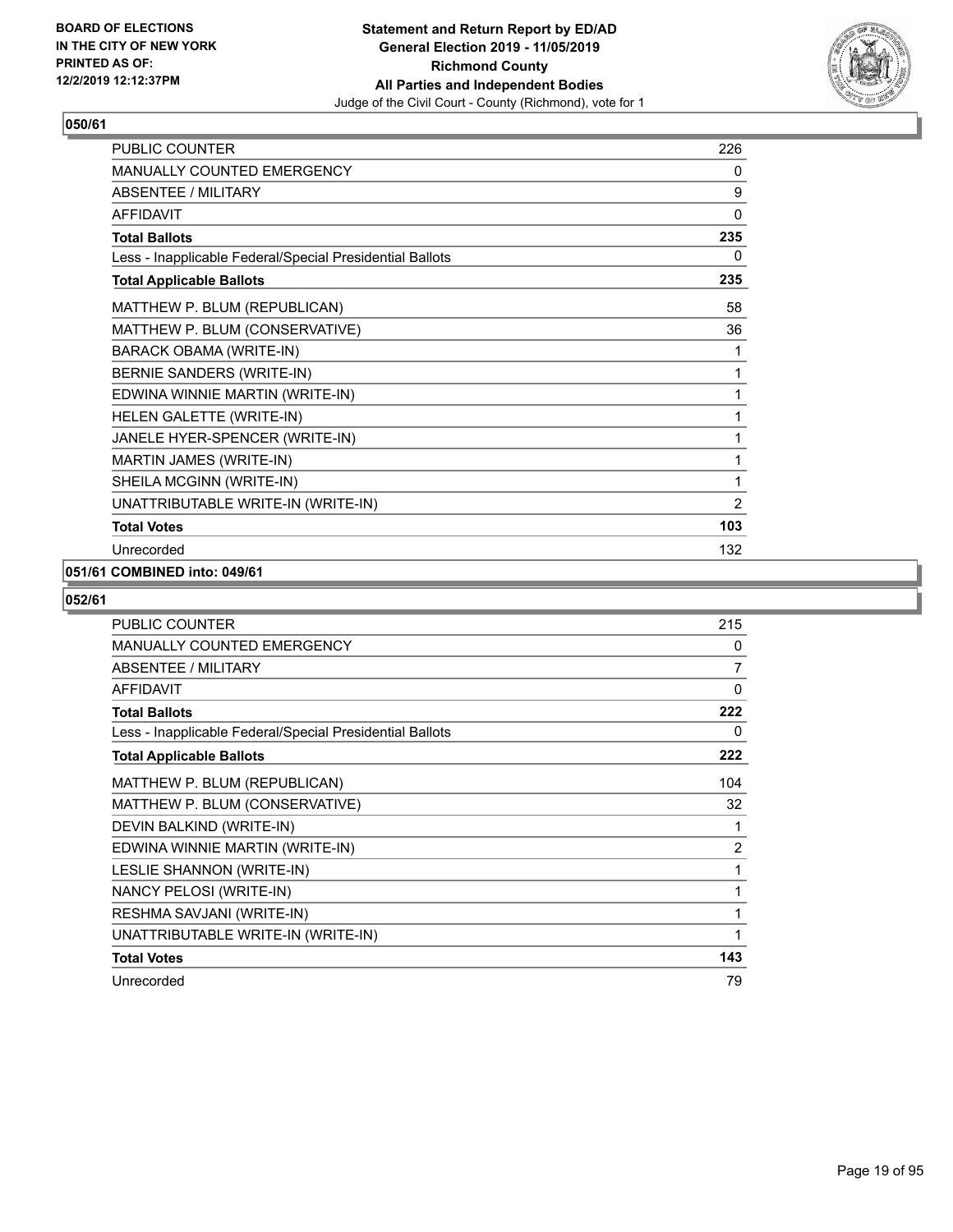**BOARD OF ELECTIONS IN THE CITY OF NEW YORK PRINTED AS OF: 12/2/2019 12:12:37PM**

**Statement and Return Report by ED/AD General Election 2019 - 11/05/2019 Richmond County All Parties and Independent Bodies**

Judge of the Civil Court - County (Richmond), vote for 1

## 050/61

| | |
|---|---|
| PUBLIC COUNTER | 226 |
| MANUALLY COUNTED EMERGENCY | 0 |
| ABSENTEE / MILITARY | 9 |
| AFFIDAVIT | 0 |
| **Total Ballots** | **235** |
| Less - Inapplicable Federal/Special Presidential Ballots | 0 |
| **Total Applicable Ballots** | **235** |
| MATTHEW P. BLUM (REPUBLICAN) | 58 |
| MATTHEW P. BLUM (CONSERVATIVE) | 36 |
| BARACK OBAMA (WRITE-IN) | 1 |
| BERNIE SANDERS (WRITE-IN) | 1 |
| EDWINA WINNIE MARTIN (WRITE-IN) | 1 |
| HELEN GALETTE (WRITE-IN) | 1 |
| JANELE HYER-SPENCER (WRITE-IN) | 1 |
| MARTIN JAMES (WRITE-IN) | 1 |
| SHEILA MCGINN (WRITE-IN) | 1 |
| UNATTRIBUTABLE WRITE-IN (WRITE-IN) | 2 |
| **Total Votes** | **103** |
| Unrecorded | 132 |

## 051/61 COMBINED into: 049/61

## 052/61

| | |
|---|---|
| PUBLIC COUNTER | 215 |
| MANUALLY COUNTED EMERGENCY | 0 |
| ABSENTEE / MILITARY | 7 |
| AFFIDAVIT | 0 |
| **Total Ballots** | **222** |
| Less - Inapplicable Federal/Special Presidential Ballots | 0 |
| **Total Applicable Ballots** | **222** |
| MATTHEW P. BLUM (REPUBLICAN) | 104 |
| MATTHEW P. BLUM (CONSERVATIVE) | 32 |
| DEVIN BALKIND (WRITE-IN) | 1 |
| EDWINA WINNIE MARTIN (WRITE-IN) | 2 |
| LESLIE SHANNON (WRITE-IN) | 1 |
| NANCY PELOSI (WRITE-IN) | 1 |
| RESHMA SAVJANI (WRITE-IN) | 1 |
| UNATTRIBUTABLE WRITE-IN (WRITE-IN) | 1 |
| **Total Votes** | **143** |
| Unrecorded | 79 |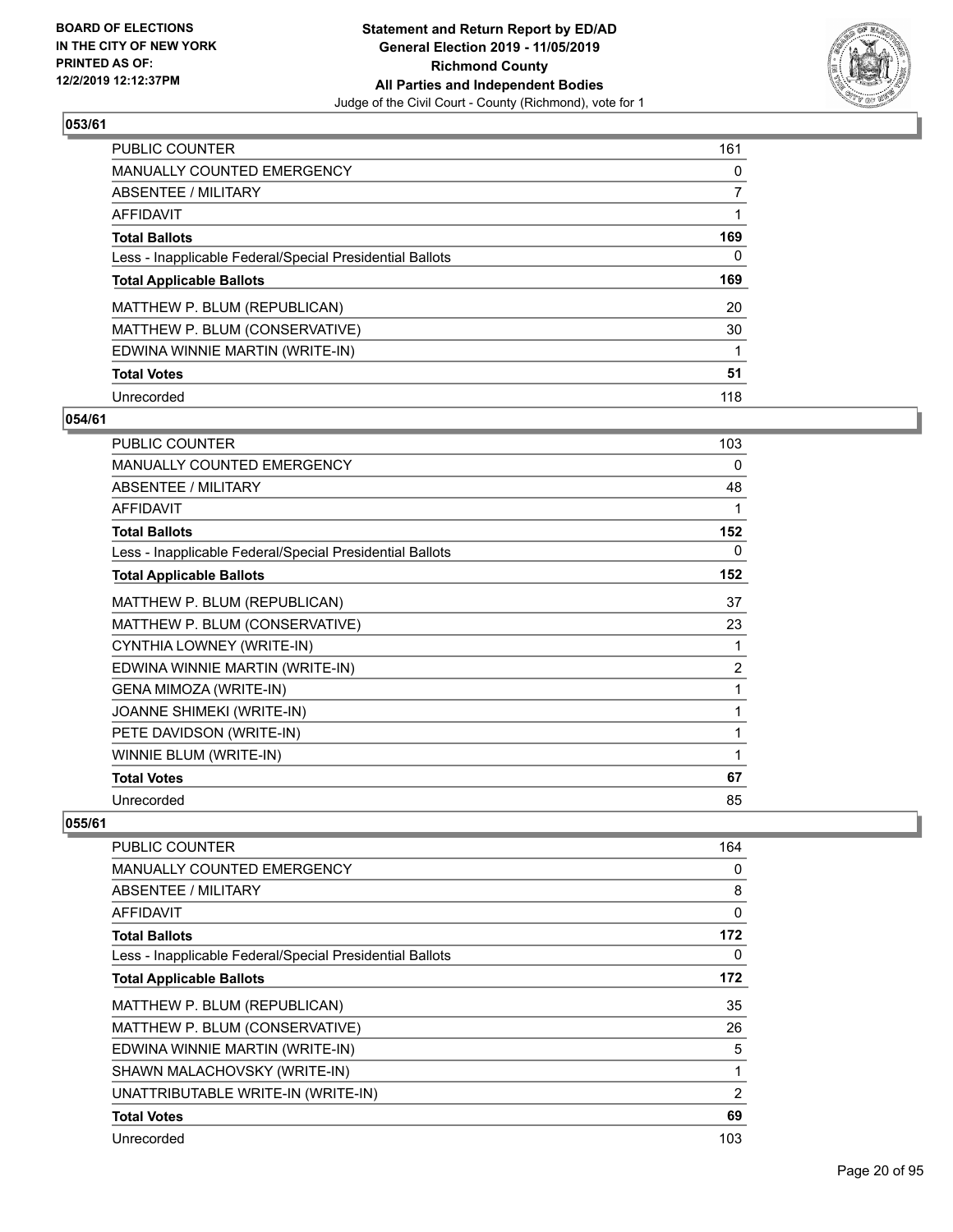## 053/61

| | |
|---|---|
| PUBLIC COUNTER | 161 |
| MANUALLY COUNTED EMERGENCY | 0 |
| ABSENTEE / MILITARY | 7 |
| AFFIDAVIT | 1 |
| **Total Ballots** | **169** |
| Less - Inapplicable Federal/Special Presidential Ballots | 0 |
| **Total Applicable Ballots** | **169** |
| MATTHEW P. BLUM (REPUBLICAN) | 20 |
| MATTHEW P. BLUM (CONSERVATIVE) | 30 |
| EDWINA WINNIE MARTIN (WRITE-IN) | 1 |
| **Total Votes** | **51** |
| Unrecorded | 118 |

## 054/61

| | |
|---|---|
| PUBLIC COUNTER | 103 |
| MANUALLY COUNTED EMERGENCY | 0 |
| ABSENTEE / MILITARY | 48 |
| AFFIDAVIT | 1 |
| **Total Ballots** | **152** |
| Less - Inapplicable Federal/Special Presidential Ballots | 0 |
| **Total Applicable Ballots** | **152** |
| MATTHEW P. BLUM (REPUBLICAN) | 37 |
| MATTHEW P. BLUM (CONSERVATIVE) | 23 |
| CYNTHIA LOWNEY (WRITE-IN) | 1 |
| EDWINA WINNIE MARTIN (WRITE-IN) | 2 |
| GENA MIMOZA (WRITE-IN) | 1 |
| JOANNE SHIMEKI (WRITE-IN) | 1 |
| PETE DAVIDSON (WRITE-IN) | 1 |
| WINNIE BLUM (WRITE-IN) | 1 |
| **Total Votes** | **67** |
| Unrecorded | 85 |

## 055/61

| | |
|---|---|
| PUBLIC COUNTER | 164 |
| MANUALLY COUNTED EMERGENCY | 0 |
| ABSENTEE / MILITARY | 8 |
| AFFIDAVIT | 0 |
| **Total Ballots** | **172** |
| Less - Inapplicable Federal/Special Presidential Ballots | 0 |
| **Total Applicable Ballots** | **172** |
| MATTHEW P. BLUM (REPUBLICAN) | 35 |
| MATTHEW P. BLUM (CONSERVATIVE) | 26 |
| EDWINA WINNIE MARTIN (WRITE-IN) | 5 |
| SHAWN MALACHOVSKY (WRITE-IN) | 1 |
| UNATTRIBUTABLE WRITE-IN (WRITE-IN) | 2 |
| **Total Votes** | **69** |
| Unrecorded | 103 |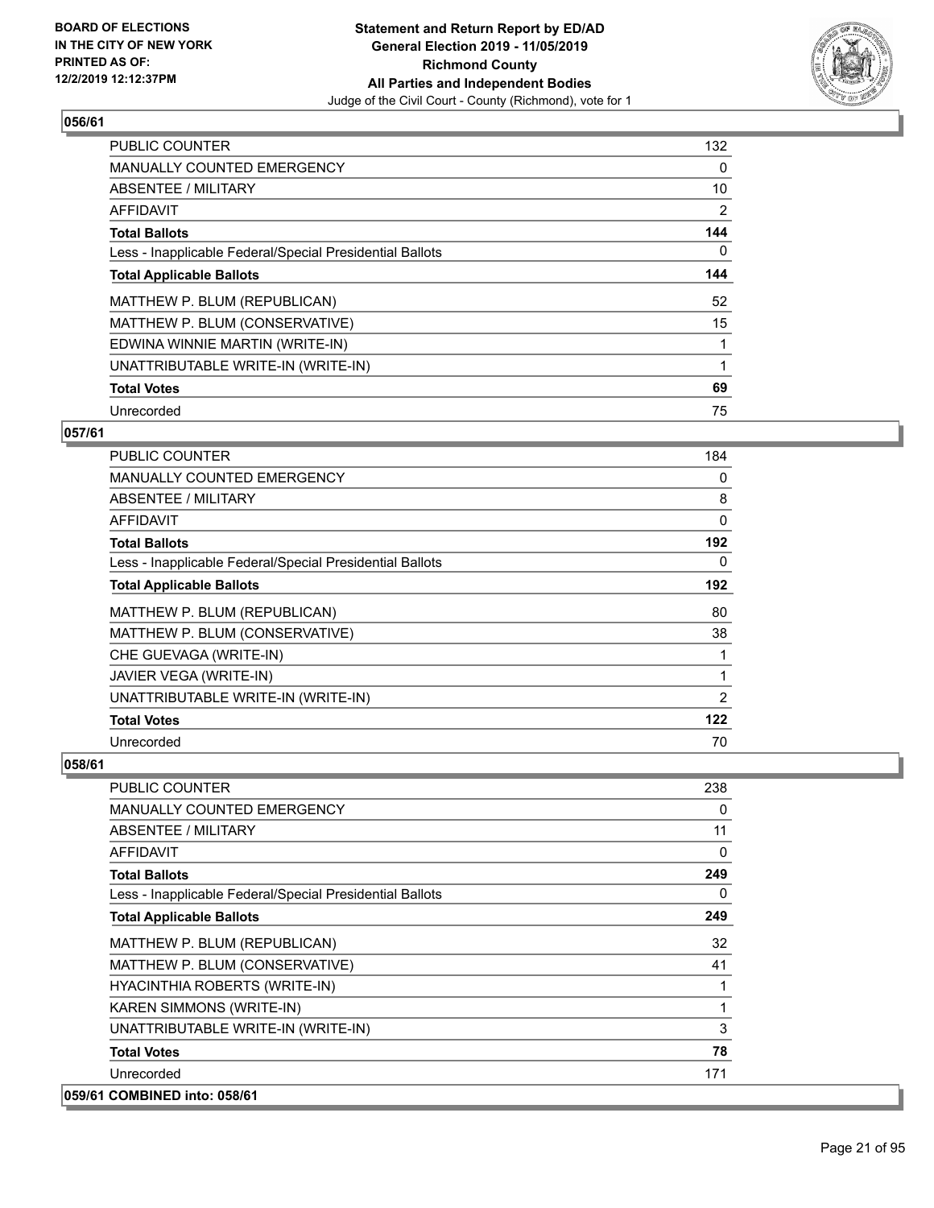## 056/61

| | |
|---|---|
| PUBLIC COUNTER | 132 |
| MANUALLY COUNTED EMERGENCY | 0 |
| ABSENTEE / MILITARY | 10 |
| AFFIDAVIT | 2 |
| **Total Ballots** | **144** |
| Less - Inapplicable Federal/Special Presidential Ballots | 0 |
| **Total Applicable Ballots** | **144** |
| MATTHEW P. BLUM (REPUBLICAN) | 52 |
| MATTHEW P. BLUM (CONSERVATIVE) | 15 |
| EDWINA WINNIE MARTIN (WRITE-IN) | 1 |
| UNATTRIBUTABLE WRITE-IN (WRITE-IN) | 1 |
| **Total Votes** | **69** |
| Unrecorded | 75 |

## 057/61

| | |
|---|---|
| PUBLIC COUNTER | 184 |
| MANUALLY COUNTED EMERGENCY | 0 |
| ABSENTEE / MILITARY | 8 |
| AFFIDAVIT | 0 |
| **Total Ballots** | **192** |
| Less - Inapplicable Federal/Special Presidential Ballots | 0 |
| **Total Applicable Ballots** | **192** |
| MATTHEW P. BLUM (REPUBLICAN) | 80 |
| MATTHEW P. BLUM (CONSERVATIVE) | 38 |
| CHE GUEVAGA (WRITE-IN) | 1 |
| JAVIER VEGA (WRITE-IN) | 1 |
| UNATTRIBUTABLE WRITE-IN (WRITE-IN) | 2 |
| **Total Votes** | **122** |
| Unrecorded | 70 |

## 058/61

| | |
|---|---|
| PUBLIC COUNTER | 238 |
| MANUALLY COUNTED EMERGENCY | 0 |
| ABSENTEE / MILITARY | 11 |
| AFFIDAVIT | 0 |
| **Total Ballots** | **249** |
| Less - Inapplicable Federal/Special Presidential Ballots | 0 |
| **Total Applicable Ballots** | **249** |
| MATTHEW P. BLUM (REPUBLICAN) | 32 |
| MATTHEW P. BLUM (CONSERVATIVE) | 41 |
| HYACINTHIA ROBERTS (WRITE-IN) | 1 |
| KAREN SIMMONS (WRITE-IN) | 1 |
| UNATTRIBUTABLE WRITE-IN (WRITE-IN) | 3 |
| **Total Votes** | **78** |
| Unrecorded | 171 |

## 059/61 COMBINED into: 058/61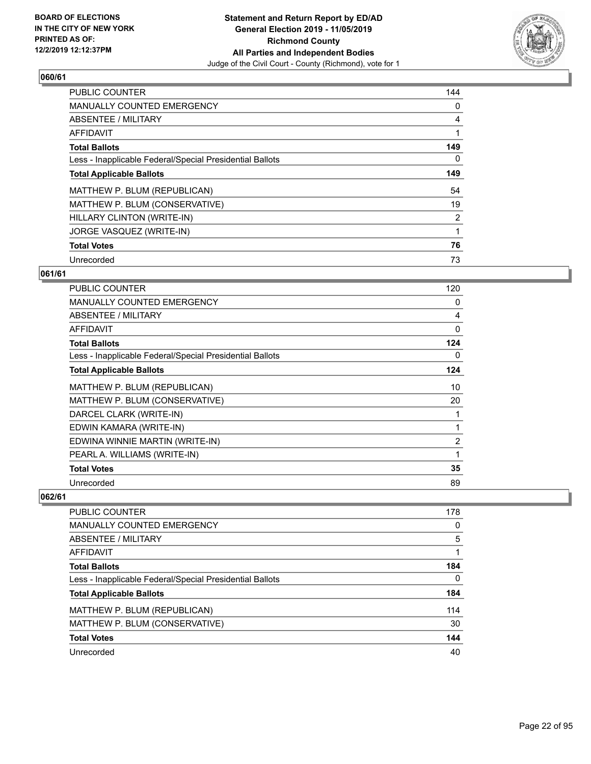**BOARD OF ELECTIONS IN THE CITY OF NEW YORK PRINTED AS OF: 12/2/2019 12:12:37PM**

**Statement and Return Report by ED/AD General Election 2019 - 11/05/2019 Richmond County All Parties and Independent Bodies**
Judge of the Civil Court - County (Richmond), vote for 1

### 060/61

| | |
|---|---|
| PUBLIC COUNTER | 144 |
| MANUALLY COUNTED EMERGENCY | 0 |
| ABSENTEE / MILITARY | 4 |
| AFFIDAVIT | 1 |
| **Total Ballots** | **149** |
| Less - Inapplicable Federal/Special Presidential Ballots | 0 |
| **Total Applicable Ballots** | **149** |
| MATTHEW P. BLUM (REPUBLICAN) | 54 |
| MATTHEW P. BLUM (CONSERVATIVE) | 19 |
| HILLARY CLINTON (WRITE-IN) | 2 |
| JORGE VASQUEZ (WRITE-IN) | 1 |
| **Total Votes** | **76** |
| Unrecorded | 73 |

### 061/61

| | |
|---|---|
| PUBLIC COUNTER | 120 |
| MANUALLY COUNTED EMERGENCY | 0 |
| ABSENTEE / MILITARY | 4 |
| AFFIDAVIT | 0 |
| **Total Ballots** | **124** |
| Less - Inapplicable Federal/Special Presidential Ballots | 0 |
| **Total Applicable Ballots** | **124** |
| MATTHEW P. BLUM (REPUBLICAN) | 10 |
| MATTHEW P. BLUM (CONSERVATIVE) | 20 |
| DARCEL CLARK (WRITE-IN) | 1 |
| EDWIN KAMARA (WRITE-IN) | 1 |
| EDWINA WINNIE MARTIN (WRITE-IN) | 2 |
| PEARL A. WILLIAMS (WRITE-IN) | 1 |
| **Total Votes** | **35** |
| Unrecorded | 89 |

### 062/61

| | |
|---|---|
| PUBLIC COUNTER | 178 |
| MANUALLY COUNTED EMERGENCY | 0 |
| ABSENTEE / MILITARY | 5 |
| AFFIDAVIT | 1 |
| **Total Ballots** | **184** |
| Less - Inapplicable Federal/Special Presidential Ballots | 0 |
| **Total Applicable Ballots** | **184** |
| MATTHEW P. BLUM (REPUBLICAN) | 114 |
| MATTHEW P. BLUM (CONSERVATIVE) | 30 |
| **Total Votes** | **144** |
| Unrecorded | 40 |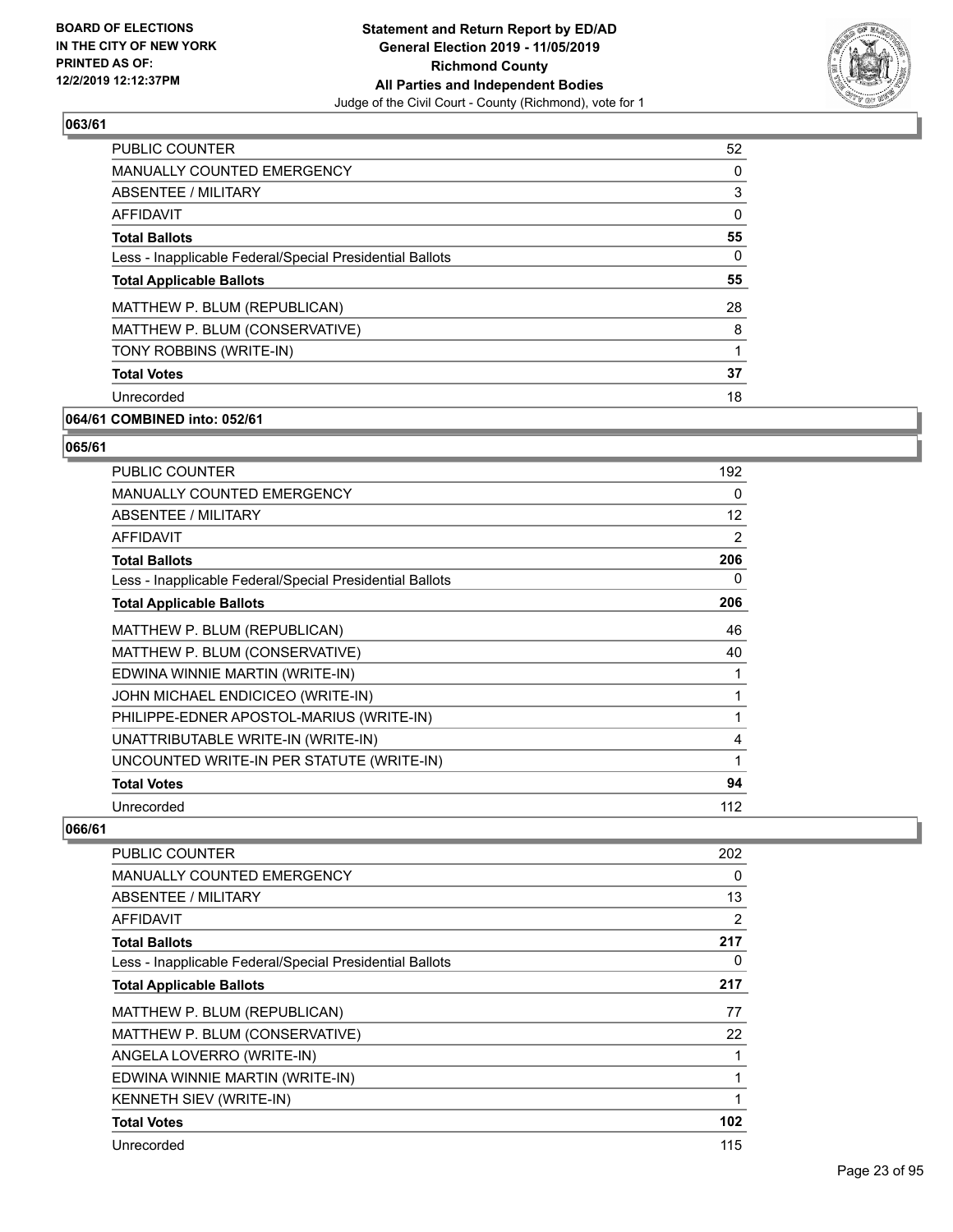## 063/61

| | |
|---|---|
| PUBLIC COUNTER | 52 |
| MANUALLY COUNTED EMERGENCY | 0 |
| ABSENTEE / MILITARY | 3 |
| AFFIDAVIT | 0 |
| **Total Ballots** | **55** |
| Less - Inapplicable Federal/Special Presidential Ballots | 0 |
| **Total Applicable Ballots** | **55** |
| MATTHEW P. BLUM (REPUBLICAN) | 28 |
| MATTHEW P. BLUM (CONSERVATIVE) | 8 |
| TONY ROBBINS (WRITE-IN) | 1 |
| **Total Votes** | **37** |
| Unrecorded | 18 |

## 064/61 COMBINED into: 052/61

## 065/61

| | |
|---|---|
| PUBLIC COUNTER | 192 |
| MANUALLY COUNTED EMERGENCY | 0 |
| ABSENTEE / MILITARY | 12 |
| AFFIDAVIT | 2 |
| **Total Ballots** | **206** |
| Less - Inapplicable Federal/Special Presidential Ballots | 0 |
| **Total Applicable Ballots** | **206** |
| MATTHEW P. BLUM (REPUBLICAN) | 46 |
| MATTHEW P. BLUM (CONSERVATIVE) | 40 |
| EDWINA WINNIE MARTIN (WRITE-IN) | 1 |
| JOHN MICHAEL ENDICICEO (WRITE-IN) | 1 |
| PHILIPPE-EDNER APOSTOL-MARIUS (WRITE-IN) | 1 |
| UNATTRIBUTABLE WRITE-IN (WRITE-IN) | 4 |
| UNCOUNTED WRITE-IN PER STATUTE (WRITE-IN) | 1 |
| **Total Votes** | **94** |
| Unrecorded | 112 |

## 066/61

| | |
|---|---|
| PUBLIC COUNTER | 202 |
| MANUALLY COUNTED EMERGENCY | 0 |
| ABSENTEE / MILITARY | 13 |
| AFFIDAVIT | 2 |
| **Total Ballots** | **217** |
| Less - Inapplicable Federal/Special Presidential Ballots | 0 |
| **Total Applicable Ballots** | **217** |
| MATTHEW P. BLUM (REPUBLICAN) | 77 |
| MATTHEW P. BLUM (CONSERVATIVE) | 22 |
| ANGELA LOVERRO (WRITE-IN) | 1 |
| EDWINA WINNIE MARTIN (WRITE-IN) | 1 |
| KENNETH SIEV (WRITE-IN) | 1 |
| **Total Votes** | **102** |
| Unrecorded | 115 |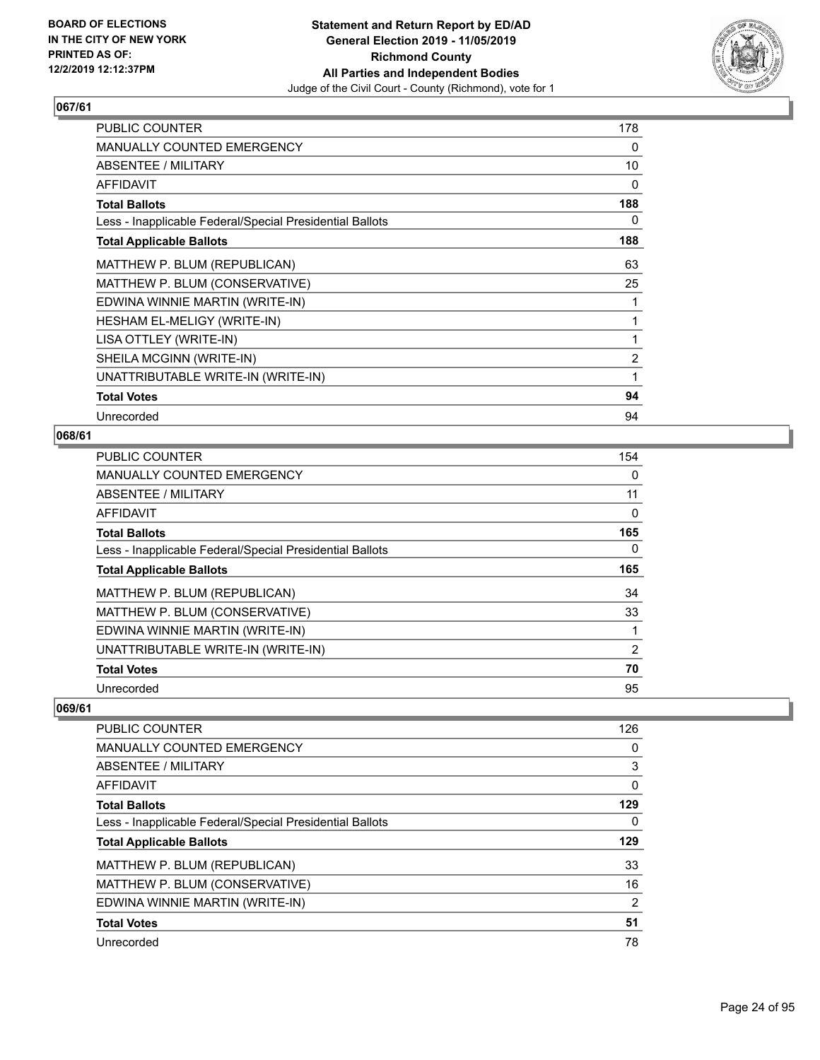## 067/61

| | |
|---|---|
| PUBLIC COUNTER | 178 |
| MANUALLY COUNTED EMERGENCY | 0 |
| ABSENTEE / MILITARY | 10 |
| AFFIDAVIT | 0 |
| **Total Ballots** | **188** |
| Less - Inapplicable Federal/Special Presidential Ballots | 0 |
| **Total Applicable Ballots** | **188** |
| MATTHEW P. BLUM (REPUBLICAN) | 63 |
| MATTHEW P. BLUM (CONSERVATIVE) | 25 |
| EDWINA WINNIE MARTIN (WRITE-IN) | 1 |
| HESHAM EL-MELIGY (WRITE-IN) | 1 |
| LISA OTTLEY (WRITE-IN) | 1 |
| SHEILA MCGINN (WRITE-IN) | 2 |
| UNATTRIBUTABLE WRITE-IN (WRITE-IN) | 1 |
| **Total Votes** | **94** |
| Unrecorded | 94 |

## 068/61

| | |
|---|---|
| PUBLIC COUNTER | 154 |
| MANUALLY COUNTED EMERGENCY | 0 |
| ABSENTEE / MILITARY | 11 |
| AFFIDAVIT | 0 |
| **Total Ballots** | **165** |
| Less - Inapplicable Federal/Special Presidential Ballots | 0 |
| **Total Applicable Ballots** | **165** |
| MATTHEW P. BLUM (REPUBLICAN) | 34 |
| MATTHEW P. BLUM (CONSERVATIVE) | 33 |
| EDWINA WINNIE MARTIN (WRITE-IN) | 1 |
| UNATTRIBUTABLE WRITE-IN (WRITE-IN) | 2 |
| **Total Votes** | **70** |
| Unrecorded | 95 |

## 069/61

| | |
|---|---|
| PUBLIC COUNTER | 126 |
| MANUALLY COUNTED EMERGENCY | 0 |
| ABSENTEE / MILITARY | 3 |
| AFFIDAVIT | 0 |
| **Total Ballots** | **129** |
| Less - Inapplicable Federal/Special Presidential Ballots | 0 |
| **Total Applicable Ballots** | **129** |
| MATTHEW P. BLUM (REPUBLICAN) | 33 |
| MATTHEW P. BLUM (CONSERVATIVE) | 16 |
| EDWINA WINNIE MARTIN (WRITE-IN) | 2 |
| **Total Votes** | **51** |
| Unrecorded | 78 |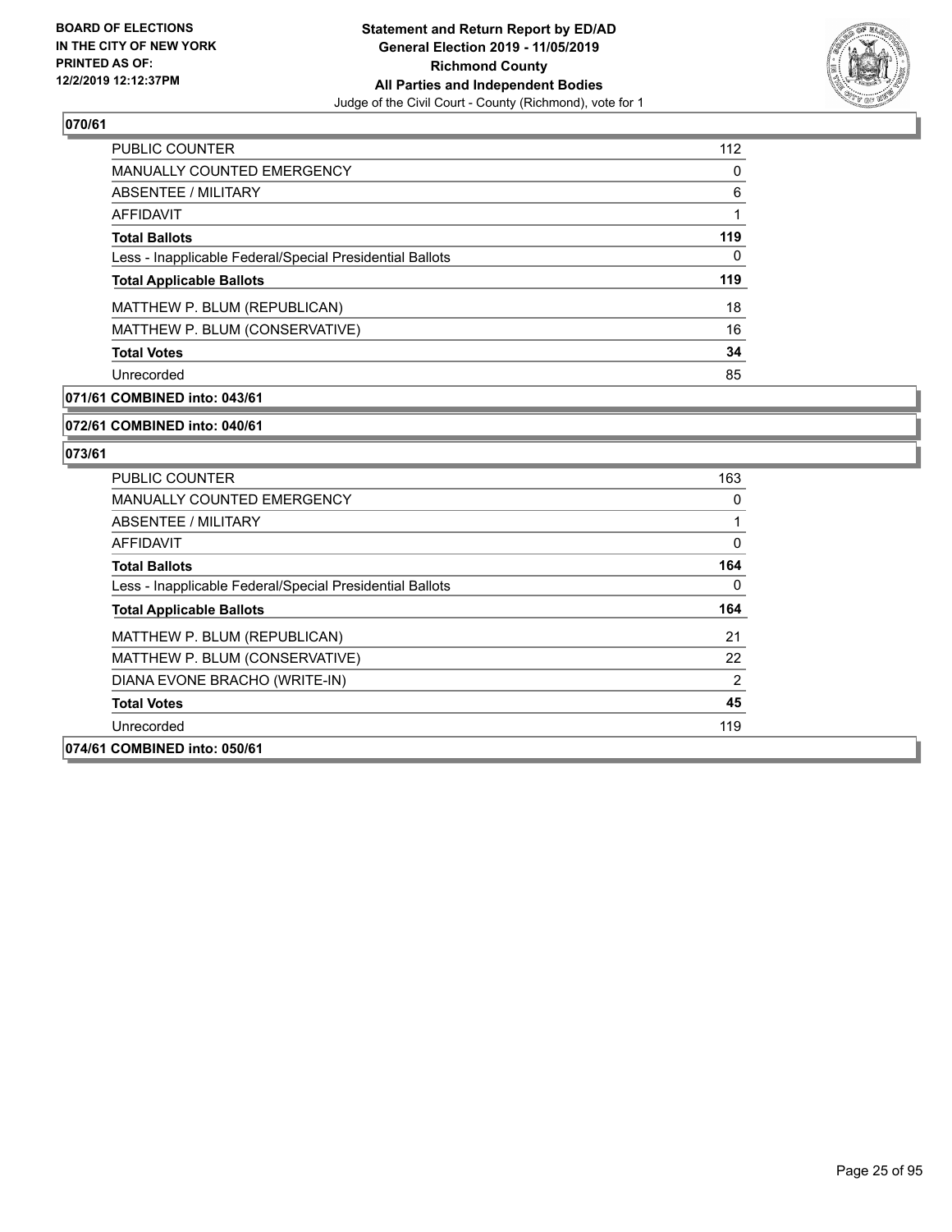**070/61**

| | |
|---|---|
| PUBLIC COUNTER | 112 |
| MANUALLY COUNTED EMERGENCY | 0 |
| ABSENTEE / MILITARY | 6 |
| AFFIDAVIT | 1 |
| **Total Ballots** | **119** |
| Less - Inapplicable Federal/Special Presidential Ballots | 0 |
| **Total Applicable Ballots** | **119** |
| MATTHEW P. BLUM (REPUBLICAN) | 18 |
| MATTHEW P. BLUM (CONSERVATIVE) | 16 |
| **Total Votes** | **34** |
| Unrecorded | 85 |

**071/61 COMBINED into: 043/61**

**072/61 COMBINED into: 040/61**

**073/61**

| | |
|---|---|
| PUBLIC COUNTER | 163 |
| MANUALLY COUNTED EMERGENCY | 0 |
| ABSENTEE / MILITARY | 1 |
| AFFIDAVIT | 0 |
| **Total Ballots** | **164** |
| Less - Inapplicable Federal/Special Presidential Ballots | 0 |
| **Total Applicable Ballots** | **164** |
| MATTHEW P. BLUM (REPUBLICAN) | 21 |
| MATTHEW P. BLUM (CONSERVATIVE) | 22 |
| DIANA EVONE BRACHO (WRITE-IN) | 2 |
| **Total Votes** | **45** |
| Unrecorded | 119 |

**074/61 COMBINED into: 050/61**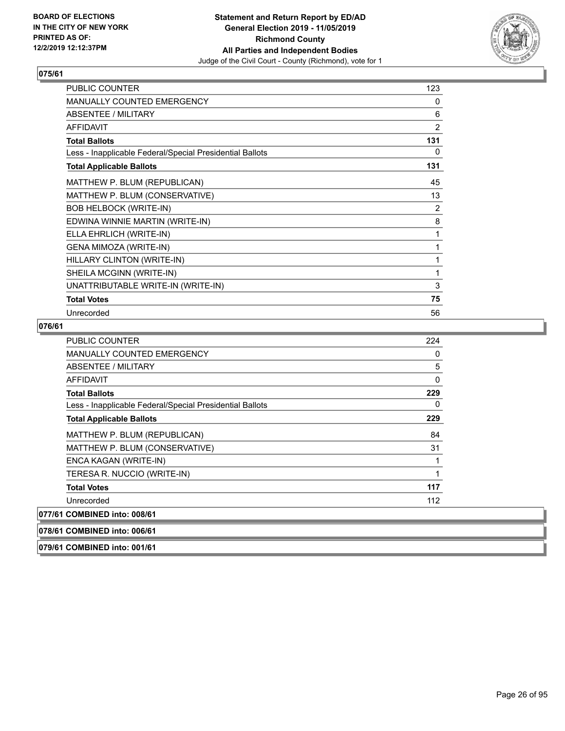**BOARD OF ELECTIONS IN THE CITY OF NEW YORK PRINTED AS OF: 12/2/2019 12:12:37PM**

**Statement and Return Report by ED/AD General Election 2019 - 11/05/2019 Richmond County All Parties and Independent Bodies**
Judge of the Civil Court - County (Richmond), vote for 1

## 075/61

| | |
|---|---|
| PUBLIC COUNTER | 123 |
| MANUALLY COUNTED EMERGENCY | 0 |
| ABSENTEE / MILITARY | 6 |
| AFFIDAVIT | 2 |
| **Total Ballots** | **131** |
| Less - Inapplicable Federal/Special Presidential Ballots | 0 |
| **Total Applicable Ballots** | **131** |
| MATTHEW P. BLUM (REPUBLICAN) | 45 |
| MATTHEW P. BLUM (CONSERVATIVE) | 13 |
| BOB HELBOCK (WRITE-IN) | 2 |
| EDWINA WINNIE MARTIN (WRITE-IN) | 8 |
| ELLA EHRLICH (WRITE-IN) | 1 |
| GENA MIMOZA (WRITE-IN) | 1 |
| HILLARY CLINTON (WRITE-IN) | 1 |
| SHEILA MCGINN (WRITE-IN) | 1 |
| UNATTRIBUTABLE WRITE-IN (WRITE-IN) | 3 |
| **Total Votes** | **75** |
| Unrecorded | 56 |

## 076/61

| | |
|---|---|
| PUBLIC COUNTER | 224 |
| MANUALLY COUNTED EMERGENCY | 0 |
| ABSENTEE / MILITARY | 5 |
| AFFIDAVIT | 0 |
| **Total Ballots** | **229** |
| Less - Inapplicable Federal/Special Presidential Ballots | 0 |
| **Total Applicable Ballots** | **229** |
| MATTHEW P. BLUM (REPUBLICAN) | 84 |
| MATTHEW P. BLUM (CONSERVATIVE) | 31 |
| ENCA KAGAN (WRITE-IN) | 1 |
| TERESA R. NUCCIO (WRITE-IN) | 1 |
| **Total Votes** | **117** |
| Unrecorded | 112 |

**077/61 COMBINED into: 008/61**

**078/61 COMBINED into: 006/61**

**079/61 COMBINED into: 001/61**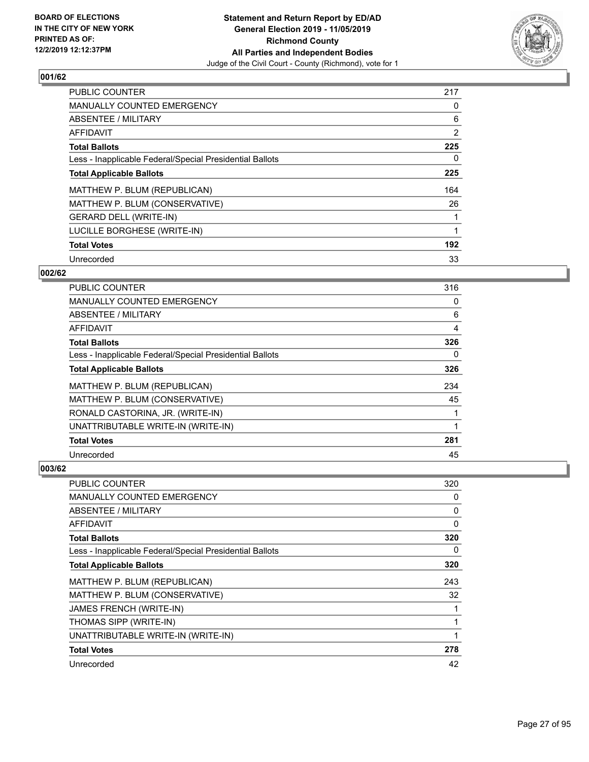BOARD OF ELECTIONS
IN THE CITY OF NEW YORK
PRINTED AS OF:
12/2/2019 12:12:37PM

**Statement and Return Report by ED/AD**
**General Election 2019 - 11/05/2019**
**Richmond County**
**All Parties and Independent Bodies**
Judge of the Civil Court - County (Richmond), vote for 1

### 001/62

| | |
|---|---|
| PUBLIC COUNTER | 217 |
| MANUALLY COUNTED EMERGENCY | 0 |
| ABSENTEE / MILITARY | 6 |
| AFFIDAVIT | 2 |
| **Total Ballots** | **225** |
| Less - Inapplicable Federal/Special Presidential Ballots | 0 |
| **Total Applicable Ballots** | **225** |
| MATTHEW P. BLUM (REPUBLICAN) | 164 |
| MATTHEW P. BLUM (CONSERVATIVE) | 26 |
| GERARD DELL (WRITE-IN) | 1 |
| LUCILLE BORGHESE (WRITE-IN) | 1 |
| **Total Votes** | **192** |
| Unrecorded | 33 |

### 002/62

| | |
|---|---|
| PUBLIC COUNTER | 316 |
| MANUALLY COUNTED EMERGENCY | 0 |
| ABSENTEE / MILITARY | 6 |
| AFFIDAVIT | 4 |
| **Total Ballots** | **326** |
| Less - Inapplicable Federal/Special Presidential Ballots | 0 |
| **Total Applicable Ballots** | **326** |
| MATTHEW P. BLUM (REPUBLICAN) | 234 |
| MATTHEW P. BLUM (CONSERVATIVE) | 45 |
| RONALD CASTORINA, JR. (WRITE-IN) | 1 |
| UNATTRIBUTABLE WRITE-IN (WRITE-IN) | 1 |
| **Total Votes** | **281** |
| Unrecorded | 45 |

### 003/62

| | |
|---|---|
| PUBLIC COUNTER | 320 |
| MANUALLY COUNTED EMERGENCY | 0 |
| ABSENTEE / MILITARY | 0 |
| AFFIDAVIT | 0 |
| **Total Ballots** | **320** |
| Less - Inapplicable Federal/Special Presidential Ballots | 0 |
| **Total Applicable Ballots** | **320** |
| MATTHEW P. BLUM (REPUBLICAN) | 243 |
| MATTHEW P. BLUM (CONSERVATIVE) | 32 |
| JAMES FRENCH (WRITE-IN) | 1 |
| THOMAS SIPP (WRITE-IN) | 1 |
| UNATTRIBUTABLE WRITE-IN (WRITE-IN) | 1 |
| **Total Votes** | **278** |
| Unrecorded | 42 |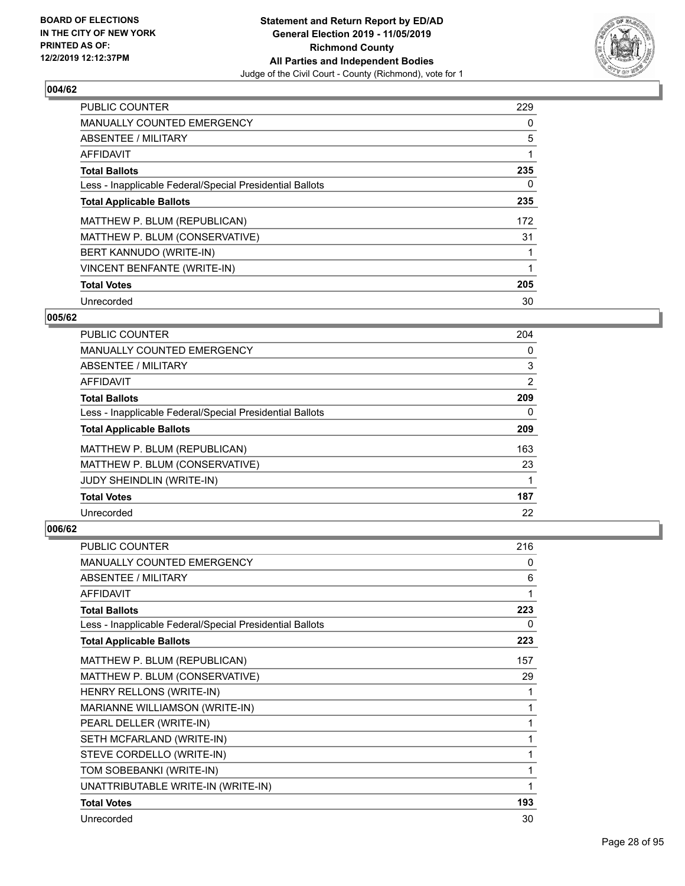**BOARD OF ELECTIONS IN THE CITY OF NEW YORK PRINTED AS OF: 12/2/2019 12:12:37PM**

**Statement and Return Report by ED/AD General Election 2019 - 11/05/2019 Richmond County All Parties and Independent Bodies**

Judge of the Civil Court - County (Richmond), vote for 1

### 004/62

| | |
|---|---|
| PUBLIC COUNTER | 229 |
| MANUALLY COUNTED EMERGENCY | 0 |
| ABSENTEE / MILITARY | 5 |
| AFFIDAVIT | 1 |
| **Total Ballots** | **235** |
| Less - Inapplicable Federal/Special Presidential Ballots | 0 |
| **Total Applicable Ballots** | **235** |
| MATTHEW P. BLUM (REPUBLICAN) | 172 |
| MATTHEW P. BLUM (CONSERVATIVE) | 31 |
| BERT KANNUDO (WRITE-IN) | 1 |
| VINCENT BENFANTE (WRITE-IN) | 1 |
| **Total Votes** | **205** |
| Unrecorded | 30 |

### 005/62

| | |
|---|---|
| PUBLIC COUNTER | 204 |
| MANUALLY COUNTED EMERGENCY | 0 |
| ABSENTEE / MILITARY | 3 |
| AFFIDAVIT | 2 |
| **Total Ballots** | **209** |
| Less - Inapplicable Federal/Special Presidential Ballots | 0 |
| **Total Applicable Ballots** | **209** |
| MATTHEW P. BLUM (REPUBLICAN) | 163 |
| MATTHEW P. BLUM (CONSERVATIVE) | 23 |
| JUDY SHEINDLIN (WRITE-IN) | 1 |
| **Total Votes** | **187** |
| Unrecorded | 22 |

### 006/62

| | |
|---|---|
| PUBLIC COUNTER | 216 |
| MANUALLY COUNTED EMERGENCY | 0 |
| ABSENTEE / MILITARY | 6 |
| AFFIDAVIT | 1 |
| **Total Ballots** | **223** |
| Less - Inapplicable Federal/Special Presidential Ballots | 0 |
| **Total Applicable Ballots** | **223** |
| MATTHEW P. BLUM (REPUBLICAN) | 157 |
| MATTHEW P. BLUM (CONSERVATIVE) | 29 |
| HENRY RELLONS (WRITE-IN) | 1 |
| MARIANNE WILLIAMSON (WRITE-IN) | 1 |
| PEARL DELLER (WRITE-IN) | 1 |
| SETH MCFARLAND (WRITE-IN) | 1 |
| STEVE CORDELLO (WRITE-IN) | 1 |
| TOM SOBEBANKI (WRITE-IN) | 1 |
| UNATTRIBUTABLE WRITE-IN (WRITE-IN) | 1 |
| **Total Votes** | **193** |
| Unrecorded | 30 |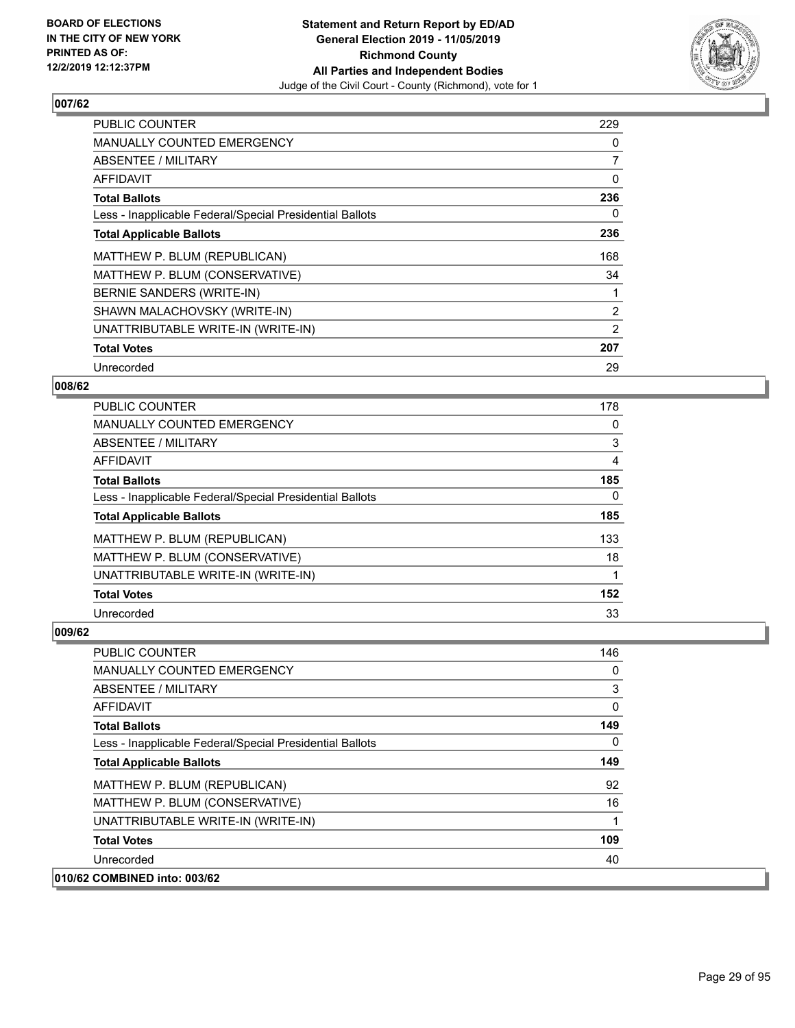## 007/62

| | |
|---|---|
| PUBLIC COUNTER | 229 |
| MANUALLY COUNTED EMERGENCY | 0 |
| ABSENTEE / MILITARY | 7 |
| AFFIDAVIT | 0 |
| **Total Ballots** | **236** |
| Less - Inapplicable Federal/Special Presidential Ballots | 0 |
| **Total Applicable Ballots** | **236** |
| MATTHEW P. BLUM (REPUBLICAN) | 168 |
| MATTHEW P. BLUM (CONSERVATIVE) | 34 |
| BERNIE SANDERS (WRITE-IN) | 1 |
| SHAWN MALACHOVSKY (WRITE-IN) | 2 |
| UNATTRIBUTABLE WRITE-IN (WRITE-IN) | 2 |
| **Total Votes** | **207** |
| Unrecorded | 29 |

## 008/62

| | |
|---|---|
| PUBLIC COUNTER | 178 |
| MANUALLY COUNTED EMERGENCY | 0 |
| ABSENTEE / MILITARY | 3 |
| AFFIDAVIT | 4 |
| **Total Ballots** | **185** |
| Less - Inapplicable Federal/Special Presidential Ballots | 0 |
| **Total Applicable Ballots** | **185** |
| MATTHEW P. BLUM (REPUBLICAN) | 133 |
| MATTHEW P. BLUM (CONSERVATIVE) | 18 |
| UNATTRIBUTABLE WRITE-IN (WRITE-IN) | 1 |
| **Total Votes** | **152** |
| Unrecorded | 33 |

## 009/62

| | |
|---|---|
| PUBLIC COUNTER | 146 |
| MANUALLY COUNTED EMERGENCY | 0 |
| ABSENTEE / MILITARY | 3 |
| AFFIDAVIT | 0 |
| **Total Ballots** | **149** |
| Less - Inapplicable Federal/Special Presidential Ballots | 0 |
| **Total Applicable Ballots** | **149** |
| MATTHEW P. BLUM (REPUBLICAN) | 92 |
| MATTHEW P. BLUM (CONSERVATIVE) | 16 |
| UNATTRIBUTABLE WRITE-IN (WRITE-IN) | 1 |
| **Total Votes** | **109** |
| Unrecorded | 40 |

## 010/62 COMBINED into: 003/62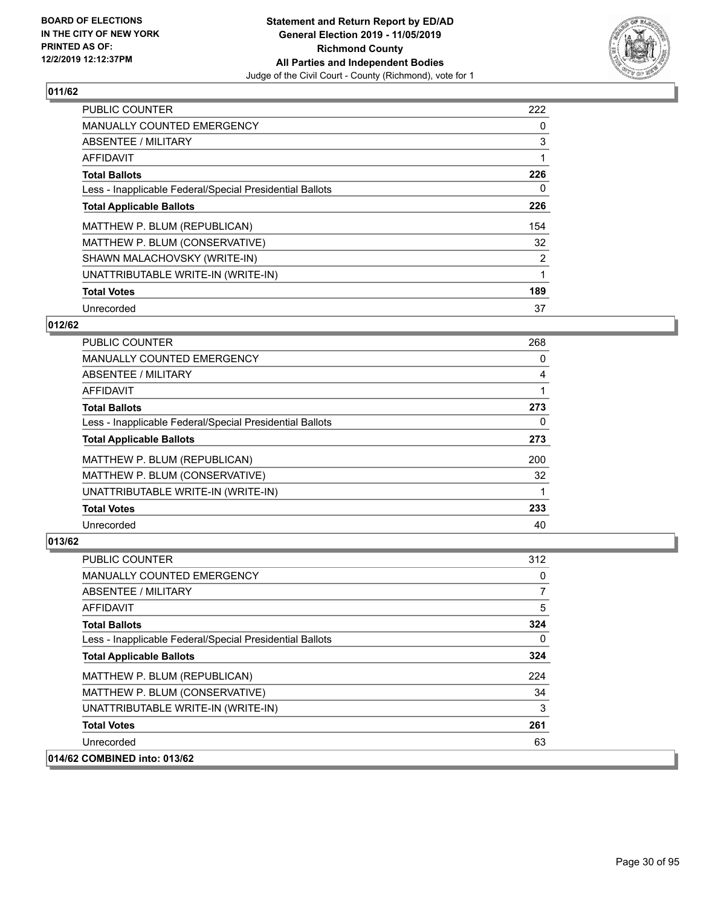BOARD OF ELECTIONS
IN THE CITY OF NEW YORK
PRINTED AS OF:
12/2/2019 12:12:37PM

**Statement and Return Report by ED/AD**
**General Election 2019 - 11/05/2019**
**Richmond County**
**All Parties and Independent Bodies**
Judge of the Civil Court - County (Richmond), vote for 1

## 011/62

| | |
|---|---|
| PUBLIC COUNTER | 222 |
| MANUALLY COUNTED EMERGENCY | 0 |
| ABSENTEE / MILITARY | 3 |
| AFFIDAVIT | 1 |
| **Total Ballots** | **226** |
| Less - Inapplicable Federal/Special Presidential Ballots | 0 |
| **Total Applicable Ballots** | **226** |
| MATTHEW P. BLUM (REPUBLICAN) | 154 |
| MATTHEW P. BLUM (CONSERVATIVE) | 32 |
| SHAWN MALACHOVSKY (WRITE-IN) | 2 |
| UNATTRIBUTABLE WRITE-IN (WRITE-IN) | 1 |
| **Total Votes** | **189** |
| Unrecorded | 37 |

## 012/62

| | |
|---|---|
| PUBLIC COUNTER | 268 |
| MANUALLY COUNTED EMERGENCY | 0 |
| ABSENTEE / MILITARY | 4 |
| AFFIDAVIT | 1 |
| **Total Ballots** | **273** |
| Less - Inapplicable Federal/Special Presidential Ballots | 0 |
| **Total Applicable Ballots** | **273** |
| MATTHEW P. BLUM (REPUBLICAN) | 200 |
| MATTHEW P. BLUM (CONSERVATIVE) | 32 |
| UNATTRIBUTABLE WRITE-IN (WRITE-IN) | 1 |
| **Total Votes** | **233** |
| Unrecorded | 40 |

## 013/62

| | |
|---|---|
| PUBLIC COUNTER | 312 |
| MANUALLY COUNTED EMERGENCY | 0 |
| ABSENTEE / MILITARY | 7 |
| AFFIDAVIT | 5 |
| **Total Ballots** | **324** |
| Less - Inapplicable Federal/Special Presidential Ballots | 0 |
| **Total Applicable Ballots** | **324** |
| MATTHEW P. BLUM (REPUBLICAN) | 224 |
| MATTHEW P. BLUM (CONSERVATIVE) | 34 |
| UNATTRIBUTABLE WRITE-IN (WRITE-IN) | 3 |
| **Total Votes** | **261** |
| Unrecorded | 63 |

**014/62 COMBINED into: 013/62**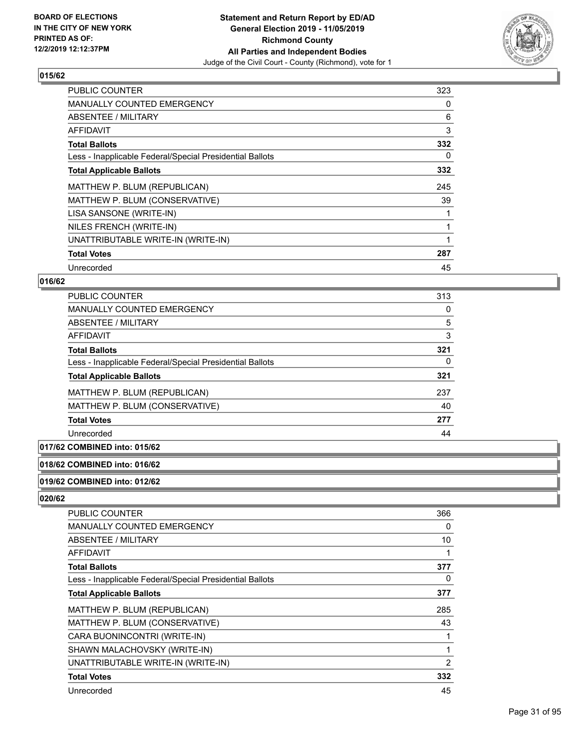## 015/62

| | |
|---|---|
| PUBLIC COUNTER | 323 |
| MANUALLY COUNTED EMERGENCY | 0 |
| ABSENTEE / MILITARY | 6 |
| AFFIDAVIT | 3 |
| **Total Ballots** | **332** |
| Less - Inapplicable Federal/Special Presidential Ballots | 0 |
| **Total Applicable Ballots** | **332** |
| MATTHEW P. BLUM (REPUBLICAN) | 245 |
| MATTHEW P. BLUM (CONSERVATIVE) | 39 |
| LISA SANSONE (WRITE-IN) | 1 |
| NILES FRENCH (WRITE-IN) | 1 |
| UNATTRIBUTABLE WRITE-IN (WRITE-IN) | 1 |
| **Total Votes** | **287** |
| Unrecorded | 45 |

## 016/62

| | |
|---|---|
| PUBLIC COUNTER | 313 |
| MANUALLY COUNTED EMERGENCY | 0 |
| ABSENTEE / MILITARY | 5 |
| AFFIDAVIT | 3 |
| **Total Ballots** | **321** |
| Less - Inapplicable Federal/Special Presidential Ballots | 0 |
| **Total Applicable Ballots** | **321** |
| MATTHEW P. BLUM (REPUBLICAN) | 237 |
| MATTHEW P. BLUM (CONSERVATIVE) | 40 |
| **Total Votes** | **277** |
| Unrecorded | 44 |

## 017/62 COMBINED into: 015/62

## 018/62 COMBINED into: 016/62

## 019/62 COMBINED into: 012/62

## 020/62

| | |
|---|---|
| PUBLIC COUNTER | 366 |
| MANUALLY COUNTED EMERGENCY | 0 |
| ABSENTEE / MILITARY | 10 |
| AFFIDAVIT | 1 |
| **Total Ballots** | **377** |
| Less - Inapplicable Federal/Special Presidential Ballots | 0 |
| **Total Applicable Ballots** | **377** |
| MATTHEW P. BLUM (REPUBLICAN) | 285 |
| MATTHEW P. BLUM (CONSERVATIVE) | 43 |
| CARA BUONINCONTRI (WRITE-IN) | 1 |
| SHAWN MALACHOVSKY (WRITE-IN) | 1 |
| UNATTRIBUTABLE WRITE-IN (WRITE-IN) | 2 |
| **Total Votes** | **332** |
| Unrecorded | 45 |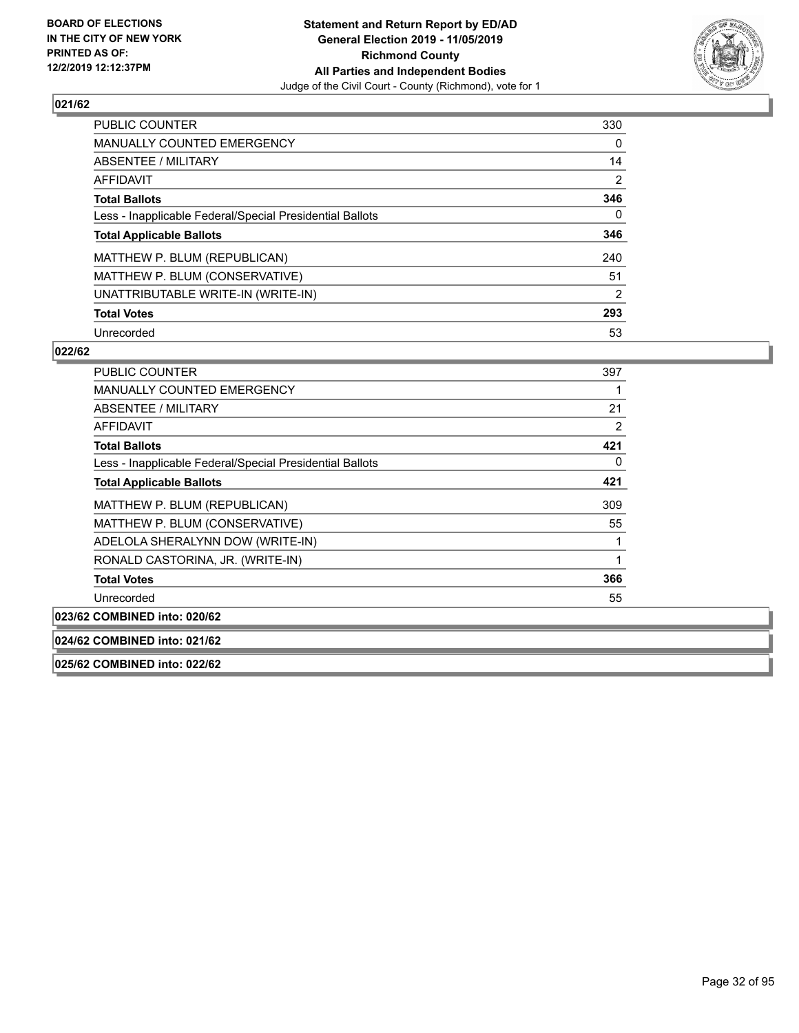**BOARD OF ELECTIONS IN THE CITY OF NEW YORK PRINTED AS OF: 12/2/2019 12:12:37PM**

**Statement and Return Report by ED/AD General Election 2019 - 11/05/2019 Richmond County All Parties and Independent Bodies**

Judge of the Civil Court - County (Richmond), vote for 1

### 021/62

| | |
|---|---|
| PUBLIC COUNTER | 330 |
| MANUALLY COUNTED EMERGENCY | 0 |
| ABSENTEE / MILITARY | 14 |
| AFFIDAVIT | 2 |
| **Total Ballots** | **346** |
| Less - Inapplicable Federal/Special Presidential Ballots | 0 |
| **Total Applicable Ballots** | **346** |
| MATTHEW P. BLUM (REPUBLICAN) | 240 |
| MATTHEW P. BLUM (CONSERVATIVE) | 51 |
| UNATTRIBUTABLE WRITE-IN (WRITE-IN) | 2 |
| **Total Votes** | **293** |
| Unrecorded | 53 |

### 022/62

| | |
|---|---|
| PUBLIC COUNTER | 397 |
| MANUALLY COUNTED EMERGENCY | 1 |
| ABSENTEE / MILITARY | 21 |
| AFFIDAVIT | 2 |
| **Total Ballots** | **421** |
| Less - Inapplicable Federal/Special Presidential Ballots | 0 |
| **Total Applicable Ballots** | **421** |
| MATTHEW P. BLUM (REPUBLICAN) | 309 |
| MATTHEW P. BLUM (CONSERVATIVE) | 55 |
| ADELOLA SHERALYNN DOW (WRITE-IN) | 1 |
| RONALD CASTORINA, JR. (WRITE-IN) | 1 |
| **Total Votes** | **366** |
| Unrecorded | 55 |

### 023/62 COMBINED into: 020/62

### 024/62 COMBINED into: 021/62

### 025/62 COMBINED into: 022/62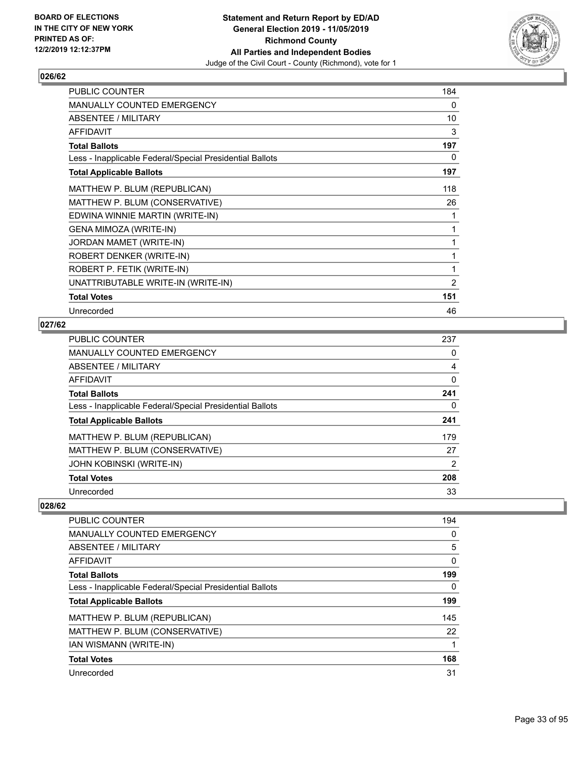BOARD OF ELECTIONS
IN THE CITY OF NEW YORK
PRINTED AS OF:
12/2/2019 12:12:37PM

**Statement and Return Report by ED/AD**
**General Election 2019 - 11/05/2019**
**Richmond County**
**All Parties and Independent Bodies**
Judge of the Civil Court - County (Richmond), vote for 1

### 026/62

| | |
|---|---|
| PUBLIC COUNTER | 184 |
| MANUALLY COUNTED EMERGENCY | 0 |
| ABSENTEE / MILITARY | 10 |
| AFFIDAVIT | 3 |
| **Total Ballots** | **197** |
| Less - Inapplicable Federal/Special Presidential Ballots | 0 |
| **Total Applicable Ballots** | **197** |
| MATTHEW P. BLUM (REPUBLICAN) | 118 |
| MATTHEW P. BLUM (CONSERVATIVE) | 26 |
| EDWINA WINNIE MARTIN (WRITE-IN) | 1 |
| GENA MIMOZA (WRITE-IN) | 1 |
| JORDAN MAMET (WRITE-IN) | 1 |
| ROBERT DENKER (WRITE-IN) | 1 |
| ROBERT P. FETIK (WRITE-IN) | 1 |
| UNATTRIBUTABLE WRITE-IN (WRITE-IN) | 2 |
| **Total Votes** | **151** |
| Unrecorded | 46 |

### 027/62

| | |
|---|---|
| PUBLIC COUNTER | 237 |
| MANUALLY COUNTED EMERGENCY | 0 |
| ABSENTEE / MILITARY | 4 |
| AFFIDAVIT | 0 |
| **Total Ballots** | **241** |
| Less - Inapplicable Federal/Special Presidential Ballots | 0 |
| **Total Applicable Ballots** | **241** |
| MATTHEW P. BLUM (REPUBLICAN) | 179 |
| MATTHEW P. BLUM (CONSERVATIVE) | 27 |
| JOHN KOBINSKI (WRITE-IN) | 2 |
| **Total Votes** | **208** |
| Unrecorded | 33 |

### 028/62

| | |
|---|---|
| PUBLIC COUNTER | 194 |
| MANUALLY COUNTED EMERGENCY | 0 |
| ABSENTEE / MILITARY | 5 |
| AFFIDAVIT | 0 |
| **Total Ballots** | **199** |
| Less - Inapplicable Federal/Special Presidential Ballots | 0 |
| **Total Applicable Ballots** | **199** |
| MATTHEW P. BLUM (REPUBLICAN) | 145 |
| MATTHEW P. BLUM (CONSERVATIVE) | 22 |
| IAN WISMANN (WRITE-IN) | 1 |
| **Total Votes** | **168** |
| Unrecorded | 31 |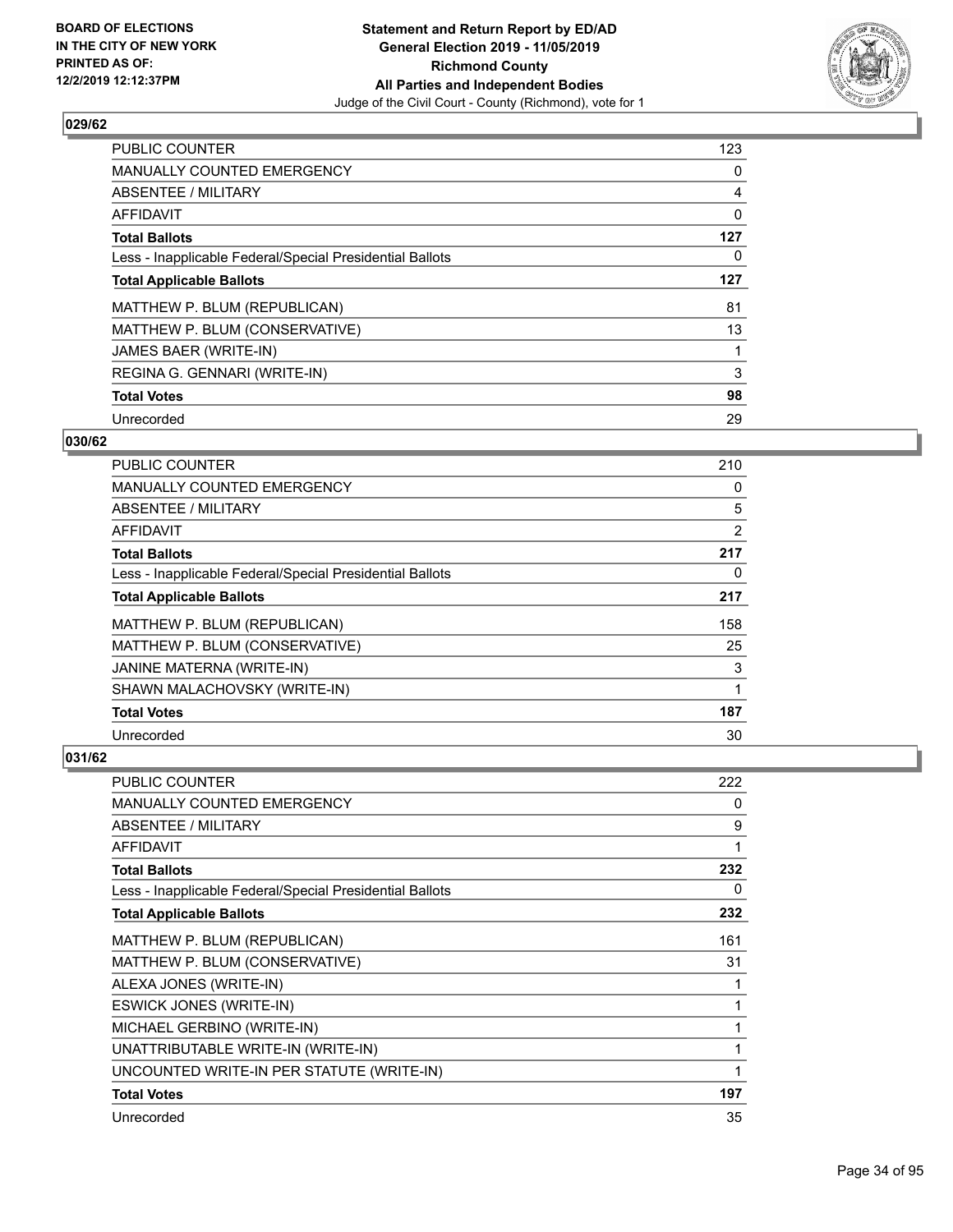**Statement and Return Report by ED/AD**
**General Election 2019 - 11/05/2019**
**Richmond County**
**All Parties and Independent Bodies**
Judge of the Civil Court - County (Richmond), vote for 1

BOARD OF ELECTIONS
IN THE CITY OF NEW YORK
PRINTED AS OF:
12/2/2019 12:12:37PM

### 029/62

| | |
|---|---|
| PUBLIC COUNTER | 123 |
| MANUALLY COUNTED EMERGENCY | 0 |
| ABSENTEE / MILITARY | 4 |
| AFFIDAVIT | 0 |
| **Total Ballots** | **127** |
| Less - Inapplicable Federal/Special Presidential Ballots | 0 |
| **Total Applicable Ballots** | **127** |
| MATTHEW P. BLUM (REPUBLICAN) | 81 |
| MATTHEW P. BLUM (CONSERVATIVE) | 13 |
| JAMES BAER (WRITE-IN) | 1 |
| REGINA G. GENNARI (WRITE-IN) | 3 |
| **Total Votes** | **98** |
| Unrecorded | 29 |

### 030/62

| | |
|---|---|
| PUBLIC COUNTER | 210 |
| MANUALLY COUNTED EMERGENCY | 0 |
| ABSENTEE / MILITARY | 5 |
| AFFIDAVIT | 2 |
| **Total Ballots** | **217** |
| Less - Inapplicable Federal/Special Presidential Ballots | 0 |
| **Total Applicable Ballots** | **217** |
| MATTHEW P. BLUM (REPUBLICAN) | 158 |
| MATTHEW P. BLUM (CONSERVATIVE) | 25 |
| JANINE MATERNA (WRITE-IN) | 3 |
| SHAWN MALACHOVSKY (WRITE-IN) | 1 |
| **Total Votes** | **187** |
| Unrecorded | 30 |

### 031/62

| | |
|---|---|
| PUBLIC COUNTER | 222 |
| MANUALLY COUNTED EMERGENCY | 0 |
| ABSENTEE / MILITARY | 9 |
| AFFIDAVIT | 1 |
| **Total Ballots** | **232** |
| Less - Inapplicable Federal/Special Presidential Ballots | 0 |
| **Total Applicable Ballots** | **232** |
| MATTHEW P. BLUM (REPUBLICAN) | 161 |
| MATTHEW P. BLUM (CONSERVATIVE) | 31 |
| ALEXA JONES (WRITE-IN) | 1 |
| ESWICK JONES (WRITE-IN) | 1 |
| MICHAEL GERBINO (WRITE-IN) | 1 |
| UNATTRIBUTABLE WRITE-IN (WRITE-IN) | 1 |
| UNCOUNTED WRITE-IN PER STATUTE (WRITE-IN) | 1 |
| **Total Votes** | **197** |
| Unrecorded | 35 |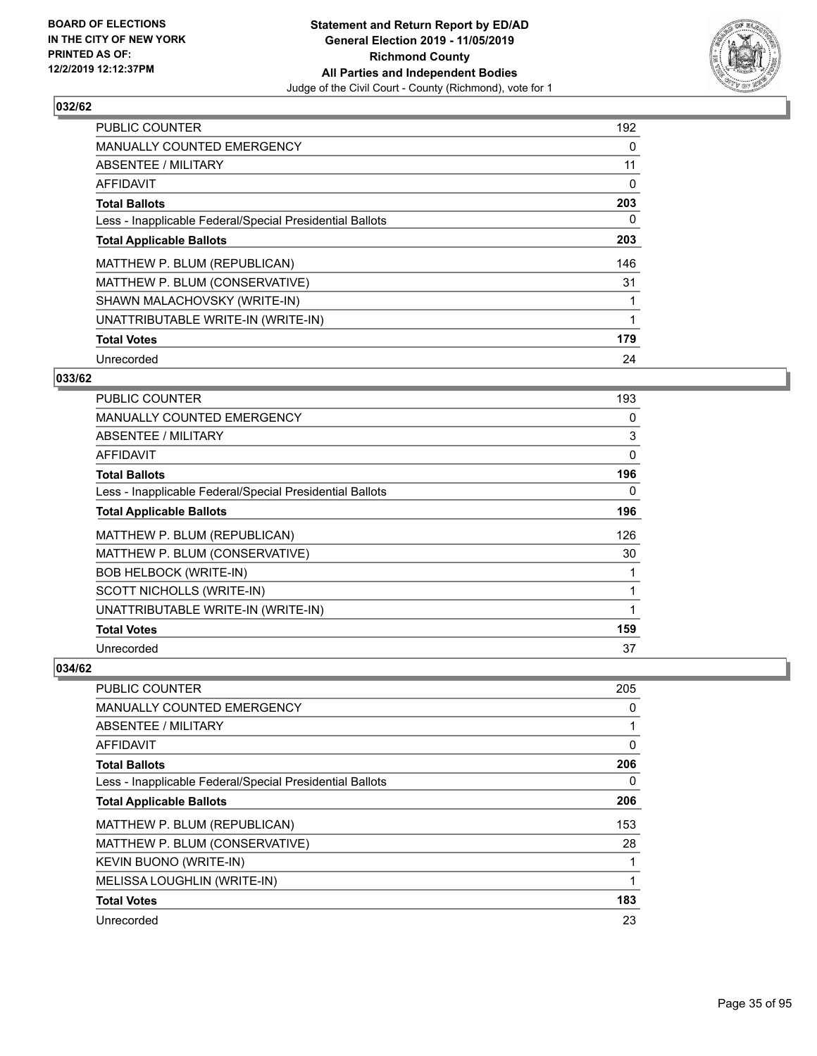BOARD OF ELECTIONS
IN THE CITY OF NEW YORK
PRINTED AS OF:
12/2/2019 12:12:37PM

**Statement and Return Report by ED/AD**
**General Election 2019 - 11/05/2019**
**Richmond County**
**All Parties and Independent Bodies**
Judge of the Civil Court - County (Richmond), vote for 1

### 032/62

| | |
|---|---|
| PUBLIC COUNTER | 192 |
| MANUALLY COUNTED EMERGENCY | 0 |
| ABSENTEE / MILITARY | 11 |
| AFFIDAVIT | 0 |
| **Total Ballots** | **203** |
| Less - Inapplicable Federal/Special Presidential Ballots | 0 |
| **Total Applicable Ballots** | **203** |
| MATTHEW P. BLUM (REPUBLICAN) | 146 |
| MATTHEW P. BLUM (CONSERVATIVE) | 31 |
| SHAWN MALACHOVSKY (WRITE-IN) | 1 |
| UNATTRIBUTABLE WRITE-IN (WRITE-IN) | 1 |
| **Total Votes** | **179** |
| Unrecorded | 24 |

### 033/62

| | |
|---|---|
| PUBLIC COUNTER | 193 |
| MANUALLY COUNTED EMERGENCY | 0 |
| ABSENTEE / MILITARY | 3 |
| AFFIDAVIT | 0 |
| **Total Ballots** | **196** |
| Less - Inapplicable Federal/Special Presidential Ballots | 0 |
| **Total Applicable Ballots** | **196** |
| MATTHEW P. BLUM (REPUBLICAN) | 126 |
| MATTHEW P. BLUM (CONSERVATIVE) | 30 |
| BOB HELBOCK (WRITE-IN) | 1 |
| SCOTT NICHOLLS (WRITE-IN) | 1 |
| UNATTRIBUTABLE WRITE-IN (WRITE-IN) | 1 |
| **Total Votes** | **159** |
| Unrecorded | 37 |

### 034/62

| | |
|---|---|
| PUBLIC COUNTER | 205 |
| MANUALLY COUNTED EMERGENCY | 0 |
| ABSENTEE / MILITARY | 1 |
| AFFIDAVIT | 0 |
| **Total Ballots** | **206** |
| Less - Inapplicable Federal/Special Presidential Ballots | 0 |
| **Total Applicable Ballots** | **206** |
| MATTHEW P. BLUM (REPUBLICAN) | 153 |
| MATTHEW P. BLUM (CONSERVATIVE) | 28 |
| KEVIN BUONO (WRITE-IN) | 1 |
| MELISSA LOUGHLIN (WRITE-IN) | 1 |
| **Total Votes** | **183** |
| Unrecorded | 23 |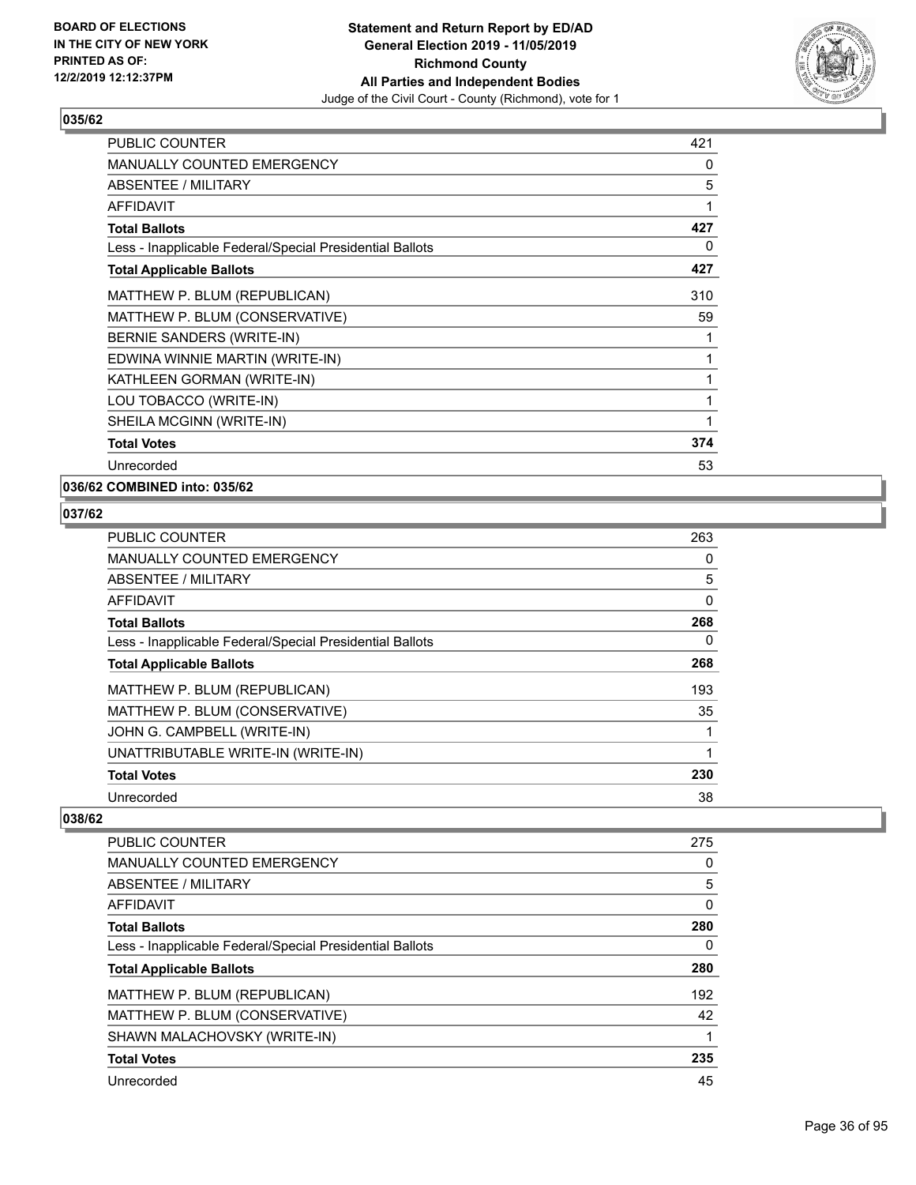Statement and Return Report by ED/AD
General Election 2019 - 11/05/2019
Richmond County
All Parties and Independent Bodies
Judge of the Civil Court - County (Richmond), vote for 1

BOARD OF ELECTIONS
IN THE CITY OF NEW YORK
PRINTED AS OF:
12/2/2019 12:12:37PM

### 035/62

| | |
|---|---|
| PUBLIC COUNTER | 421 |
| MANUALLY COUNTED EMERGENCY | 0 |
| ABSENTEE / MILITARY | 5 |
| AFFIDAVIT | 1 |
| **Total Ballots** | **427** |
| Less - Inapplicable Federal/Special Presidential Ballots | 0 |
| **Total Applicable Ballots** | **427** |
| MATTHEW P. BLUM (REPUBLICAN) | 310 |
| MATTHEW P. BLUM (CONSERVATIVE) | 59 |
| BERNIE SANDERS (WRITE-IN) | 1 |
| EDWINA WINNIE MARTIN (WRITE-IN) | 1 |
| KATHLEEN GORMAN (WRITE-IN) | 1 |
| LOU TOBACCO (WRITE-IN) | 1 |
| SHEILA MCGINN (WRITE-IN) | 1 |
| **Total Votes** | **374** |
| Unrecorded | 53 |

### 036/62 COMBINED into: 035/62

### 037/62

| | |
|---|---|
| PUBLIC COUNTER | 263 |
| MANUALLY COUNTED EMERGENCY | 0 |
| ABSENTEE / MILITARY | 5 |
| AFFIDAVIT | 0 |
| **Total Ballots** | **268** |
| Less - Inapplicable Federal/Special Presidential Ballots | 0 |
| **Total Applicable Ballots** | **268** |
| MATTHEW P. BLUM (REPUBLICAN) | 193 |
| MATTHEW P. BLUM (CONSERVATIVE) | 35 |
| JOHN G. CAMPBELL (WRITE-IN) | 1 |
| UNATTRIBUTABLE WRITE-IN (WRITE-IN) | 1 |
| **Total Votes** | **230** |
| Unrecorded | 38 |

### 038/62

| | |
|---|---|
| PUBLIC COUNTER | 275 |
| MANUALLY COUNTED EMERGENCY | 0 |
| ABSENTEE / MILITARY | 5 |
| AFFIDAVIT | 0 |
| **Total Ballots** | **280** |
| Less - Inapplicable Federal/Special Presidential Ballots | 0 |
| **Total Applicable Ballots** | **280** |
| MATTHEW P. BLUM (REPUBLICAN) | 192 |
| MATTHEW P. BLUM (CONSERVATIVE) | 42 |
| SHAWN MALACHOVSKY (WRITE-IN) | 1 |
| **Total Votes** | **235** |
| Unrecorded | 45 |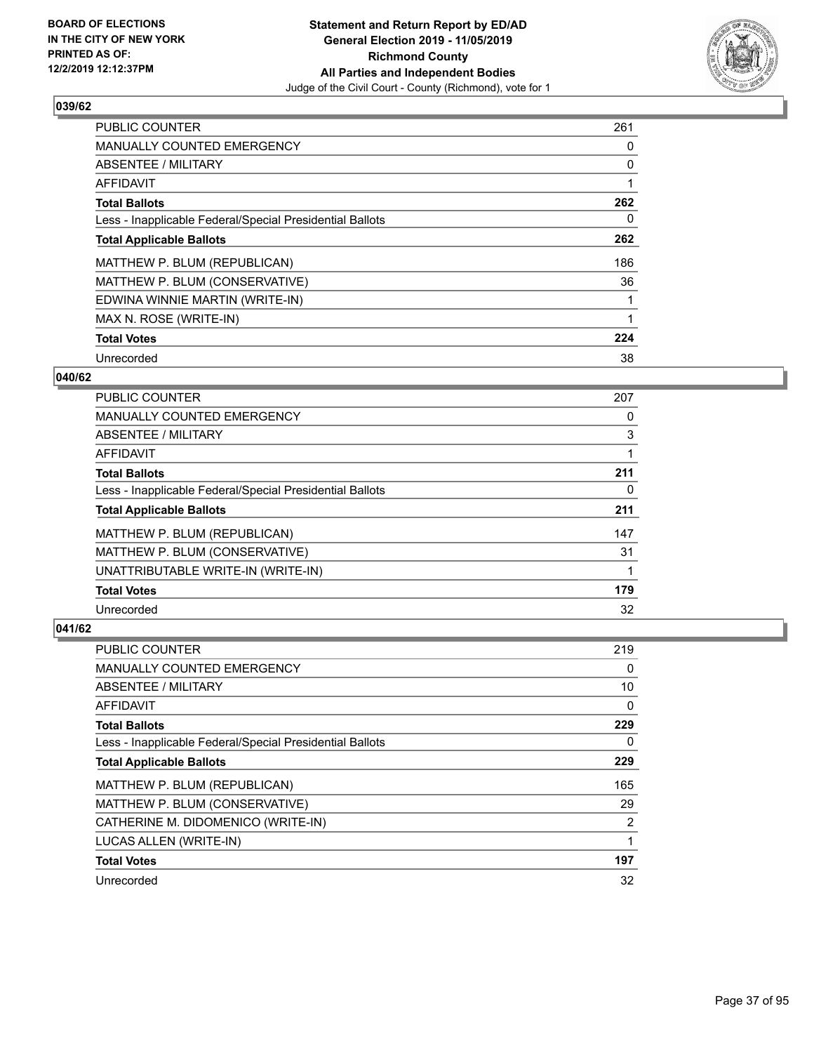**BOARD OF ELECTIONS IN THE CITY OF NEW YORK PRINTED AS OF: 12/2/2019 12:12:37PM**

**Statement and Return Report by ED/AD General Election 2019 - 11/05/2019 Richmond County All Parties and Independent Bodies**

Judge of the Civil Court - County (Richmond), vote for 1

## 039/62

| | |
|---|---|
| PUBLIC COUNTER | 261 |
| MANUALLY COUNTED EMERGENCY | 0 |
| ABSENTEE / MILITARY | 0 |
| AFFIDAVIT | 1 |
| **Total Ballots** | **262** |
| Less - Inapplicable Federal/Special Presidential Ballots | 0 |
| **Total Applicable Ballots** | **262** |
| MATTHEW P. BLUM (REPUBLICAN) | 186 |
| MATTHEW P. BLUM (CONSERVATIVE) | 36 |
| EDWINA WINNIE MARTIN (WRITE-IN) | 1 |
| MAX N. ROSE (WRITE-IN) | 1 |
| **Total Votes** | **224** |
| Unrecorded | 38 |

## 040/62

| | |
|---|---|
| PUBLIC COUNTER | 207 |
| MANUALLY COUNTED EMERGENCY | 0 |
| ABSENTEE / MILITARY | 3 |
| AFFIDAVIT | 1 |
| **Total Ballots** | **211** |
| Less - Inapplicable Federal/Special Presidential Ballots | 0 |
| **Total Applicable Ballots** | **211** |
| MATTHEW P. BLUM (REPUBLICAN) | 147 |
| MATTHEW P. BLUM (CONSERVATIVE) | 31 |
| UNATTRIBUTABLE WRITE-IN (WRITE-IN) | 1 |
| **Total Votes** | **179** |
| Unrecorded | 32 |

## 041/62

| | |
|---|---|
| PUBLIC COUNTER | 219 |
| MANUALLY COUNTED EMERGENCY | 0 |
| ABSENTEE / MILITARY | 10 |
| AFFIDAVIT | 0 |
| **Total Ballots** | **229** |
| Less - Inapplicable Federal/Special Presidential Ballots | 0 |
| **Total Applicable Ballots** | **229** |
| MATTHEW P. BLUM (REPUBLICAN) | 165 |
| MATTHEW P. BLUM (CONSERVATIVE) | 29 |
| CATHERINE M. DIDOMENICO (WRITE-IN) | 2 |
| LUCAS ALLEN (WRITE-IN) | 1 |
| **Total Votes** | **197** |
| Unrecorded | 32 |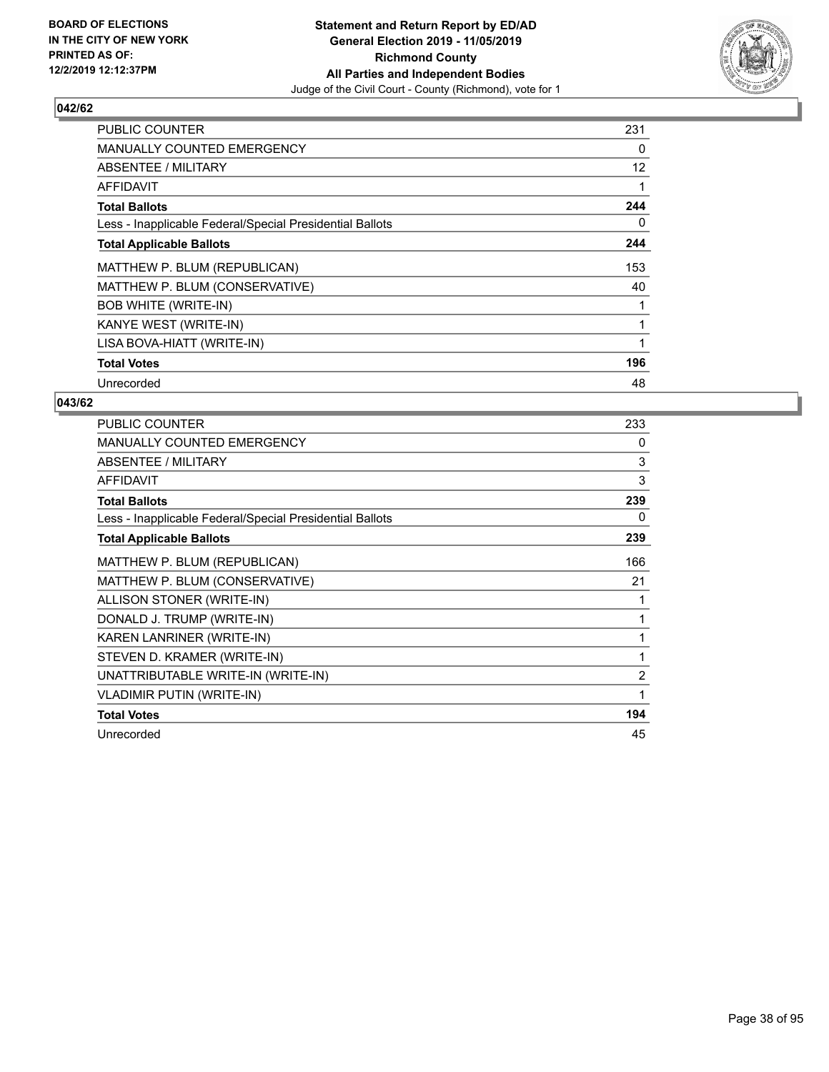BOARD OF ELECTIONS IN THE CITY OF NEW YORK PRINTED AS OF: 12/2/2019 12:12:37PM

**Statement and Return Report by ED/AD**
**General Election 2019 - 11/05/2019**
**Richmond County**
**All Parties and Independent Bodies**
Judge of the Civil Court - County (Richmond), vote for 1

### 042/62

| | |
|---|---|
| PUBLIC COUNTER | 231 |
| MANUALLY COUNTED EMERGENCY | 0 |
| ABSENTEE / MILITARY | 12 |
| AFFIDAVIT | 1 |
| **Total Ballots** | **244** |
| Less - Inapplicable Federal/Special Presidential Ballots | 0 |
| **Total Applicable Ballots** | **244** |
| MATTHEW P. BLUM (REPUBLICAN) | 153 |
| MATTHEW P. BLUM (CONSERVATIVE) | 40 |
| BOB WHITE (WRITE-IN) | 1 |
| KANYE WEST (WRITE-IN) | 1 |
| LISA BOVA-HIATT (WRITE-IN) | 1 |
| **Total Votes** | **196** |
| Unrecorded | 48 |

### 043/62

| | |
|---|---|
| PUBLIC COUNTER | 233 |
| MANUALLY COUNTED EMERGENCY | 0 |
| ABSENTEE / MILITARY | 3 |
| AFFIDAVIT | 3 |
| **Total Ballots** | **239** |
| Less - Inapplicable Federal/Special Presidential Ballots | 0 |
| **Total Applicable Ballots** | **239** |
| MATTHEW P. BLUM (REPUBLICAN) | 166 |
| MATTHEW P. BLUM (CONSERVATIVE) | 21 |
| ALLISON STONER (WRITE-IN) | 1 |
| DONALD J. TRUMP (WRITE-IN) | 1 |
| KAREN LANRINER (WRITE-IN) | 1 |
| STEVEN D. KRAMER (WRITE-IN) | 1 |
| UNATTRIBUTABLE WRITE-IN (WRITE-IN) | 2 |
| VLADIMIR PUTIN (WRITE-IN) | 1 |
| **Total Votes** | **194** |
| Unrecorded | 45 |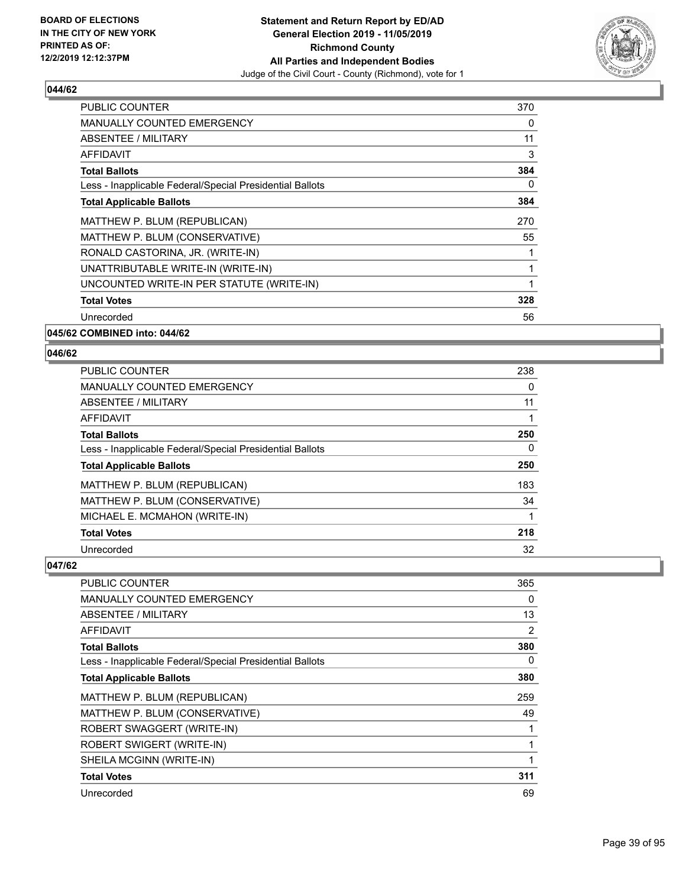**BOARD OF ELECTIONS IN THE CITY OF NEW YORK PRINTED AS OF: 12/2/2019 12:12:37PM**

**Statement and Return Report by ED/AD General Election 2019 - 11/05/2019 Richmond County All Parties and Independent Bodies**

Judge of the Civil Court - County (Richmond), vote for 1

### 044/62

| | |
|---|---|
| PUBLIC COUNTER | 370 |
| MANUALLY COUNTED EMERGENCY | 0 |
| ABSENTEE / MILITARY | 11 |
| AFFIDAVIT | 3 |
| **Total Ballots** | **384** |
| Less - Inapplicable Federal/Special Presidential Ballots | 0 |
| **Total Applicable Ballots** | **384** |
| MATTHEW P. BLUM (REPUBLICAN) | 270 |
| MATTHEW P. BLUM (CONSERVATIVE) | 55 |
| RONALD CASTORINA, JR. (WRITE-IN) | 1 |
| UNATTRIBUTABLE WRITE-IN (WRITE-IN) | 1 |
| UNCOUNTED WRITE-IN PER STATUTE (WRITE-IN) | 1 |
| **Total Votes** | **328** |
| Unrecorded | 56 |

### 045/62 COMBINED into: 044/62

### 046/62

| | |
|---|---|
| PUBLIC COUNTER | 238 |
| MANUALLY COUNTED EMERGENCY | 0 |
| ABSENTEE / MILITARY | 11 |
| AFFIDAVIT | 1 |
| **Total Ballots** | **250** |
| Less - Inapplicable Federal/Special Presidential Ballots | 0 |
| **Total Applicable Ballots** | **250** |
| MATTHEW P. BLUM (REPUBLICAN) | 183 |
| MATTHEW P. BLUM (CONSERVATIVE) | 34 |
| MICHAEL E. MCMAHON (WRITE-IN) | 1 |
| **Total Votes** | **218** |
| Unrecorded | 32 |

### 047/62

| | |
|---|---|
| PUBLIC COUNTER | 365 |
| MANUALLY COUNTED EMERGENCY | 0 |
| ABSENTEE / MILITARY | 13 |
| AFFIDAVIT | 2 |
| **Total Ballots** | **380** |
| Less - Inapplicable Federal/Special Presidential Ballots | 0 |
| **Total Applicable Ballots** | **380** |
| MATTHEW P. BLUM (REPUBLICAN) | 259 |
| MATTHEW P. BLUM (CONSERVATIVE) | 49 |
| ROBERT SWAGGERT (WRITE-IN) | 1 |
| ROBERT SWIGERT (WRITE-IN) | 1 |
| SHEILA MCGINN (WRITE-IN) | 1 |
| **Total Votes** | **311** |
| Unrecorded | 69 |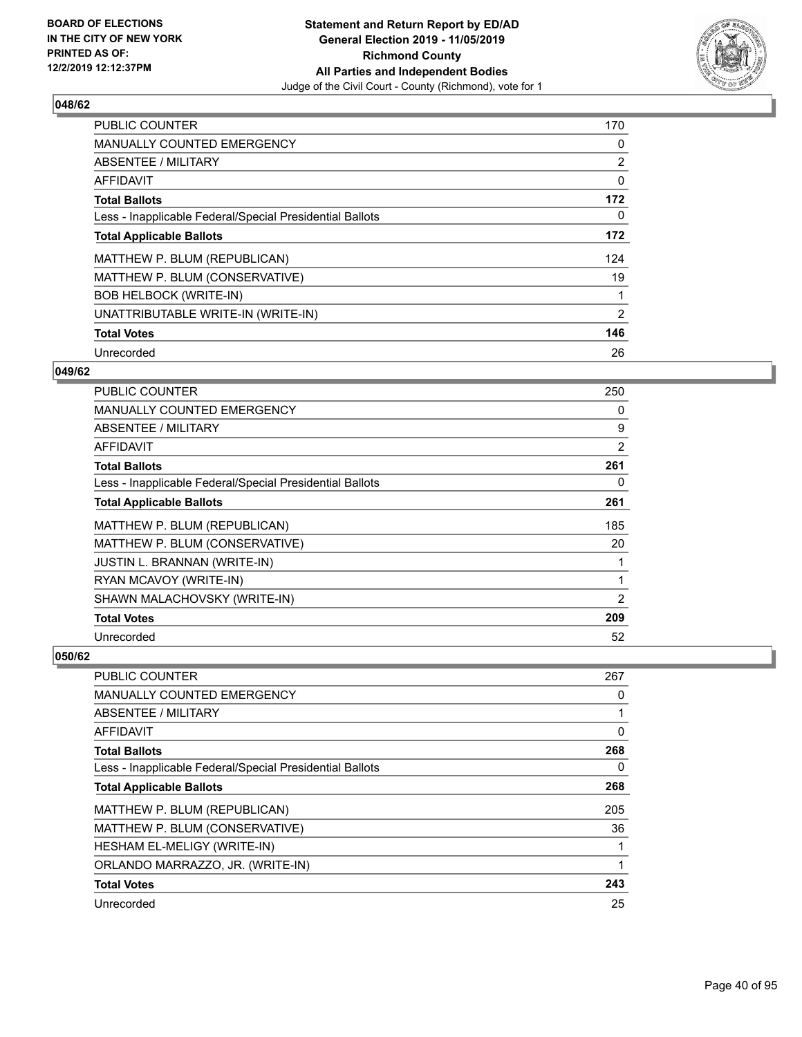**BOARD OF ELECTIONS IN THE CITY OF NEW YORK PRINTED AS OF: 12/2/2019 12:12:37PM**

**Statement and Return Report by ED/AD General Election 2019 - 11/05/2019 Richmond County All Parties and Independent Bodies**

Judge of the Civil Court - County (Richmond), vote for 1

## 048/62

| | |
|---|---|
| PUBLIC COUNTER | 170 |
| MANUALLY COUNTED EMERGENCY | 0 |
| ABSENTEE / MILITARY | 2 |
| AFFIDAVIT | 0 |
| **Total Ballots** | **172** |
| Less - Inapplicable Federal/Special Presidential Ballots | 0 |
| **Total Applicable Ballots** | **172** |
| MATTHEW P. BLUM (REPUBLICAN) | 124 |
| MATTHEW P. BLUM (CONSERVATIVE) | 19 |
| BOB HELBOCK (WRITE-IN) | 1 |
| UNATTRIBUTABLE WRITE-IN (WRITE-IN) | 2 |
| **Total Votes** | **146** |
| Unrecorded | 26 |

## 049/62

| | |
|---|---|
| PUBLIC COUNTER | 250 |
| MANUALLY COUNTED EMERGENCY | 0 |
| ABSENTEE / MILITARY | 9 |
| AFFIDAVIT | 2 |
| **Total Ballots** | **261** |
| Less - Inapplicable Federal/Special Presidential Ballots | 0 |
| **Total Applicable Ballots** | **261** |
| MATTHEW P. BLUM (REPUBLICAN) | 185 |
| MATTHEW P. BLUM (CONSERVATIVE) | 20 |
| JUSTIN L. BRANNAN (WRITE-IN) | 1 |
| RYAN MCAVOY (WRITE-IN) | 1 |
| SHAWN MALACHOVSKY (WRITE-IN) | 2 |
| **Total Votes** | **209** |
| Unrecorded | 52 |

## 050/62

| | |
|---|---|
| PUBLIC COUNTER | 267 |
| MANUALLY COUNTED EMERGENCY | 0 |
| ABSENTEE / MILITARY | 1 |
| AFFIDAVIT | 0 |
| **Total Ballots** | **268** |
| Less - Inapplicable Federal/Special Presidential Ballots | 0 |
| **Total Applicable Ballots** | **268** |
| MATTHEW P. BLUM (REPUBLICAN) | 205 |
| MATTHEW P. BLUM (CONSERVATIVE) | 36 |
| HESHAM EL-MELIGY (WRITE-IN) | 1 |
| ORLANDO MARRAZZO, JR. (WRITE-IN) | 1 |
| **Total Votes** | **243** |
| Unrecorded | 25 |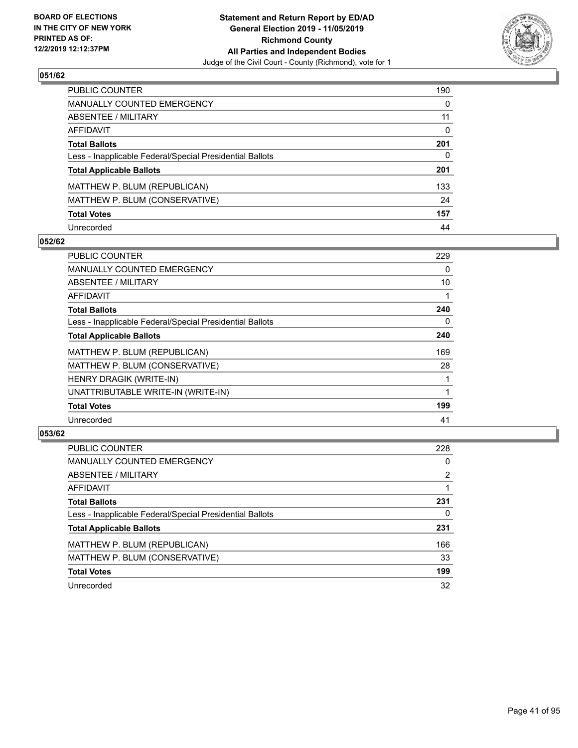**BOARD OF ELECTIONS IN THE CITY OF NEW YORK PRINTED AS OF: 12/2/2019 12:12:37PM**

**Statement and Return Report by ED/AD General Election 2019 - 11/05/2019 Richmond County All Parties and Independent Bodies**
Judge of the Civil Court - County (Richmond), vote for 1

## 051/62

| | |
|---|---|
| PUBLIC COUNTER | 190 |
| MANUALLY COUNTED EMERGENCY | 0 |
| ABSENTEE / MILITARY | 11 |
| AFFIDAVIT | 0 |
| **Total Ballots** | **201** |
| Less - Inapplicable Federal/Special Presidential Ballots | 0 |
| **Total Applicable Ballots** | **201** |
| MATTHEW P. BLUM (REPUBLICAN) | 133 |
| MATTHEW P. BLUM (CONSERVATIVE) | 24 |
| **Total Votes** | **157** |
| Unrecorded | 44 |

## 052/62

| | |
|---|---|
| PUBLIC COUNTER | 229 |
| MANUALLY COUNTED EMERGENCY | 0 |
| ABSENTEE / MILITARY | 10 |
| AFFIDAVIT | 1 |
| **Total Ballots** | **240** |
| Less - Inapplicable Federal/Special Presidential Ballots | 0 |
| **Total Applicable Ballots** | **240** |
| MATTHEW P. BLUM (REPUBLICAN) | 169 |
| MATTHEW P. BLUM (CONSERVATIVE) | 28 |
| HENRY DRAGIK (WRITE-IN) | 1 |
| UNATTRIBUTABLE WRITE-IN (WRITE-IN) | 1 |
| **Total Votes** | **199** |
| Unrecorded | 41 |

## 053/62

| | |
|---|---|
| PUBLIC COUNTER | 228 |
| MANUALLY COUNTED EMERGENCY | 0 |
| ABSENTEE / MILITARY | 2 |
| AFFIDAVIT | 1 |
| **Total Ballots** | **231** |
| Less - Inapplicable Federal/Special Presidential Ballots | 0 |
| **Total Applicable Ballots** | **231** |
| MATTHEW P. BLUM (REPUBLICAN) | 166 |
| MATTHEW P. BLUM (CONSERVATIVE) | 33 |
| **Total Votes** | **199** |
| Unrecorded | 32 |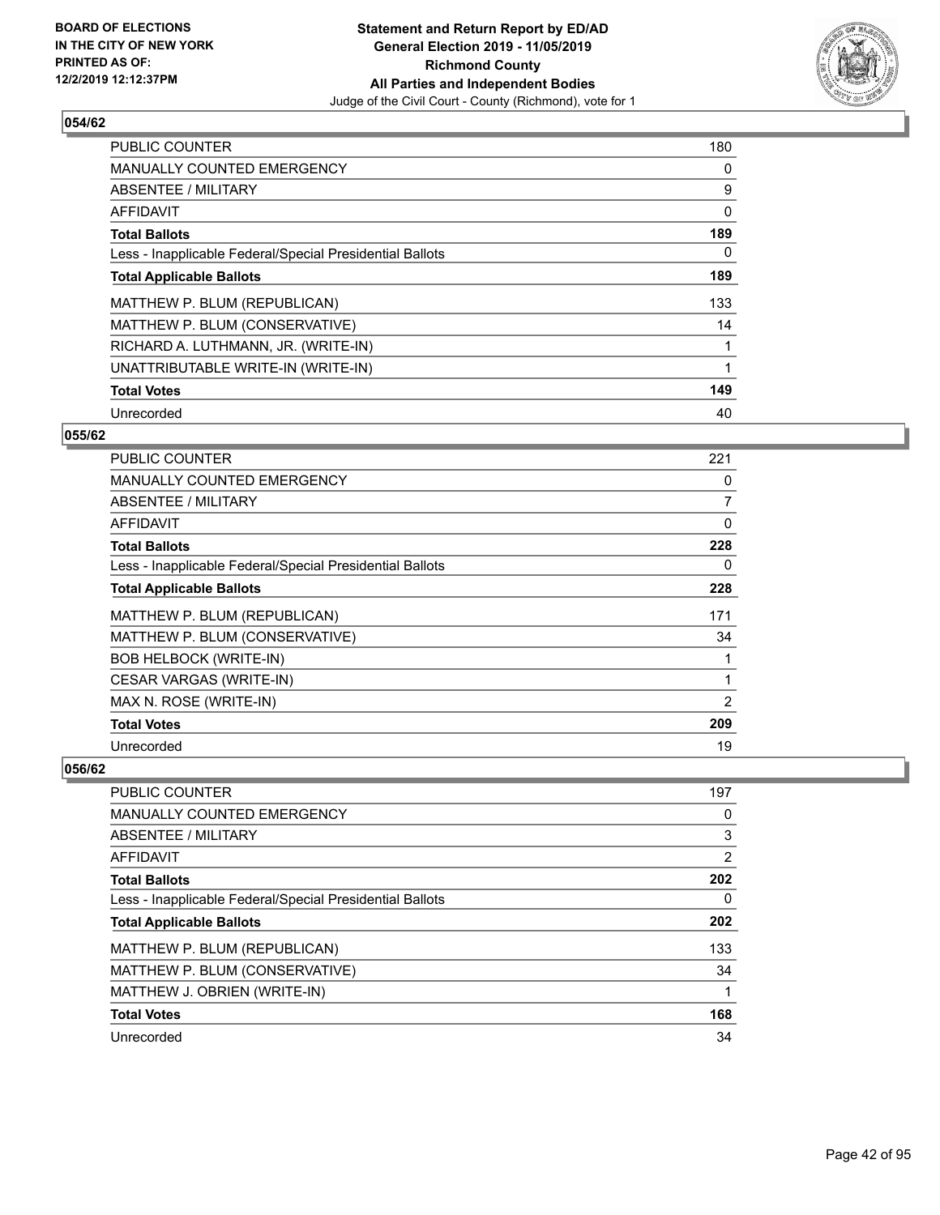**BOARD OF ELECTIONS IN THE CITY OF NEW YORK PRINTED AS OF: 12/2/2019 12:12:37PM**

**Statement and Return Report by ED/AD General Election 2019 - 11/05/2019 Richmond County All Parties and Independent Bodies**

Judge of the Civil Court - County (Richmond), vote for 1

### 054/62

| | |
|---|---|
| PUBLIC COUNTER | 180 |
| MANUALLY COUNTED EMERGENCY | 0 |
| ABSENTEE / MILITARY | 9 |
| AFFIDAVIT | 0 |
| **Total Ballots** | **189** |
| Less - Inapplicable Federal/Special Presidential Ballots | 0 |
| **Total Applicable Ballots** | **189** |
| MATTHEW P. BLUM (REPUBLICAN) | 133 |
| MATTHEW P. BLUM (CONSERVATIVE) | 14 |
| RICHARD A. LUTHMANN, JR. (WRITE-IN) | 1 |
| UNATTRIBUTABLE WRITE-IN (WRITE-IN) | 1 |
| **Total Votes** | **149** |
| Unrecorded | 40 |

### 055/62

| | |
|---|---|
| PUBLIC COUNTER | 221 |
| MANUALLY COUNTED EMERGENCY | 0 |
| ABSENTEE / MILITARY | 7 |
| AFFIDAVIT | 0 |
| **Total Ballots** | **228** |
| Less - Inapplicable Federal/Special Presidential Ballots | 0 |
| **Total Applicable Ballots** | **228** |
| MATTHEW P. BLUM (REPUBLICAN) | 171 |
| MATTHEW P. BLUM (CONSERVATIVE) | 34 |
| BOB HELBOCK (WRITE-IN) | 1 |
| CESAR VARGAS (WRITE-IN) | 1 |
| MAX N. ROSE (WRITE-IN) | 2 |
| **Total Votes** | **209** |
| Unrecorded | 19 |

### 056/62

| | |
|---|---|
| PUBLIC COUNTER | 197 |
| MANUALLY COUNTED EMERGENCY | 0 |
| ABSENTEE / MILITARY | 3 |
| AFFIDAVIT | 2 |
| **Total Ballots** | **202** |
| Less - Inapplicable Federal/Special Presidential Ballots | 0 |
| **Total Applicable Ballots** | **202** |
| MATTHEW P. BLUM (REPUBLICAN) | 133 |
| MATTHEW P. BLUM (CONSERVATIVE) | 34 |
| MATTHEW J. OBRIEN (WRITE-IN) | 1 |
| **Total Votes** | **168** |
| Unrecorded | 34 |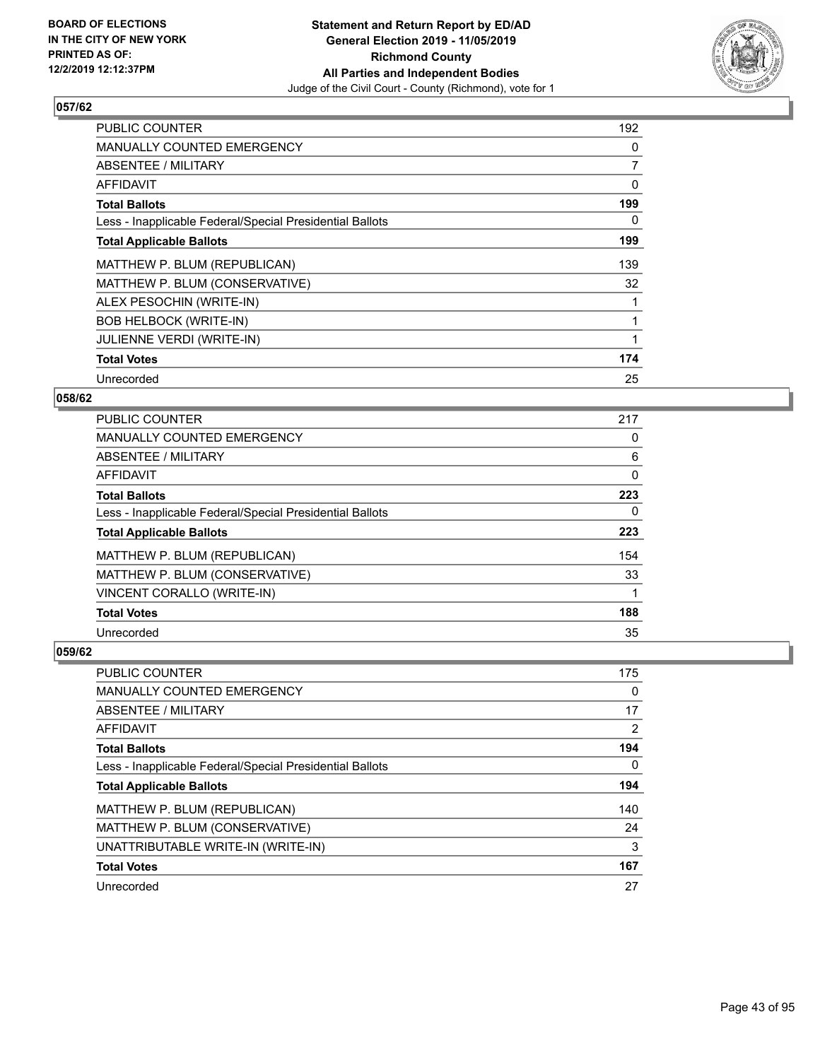**BOARD OF ELECTIONS IN THE CITY OF NEW YORK PRINTED AS OF: 12/2/2019 12:12:37PM**

**Statement and Return Report by ED/AD General Election 2019 - 11/05/2019 Richmond County All Parties and Independent Bodies**

Judge of the Civil Court - County (Richmond), vote for 1

## 057/62

| | |
|---|---|
| PUBLIC COUNTER | 192 |
| MANUALLY COUNTED EMERGENCY | 0 |
| ABSENTEE / MILITARY | 7 |
| AFFIDAVIT | 0 |
| **Total Ballots** | **199** |
| Less - Inapplicable Federal/Special Presidential Ballots | 0 |
| **Total Applicable Ballots** | **199** |
| MATTHEW P. BLUM (REPUBLICAN) | 139 |
| MATTHEW P. BLUM (CONSERVATIVE) | 32 |
| ALEX PESOCHIN (WRITE-IN) | 1 |
| BOB HELBOCK (WRITE-IN) | 1 |
| JULIENNE VERDI (WRITE-IN) | 1 |
| **Total Votes** | **174** |
| Unrecorded | 25 |

## 058/62

| | |
|---|---|
| PUBLIC COUNTER | 217 |
| MANUALLY COUNTED EMERGENCY | 0 |
| ABSENTEE / MILITARY | 6 |
| AFFIDAVIT | 0 |
| **Total Ballots** | **223** |
| Less - Inapplicable Federal/Special Presidential Ballots | 0 |
| **Total Applicable Ballots** | **223** |
| MATTHEW P. BLUM (REPUBLICAN) | 154 |
| MATTHEW P. BLUM (CONSERVATIVE) | 33 |
| VINCENT CORALLO (WRITE-IN) | 1 |
| **Total Votes** | **188** |
| Unrecorded | 35 |

## 059/62

| | |
|---|---|
| PUBLIC COUNTER | 175 |
| MANUALLY COUNTED EMERGENCY | 0 |
| ABSENTEE / MILITARY | 17 |
| AFFIDAVIT | 2 |
| **Total Ballots** | **194** |
| Less - Inapplicable Federal/Special Presidential Ballots | 0 |
| **Total Applicable Ballots** | **194** |
| MATTHEW P. BLUM (REPUBLICAN) | 140 |
| MATTHEW P. BLUM (CONSERVATIVE) | 24 |
| UNATTRIBUTABLE WRITE-IN (WRITE-IN) | 3 |
| **Total Votes** | **167** |
| Unrecorded | 27 |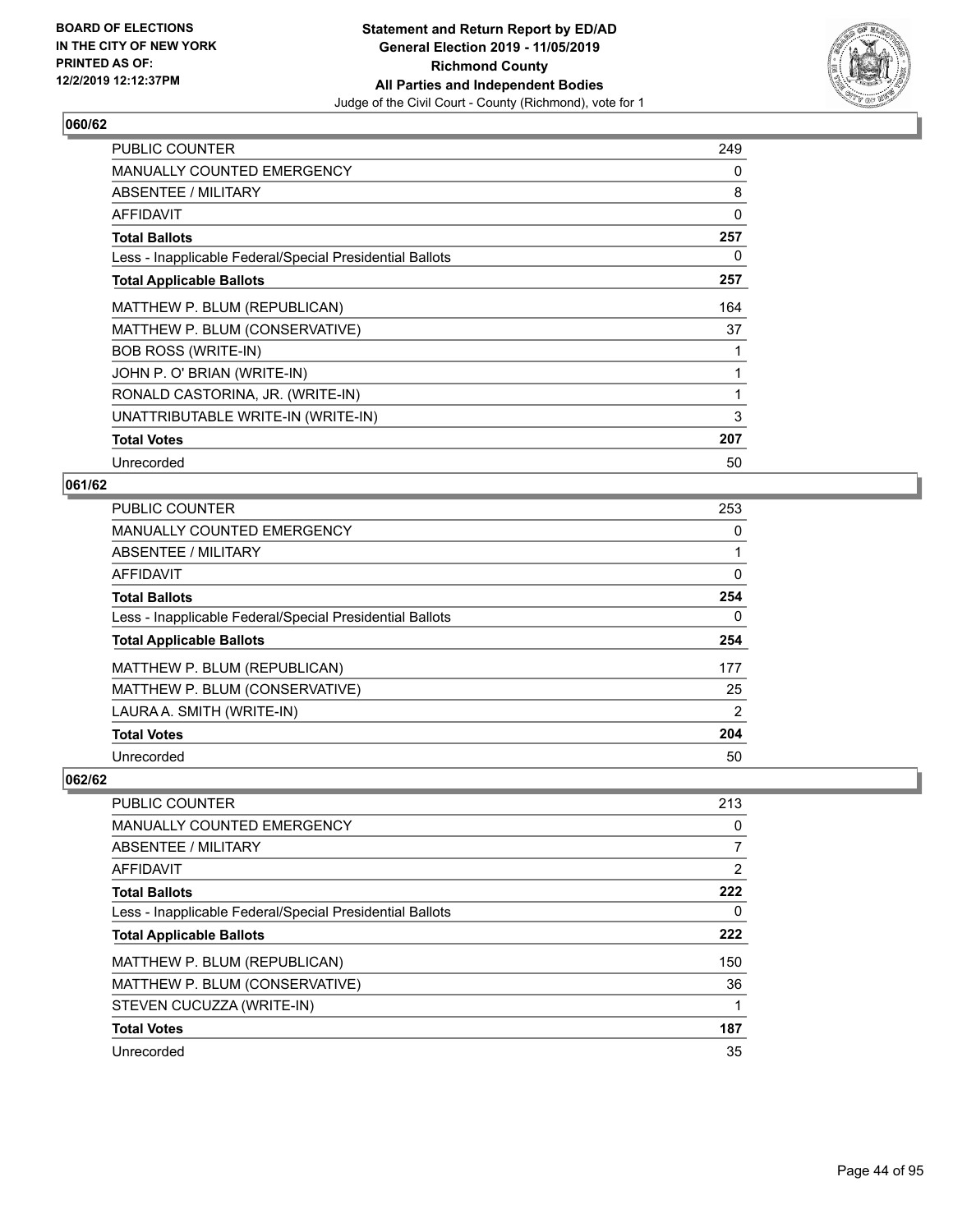BOARD OF ELECTIONS
IN THE CITY OF NEW YORK
PRINTED AS OF:
12/2/2019 12:12:37PM

**Statement and Return Report by ED/AD**
**General Election 2019 - 11/05/2019**
**Richmond County**
**All Parties and Independent Bodies**
Judge of the Civil Court - County (Richmond), vote for 1

### 060/62

| | |
|---|---|
| PUBLIC COUNTER | 249 |
| MANUALLY COUNTED EMERGENCY | 0 |
| ABSENTEE / MILITARY | 8 |
| AFFIDAVIT | 0 |
| **Total Ballots** | **257** |
| Less - Inapplicable Federal/Special Presidential Ballots | 0 |
| **Total Applicable Ballots** | **257** |
| MATTHEW P. BLUM (REPUBLICAN) | 164 |
| MATTHEW P. BLUM (CONSERVATIVE) | 37 |
| BOB ROSS (WRITE-IN) | 1 |
| JOHN P. O' BRIAN (WRITE-IN) | 1 |
| RONALD CASTORINA, JR. (WRITE-IN) | 1 |
| UNATTRIBUTABLE WRITE-IN (WRITE-IN) | 3 |
| **Total Votes** | **207** |
| Unrecorded | 50 |

### 061/62

| | |
|---|---|
| PUBLIC COUNTER | 253 |
| MANUALLY COUNTED EMERGENCY | 0 |
| ABSENTEE / MILITARY | 1 |
| AFFIDAVIT | 0 |
| **Total Ballots** | **254** |
| Less - Inapplicable Federal/Special Presidential Ballots | 0 |
| **Total Applicable Ballots** | **254** |
| MATTHEW P. BLUM (REPUBLICAN) | 177 |
| MATTHEW P. BLUM (CONSERVATIVE) | 25 |
| LAURA A. SMITH (WRITE-IN) | 2 |
| **Total Votes** | **204** |
| Unrecorded | 50 |

### 062/62

| | |
|---|---|
| PUBLIC COUNTER | 213 |
| MANUALLY COUNTED EMERGENCY | 0 |
| ABSENTEE / MILITARY | 7 |
| AFFIDAVIT | 2 |
| **Total Ballots** | **222** |
| Less - Inapplicable Federal/Special Presidential Ballots | 0 |
| **Total Applicable Ballots** | **222** |
| MATTHEW P. BLUM (REPUBLICAN) | 150 |
| MATTHEW P. BLUM (CONSERVATIVE) | 36 |
| STEVEN CUCUZZA (WRITE-IN) | 1 |
| **Total Votes** | **187** |
| Unrecorded | 35 |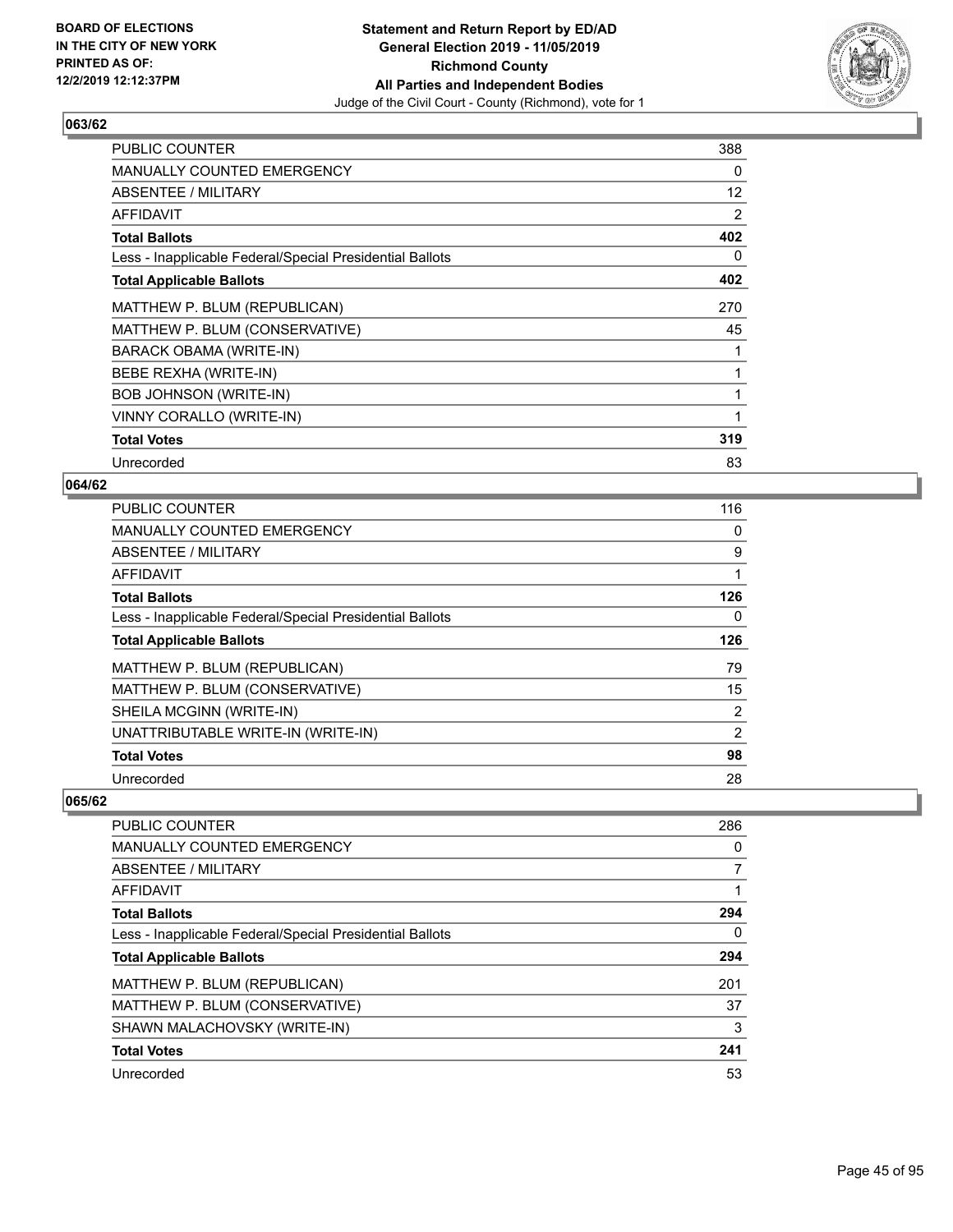BOARD OF ELECTIONS
IN THE CITY OF NEW YORK
PRINTED AS OF:
12/2/2019 12:12:37PM

**Statement and Return Report by ED/AD**
**General Election 2019 - 11/05/2019**
**Richmond County**
**All Parties and Independent Bodies**
Judge of the Civil Court - County (Richmond), vote for 1

### 063/62

| | |
|---|---|
| PUBLIC COUNTER | 388 |
| MANUALLY COUNTED EMERGENCY | 0 |
| ABSENTEE / MILITARY | 12 |
| AFFIDAVIT | 2 |
| **Total Ballots** | **402** |
| Less - Inapplicable Federal/Special Presidential Ballots | 0 |
| **Total Applicable Ballots** | **402** |
| MATTHEW P. BLUM (REPUBLICAN) | 270 |
| MATTHEW P. BLUM (CONSERVATIVE) | 45 |
| BARACK OBAMA (WRITE-IN) | 1 |
| BEBE REXHA (WRITE-IN) | 1 |
| BOB JOHNSON (WRITE-IN) | 1 |
| VINNY CORALLO (WRITE-IN) | 1 |
| **Total Votes** | **319** |
| Unrecorded | 83 |

### 064/62

| | |
|---|---|
| PUBLIC COUNTER | 116 |
| MANUALLY COUNTED EMERGENCY | 0 |
| ABSENTEE / MILITARY | 9 |
| AFFIDAVIT | 1 |
| **Total Ballots** | **126** |
| Less - Inapplicable Federal/Special Presidential Ballots | 0 |
| **Total Applicable Ballots** | **126** |
| MATTHEW P. BLUM (REPUBLICAN) | 79 |
| MATTHEW P. BLUM (CONSERVATIVE) | 15 |
| SHEILA MCGINN (WRITE-IN) | 2 |
| UNATTRIBUTABLE WRITE-IN (WRITE-IN) | 2 |
| **Total Votes** | **98** |
| Unrecorded | 28 |

### 065/62

| | |
|---|---|
| PUBLIC COUNTER | 286 |
| MANUALLY COUNTED EMERGENCY | 0 |
| ABSENTEE / MILITARY | 7 |
| AFFIDAVIT | 1 |
| **Total Ballots** | **294** |
| Less - Inapplicable Federal/Special Presidential Ballots | 0 |
| **Total Applicable Ballots** | **294** |
| MATTHEW P. BLUM (REPUBLICAN) | 201 |
| MATTHEW P. BLUM (CONSERVATIVE) | 37 |
| SHAWN MALACHOVSKY (WRITE-IN) | 3 |
| **Total Votes** | **241** |
| Unrecorded | 53 |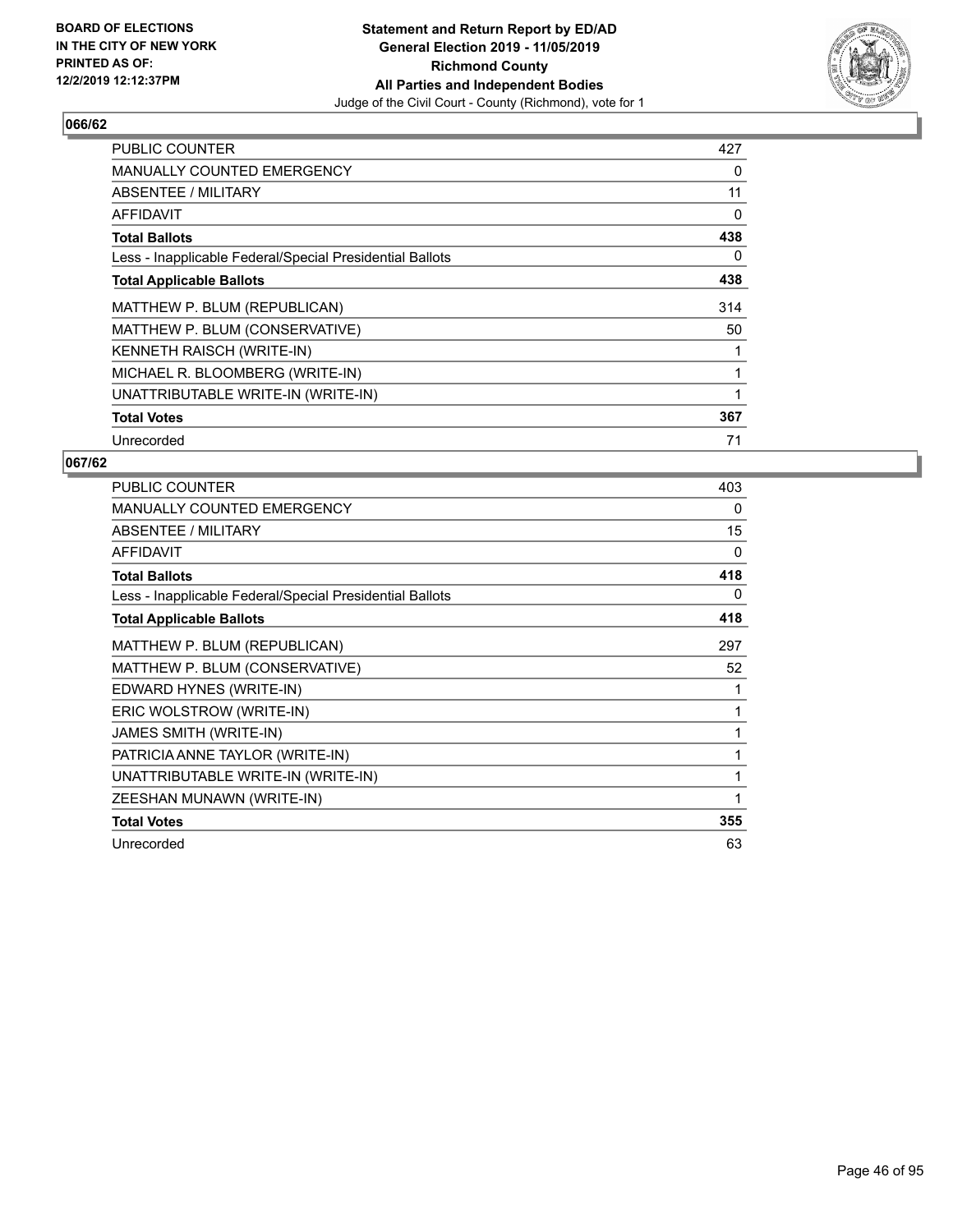**BOARD OF ELECTIONS IN THE CITY OF NEW YORK PRINTED AS OF: 12/2/2019 12:12:37PM**

**Statement and Return Report by ED/AD General Election 2019 - 11/05/2019 Richmond County All Parties and Independent Bodies**
Judge of the Civil Court - County (Richmond), vote for 1

## 066/62

| | |
|---|---|
| PUBLIC COUNTER | 427 |
| MANUALLY COUNTED EMERGENCY | 0 |
| ABSENTEE / MILITARY | 11 |
| AFFIDAVIT | 0 |
| **Total Ballots** | **438** |
| Less - Inapplicable Federal/Special Presidential Ballots | 0 |
| **Total Applicable Ballots** | **438** |
| MATTHEW P. BLUM (REPUBLICAN) | 314 |
| MATTHEW P. BLUM (CONSERVATIVE) | 50 |
| KENNETH RAISCH (WRITE-IN) | 1 |
| MICHAEL R. BLOOMBERG (WRITE-IN) | 1 |
| UNATTRIBUTABLE WRITE-IN (WRITE-IN) | 1 |
| **Total Votes** | **367** |
| Unrecorded | 71 |

## 067/62

| | |
|---|---|
| PUBLIC COUNTER | 403 |
| MANUALLY COUNTED EMERGENCY | 0 |
| ABSENTEE / MILITARY | 15 |
| AFFIDAVIT | 0 |
| **Total Ballots** | **418** |
| Less - Inapplicable Federal/Special Presidential Ballots | 0 |
| **Total Applicable Ballots** | **418** |
| MATTHEW P. BLUM (REPUBLICAN) | 297 |
| MATTHEW P. BLUM (CONSERVATIVE) | 52 |
| EDWARD HYNES (WRITE-IN) | 1 |
| ERIC WOLSTROW (WRITE-IN) | 1 |
| JAMES SMITH (WRITE-IN) | 1 |
| PATRICIA ANNE TAYLOR (WRITE-IN) | 1 |
| UNATTRIBUTABLE WRITE-IN (WRITE-IN) | 1 |
| ZEESHAN MUNAWN (WRITE-IN) | 1 |
| **Total Votes** | **355** |
| Unrecorded | 63 |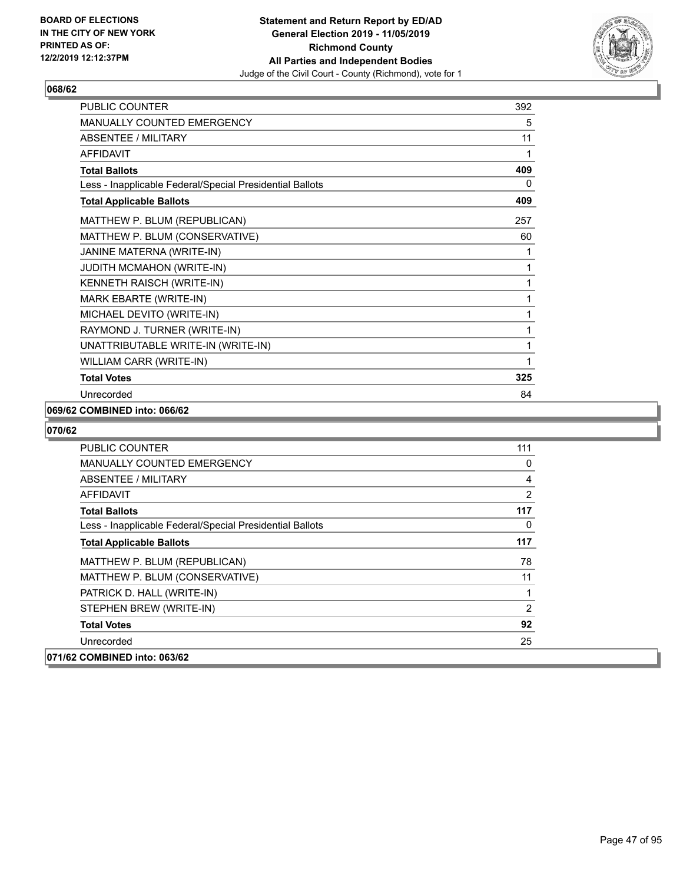BOARD OF ELECTIONS
IN THE CITY OF NEW YORK
PRINTED AS OF:
12/2/2019 12:12:37PM

**Statement and Return Report by ED/AD**
**General Election 2019 - 11/05/2019**
**Richmond County**
**All Parties and Independent Bodies**
Judge of the Civil Court - County (Richmond), vote for 1

## 068/62

| | |
|---|---|
| PUBLIC COUNTER | 392 |
| MANUALLY COUNTED EMERGENCY | 5 |
| ABSENTEE / MILITARY | 11 |
| AFFIDAVIT | 1 |
| **Total Ballots** | **409** |
| Less - Inapplicable Federal/Special Presidential Ballots | 0 |
| **Total Applicable Ballots** | **409** |
| MATTHEW P. BLUM (REPUBLICAN) | 257 |
| MATTHEW P. BLUM (CONSERVATIVE) | 60 |
| JANINE MATERNA (WRITE-IN) | 1 |
| JUDITH MCMAHON (WRITE-IN) | 1 |
| KENNETH RAISCH (WRITE-IN) | 1 |
| MARK EBARTE (WRITE-IN) | 1 |
| MICHAEL DEVITO (WRITE-IN) | 1 |
| RAYMOND J. TURNER (WRITE-IN) | 1 |
| UNATTRIBUTABLE WRITE-IN (WRITE-IN) | 1 |
| WILLIAM CARR (WRITE-IN) | 1 |
| **Total Votes** | **325** |
| Unrecorded | 84 |

## 069/62 COMBINED into: 066/62

## 070/62

| | |
|---|---|
| PUBLIC COUNTER | 111 |
| MANUALLY COUNTED EMERGENCY | 0 |
| ABSENTEE / MILITARY | 4 |
| AFFIDAVIT | 2 |
| **Total Ballots** | **117** |
| Less - Inapplicable Federal/Special Presidential Ballots | 0 |
| **Total Applicable Ballots** | **117** |
| MATTHEW P. BLUM (REPUBLICAN) | 78 |
| MATTHEW P. BLUM (CONSERVATIVE) | 11 |
| PATRICK D. HALL (WRITE-IN) | 1 |
| STEPHEN BREW (WRITE-IN) | 2 |
| **Total Votes** | **92** |
| Unrecorded | 25 |

## 071/62 COMBINED into: 063/62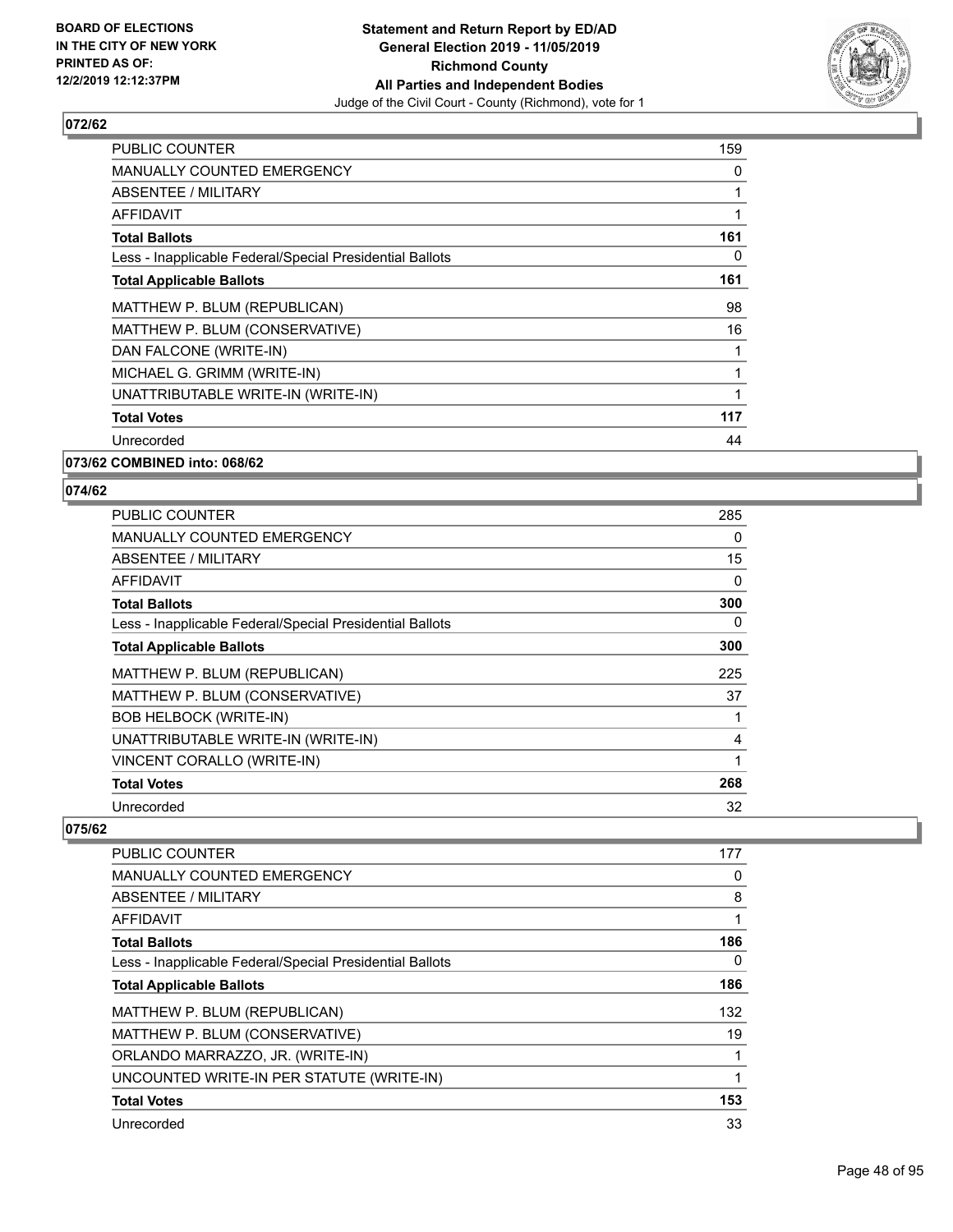## 072/62

| | |
|---|---|
| PUBLIC COUNTER | 159 |
| MANUALLY COUNTED EMERGENCY | 0 |
| ABSENTEE / MILITARY | 1 |
| AFFIDAVIT | 1 |
| **Total Ballots** | **161** |
| Less - Inapplicable Federal/Special Presidential Ballots | 0 |
| **Total Applicable Ballots** | **161** |
| MATTHEW P. BLUM (REPUBLICAN) | 98 |
| MATTHEW P. BLUM (CONSERVATIVE) | 16 |
| DAN FALCONE (WRITE-IN) | 1 |
| MICHAEL G. GRIMM (WRITE-IN) | 1 |
| UNATTRIBUTABLE WRITE-IN (WRITE-IN) | 1 |
| **Total Votes** | **117** |
| Unrecorded | 44 |

## 073/62 COMBINED into: 068/62

## 074/62

| | |
|---|---|
| PUBLIC COUNTER | 285 |
| MANUALLY COUNTED EMERGENCY | 0 |
| ABSENTEE / MILITARY | 15 |
| AFFIDAVIT | 0 |
| **Total Ballots** | **300** |
| Less - Inapplicable Federal/Special Presidential Ballots | 0 |
| **Total Applicable Ballots** | **300** |
| MATTHEW P. BLUM (REPUBLICAN) | 225 |
| MATTHEW P. BLUM (CONSERVATIVE) | 37 |
| BOB HELBOCK (WRITE-IN) | 1 |
| UNATTRIBUTABLE WRITE-IN (WRITE-IN) | 4 |
| VINCENT CORALLO (WRITE-IN) | 1 |
| **Total Votes** | **268** |
| Unrecorded | 32 |

## 075/62

| | |
|---|---|
| PUBLIC COUNTER | 177 |
| MANUALLY COUNTED EMERGENCY | 0 |
| ABSENTEE / MILITARY | 8 |
| AFFIDAVIT | 1 |
| **Total Ballots** | **186** |
| Less - Inapplicable Federal/Special Presidential Ballots | 0 |
| **Total Applicable Ballots** | **186** |
| MATTHEW P. BLUM (REPUBLICAN) | 132 |
| MATTHEW P. BLUM (CONSERVATIVE) | 19 |
| ORLANDO MARRAZZO, JR. (WRITE-IN) | 1 |
| UNCOUNTED WRITE-IN PER STATUTE (WRITE-IN) | 1 |
| **Total Votes** | **153** |
| Unrecorded | 33 |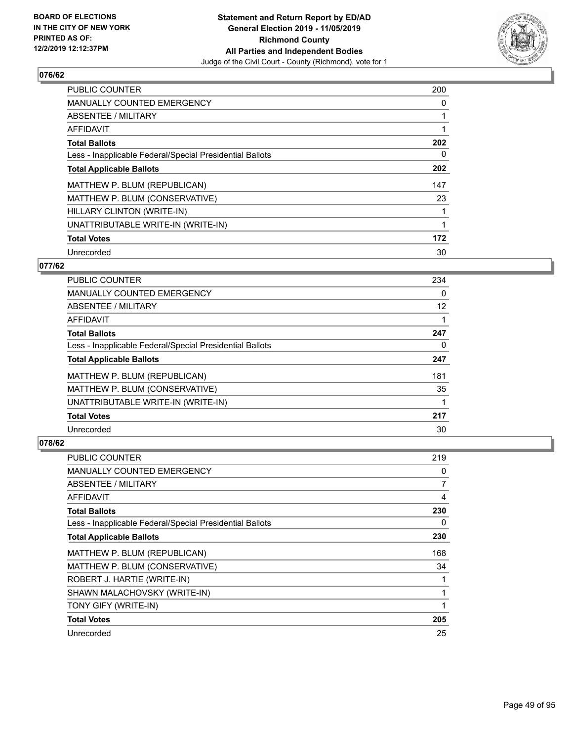**BOARD OF ELECTIONS IN THE CITY OF NEW YORK PRINTED AS OF: 12/2/2019 12:12:37PM**

**Statement and Return Report by ED/AD General Election 2019 - 11/05/2019 Richmond County All Parties and Independent Bodies**

Judge of the Civil Court - County (Richmond), vote for 1

## 076/62

| | |
|---|---|
| PUBLIC COUNTER | 200 |
| MANUALLY COUNTED EMERGENCY | 0 |
| ABSENTEE / MILITARY | 1 |
| AFFIDAVIT | 1 |
| **Total Ballots** | **202** |
| Less - Inapplicable Federal/Special Presidential Ballots | 0 |
| **Total Applicable Ballots** | **202** |
| MATTHEW P. BLUM (REPUBLICAN) | 147 |
| MATTHEW P. BLUM (CONSERVATIVE) | 23 |
| HILLARY CLINTON (WRITE-IN) | 1 |
| UNATTRIBUTABLE WRITE-IN (WRITE-IN) | 1 |
| **Total Votes** | **172** |
| Unrecorded | 30 |

## 077/62

| | |
|---|---|
| PUBLIC COUNTER | 234 |
| MANUALLY COUNTED EMERGENCY | 0 |
| ABSENTEE / MILITARY | 12 |
| AFFIDAVIT | 1 |
| **Total Ballots** | **247** |
| Less - Inapplicable Federal/Special Presidential Ballots | 0 |
| **Total Applicable Ballots** | **247** |
| MATTHEW P. BLUM (REPUBLICAN) | 181 |
| MATTHEW P. BLUM (CONSERVATIVE) | 35 |
| UNATTRIBUTABLE WRITE-IN (WRITE-IN) | 1 |
| **Total Votes** | **217** |
| Unrecorded | 30 |

## 078/62

| | |
|---|---|
| PUBLIC COUNTER | 219 |
| MANUALLY COUNTED EMERGENCY | 0 |
| ABSENTEE / MILITARY | 7 |
| AFFIDAVIT | 4 |
| **Total Ballots** | **230** |
| Less - Inapplicable Federal/Special Presidential Ballots | 0 |
| **Total Applicable Ballots** | **230** |
| MATTHEW P. BLUM (REPUBLICAN) | 168 |
| MATTHEW P. BLUM (CONSERVATIVE) | 34 |
| ROBERT J. HARTIE (WRITE-IN) | 1 |
| SHAWN MALACHOVSKY (WRITE-IN) | 1 |
| TONY GIFY (WRITE-IN) | 1 |
| **Total Votes** | **205** |
| Unrecorded | 25 |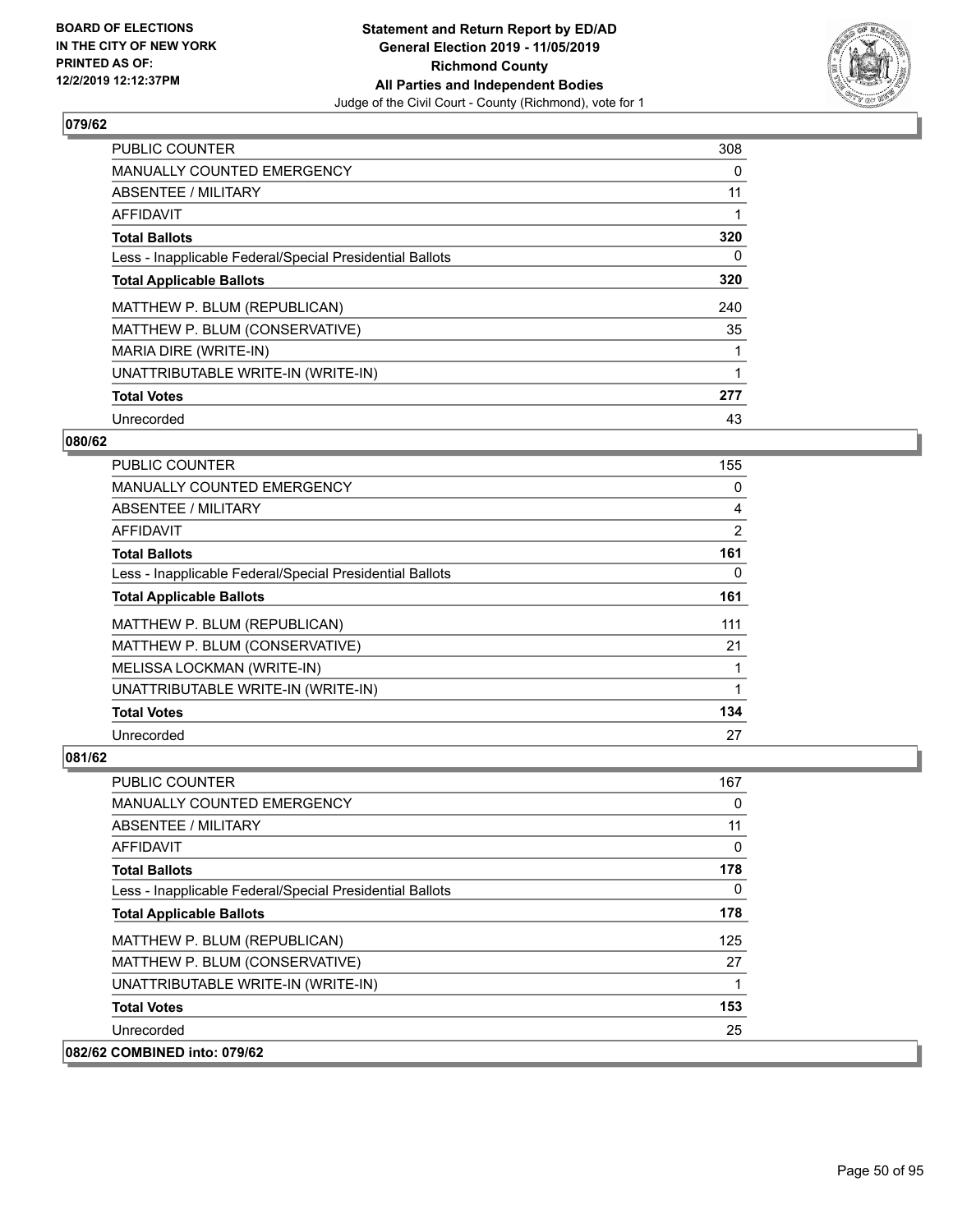BOARD OF ELECTIONS
IN THE CITY OF NEW YORK
PRINTED AS OF:
12/2/2019 12:12:37PM

**Statement and Return Report by ED/AD**
**General Election 2019 - 11/05/2019**
**Richmond County**
**All Parties and Independent Bodies**
Judge of the Civil Court - County (Richmond), vote for 1

## 079/62

| | |
|---|---|
| PUBLIC COUNTER | 308 |
| MANUALLY COUNTED EMERGENCY | 0 |
| ABSENTEE / MILITARY | 11 |
| AFFIDAVIT | 1 |
| **Total Ballots** | **320** |
| Less - Inapplicable Federal/Special Presidential Ballots | 0 |
| **Total Applicable Ballots** | **320** |
| MATTHEW P. BLUM (REPUBLICAN) | 240 |
| MATTHEW P. BLUM (CONSERVATIVE) | 35 |
| MARIA DIRE (WRITE-IN) | 1 |
| UNATTRIBUTABLE WRITE-IN (WRITE-IN) | 1 |
| **Total Votes** | **277** |
| Unrecorded | 43 |

## 080/62

| | |
|---|---|
| PUBLIC COUNTER | 155 |
| MANUALLY COUNTED EMERGENCY | 0 |
| ABSENTEE / MILITARY | 4 |
| AFFIDAVIT | 2 |
| **Total Ballots** | **161** |
| Less - Inapplicable Federal/Special Presidential Ballots | 0 |
| **Total Applicable Ballots** | **161** |
| MATTHEW P. BLUM (REPUBLICAN) | 111 |
| MATTHEW P. BLUM (CONSERVATIVE) | 21 |
| MELISSA LOCKMAN (WRITE-IN) | 1 |
| UNATTRIBUTABLE WRITE-IN (WRITE-IN) | 1 |
| **Total Votes** | **134** |
| Unrecorded | 27 |

## 081/62

| | |
|---|---|
| PUBLIC COUNTER | 167 |
| MANUALLY COUNTED EMERGENCY | 0 |
| ABSENTEE / MILITARY | 11 |
| AFFIDAVIT | 0 |
| **Total Ballots** | **178** |
| Less - Inapplicable Federal/Special Presidential Ballots | 0 |
| **Total Applicable Ballots** | **178** |
| MATTHEW P. BLUM (REPUBLICAN) | 125 |
| MATTHEW P. BLUM (CONSERVATIVE) | 27 |
| UNATTRIBUTABLE WRITE-IN (WRITE-IN) | 1 |
| **Total Votes** | **153** |
| Unrecorded | 25 |

## 082/62 COMBINED into: 079/62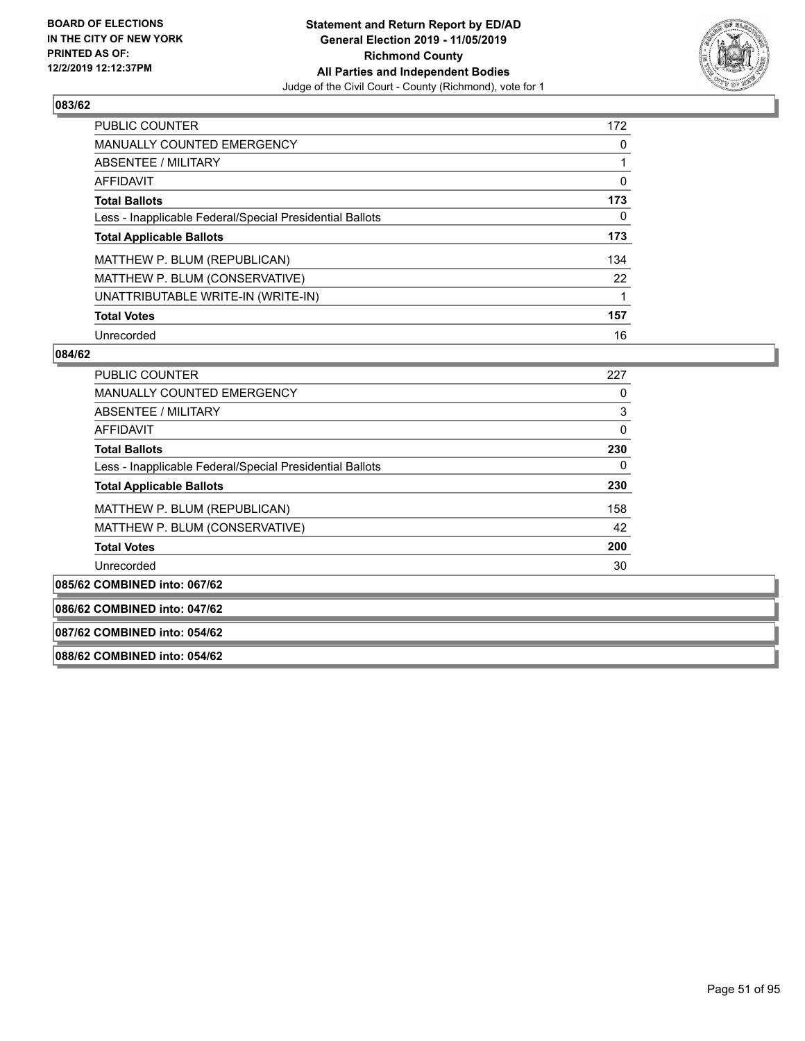BOARD OF ELECTIONS
IN THE CITY OF NEW YORK
PRINTED AS OF:
12/2/2019 12:12:37PM

**Statement and Return Report by ED/AD**
**General Election 2019 - 11/05/2019**
**Richmond County**
**All Parties and Independent Bodies**
Judge of the Civil Court - County (Richmond), vote for 1

## 083/62

| | |
|---|---|
| PUBLIC COUNTER | 172 |
| MANUALLY COUNTED EMERGENCY | 0 |
| ABSENTEE / MILITARY | 1 |
| AFFIDAVIT | 0 |
| **Total Ballots** | **173** |
| Less - Inapplicable Federal/Special Presidential Ballots | 0 |
| **Total Applicable Ballots** | **173** |
| MATTHEW P. BLUM (REPUBLICAN) | 134 |
| MATTHEW P. BLUM (CONSERVATIVE) | 22 |
| UNATTRIBUTABLE WRITE-IN (WRITE-IN) | 1 |
| **Total Votes** | **157** |
| Unrecorded | 16 |

## 084/62

| | |
|---|---|
| PUBLIC COUNTER | 227 |
| MANUALLY COUNTED EMERGENCY | 0 |
| ABSENTEE / MILITARY | 3 |
| AFFIDAVIT | 0 |
| **Total Ballots** | **230** |
| Less - Inapplicable Federal/Special Presidential Ballots | 0 |
| **Total Applicable Ballots** | **230** |
| MATTHEW P. BLUM (REPUBLICAN) | 158 |
| MATTHEW P. BLUM (CONSERVATIVE) | 42 |
| **Total Votes** | **200** |
| Unrecorded | 30 |

**085/62 COMBINED into: 067/62**

**086/62 COMBINED into: 047/62**

**087/62 COMBINED into: 054/62**

**088/62 COMBINED into: 054/62**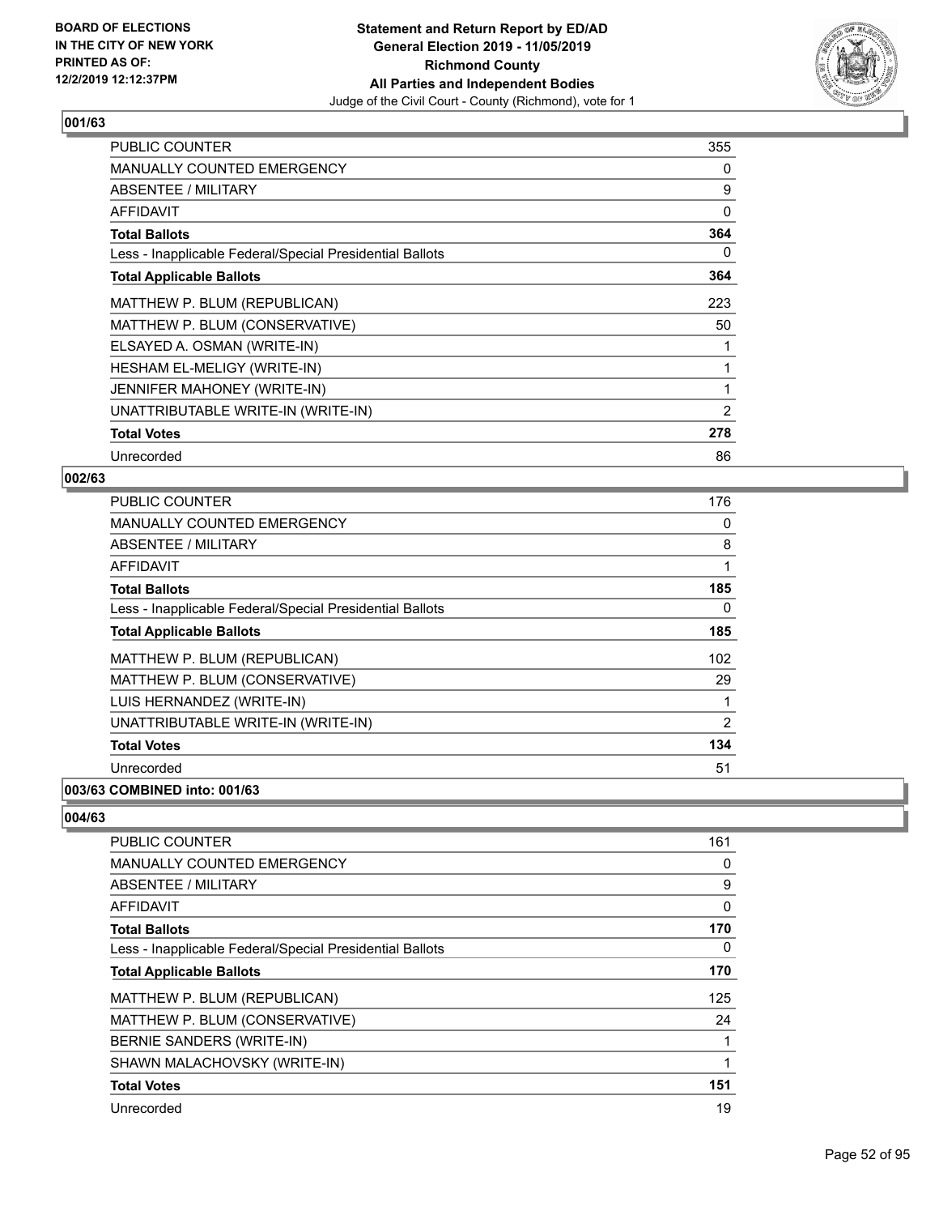**BOARD OF ELECTIONS IN THE CITY OF NEW YORK PRINTED AS OF: 12/2/2019 12:12:37PM**

**Statement and Return Report by ED/AD General Election 2019 - 11/05/2019 Richmond County All Parties and Independent Bodies**

Judge of the Civil Court - County (Richmond), vote for 1

### 001/63

| | |
|---|---|
| PUBLIC COUNTER | 355 |
| MANUALLY COUNTED EMERGENCY | 0 |
| ABSENTEE / MILITARY | 9 |
| AFFIDAVIT | 0 |
| **Total Ballots** | **364** |
| Less - Inapplicable Federal/Special Presidential Ballots | 0 |
| **Total Applicable Ballots** | **364** |
| MATTHEW P. BLUM (REPUBLICAN) | 223 |
| MATTHEW P. BLUM (CONSERVATIVE) | 50 |
| ELSAYED A. OSMAN (WRITE-IN) | 1 |
| HESHAM EL-MELIGY (WRITE-IN) | 1 |
| JENNIFER MAHONEY (WRITE-IN) | 1 |
| UNATTRIBUTABLE WRITE-IN (WRITE-IN) | 2 |
| **Total Votes** | **278** |
| Unrecorded | 86 |

### 002/63

| | |
|---|---|
| PUBLIC COUNTER | 176 |
| MANUALLY COUNTED EMERGENCY | 0 |
| ABSENTEE / MILITARY | 8 |
| AFFIDAVIT | 1 |
| **Total Ballots** | **185** |
| Less - Inapplicable Federal/Special Presidential Ballots | 0 |
| **Total Applicable Ballots** | **185** |
| MATTHEW P. BLUM (REPUBLICAN) | 102 |
| MATTHEW P. BLUM (CONSERVATIVE) | 29 |
| LUIS HERNANDEZ (WRITE-IN) | 1 |
| UNATTRIBUTABLE WRITE-IN (WRITE-IN) | 2 |
| **Total Votes** | **134** |
| Unrecorded | 51 |

### 003/63 COMBINED into: 001/63

### 004/63

| | |
|---|---|
| PUBLIC COUNTER | 161 |
| MANUALLY COUNTED EMERGENCY | 0 |
| ABSENTEE / MILITARY | 9 |
| AFFIDAVIT | 0 |
| **Total Ballots** | **170** |
| Less - Inapplicable Federal/Special Presidential Ballots | 0 |
| **Total Applicable Ballots** | **170** |
| MATTHEW P. BLUM (REPUBLICAN) | 125 |
| MATTHEW P. BLUM (CONSERVATIVE) | 24 |
| BERNIE SANDERS (WRITE-IN) | 1 |
| SHAWN MALACHOVSKY (WRITE-IN) | 1 |
| **Total Votes** | **151** |
| Unrecorded | 19 |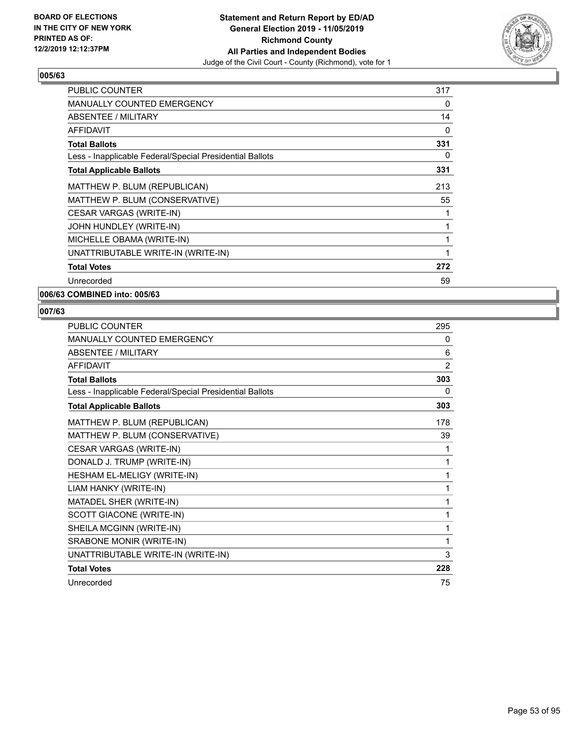**BOARD OF ELECTIONS IN THE CITY OF NEW YORK PRINTED AS OF: 12/2/2019 12:12:37PM**

**Statement and Return Report by ED/AD**
**General Election 2019 - 11/05/2019**
**Richmond County**
**All Parties and Independent Bodies**
Judge of the Civil Court - County (Richmond), vote for 1

## 005/63

| | |
|---|---|
| PUBLIC COUNTER | 317 |
| MANUALLY COUNTED EMERGENCY | 0 |
| ABSENTEE / MILITARY | 14 |
| AFFIDAVIT | 0 |
| **Total Ballots** | **331** |
| Less - Inapplicable Federal/Special Presidential Ballots | 0 |
| **Total Applicable Ballots** | **331** |
| MATTHEW P. BLUM (REPUBLICAN) | 213 |
| MATTHEW P. BLUM (CONSERVATIVE) | 55 |
| CESAR VARGAS (WRITE-IN) | 1 |
| JOHN HUNDLEY (WRITE-IN) | 1 |
| MICHELLE OBAMA (WRITE-IN) | 1 |
| UNATTRIBUTABLE WRITE-IN (WRITE-IN) | 1 |
| **Total Votes** | **272** |
| Unrecorded | 59 |

## 006/63 COMBINED into: 005/63

## 007/63

| | |
|---|---|
| PUBLIC COUNTER | 295 |
| MANUALLY COUNTED EMERGENCY | 0 |
| ABSENTEE / MILITARY | 6 |
| AFFIDAVIT | 2 |
| **Total Ballots** | **303** |
| Less - Inapplicable Federal/Special Presidential Ballots | 0 |
| **Total Applicable Ballots** | **303** |
| MATTHEW P. BLUM (REPUBLICAN) | 178 |
| MATTHEW P. BLUM (CONSERVATIVE) | 39 |
| CESAR VARGAS (WRITE-IN) | 1 |
| DONALD J. TRUMP (WRITE-IN) | 1 |
| HESHAM EL-MELIGY (WRITE-IN) | 1 |
| LIAM HANKY (WRITE-IN) | 1 |
| MATADEL SHER (WRITE-IN) | 1 |
| SCOTT GIACONE (WRITE-IN) | 1 |
| SHEILA MCGINN (WRITE-IN) | 1 |
| SRABONE MONIR (WRITE-IN) | 1 |
| UNATTRIBUTABLE WRITE-IN (WRITE-IN) | 3 |
| **Total Votes** | **228** |
| Unrecorded | 75 |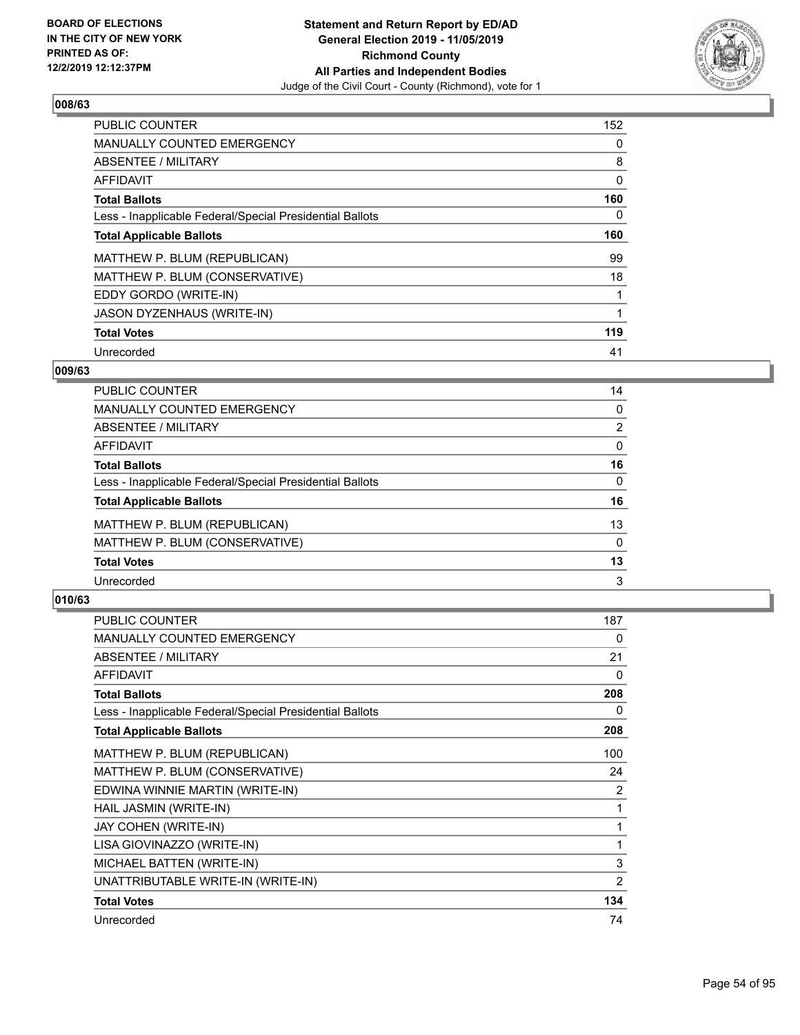## 008/63

| | |
|---|---|
| PUBLIC COUNTER | 152 |
| MANUALLY COUNTED EMERGENCY | 0 |
| ABSENTEE / MILITARY | 8 |
| AFFIDAVIT | 0 |
| **Total Ballots** | **160** |
| Less - Inapplicable Federal/Special Presidential Ballots | 0 |
| **Total Applicable Ballots** | **160** |
| MATTHEW P. BLUM (REPUBLICAN) | 99 |
| MATTHEW P. BLUM (CONSERVATIVE) | 18 |
| EDDY GORDO (WRITE-IN) | 1 |
| JASON DYZENHAUS (WRITE-IN) | 1 |
| **Total Votes** | **119** |
| Unrecorded | 41 |

## 009/63

| | |
|---|---|
| PUBLIC COUNTER | 14 |
| MANUALLY COUNTED EMERGENCY | 0 |
| ABSENTEE / MILITARY | 2 |
| AFFIDAVIT | 0 |
| **Total Ballots** | **16** |
| Less - Inapplicable Federal/Special Presidential Ballots | 0 |
| **Total Applicable Ballots** | **16** |
| MATTHEW P. BLUM (REPUBLICAN) | 13 |
| MATTHEW P. BLUM (CONSERVATIVE) | 0 |
| **Total Votes** | **13** |
| Unrecorded | 3 |

## 010/63

| | |
|---|---|
| PUBLIC COUNTER | 187 |
| MANUALLY COUNTED EMERGENCY | 0 |
| ABSENTEE / MILITARY | 21 |
| AFFIDAVIT | 0 |
| **Total Ballots** | **208** |
| Less - Inapplicable Federal/Special Presidential Ballots | 0 |
| **Total Applicable Ballots** | **208** |
| MATTHEW P. BLUM (REPUBLICAN) | 100 |
| MATTHEW P. BLUM (CONSERVATIVE) | 24 |
| EDWINA WINNIE MARTIN (WRITE-IN) | 2 |
| HAIL JASMIN (WRITE-IN) | 1 |
| JAY COHEN (WRITE-IN) | 1 |
| LISA GIOVINAZZO (WRITE-IN) | 1 |
| MICHAEL BATTEN (WRITE-IN) | 3 |
| UNATTRIBUTABLE WRITE-IN (WRITE-IN) | 2 |
| **Total Votes** | **134** |
| Unrecorded | 74 |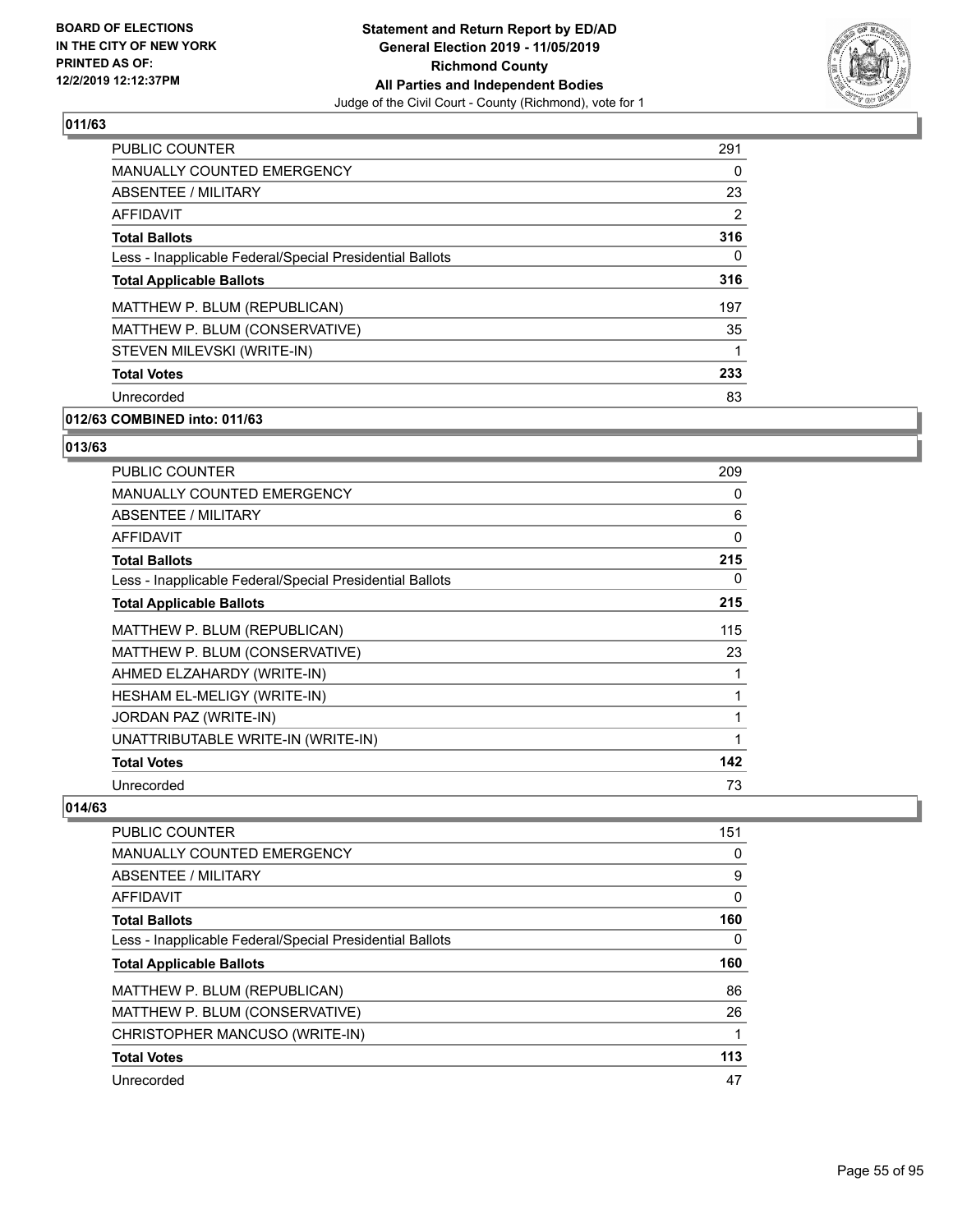## 011/63

| | |
|---|---|
| PUBLIC COUNTER | 291 |
| MANUALLY COUNTED EMERGENCY | 0 |
| ABSENTEE / MILITARY | 23 |
| AFFIDAVIT | 2 |
| **Total Ballots** | **316** |
| Less - Inapplicable Federal/Special Presidential Ballots | 0 |
| **Total Applicable Ballots** | **316** |
| MATTHEW P. BLUM (REPUBLICAN) | 197 |
| MATTHEW P. BLUM (CONSERVATIVE) | 35 |
| STEVEN MILEVSKI (WRITE-IN) | 1 |
| **Total Votes** | **233** |
| Unrecorded | 83 |

## 012/63 COMBINED into: 011/63

## 013/63

| | |
|---|---|
| PUBLIC COUNTER | 209 |
| MANUALLY COUNTED EMERGENCY | 0 |
| ABSENTEE / MILITARY | 6 |
| AFFIDAVIT | 0 |
| **Total Ballots** | **215** |
| Less - Inapplicable Federal/Special Presidential Ballots | 0 |
| **Total Applicable Ballots** | **215** |
| MATTHEW P. BLUM (REPUBLICAN) | 115 |
| MATTHEW P. BLUM (CONSERVATIVE) | 23 |
| AHMED ELZAHARDY (WRITE-IN) | 1 |
| HESHAM EL-MELIGY (WRITE-IN) | 1 |
| JORDAN PAZ (WRITE-IN) | 1 |
| UNATTRIBUTABLE WRITE-IN (WRITE-IN) | 1 |
| **Total Votes** | **142** |
| Unrecorded | 73 |

## 014/63

| | |
|---|---|
| PUBLIC COUNTER | 151 |
| MANUALLY COUNTED EMERGENCY | 0 |
| ABSENTEE / MILITARY | 9 |
| AFFIDAVIT | 0 |
| **Total Ballots** | **160** |
| Less - Inapplicable Federal/Special Presidential Ballots | 0 |
| **Total Applicable Ballots** | **160** |
| MATTHEW P. BLUM (REPUBLICAN) | 86 |
| MATTHEW P. BLUM (CONSERVATIVE) | 26 |
| CHRISTOPHER MANCUSO (WRITE-IN) | 1 |
| **Total Votes** | **113** |
| Unrecorded | 47 |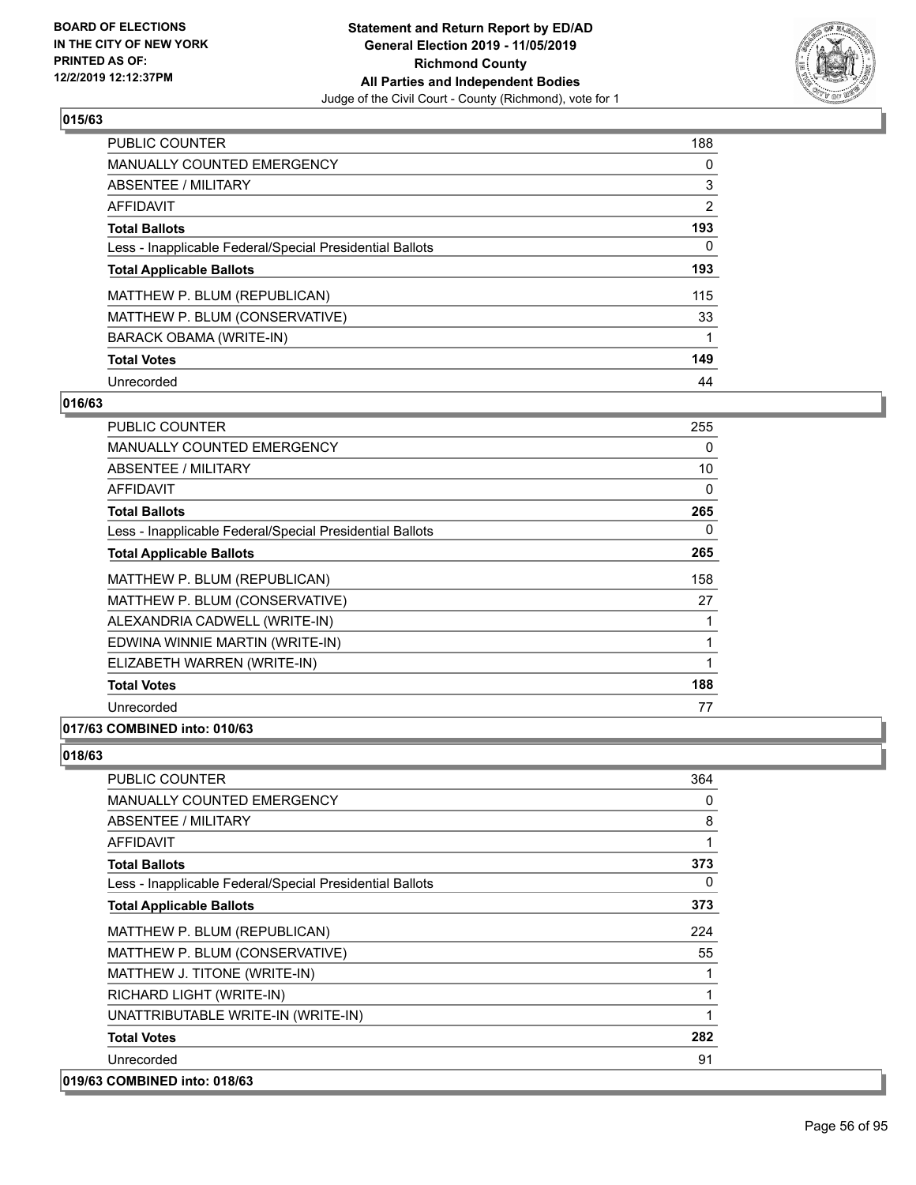### 015/63

| | |
|---|---|
| PUBLIC COUNTER | 188 |
| MANUALLY COUNTED EMERGENCY | 0 |
| ABSENTEE / MILITARY | 3 |
| AFFIDAVIT | 2 |
| **Total Ballots** | **193** |
| Less - Inapplicable Federal/Special Presidential Ballots | 0 |
| **Total Applicable Ballots** | **193** |
| MATTHEW P. BLUM (REPUBLICAN) | 115 |
| MATTHEW P. BLUM (CONSERVATIVE) | 33 |
| BARACK OBAMA (WRITE-IN) | 1 |
| **Total Votes** | **149** |
| Unrecorded | 44 |

### 016/63

| | |
|---|---|
| PUBLIC COUNTER | 255 |
| MANUALLY COUNTED EMERGENCY | 0 |
| ABSENTEE / MILITARY | 10 |
| AFFIDAVIT | 0 |
| **Total Ballots** | **265** |
| Less - Inapplicable Federal/Special Presidential Ballots | 0 |
| **Total Applicable Ballots** | **265** |
| MATTHEW P. BLUM (REPUBLICAN) | 158 |
| MATTHEW P. BLUM (CONSERVATIVE) | 27 |
| ALEXANDRIA CADWELL (WRITE-IN) | 1 |
| EDWINA WINNIE MARTIN (WRITE-IN) | 1 |
| ELIZABETH WARREN (WRITE-IN) | 1 |
| **Total Votes** | **188** |
| Unrecorded | 77 |

### 017/63 COMBINED into: 010/63

### 018/63

| | |
|---|---|
| PUBLIC COUNTER | 364 |
| MANUALLY COUNTED EMERGENCY | 0 |
| ABSENTEE / MILITARY | 8 |
| AFFIDAVIT | 1 |
| **Total Ballots** | **373** |
| Less - Inapplicable Federal/Special Presidential Ballots | 0 |
| **Total Applicable Ballots** | **373** |
| MATTHEW P. BLUM (REPUBLICAN) | 224 |
| MATTHEW P. BLUM (CONSERVATIVE) | 55 |
| MATTHEW J. TITONE (WRITE-IN) | 1 |
| RICHARD LIGHT (WRITE-IN) | 1 |
| UNATTRIBUTABLE WRITE-IN (WRITE-IN) | 1 |
| **Total Votes** | **282** |
| Unrecorded | 91 |

### 019/63 COMBINED into: 018/63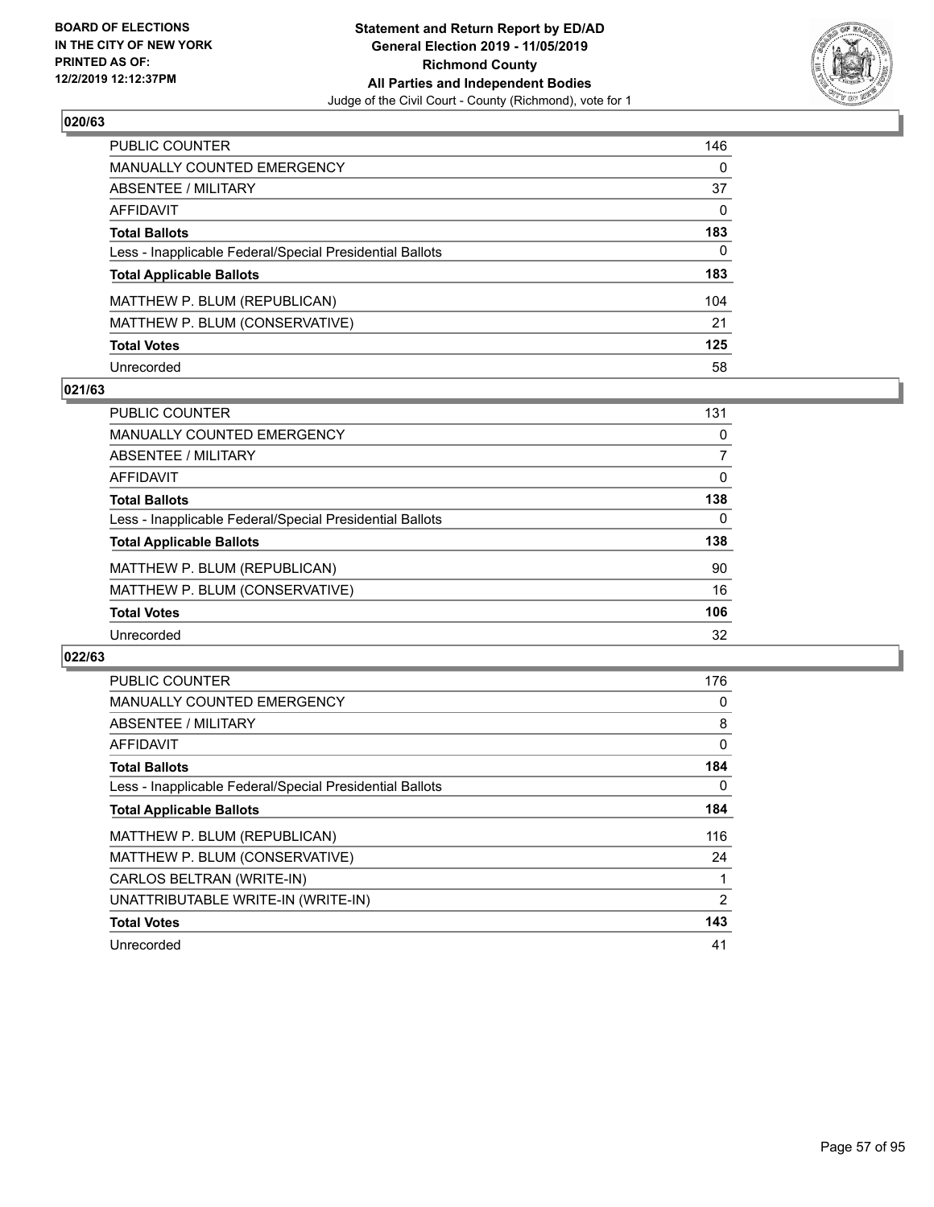BOARD OF ELECTIONS
IN THE CITY OF NEW YORK
PRINTED AS OF:
12/2/2019 12:12:37PM

**Statement and Return Report by ED/AD**
**General Election 2019 - 11/05/2019**
**Richmond County**
**All Parties and Independent Bodies**
Judge of the Civil Court - County (Richmond), vote for 1

### 020/63

| | |
|---|---|
| PUBLIC COUNTER | 146 |
| MANUALLY COUNTED EMERGENCY | 0 |
| ABSENTEE / MILITARY | 37 |
| AFFIDAVIT | 0 |
| **Total Ballots** | **183** |
| Less - Inapplicable Federal/Special Presidential Ballots | 0 |
| **Total Applicable Ballots** | **183** |
| MATTHEW P. BLUM (REPUBLICAN) | 104 |
| MATTHEW P. BLUM (CONSERVATIVE) | 21 |
| **Total Votes** | **125** |
| Unrecorded | 58 |

### 021/63

| | |
|---|---|
| PUBLIC COUNTER | 131 |
| MANUALLY COUNTED EMERGENCY | 0 |
| ABSENTEE / MILITARY | 7 |
| AFFIDAVIT | 0 |
| **Total Ballots** | **138** |
| Less - Inapplicable Federal/Special Presidential Ballots | 0 |
| **Total Applicable Ballots** | **138** |
| MATTHEW P. BLUM (REPUBLICAN) | 90 |
| MATTHEW P. BLUM (CONSERVATIVE) | 16 |
| **Total Votes** | **106** |
| Unrecorded | 32 |

### 022/63

| | |
|---|---|
| PUBLIC COUNTER | 176 |
| MANUALLY COUNTED EMERGENCY | 0 |
| ABSENTEE / MILITARY | 8 |
| AFFIDAVIT | 0 |
| **Total Ballots** | **184** |
| Less - Inapplicable Federal/Special Presidential Ballots | 0 |
| **Total Applicable Ballots** | **184** |
| MATTHEW P. BLUM (REPUBLICAN) | 116 |
| MATTHEW P. BLUM (CONSERVATIVE) | 24 |
| CARLOS BELTRAN (WRITE-IN) | 1 |
| UNATTRIBUTABLE WRITE-IN (WRITE-IN) | 2 |
| **Total Votes** | **143** |
| Unrecorded | 41 |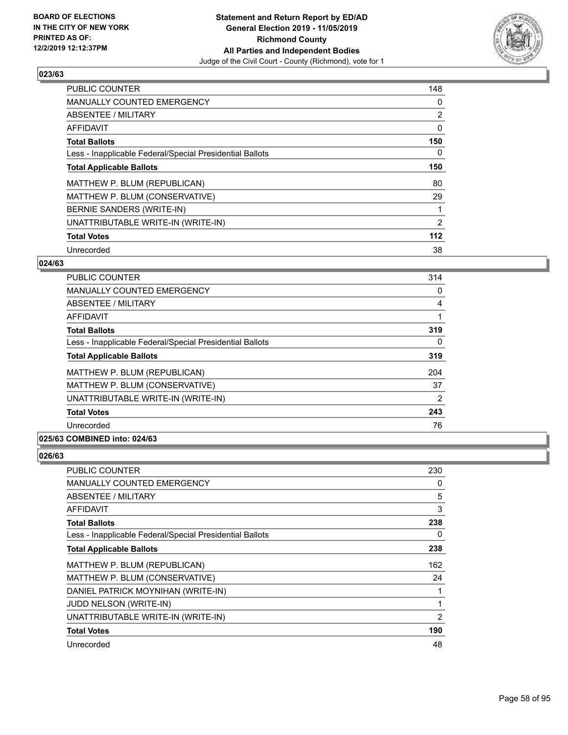**BOARD OF ELECTIONS IN THE CITY OF NEW YORK PRINTED AS OF: 12/2/2019 12:12:37PM**

**Statement and Return Report by ED/AD General Election 2019 - 11/05/2019 Richmond County All Parties and Independent Bodies**

Judge of the Civil Court - County (Richmond), vote for 1

### 023/63

| | |
|---|---|
| PUBLIC COUNTER | 148 |
| MANUALLY COUNTED EMERGENCY | 0 |
| ABSENTEE / MILITARY | 2 |
| AFFIDAVIT | 0 |
| **Total Ballots** | **150** |
| Less - Inapplicable Federal/Special Presidential Ballots | 0 |
| **Total Applicable Ballots** | **150** |
| MATTHEW P. BLUM (REPUBLICAN) | 80 |
| MATTHEW P. BLUM (CONSERVATIVE) | 29 |
| BERNIE SANDERS (WRITE-IN) | 1 |
| UNATTRIBUTABLE WRITE-IN (WRITE-IN) | 2 |
| **Total Votes** | **112** |
| Unrecorded | 38 |

### 024/63

| | |
|---|---|
| PUBLIC COUNTER | 314 |
| MANUALLY COUNTED EMERGENCY | 0 |
| ABSENTEE / MILITARY | 4 |
| AFFIDAVIT | 1 |
| **Total Ballots** | **319** |
| Less - Inapplicable Federal/Special Presidential Ballots | 0 |
| **Total Applicable Ballots** | **319** |
| MATTHEW P. BLUM (REPUBLICAN) | 204 |
| MATTHEW P. BLUM (CONSERVATIVE) | 37 |
| UNATTRIBUTABLE WRITE-IN (WRITE-IN) | 2 |
| **Total Votes** | **243** |
| Unrecorded | 76 |

### 025/63 COMBINED into: 024/63

### 026/63

| | |
|---|---|
| PUBLIC COUNTER | 230 |
| MANUALLY COUNTED EMERGENCY | 0 |
| ABSENTEE / MILITARY | 5 |
| AFFIDAVIT | 3 |
| **Total Ballots** | **238** |
| Less - Inapplicable Federal/Special Presidential Ballots | 0 |
| **Total Applicable Ballots** | **238** |
| MATTHEW P. BLUM (REPUBLICAN) | 162 |
| MATTHEW P. BLUM (CONSERVATIVE) | 24 |
| DANIEL PATRICK MOYNIHAN (WRITE-IN) | 1 |
| JUDD NELSON (WRITE-IN) | 1 |
| UNATTRIBUTABLE WRITE-IN (WRITE-IN) | 2 |
| **Total Votes** | **190** |
| Unrecorded | 48 |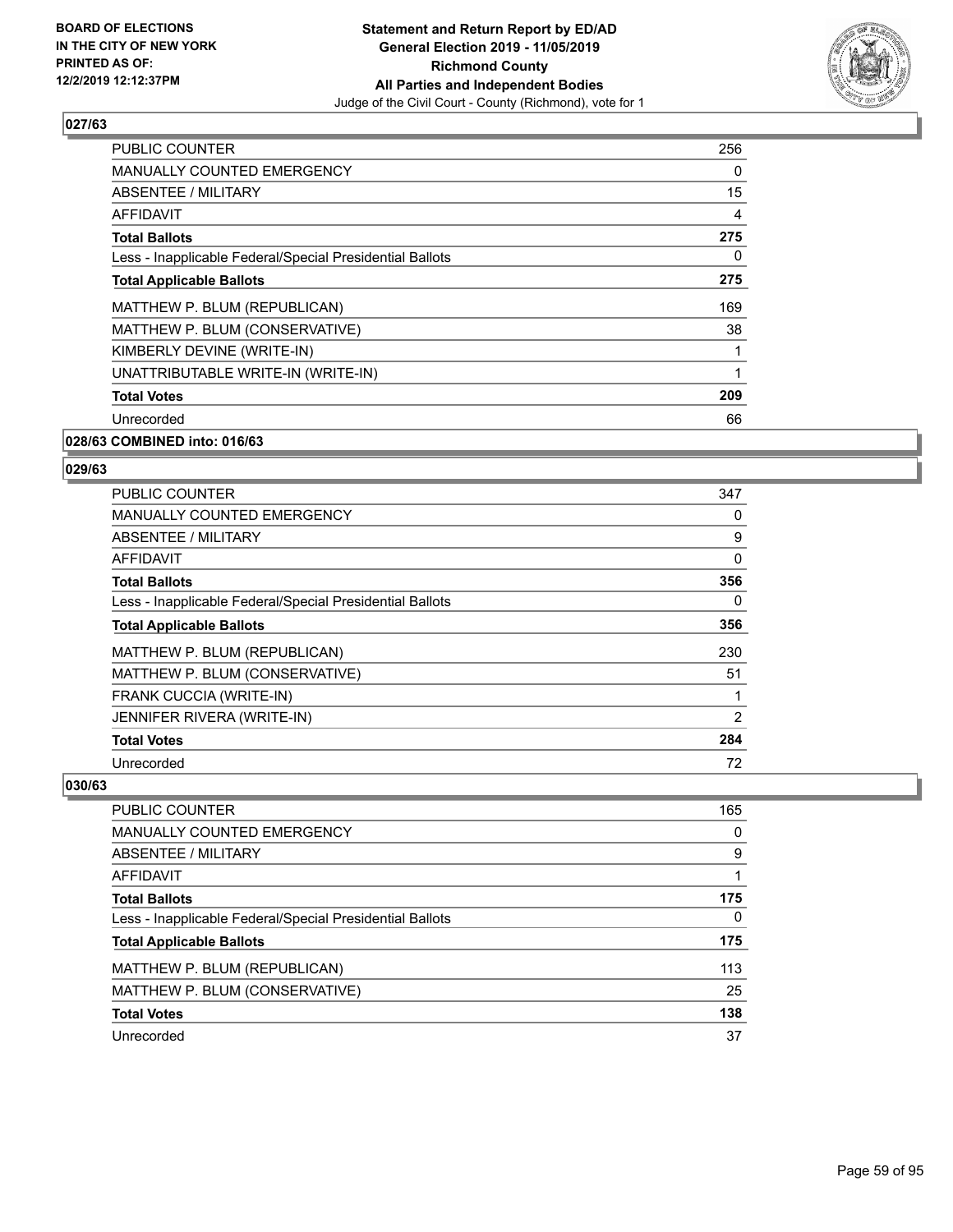**BOARD OF ELECTIONS IN THE CITY OF NEW YORK PRINTED AS OF: 12/2/2019 12:12:37PM**

**Statement and Return Report by ED/AD General Election 2019 - 11/05/2019 Richmond County All Parties and Independent Bodies**
Judge of the Civil Court - County (Richmond), vote for 1

### 027/63

| | |
|---|---|
| PUBLIC COUNTER | 256 |
| MANUALLY COUNTED EMERGENCY | 0 |
| ABSENTEE / MILITARY | 15 |
| AFFIDAVIT | 4 |
| **Total Ballots** | **275** |
| Less - Inapplicable Federal/Special Presidential Ballots | 0 |
| **Total Applicable Ballots** | **275** |
| MATTHEW P. BLUM (REPUBLICAN) | 169 |
| MATTHEW P. BLUM (CONSERVATIVE) | 38 |
| KIMBERLY DEVINE (WRITE-IN) | 1 |
| UNATTRIBUTABLE WRITE-IN (WRITE-IN) | 1 |
| **Total Votes** | **209** |
| Unrecorded | 66 |

### 028/63 COMBINED into: 016/63

### 029/63

| | |
|---|---|
| PUBLIC COUNTER | 347 |
| MANUALLY COUNTED EMERGENCY | 0 |
| ABSENTEE / MILITARY | 9 |
| AFFIDAVIT | 0 |
| **Total Ballots** | **356** |
| Less - Inapplicable Federal/Special Presidential Ballots | 0 |
| **Total Applicable Ballots** | **356** |
| MATTHEW P. BLUM (REPUBLICAN) | 230 |
| MATTHEW P. BLUM (CONSERVATIVE) | 51 |
| FRANK CUCCIA (WRITE-IN) | 1 |
| JENNIFER RIVERA (WRITE-IN) | 2 |
| **Total Votes** | **284** |
| Unrecorded | 72 |

### 030/63

| | |
|---|---|
| PUBLIC COUNTER | 165 |
| MANUALLY COUNTED EMERGENCY | 0 |
| ABSENTEE / MILITARY | 9 |
| AFFIDAVIT | 1 |
| **Total Ballots** | **175** |
| Less - Inapplicable Federal/Special Presidential Ballots | 0 |
| **Total Applicable Ballots** | **175** |
| MATTHEW P. BLUM (REPUBLICAN) | 113 |
| MATTHEW P. BLUM (CONSERVATIVE) | 25 |
| **Total Votes** | **138** |
| Unrecorded | 37 |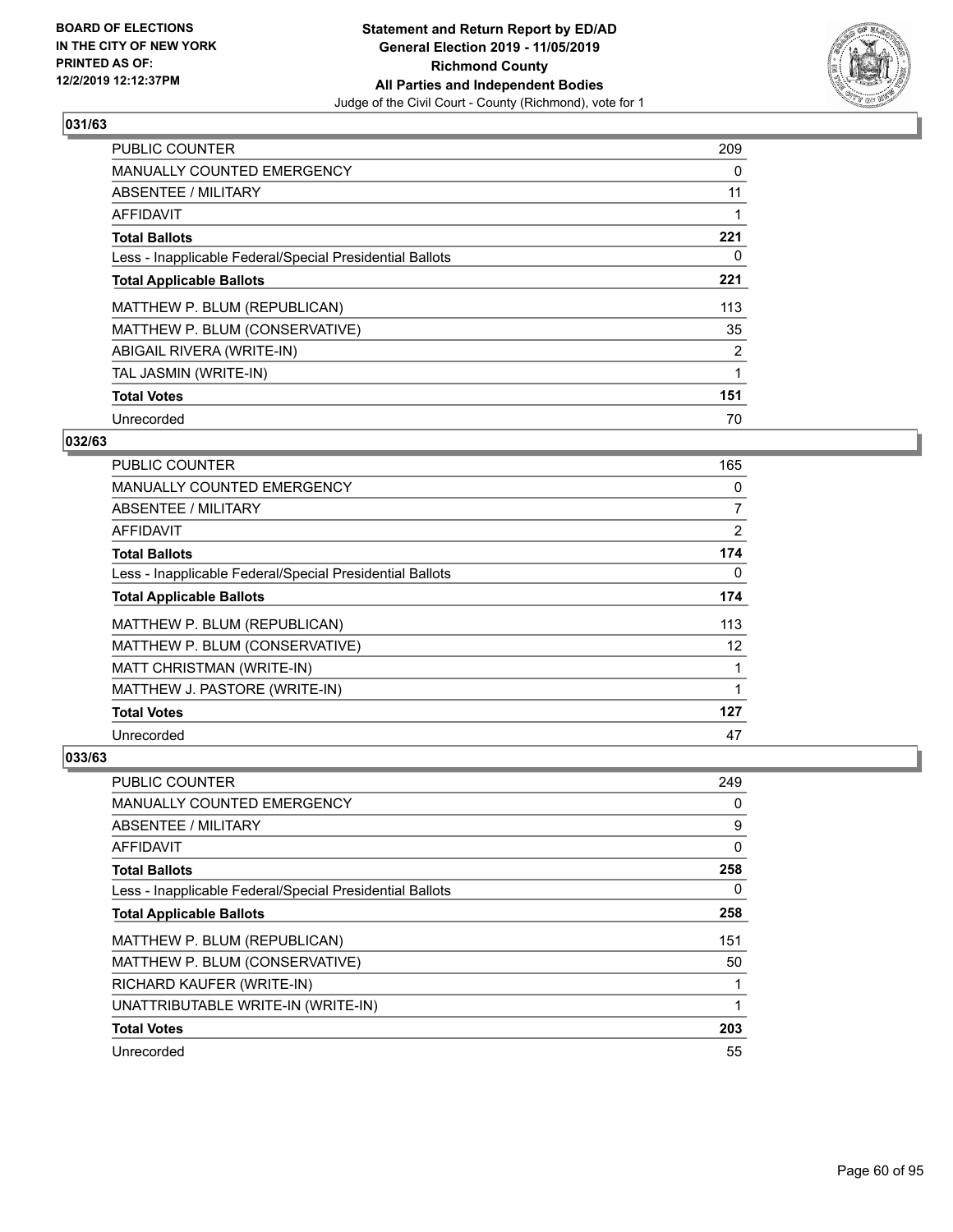**BOARD OF ELECTIONS IN THE CITY OF NEW YORK PRINTED AS OF: 12/2/2019 12:12:37PM**

**Statement and Return Report by ED/AD General Election 2019 - 11/05/2019 Richmond County All Parties and Independent Bodies**

Judge of the Civil Court - County (Richmond), vote for 1

### 031/63

| | |
|---|---|
| PUBLIC COUNTER | 209 |
| MANUALLY COUNTED EMERGENCY | 0 |
| ABSENTEE / MILITARY | 11 |
| AFFIDAVIT | 1 |
| **Total Ballots** | **221** |
| Less - Inapplicable Federal/Special Presidential Ballots | 0 |
| **Total Applicable Ballots** | **221** |
| MATTHEW P. BLUM (REPUBLICAN) | 113 |
| MATTHEW P. BLUM (CONSERVATIVE) | 35 |
| ABIGAIL RIVERA (WRITE-IN) | 2 |
| TAL JASMIN (WRITE-IN) | 1 |
| **Total Votes** | **151** |
| Unrecorded | 70 |

### 032/63

| | |
|---|---|
| PUBLIC COUNTER | 165 |
| MANUALLY COUNTED EMERGENCY | 0 |
| ABSENTEE / MILITARY | 7 |
| AFFIDAVIT | 2 |
| **Total Ballots** | **174** |
| Less - Inapplicable Federal/Special Presidential Ballots | 0 |
| **Total Applicable Ballots** | **174** |
| MATTHEW P. BLUM (REPUBLICAN) | 113 |
| MATTHEW P. BLUM (CONSERVATIVE) | 12 |
| MATT CHRISTMAN (WRITE-IN) | 1 |
| MATTHEW J. PASTORE (WRITE-IN) | 1 |
| **Total Votes** | **127** |
| Unrecorded | 47 |

### 033/63

| | |
|---|---|
| PUBLIC COUNTER | 249 |
| MANUALLY COUNTED EMERGENCY | 0 |
| ABSENTEE / MILITARY | 9 |
| AFFIDAVIT | 0 |
| **Total Ballots** | **258** |
| Less - Inapplicable Federal/Special Presidential Ballots | 0 |
| **Total Applicable Ballots** | **258** |
| MATTHEW P. BLUM (REPUBLICAN) | 151 |
| MATTHEW P. BLUM (CONSERVATIVE) | 50 |
| RICHARD KAUFER (WRITE-IN) | 1 |
| UNATTRIBUTABLE WRITE-IN (WRITE-IN) | 1 |
| **Total Votes** | **203** |
| Unrecorded | 55 |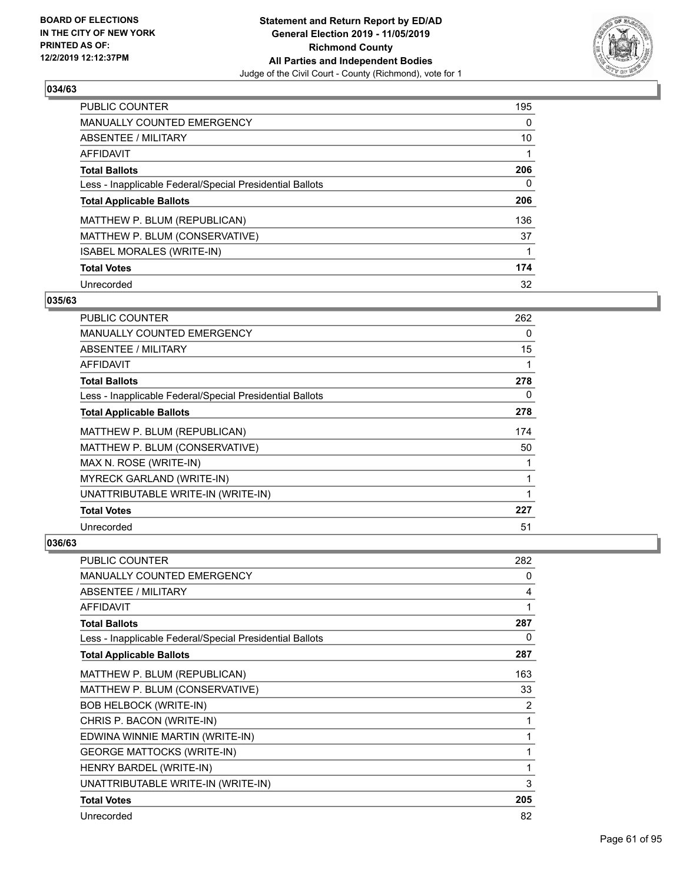**BOARD OF ELECTIONS IN THE CITY OF NEW YORK PRINTED AS OF: 12/2/2019 12:12:37PM**

**Statement and Return Report by ED/AD General Election 2019 - 11/05/2019 Richmond County All Parties and Independent Bodies**

Judge of the Civil Court - County (Richmond), vote for 1

### 034/63

| | |
|---|---|
| PUBLIC COUNTER | 195 |
| MANUALLY COUNTED EMERGENCY | 0 |
| ABSENTEE / MILITARY | 10 |
| AFFIDAVIT | 1 |
| **Total Ballots** | **206** |
| Less - Inapplicable Federal/Special Presidential Ballots | 0 |
| **Total Applicable Ballots** | **206** |
| MATTHEW P. BLUM (REPUBLICAN) | 136 |
| MATTHEW P. BLUM (CONSERVATIVE) | 37 |
| ISABEL MORALES (WRITE-IN) | 1 |
| **Total Votes** | **174** |
| Unrecorded | 32 |

### 035/63

| | |
|---|---|
| PUBLIC COUNTER | 262 |
| MANUALLY COUNTED EMERGENCY | 0 |
| ABSENTEE / MILITARY | 15 |
| AFFIDAVIT | 1 |
| **Total Ballots** | **278** |
| Less - Inapplicable Federal/Special Presidential Ballots | 0 |
| **Total Applicable Ballots** | **278** |
| MATTHEW P. BLUM (REPUBLICAN) | 174 |
| MATTHEW P. BLUM (CONSERVATIVE) | 50 |
| MAX N. ROSE (WRITE-IN) | 1 |
| MYRECK GARLAND (WRITE-IN) | 1 |
| UNATTRIBUTABLE WRITE-IN (WRITE-IN) | 1 |
| **Total Votes** | **227** |
| Unrecorded | 51 |

### 036/63

| | |
|---|---|
| PUBLIC COUNTER | 282 |
| MANUALLY COUNTED EMERGENCY | 0 |
| ABSENTEE / MILITARY | 4 |
| AFFIDAVIT | 1 |
| **Total Ballots** | **287** |
| Less - Inapplicable Federal/Special Presidential Ballots | 0 |
| **Total Applicable Ballots** | **287** |
| MATTHEW P. BLUM (REPUBLICAN) | 163 |
| MATTHEW P. BLUM (CONSERVATIVE) | 33 |
| BOB HELBOCK (WRITE-IN) | 2 |
| CHRIS P. BACON (WRITE-IN) | 1 |
| EDWINA WINNIE MARTIN (WRITE-IN) | 1 |
| GEORGE MATTOCKS (WRITE-IN) | 1 |
| HENRY BARDEL (WRITE-IN) | 1 |
| UNATTRIBUTABLE WRITE-IN (WRITE-IN) | 3 |
| **Total Votes** | **205** |
| Unrecorded | 82 |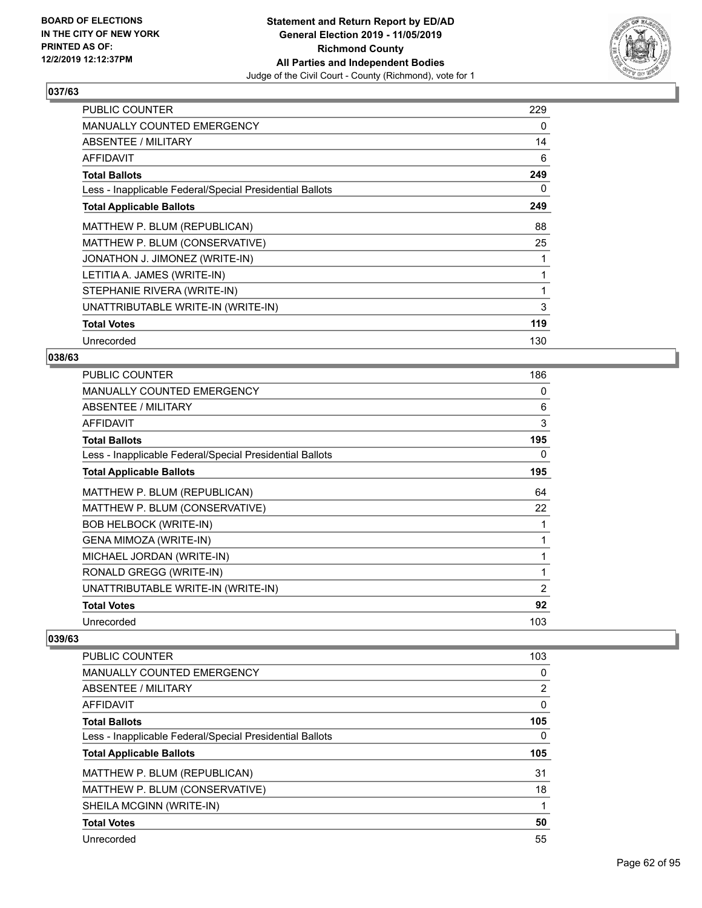### 037/63

| | |
|---|---|
| PUBLIC COUNTER | 229 |
| MANUALLY COUNTED EMERGENCY | 0 |
| ABSENTEE / MILITARY | 14 |
| AFFIDAVIT | 6 |
| **Total Ballots** | **249** |
| Less - Inapplicable Federal/Special Presidential Ballots | 0 |
| **Total Applicable Ballots** | **249** |
| MATTHEW P. BLUM (REPUBLICAN) | 88 |
| MATTHEW P. BLUM (CONSERVATIVE) | 25 |
| JONATHON J. JIMONEZ (WRITE-IN) | 1 |
| LETITIA A. JAMES (WRITE-IN) | 1 |
| STEPHANIE RIVERA (WRITE-IN) | 1 |
| UNATTRIBUTABLE WRITE-IN (WRITE-IN) | 3 |
| **Total Votes** | **119** |
| Unrecorded | 130 |

### 038/63

| | |
|---|---|
| PUBLIC COUNTER | 186 |
| MANUALLY COUNTED EMERGENCY | 0 |
| ABSENTEE / MILITARY | 6 |
| AFFIDAVIT | 3 |
| **Total Ballots** | **195** |
| Less - Inapplicable Federal/Special Presidential Ballots | 0 |
| **Total Applicable Ballots** | **195** |
| MATTHEW P. BLUM (REPUBLICAN) | 64 |
| MATTHEW P. BLUM (CONSERVATIVE) | 22 |
| BOB HELBOCK (WRITE-IN) | 1 |
| GENA MIMOZA (WRITE-IN) | 1 |
| MICHAEL JORDAN (WRITE-IN) | 1 |
| RONALD GREGG (WRITE-IN) | 1 |
| UNATTRIBUTABLE WRITE-IN (WRITE-IN) | 2 |
| **Total Votes** | **92** |
| Unrecorded | 103 |

### 039/63

| | |
|---|---|
| PUBLIC COUNTER | 103 |
| MANUALLY COUNTED EMERGENCY | 0 |
| ABSENTEE / MILITARY | 2 |
| AFFIDAVIT | 0 |
| **Total Ballots** | **105** |
| Less - Inapplicable Federal/Special Presidential Ballots | 0 |
| **Total Applicable Ballots** | **105** |
| MATTHEW P. BLUM (REPUBLICAN) | 31 |
| MATTHEW P. BLUM (CONSERVATIVE) | 18 |
| SHEILA MCGINN (WRITE-IN) | 1 |
| **Total Votes** | **50** |
| Unrecorded | 55 |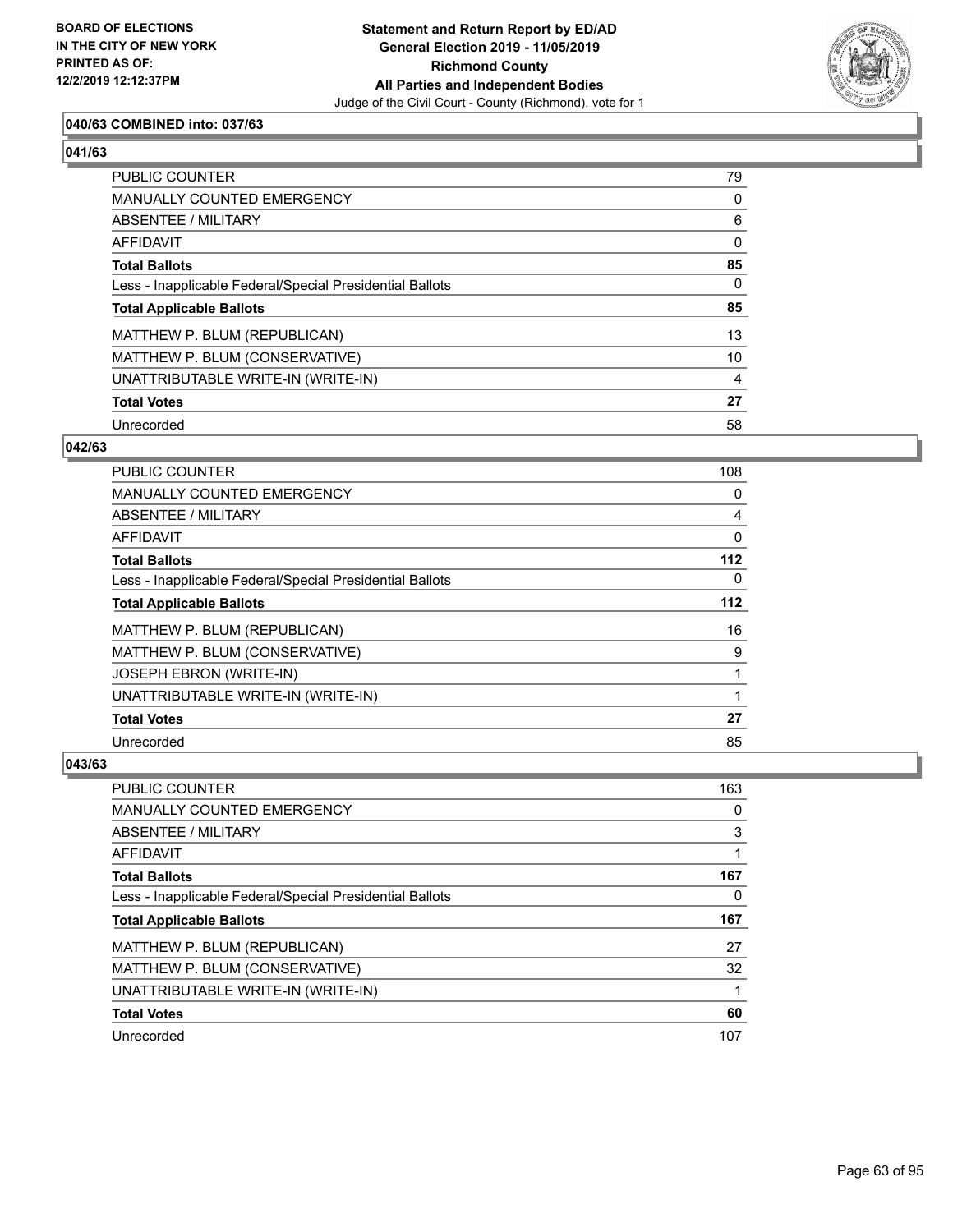**BOARD OF ELECTIONS IN THE CITY OF NEW YORK PRINTED AS OF: 12/2/2019 12:12:37PM**

**Statement and Return Report by ED/AD General Election 2019 - 11/05/2019 Richmond County All Parties and Independent Bodies**

Judge of the Civil Court - County (Richmond), vote for 1

### 040/63 COMBINED into: 037/63

### 041/63

| | |
|---|---|
| PUBLIC COUNTER | 79 |
| MANUALLY COUNTED EMERGENCY | 0 |
| ABSENTEE / MILITARY | 6 |
| AFFIDAVIT | 0 |
| **Total Ballots** | **85** |
| Less - Inapplicable Federal/Special Presidential Ballots | 0 |
| **Total Applicable Ballots** | **85** |
| MATTHEW P. BLUM (REPUBLICAN) | 13 |
| MATTHEW P. BLUM (CONSERVATIVE) | 10 |
| UNATTRIBUTABLE WRITE-IN (WRITE-IN) | 4 |
| **Total Votes** | **27** |
| Unrecorded | 58 |

### 042/63

| | |
|---|---|
| PUBLIC COUNTER | 108 |
| MANUALLY COUNTED EMERGENCY | 0 |
| ABSENTEE / MILITARY | 4 |
| AFFIDAVIT | 0 |
| **Total Ballots** | **112** |
| Less - Inapplicable Federal/Special Presidential Ballots | 0 |
| **Total Applicable Ballots** | **112** |
| MATTHEW P. BLUM (REPUBLICAN) | 16 |
| MATTHEW P. BLUM (CONSERVATIVE) | 9 |
| JOSEPH EBRON (WRITE-IN) | 1 |
| UNATTRIBUTABLE WRITE-IN (WRITE-IN) | 1 |
| **Total Votes** | **27** |
| Unrecorded | 85 |

### 043/63

| | |
|---|---|
| PUBLIC COUNTER | 163 |
| MANUALLY COUNTED EMERGENCY | 0 |
| ABSENTEE / MILITARY | 3 |
| AFFIDAVIT | 1 |
| **Total Ballots** | **167** |
| Less - Inapplicable Federal/Special Presidential Ballots | 0 |
| **Total Applicable Ballots** | **167** |
| MATTHEW P. BLUM (REPUBLICAN) | 27 |
| MATTHEW P. BLUM (CONSERVATIVE) | 32 |
| UNATTRIBUTABLE WRITE-IN (WRITE-IN) | 1 |
| **Total Votes** | **60** |
| Unrecorded | 107 |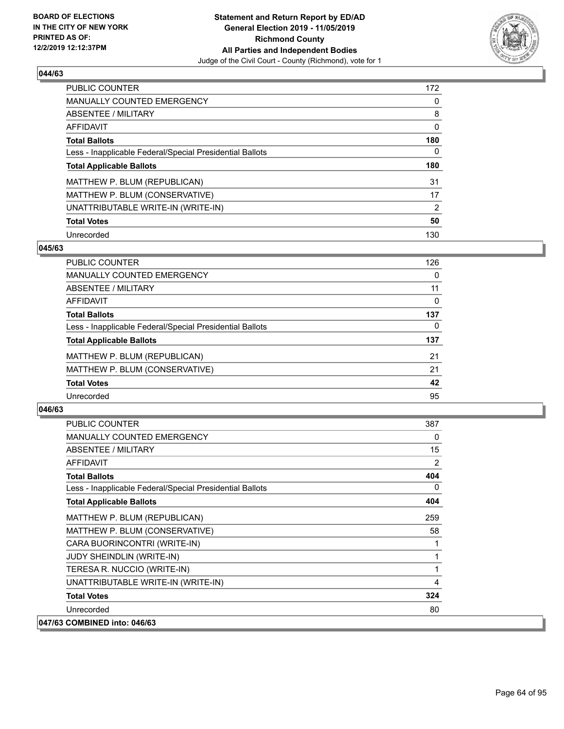**044/63**

| | |
|---|---|
| PUBLIC COUNTER | 172 |
| MANUALLY COUNTED EMERGENCY | 0 |
| ABSENTEE / MILITARY | 8 |
| AFFIDAVIT | 0 |
| **Total Ballots** | **180** |
| Less - Inapplicable Federal/Special Presidential Ballots | 0 |
| **Total Applicable Ballots** | **180** |
| MATTHEW P. BLUM (REPUBLICAN) | 31 |
| MATTHEW P. BLUM (CONSERVATIVE) | 17 |
| UNATTRIBUTABLE WRITE-IN (WRITE-IN) | 2 |
| **Total Votes** | **50** |
| Unrecorded | 130 |

**045/63**

| | |
|---|---|
| PUBLIC COUNTER | 126 |
| MANUALLY COUNTED EMERGENCY | 0 |
| ABSENTEE / MILITARY | 11 |
| AFFIDAVIT | 0 |
| **Total Ballots** | **137** |
| Less - Inapplicable Federal/Special Presidential Ballots | 0 |
| **Total Applicable Ballots** | **137** |
| MATTHEW P. BLUM (REPUBLICAN) | 21 |
| MATTHEW P. BLUM (CONSERVATIVE) | 21 |
| **Total Votes** | **42** |
| Unrecorded | 95 |

**046/63**

| | |
|---|---|
| PUBLIC COUNTER | 387 |
| MANUALLY COUNTED EMERGENCY | 0 |
| ABSENTEE / MILITARY | 15 |
| AFFIDAVIT | 2 |
| **Total Ballots** | **404** |
| Less - Inapplicable Federal/Special Presidential Ballots | 0 |
| **Total Applicable Ballots** | **404** |
| MATTHEW P. BLUM (REPUBLICAN) | 259 |
| MATTHEW P. BLUM (CONSERVATIVE) | 58 |
| CARA BUORINCONTRI (WRITE-IN) | 1 |
| JUDY SHEINDLIN (WRITE-IN) | 1 |
| TERESA R. NUCCIO (WRITE-IN) | 1 |
| UNATTRIBUTABLE WRITE-IN (WRITE-IN) | 4 |
| **Total Votes** | **324** |
| Unrecorded | 80 |

**047/63 COMBINED into: 046/63**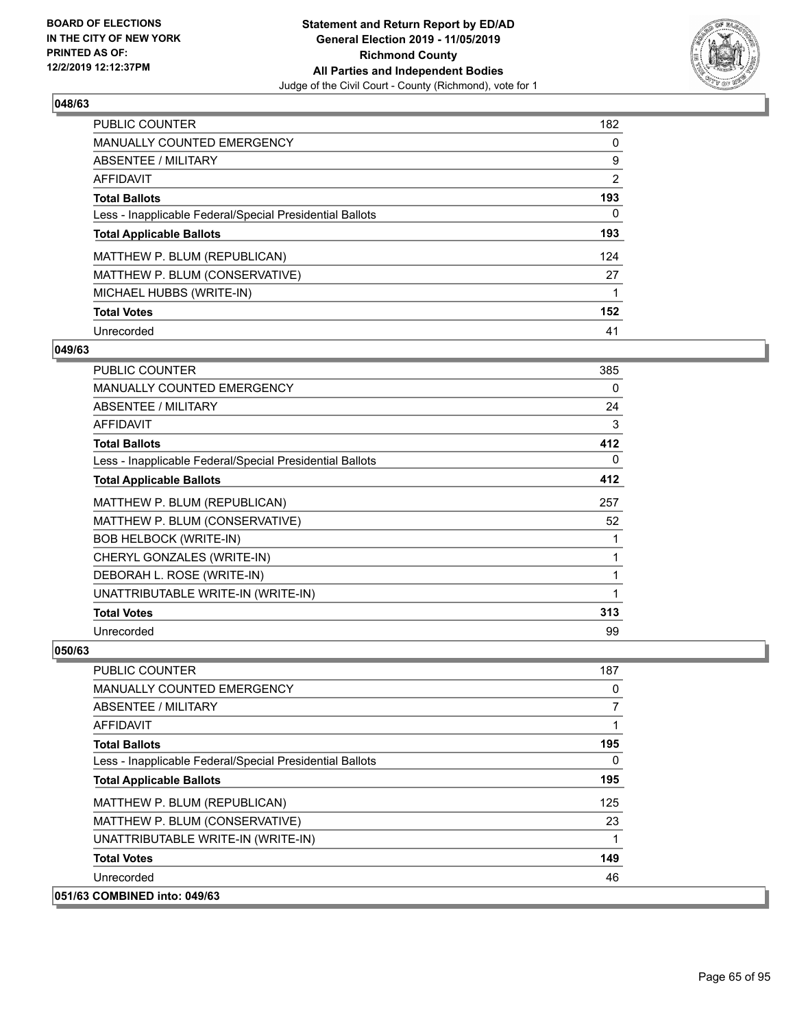**BOARD OF ELECTIONS IN THE CITY OF NEW YORK PRINTED AS OF: 12/2/2019 12:12:37PM**

**Statement and Return Report by ED/AD General Election 2019 - 11/05/2019 Richmond County All Parties and Independent Bodies**

Judge of the Civil Court - County (Richmond), vote for 1

### 048/63

| | |
|---|---|
| PUBLIC COUNTER | 182 |
| MANUALLY COUNTED EMERGENCY | 0 |
| ABSENTEE / MILITARY | 9 |
| AFFIDAVIT | 2 |
| **Total Ballots** | **193** |
| Less - Inapplicable Federal/Special Presidential Ballots | 0 |
| **Total Applicable Ballots** | **193** |
| MATTHEW P. BLUM (REPUBLICAN) | 124 |
| MATTHEW P. BLUM (CONSERVATIVE) | 27 |
| MICHAEL HUBBS (WRITE-IN) | 1 |
| **Total Votes** | **152** |
| Unrecorded | 41 |

### 049/63

| | |
|---|---|
| PUBLIC COUNTER | 385 |
| MANUALLY COUNTED EMERGENCY | 0 |
| ABSENTEE / MILITARY | 24 |
| AFFIDAVIT | 3 |
| **Total Ballots** | **412** |
| Less - Inapplicable Federal/Special Presidential Ballots | 0 |
| **Total Applicable Ballots** | **412** |
| MATTHEW P. BLUM (REPUBLICAN) | 257 |
| MATTHEW P. BLUM (CONSERVATIVE) | 52 |
| BOB HELBOCK (WRITE-IN) | 1 |
| CHERYL GONZALES (WRITE-IN) | 1 |
| DEBORAH L. ROSE (WRITE-IN) | 1 |
| UNATTRIBUTABLE WRITE-IN (WRITE-IN) | 1 |
| **Total Votes** | **313** |
| Unrecorded | 99 |

### 050/63

| | |
|---|---|
| PUBLIC COUNTER | 187 |
| MANUALLY COUNTED EMERGENCY | 0 |
| ABSENTEE / MILITARY | 7 |
| AFFIDAVIT | 1 |
| **Total Ballots** | **195** |
| Less - Inapplicable Federal/Special Presidential Ballots | 0 |
| **Total Applicable Ballots** | **195** |
| MATTHEW P. BLUM (REPUBLICAN) | 125 |
| MATTHEW P. BLUM (CONSERVATIVE) | 23 |
| UNATTRIBUTABLE WRITE-IN (WRITE-IN) | 1 |
| **Total Votes** | **149** |
| Unrecorded | 46 |

### 051/63 COMBINED into: 049/63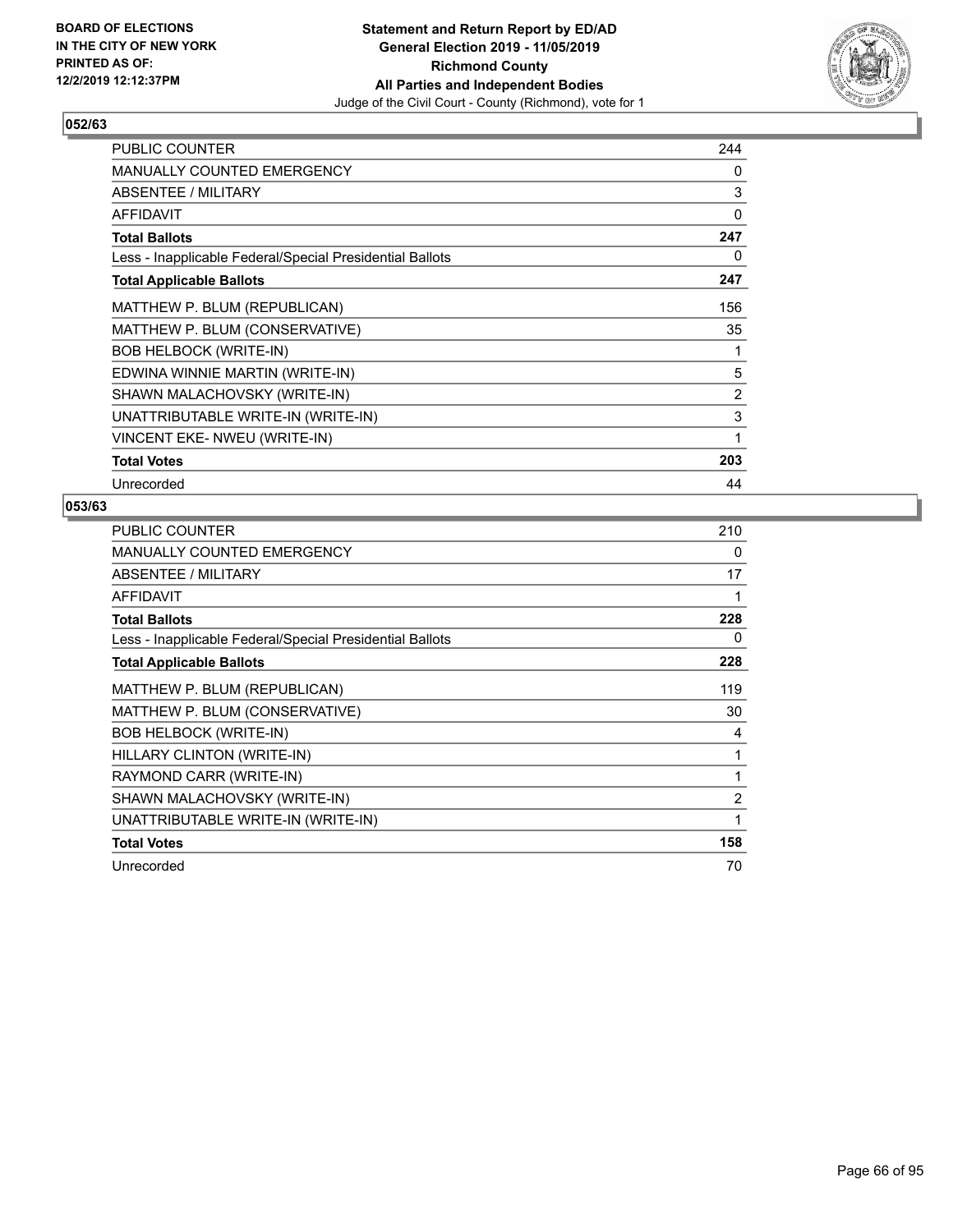BOARD OF ELECTIONS
IN THE CITY OF NEW YORK
PRINTED AS OF:
12/2/2019 12:12:37PM

**Statement and Return Report by ED/AD**
**General Election 2019 - 11/05/2019**
**Richmond County**
**All Parties and Independent Bodies**
Judge of the Civil Court - County (Richmond), vote for 1

### 052/63

| | |
|---|---|
| PUBLIC COUNTER | 244 |
| MANUALLY COUNTED EMERGENCY | 0 |
| ABSENTEE / MILITARY | 3 |
| AFFIDAVIT | 0 |
| **Total Ballots** | **247** |
| Less - Inapplicable Federal/Special Presidential Ballots | 0 |
| **Total Applicable Ballots** | **247** |
| MATTHEW P. BLUM (REPUBLICAN) | 156 |
| MATTHEW P. BLUM (CONSERVATIVE) | 35 |
| BOB HELBOCK (WRITE-IN) | 1 |
| EDWINA WINNIE MARTIN (WRITE-IN) | 5 |
| SHAWN MALACHOVSKY (WRITE-IN) | 2 |
| UNATTRIBUTABLE WRITE-IN (WRITE-IN) | 3 |
| VINCENT EKE- NWEU (WRITE-IN) | 1 |
| **Total Votes** | **203** |
| Unrecorded | 44 |

### 053/63

| | |
|---|---|
| PUBLIC COUNTER | 210 |
| MANUALLY COUNTED EMERGENCY | 0 |
| ABSENTEE / MILITARY | 17 |
| AFFIDAVIT | 1 |
| **Total Ballots** | **228** |
| Less - Inapplicable Federal/Special Presidential Ballots | 0 |
| **Total Applicable Ballots** | **228** |
| MATTHEW P. BLUM (REPUBLICAN) | 119 |
| MATTHEW P. BLUM (CONSERVATIVE) | 30 |
| BOB HELBOCK (WRITE-IN) | 4 |
| HILLARY CLINTON (WRITE-IN) | 1 |
| RAYMOND CARR (WRITE-IN) | 1 |
| SHAWN MALACHOVSKY (WRITE-IN) | 2 |
| UNATTRIBUTABLE WRITE-IN (WRITE-IN) | 1 |
| **Total Votes** | **158** |
| Unrecorded | 70 |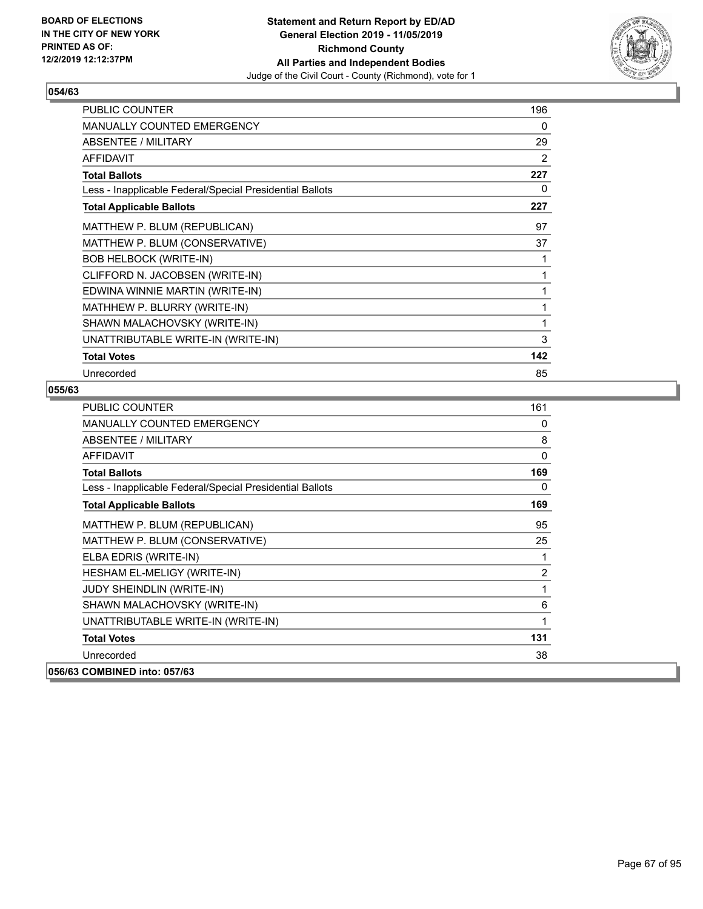**BOARD OF ELECTIONS IN THE CITY OF NEW YORK PRINTED AS OF: 12/2/2019 12:12:37PM**

**Statement and Return Report by ED/AD**
**General Election 2019 - 11/05/2019**
**Richmond County**
**All Parties and Independent Bodies**
Judge of the Civil Court - County (Richmond), vote for 1

## 054/63

| | |
|---|---|
| PUBLIC COUNTER | 196 |
| MANUALLY COUNTED EMERGENCY | 0 |
| ABSENTEE / MILITARY | 29 |
| AFFIDAVIT | 2 |
| **Total Ballots** | **227** |
| Less - Inapplicable Federal/Special Presidential Ballots | 0 |
| **Total Applicable Ballots** | **227** |
| MATTHEW P. BLUM (REPUBLICAN) | 97 |
| MATTHEW P. BLUM (CONSERVATIVE) | 37 |
| BOB HELBOCK (WRITE-IN) | 1 |
| CLIFFORD N. JACOBSEN (WRITE-IN) | 1 |
| EDWINA WINNIE MARTIN (WRITE-IN) | 1 |
| MATHHEW P. BLURRY (WRITE-IN) | 1 |
| SHAWN MALACHOVSKY (WRITE-IN) | 1 |
| UNATTRIBUTABLE WRITE-IN (WRITE-IN) | 3 |
| **Total Votes** | **142** |
| Unrecorded | 85 |

## 055/63

| | |
|---|---|
| PUBLIC COUNTER | 161 |
| MANUALLY COUNTED EMERGENCY | 0 |
| ABSENTEE / MILITARY | 8 |
| AFFIDAVIT | 0 |
| **Total Ballots** | **169** |
| Less - Inapplicable Federal/Special Presidential Ballots | 0 |
| **Total Applicable Ballots** | **169** |
| MATTHEW P. BLUM (REPUBLICAN) | 95 |
| MATTHEW P. BLUM (CONSERVATIVE) | 25 |
| ELBA EDRIS (WRITE-IN) | 1 |
| HESHAM EL-MELIGY (WRITE-IN) | 2 |
| JUDY SHEINDLIN (WRITE-IN) | 1 |
| SHAWN MALACHOVSKY (WRITE-IN) | 6 |
| UNATTRIBUTABLE WRITE-IN (WRITE-IN) | 1 |
| **Total Votes** | **131** |
| Unrecorded | 38 |

## 056/63 COMBINED into: 057/63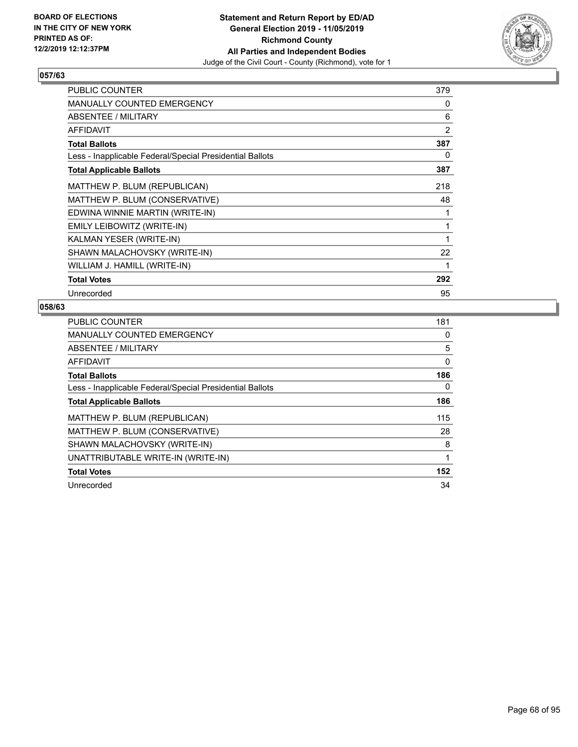**BOARD OF ELECTIONS IN THE CITY OF NEW YORK PRINTED AS OF: 12/2/2019 12:12:37PM**

**Statement and Return Report by ED/AD General Election 2019 - 11/05/2019 Richmond County All Parties and Independent Bodies**
Judge of the Civil Court - County (Richmond), vote for 1

### 057/63

| | |
|---|---|
| PUBLIC COUNTER | 379 |
| MANUALLY COUNTED EMERGENCY | 0 |
| ABSENTEE / MILITARY | 6 |
| AFFIDAVIT | 2 |
| **Total Ballots** | **387** |
| Less - Inapplicable Federal/Special Presidential Ballots | 0 |
| **Total Applicable Ballots** | **387** |
| MATTHEW P. BLUM (REPUBLICAN) | 218 |
| MATTHEW P. BLUM (CONSERVATIVE) | 48 |
| EDWINA WINNIE MARTIN (WRITE-IN) | 1 |
| EMILY LEIBOWITZ (WRITE-IN) | 1 |
| KALMAN YESER (WRITE-IN) | 1 |
| SHAWN MALACHOVSKY (WRITE-IN) | 22 |
| WILLIAM J. HAMILL (WRITE-IN) | 1 |
| **Total Votes** | **292** |
| Unrecorded | 95 |

### 058/63

| | |
|---|---|
| PUBLIC COUNTER | 181 |
| MANUALLY COUNTED EMERGENCY | 0 |
| ABSENTEE / MILITARY | 5 |
| AFFIDAVIT | 0 |
| **Total Ballots** | **186** |
| Less - Inapplicable Federal/Special Presidential Ballots | 0 |
| **Total Applicable Ballots** | **186** |
| MATTHEW P. BLUM (REPUBLICAN) | 115 |
| MATTHEW P. BLUM (CONSERVATIVE) | 28 |
| SHAWN MALACHOVSKY (WRITE-IN) | 8 |
| UNATTRIBUTABLE WRITE-IN (WRITE-IN) | 1 |
| **Total Votes** | **152** |
| Unrecorded | 34 |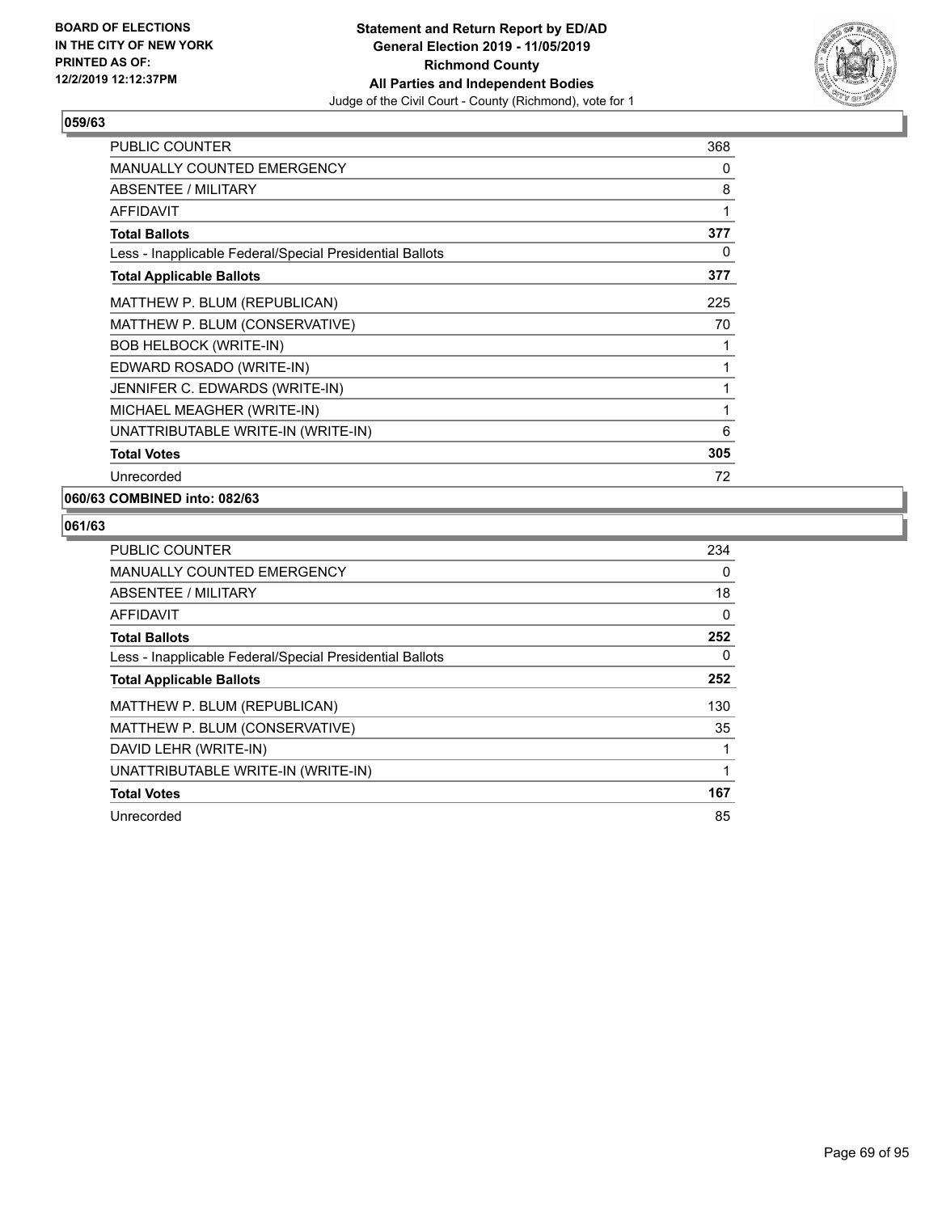**BOARD OF ELECTIONS IN THE CITY OF NEW YORK PRINTED AS OF: 12/2/2019 12:12:37PM**

**Statement and Return Report by ED/AD General Election 2019 - 11/05/2019 Richmond County All Parties and Independent Bodies**
Judge of the Civil Court - County (Richmond), vote for 1

### 059/63

| | |
|---|---|
| PUBLIC COUNTER | 368 |
| MANUALLY COUNTED EMERGENCY | 0 |
| ABSENTEE / MILITARY | 8 |
| AFFIDAVIT | 1 |
| **Total Ballots** | **377** |
| Less - Inapplicable Federal/Special Presidential Ballots | 0 |
| **Total Applicable Ballots** | **377** |
| MATTHEW P. BLUM (REPUBLICAN) | 225 |
| MATTHEW P. BLUM (CONSERVATIVE) | 70 |
| BOB HELBOCK (WRITE-IN) | 1 |
| EDWARD ROSADO (WRITE-IN) | 1 |
| JENNIFER C. EDWARDS (WRITE-IN) | 1 |
| MICHAEL MEAGHER (WRITE-IN) | 1 |
| UNATTRIBUTABLE WRITE-IN (WRITE-IN) | 6 |
| **Total Votes** | **305** |
| Unrecorded | 72 |

### 060/63 COMBINED into: 082/63

### 061/63

| | |
|---|---|
| PUBLIC COUNTER | 234 |
| MANUALLY COUNTED EMERGENCY | 0 |
| ABSENTEE / MILITARY | 18 |
| AFFIDAVIT | 0 |
| **Total Ballots** | **252** |
| Less - Inapplicable Federal/Special Presidential Ballots | 0 |
| **Total Applicable Ballots** | **252** |
| MATTHEW P. BLUM (REPUBLICAN) | 130 |
| MATTHEW P. BLUM (CONSERVATIVE) | 35 |
| DAVID LEHR (WRITE-IN) | 1 |
| UNATTRIBUTABLE WRITE-IN (WRITE-IN) | 1 |
| **Total Votes** | **167** |
| Unrecorded | 85 |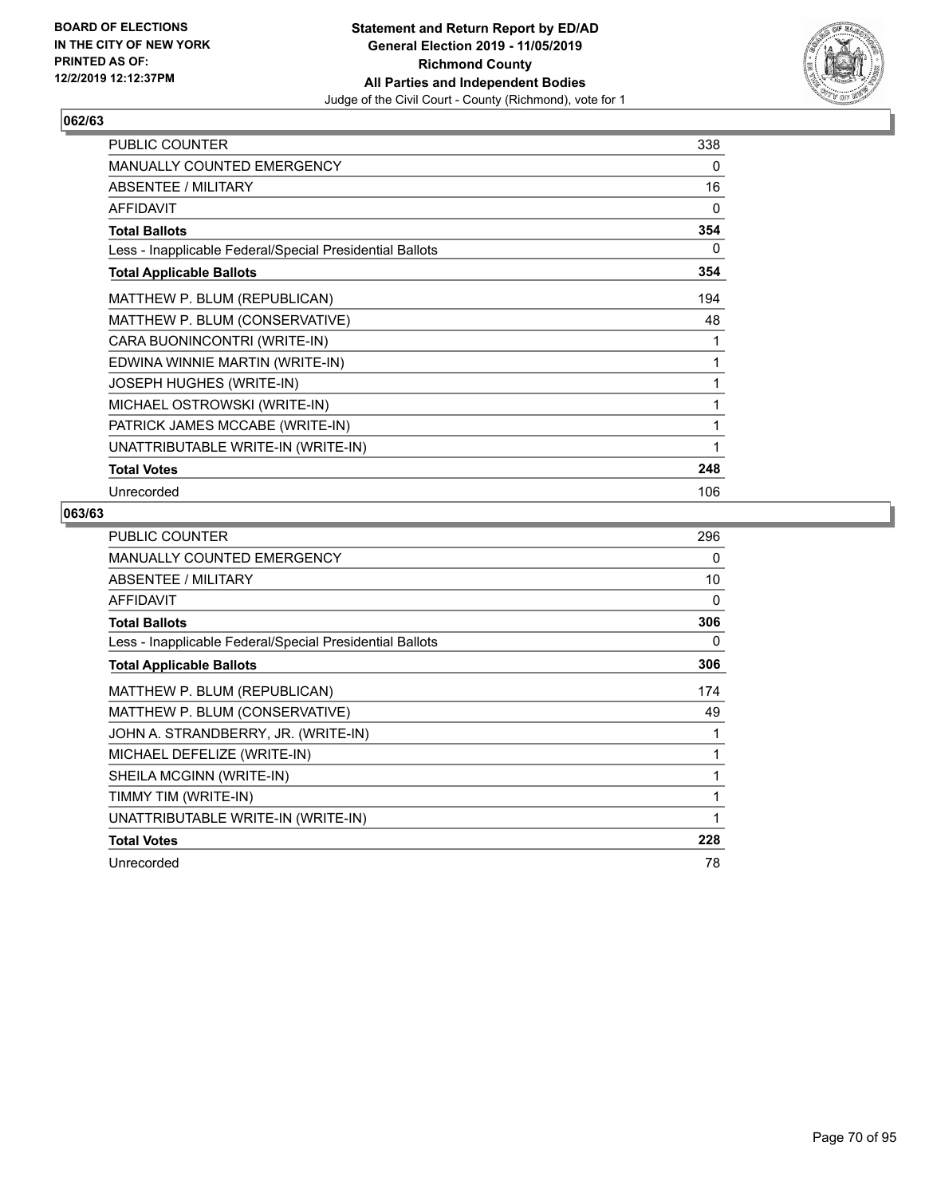**BOARD OF ELECTIONS IN THE CITY OF NEW YORK PRINTED AS OF: 12/2/2019 12:12:37PM**

**Statement and Return Report by ED/AD General Election 2019 - 11/05/2019 Richmond County All Parties and Independent Bodies**

Judge of the Civil Court - County (Richmond), vote for 1

### 062/63

| | |
|---|---|
| PUBLIC COUNTER | 338 |
| MANUALLY COUNTED EMERGENCY | 0 |
| ABSENTEE / MILITARY | 16 |
| AFFIDAVIT | 0 |
| **Total Ballots** | **354** |
| Less - Inapplicable Federal/Special Presidential Ballots | 0 |
| **Total Applicable Ballots** | **354** |
| MATTHEW P. BLUM (REPUBLICAN) | 194 |
| MATTHEW P. BLUM (CONSERVATIVE) | 48 |
| CARA BUONINCONTRI (WRITE-IN) | 1 |
| EDWINA WINNIE MARTIN (WRITE-IN) | 1 |
| JOSEPH HUGHES (WRITE-IN) | 1 |
| MICHAEL OSTROWSKI (WRITE-IN) | 1 |
| PATRICK JAMES MCCABE (WRITE-IN) | 1 |
| UNATTRIBUTABLE WRITE-IN (WRITE-IN) | 1 |
| **Total Votes** | **248** |
| Unrecorded | 106 |

### 063/63

| | |
|---|---|
| PUBLIC COUNTER | 296 |
| MANUALLY COUNTED EMERGENCY | 0 |
| ABSENTEE / MILITARY | 10 |
| AFFIDAVIT | 0 |
| **Total Ballots** | **306** |
| Less - Inapplicable Federal/Special Presidential Ballots | 0 |
| **Total Applicable Ballots** | **306** |
| MATTHEW P. BLUM (REPUBLICAN) | 174 |
| MATTHEW P. BLUM (CONSERVATIVE) | 49 |
| JOHN A. STRANDBERRY, JR. (WRITE-IN) | 1 |
| MICHAEL DEFELIZE (WRITE-IN) | 1 |
| SHEILA MCGINN (WRITE-IN) | 1 |
| TIMMY TIM (WRITE-IN) | 1 |
| UNATTRIBUTABLE WRITE-IN (WRITE-IN) | 1 |
| **Total Votes** | **228** |
| Unrecorded | 78 |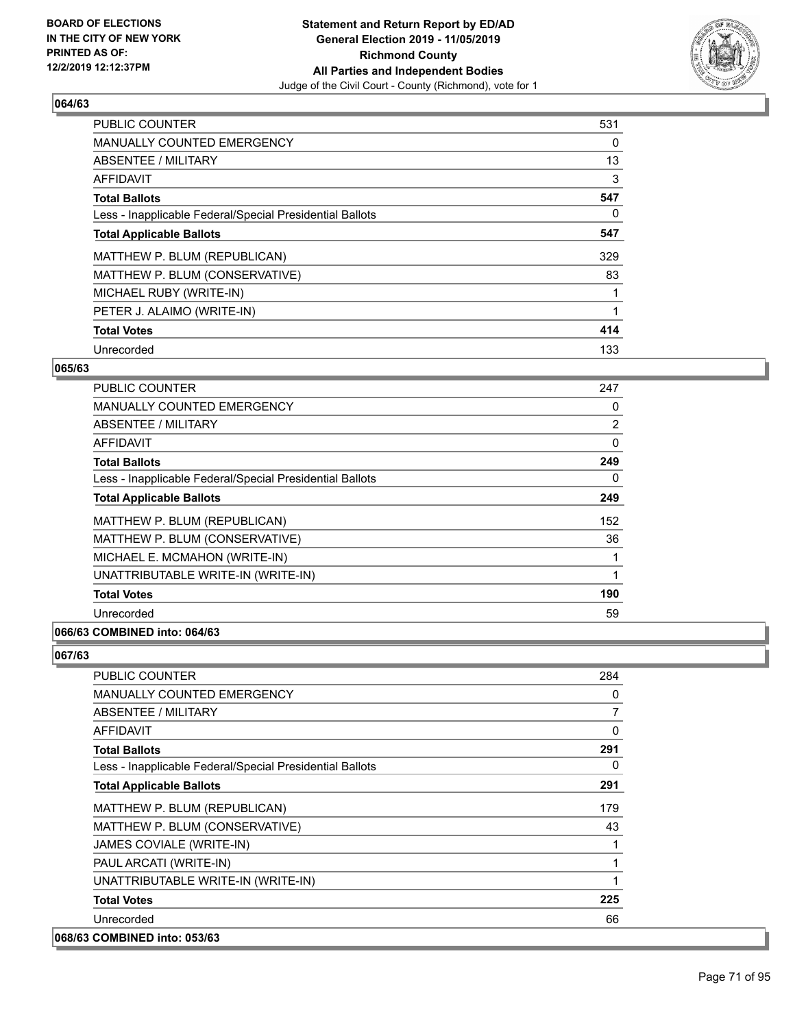**BOARD OF ELECTIONS IN THE CITY OF NEW YORK PRINTED AS OF: 12/2/2019 12:12:37PM**

**Statement and Return Report by ED/AD General Election 2019 - 11/05/2019 Richmond County All Parties and Independent Bodies**

Judge of the Civil Court - County (Richmond), vote for 1

### 064/63

| | |
|---|---|
| PUBLIC COUNTER | 531 |
| MANUALLY COUNTED EMERGENCY | 0 |
| ABSENTEE / MILITARY | 13 |
| AFFIDAVIT | 3 |
| **Total Ballots** | **547** |
| Less - Inapplicable Federal/Special Presidential Ballots | 0 |
| **Total Applicable Ballots** | **547** |
| MATTHEW P. BLUM (REPUBLICAN) | 329 |
| MATTHEW P. BLUM (CONSERVATIVE) | 83 |
| MICHAEL RUBY (WRITE-IN) | 1 |
| PETER J. ALAIMO (WRITE-IN) | 1 |
| **Total Votes** | **414** |
| Unrecorded | 133 |

### 065/63

| | |
|---|---|
| PUBLIC COUNTER | 247 |
| MANUALLY COUNTED EMERGENCY | 0 |
| ABSENTEE / MILITARY | 2 |
| AFFIDAVIT | 0 |
| **Total Ballots** | **249** |
| Less - Inapplicable Federal/Special Presidential Ballots | 0 |
| **Total Applicable Ballots** | **249** |
| MATTHEW P. BLUM (REPUBLICAN) | 152 |
| MATTHEW P. BLUM (CONSERVATIVE) | 36 |
| MICHAEL E. MCMAHON (WRITE-IN) | 1 |
| UNATTRIBUTABLE WRITE-IN (WRITE-IN) | 1 |
| **Total Votes** | **190** |
| Unrecorded | 59 |

### 066/63 COMBINED into: 064/63

### 067/63

| | |
|---|---|
| PUBLIC COUNTER | 284 |
| MANUALLY COUNTED EMERGENCY | 0 |
| ABSENTEE / MILITARY | 7 |
| AFFIDAVIT | 0 |
| **Total Ballots** | **291** |
| Less - Inapplicable Federal/Special Presidential Ballots | 0 |
| **Total Applicable Ballots** | **291** |
| MATTHEW P. BLUM (REPUBLICAN) | 179 |
| MATTHEW P. BLUM (CONSERVATIVE) | 43 |
| JAMES COVIALE (WRITE-IN) | 1 |
| PAUL ARCATI (WRITE-IN) | 1 |
| UNATTRIBUTABLE WRITE-IN (WRITE-IN) | 1 |
| **Total Votes** | **225** |
| Unrecorded | 66 |

### 068/63 COMBINED into: 053/63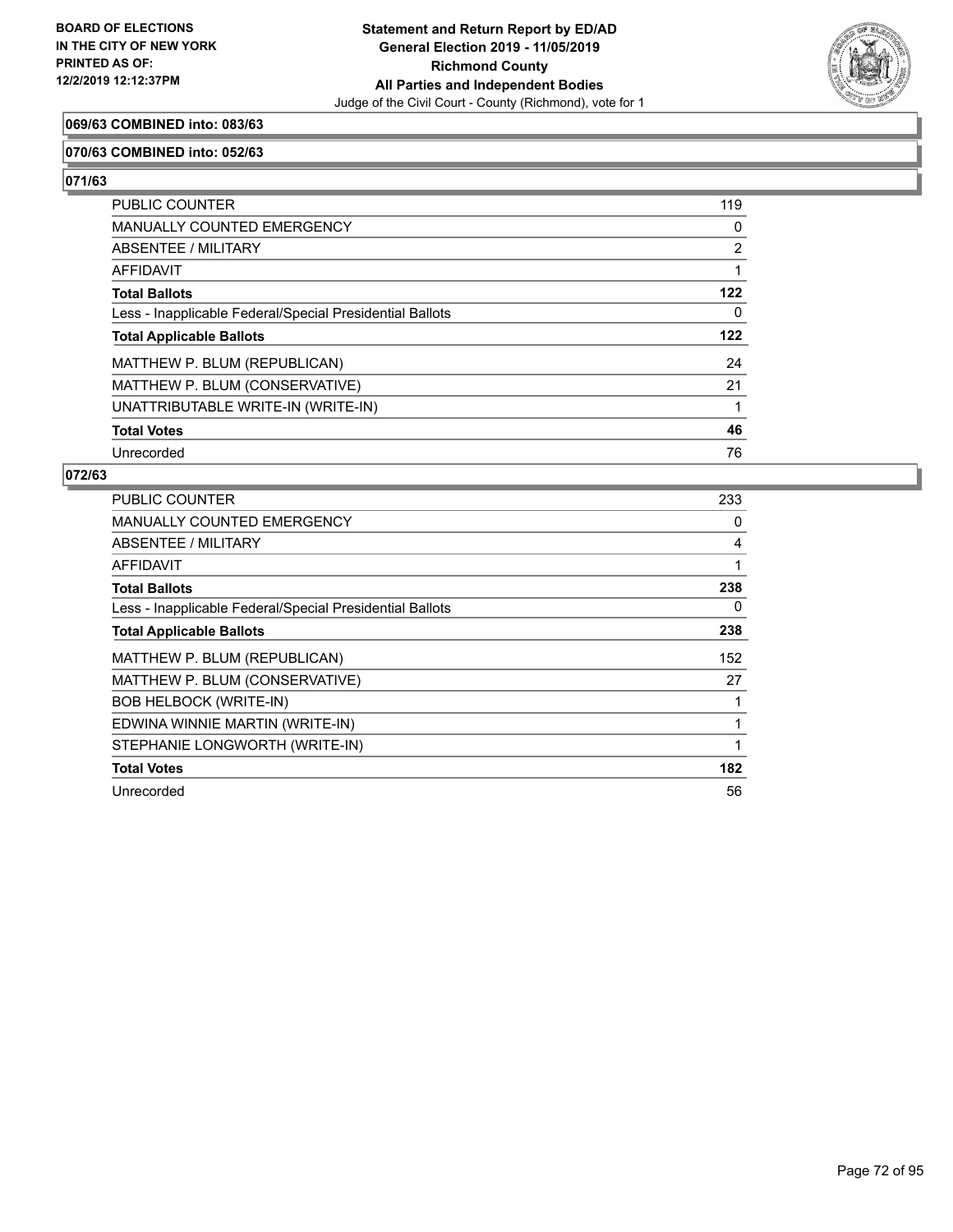**Statement and Return Report by ED/AD**
**General Election 2019 - 11/05/2019**
**Richmond County**
**All Parties and Independent Bodies**
Judge of the Civil Court - County (Richmond), vote for 1

BOARD OF ELECTIONS
IN THE CITY OF NEW YORK
PRINTED AS OF:
12/2/2019 12:12:37PM

**069/63 COMBINED into: 083/63**

**070/63 COMBINED into: 052/63**

**071/63**

| | |
|---|---|
| PUBLIC COUNTER | 119 |
| MANUALLY COUNTED EMERGENCY | 0 |
| ABSENTEE / MILITARY | 2 |
| AFFIDAVIT | 1 |
| **Total Ballots** | **122** |
| Less - Inapplicable Federal/Special Presidential Ballots | 0 |
| **Total Applicable Ballots** | **122** |
| MATTHEW P. BLUM (REPUBLICAN) | 24 |
| MATTHEW P. BLUM (CONSERVATIVE) | 21 |
| UNATTRIBUTABLE WRITE-IN (WRITE-IN) | 1 |
| **Total Votes** | **46** |
| Unrecorded | 76 |

**072/63**

| | |
|---|---|
| PUBLIC COUNTER | 233 |
| MANUALLY COUNTED EMERGENCY | 0 |
| ABSENTEE / MILITARY | 4 |
| AFFIDAVIT | 1 |
| **Total Ballots** | **238** |
| Less - Inapplicable Federal/Special Presidential Ballots | 0 |
| **Total Applicable Ballots** | **238** |
| MATTHEW P. BLUM (REPUBLICAN) | 152 |
| MATTHEW P. BLUM (CONSERVATIVE) | 27 |
| BOB HELBOCK (WRITE-IN) | 1 |
| EDWINA WINNIE MARTIN (WRITE-IN) | 1 |
| STEPHANIE LONGWORTH (WRITE-IN) | 1 |
| **Total Votes** | **182** |
| Unrecorded | 56 |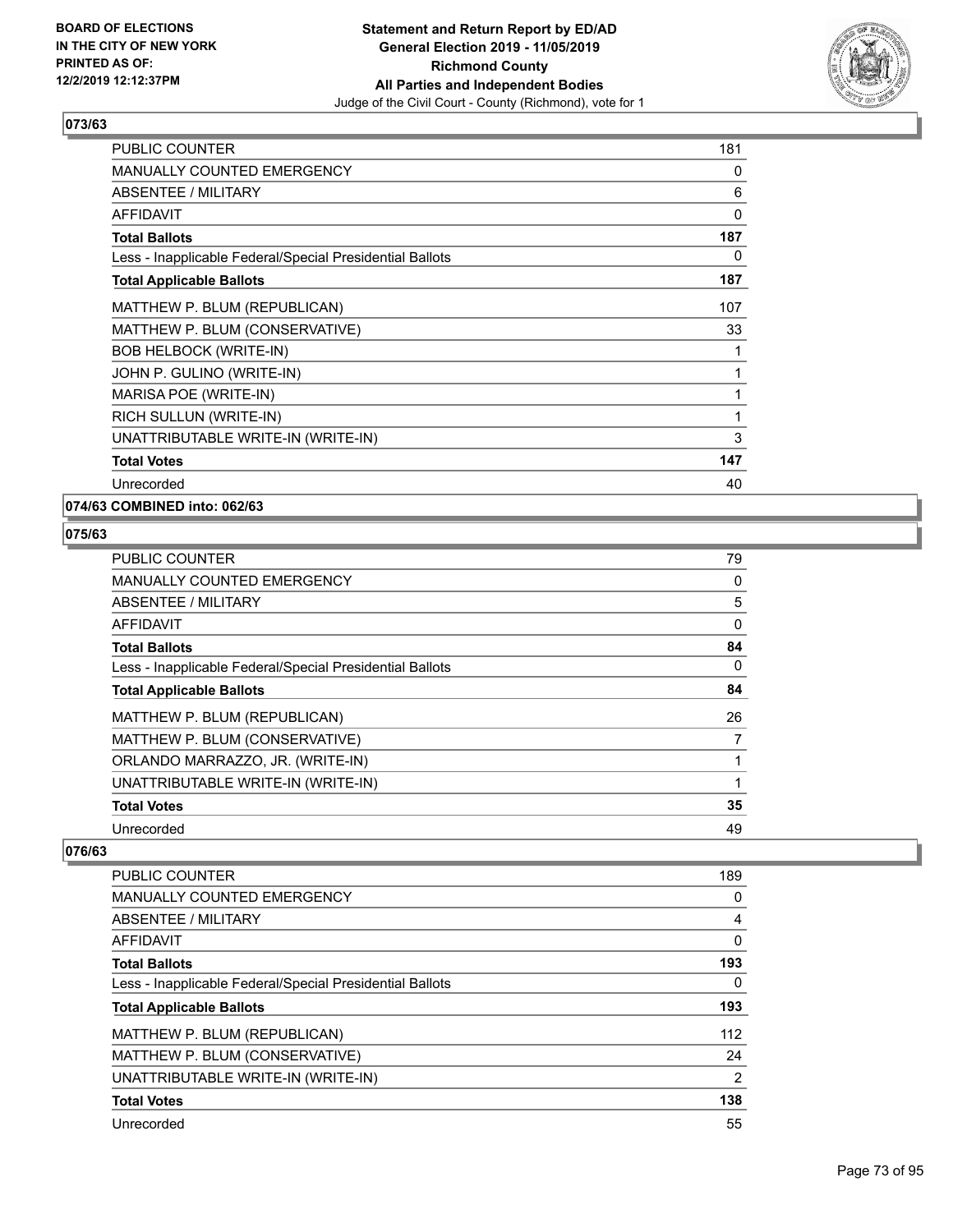**BOARD OF ELECTIONS IN THE CITY OF NEW YORK PRINTED AS OF: 12/2/2019 12:12:37PM**

**Statement and Return Report by ED/AD General Election 2019 - 11/05/2019 Richmond County All Parties and Independent Bodies**

Judge of the Civil Court - County (Richmond), vote for 1

### 073/63

| | |
|---|---|
| PUBLIC COUNTER | 181 |
| MANUALLY COUNTED EMERGENCY | 0 |
| ABSENTEE / MILITARY | 6 |
| AFFIDAVIT | 0 |
| **Total Ballots** | **187** |
| Less - Inapplicable Federal/Special Presidential Ballots | 0 |
| **Total Applicable Ballots** | **187** |
| MATTHEW P. BLUM (REPUBLICAN) | 107 |
| MATTHEW P. BLUM (CONSERVATIVE) | 33 |
| BOB HELBOCK (WRITE-IN) | 1 |
| JOHN P. GULINO (WRITE-IN) | 1 |
| MARISA POE (WRITE-IN) | 1 |
| RICH SULLUN (WRITE-IN) | 1 |
| UNATTRIBUTABLE WRITE-IN (WRITE-IN) | 3 |
| **Total Votes** | **147** |
| Unrecorded | 40 |

### 074/63 COMBINED into: 062/63

### 075/63

| | |
|---|---|
| PUBLIC COUNTER | 79 |
| MANUALLY COUNTED EMERGENCY | 0 |
| ABSENTEE / MILITARY | 5 |
| AFFIDAVIT | 0 |
| **Total Ballots** | **84** |
| Less - Inapplicable Federal/Special Presidential Ballots | 0 |
| **Total Applicable Ballots** | **84** |
| MATTHEW P. BLUM (REPUBLICAN) | 26 |
| MATTHEW P. BLUM (CONSERVATIVE) | 7 |
| ORLANDO MARRAZZO, JR. (WRITE-IN) | 1 |
| UNATTRIBUTABLE WRITE-IN (WRITE-IN) | 1 |
| **Total Votes** | **35** |
| Unrecorded | 49 |

### 076/63

| | |
|---|---|
| PUBLIC COUNTER | 189 |
| MANUALLY COUNTED EMERGENCY | 0 |
| ABSENTEE / MILITARY | 4 |
| AFFIDAVIT | 0 |
| **Total Ballots** | **193** |
| Less - Inapplicable Federal/Special Presidential Ballots | 0 |
| **Total Applicable Ballots** | **193** |
| MATTHEW P. BLUM (REPUBLICAN) | 112 |
| MATTHEW P. BLUM (CONSERVATIVE) | 24 |
| UNATTRIBUTABLE WRITE-IN (WRITE-IN) | 2 |
| **Total Votes** | **138** |
| Unrecorded | 55 |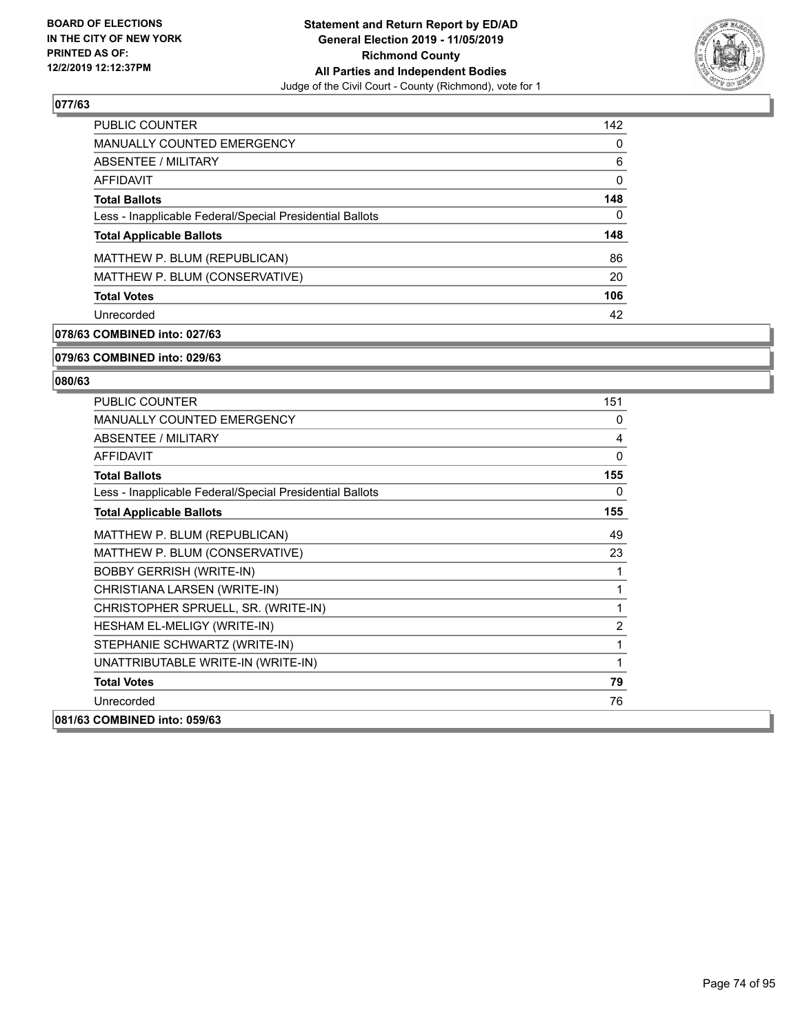### 077/63

| | |
|---|---|
| PUBLIC COUNTER | 142 |
| MANUALLY COUNTED EMERGENCY | 0 |
| ABSENTEE / MILITARY | 6 |
| AFFIDAVIT | 0 |
| **Total Ballots** | **148** |
| Less - Inapplicable Federal/Special Presidential Ballots | 0 |
| **Total Applicable Ballots** | **148** |
| MATTHEW P. BLUM (REPUBLICAN) | 86 |
| MATTHEW P. BLUM (CONSERVATIVE) | 20 |
| **Total Votes** | **106** |
| Unrecorded | 42 |

### 078/63 COMBINED into: 027/63

### 079/63 COMBINED into: 029/63

### 080/63

| | |
|---|---|
| PUBLIC COUNTER | 151 |
| MANUALLY COUNTED EMERGENCY | 0 |
| ABSENTEE / MILITARY | 4 |
| AFFIDAVIT | 0 |
| **Total Ballots** | **155** |
| Less - Inapplicable Federal/Special Presidential Ballots | 0 |
| **Total Applicable Ballots** | **155** |
| MATTHEW P. BLUM (REPUBLICAN) | 49 |
| MATTHEW P. BLUM (CONSERVATIVE) | 23 |
| BOBBY GERRISH (WRITE-IN) | 1 |
| CHRISTIANA LARSEN (WRITE-IN) | 1 |
| CHRISTOPHER SPRUELL, SR. (WRITE-IN) | 1 |
| HESHAM EL-MELIGY (WRITE-IN) | 2 |
| STEPHANIE SCHWARTZ (WRITE-IN) | 1 |
| UNATTRIBUTABLE WRITE-IN (WRITE-IN) | 1 |
| **Total Votes** | **79** |
| Unrecorded | 76 |

### 081/63 COMBINED into: 059/63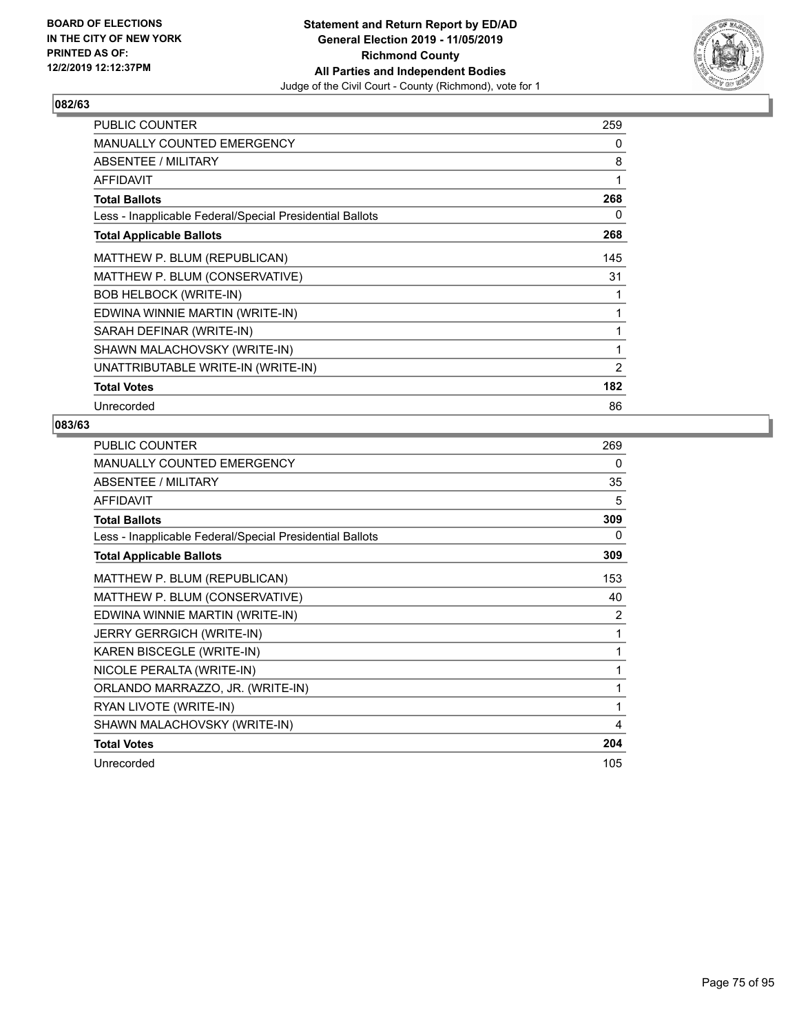**BOARD OF ELECTIONS IN THE CITY OF NEW YORK PRINTED AS OF: 12/2/2019 12:12:37PM**

**Statement and Return Report by ED/AD General Election 2019 - 11/05/2019 Richmond County All Parties and Independent Bodies**

Judge of the Civil Court - County (Richmond), vote for 1

### 082/63

| | |
|---|---|
| PUBLIC COUNTER | 259 |
| MANUALLY COUNTED EMERGENCY | 0 |
| ABSENTEE / MILITARY | 8 |
| AFFIDAVIT | 1 |
| **Total Ballots** | **268** |
| Less - Inapplicable Federal/Special Presidential Ballots | 0 |
| **Total Applicable Ballots** | **268** |
| MATTHEW P. BLUM (REPUBLICAN) | 145 |
| MATTHEW P. BLUM (CONSERVATIVE) | 31 |
| BOB HELBOCK (WRITE-IN) | 1 |
| EDWINA WINNIE MARTIN (WRITE-IN) | 1 |
| SARAH DEFINAR (WRITE-IN) | 1 |
| SHAWN MALACHOVSKY (WRITE-IN) | 1 |
| UNATTRIBUTABLE WRITE-IN (WRITE-IN) | 2 |
| **Total Votes** | **182** |
| Unrecorded | 86 |

### 083/63

| | |
|---|---|
| PUBLIC COUNTER | 269 |
| MANUALLY COUNTED EMERGENCY | 0 |
| ABSENTEE / MILITARY | 35 |
| AFFIDAVIT | 5 |
| **Total Ballots** | **309** |
| Less - Inapplicable Federal/Special Presidential Ballots | 0 |
| **Total Applicable Ballots** | **309** |
| MATTHEW P. BLUM (REPUBLICAN) | 153 |
| MATTHEW P. BLUM (CONSERVATIVE) | 40 |
| EDWINA WINNIE MARTIN (WRITE-IN) | 2 |
| JERRY GERRGICH (WRITE-IN) | 1 |
| KAREN BISCEGLE (WRITE-IN) | 1 |
| NICOLE PERALTA (WRITE-IN) | 1 |
| ORLANDO MARRAZZO, JR. (WRITE-IN) | 1 |
| RYAN LIVOTE (WRITE-IN) | 1 |
| SHAWN MALACHOVSKY (WRITE-IN) | 4 |
| **Total Votes** | **204** |
| Unrecorded | 105 |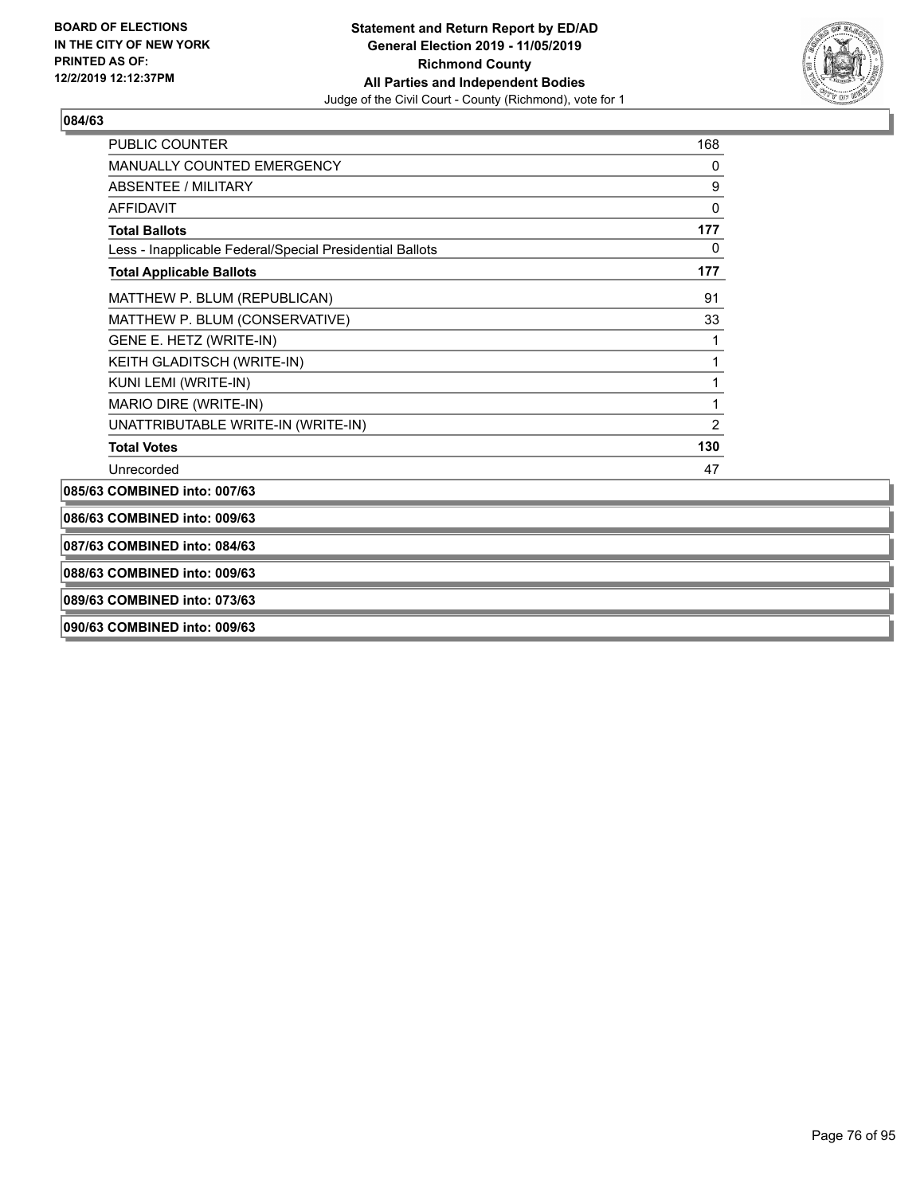**BOARD OF ELECTIONS IN THE CITY OF NEW YORK PRINTED AS OF: 12/2/2019 12:12:37PM**

**Statement and Return Report by ED/AD**
**General Election 2019 - 11/05/2019**
**Richmond County**
**All Parties and Independent Bodies**
Judge of the Civil Court - County (Richmond), vote for 1

### 084/63

| | |
|---|---|
| PUBLIC COUNTER | 168 |
| MANUALLY COUNTED EMERGENCY | 0 |
| ABSENTEE / MILITARY | 9 |
| AFFIDAVIT | 0 |
| **Total Ballots** | **177** |
| Less - Inapplicable Federal/Special Presidential Ballots | 0 |
| **Total Applicable Ballots** | **177** |
| MATTHEW P. BLUM (REPUBLICAN) | 91 |
| MATTHEW P. BLUM (CONSERVATIVE) | 33 |
| GENE E. HETZ (WRITE-IN) | 1 |
| KEITH GLADITSCH (WRITE-IN) | 1 |
| KUNI LEMI (WRITE-IN) | 1 |
| MARIO DIRE (WRITE-IN) | 1 |
| UNATTRIBUTABLE WRITE-IN (WRITE-IN) | 2 |
| **Total Votes** | **130** |
| Unrecorded | 47 |

**085/63 COMBINED into: 007/63**

**086/63 COMBINED into: 009/63**

**087/63 COMBINED into: 084/63**

**088/63 COMBINED into: 009/63**

**089/63 COMBINED into: 073/63**

**090/63 COMBINED into: 009/63**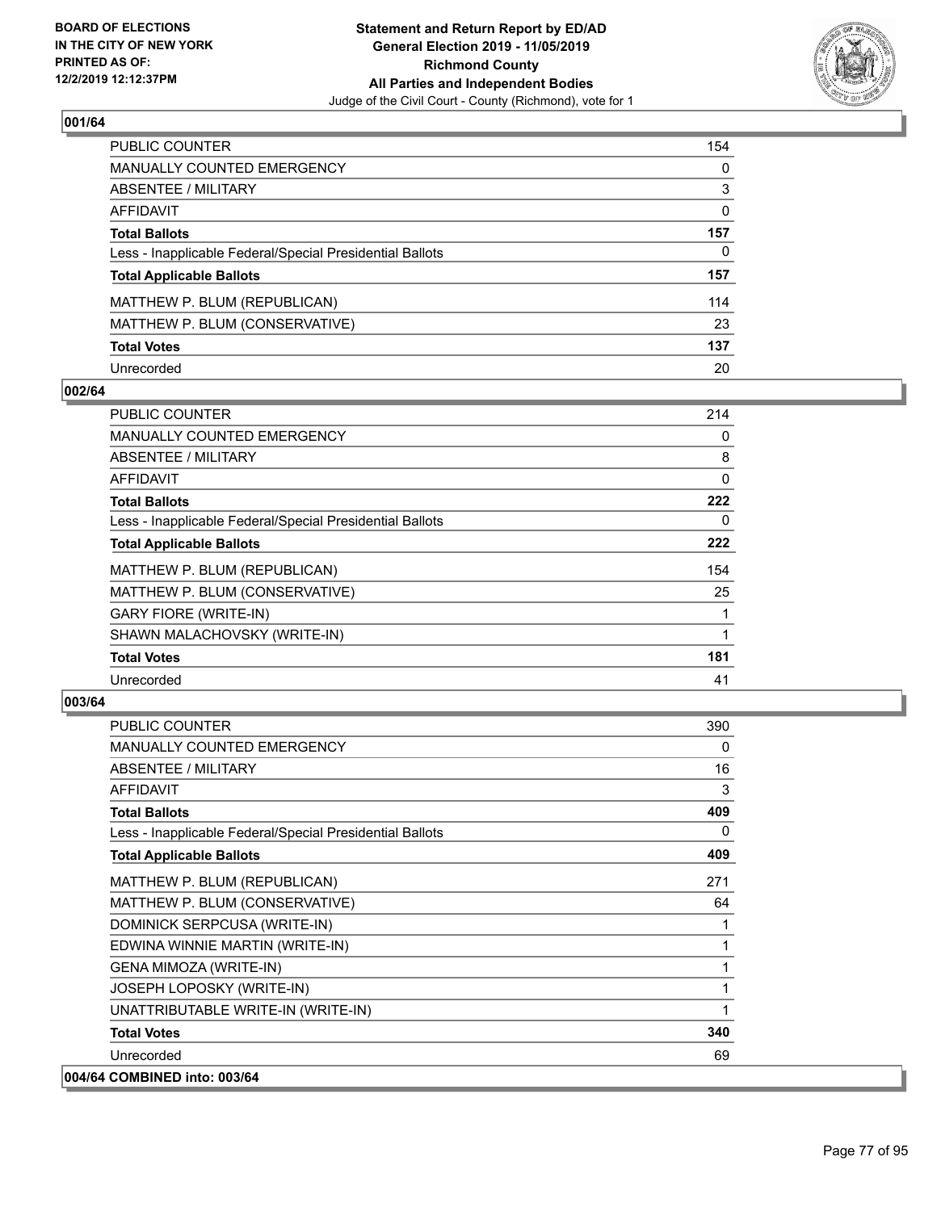BOARD OF ELECTIONS
IN THE CITY OF NEW YORK
PRINTED AS OF:
12/2/2019 12:12:37PM

**Statement and Return Report by ED/AD**
**General Election 2019 - 11/05/2019**
**Richmond County**
**All Parties and Independent Bodies**
Judge of the Civil Court - County (Richmond), vote for 1

### 001/64

| | |
|---|---|
| PUBLIC COUNTER | 154 |
| MANUALLY COUNTED EMERGENCY | 0 |
| ABSENTEE / MILITARY | 3 |
| AFFIDAVIT | 0 |
| **Total Ballots** | **157** |
| Less - Inapplicable Federal/Special Presidential Ballots | 0 |
| **Total Applicable Ballots** | **157** |
| MATTHEW P. BLUM (REPUBLICAN) | 114 |
| MATTHEW P. BLUM (CONSERVATIVE) | 23 |
| **Total Votes** | **137** |
| Unrecorded | 20 |

### 002/64

| | |
|---|---|
| PUBLIC COUNTER | 214 |
| MANUALLY COUNTED EMERGENCY | 0 |
| ABSENTEE / MILITARY | 8 |
| AFFIDAVIT | 0 |
| **Total Ballots** | **222** |
| Less - Inapplicable Federal/Special Presidential Ballots | 0 |
| **Total Applicable Ballots** | **222** |
| MATTHEW P. BLUM (REPUBLICAN) | 154 |
| MATTHEW P. BLUM (CONSERVATIVE) | 25 |
| GARY FIORE (WRITE-IN) | 1 |
| SHAWN MALACHOVSKY (WRITE-IN) | 1 |
| **Total Votes** | **181** |
| Unrecorded | 41 |

### 003/64

| | |
|---|---|
| PUBLIC COUNTER | 390 |
| MANUALLY COUNTED EMERGENCY | 0 |
| ABSENTEE / MILITARY | 16 |
| AFFIDAVIT | 3 |
| **Total Ballots** | **409** |
| Less - Inapplicable Federal/Special Presidential Ballots | 0 |
| **Total Applicable Ballots** | **409** |
| MATTHEW P. BLUM (REPUBLICAN) | 271 |
| MATTHEW P. BLUM (CONSERVATIVE) | 64 |
| DOMINICK SERPCUSA (WRITE-IN) | 1 |
| EDWINA WINNIE MARTIN (WRITE-IN) | 1 |
| GENA MIMOZA (WRITE-IN) | 1 |
| JOSEPH LOPOSKY (WRITE-IN) | 1 |
| UNATTRIBUTABLE WRITE-IN (WRITE-IN) | 1 |
| **Total Votes** | **340** |
| Unrecorded | 69 |

### 004/64 COMBINED into: 003/64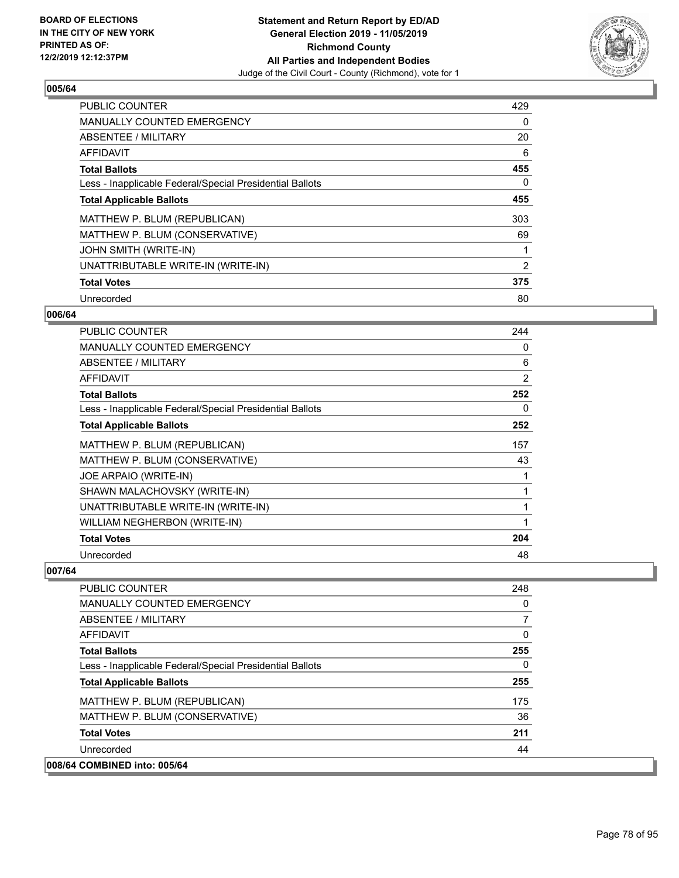**Statement and Return Report by ED/AD**
**General Election 2019 - 11/05/2019**
**Richmond County**
**All Parties and Independent Bodies**
Judge of the Civil Court - County (Richmond), vote for 1

**BOARD OF ELECTIONS IN THE CITY OF NEW YORK PRINTED AS OF: 12/2/2019 12:12:37PM**

### 005/64

| | |
|---|---|
| PUBLIC COUNTER | 429 |
| MANUALLY COUNTED EMERGENCY | 0 |
| ABSENTEE / MILITARY | 20 |
| AFFIDAVIT | 6 |
| **Total Ballots** | **455** |
| Less - Inapplicable Federal/Special Presidential Ballots | 0 |
| **Total Applicable Ballots** | **455** |
| MATTHEW P. BLUM (REPUBLICAN) | 303 |
| MATTHEW P. BLUM (CONSERVATIVE) | 69 |
| JOHN SMITH (WRITE-IN) | 1 |
| UNATTRIBUTABLE WRITE-IN (WRITE-IN) | 2 |
| **Total Votes** | **375** |
| Unrecorded | 80 |

### 006/64

| | |
|---|---|
| PUBLIC COUNTER | 244 |
| MANUALLY COUNTED EMERGENCY | 0 |
| ABSENTEE / MILITARY | 6 |
| AFFIDAVIT | 2 |
| **Total Ballots** | **252** |
| Less - Inapplicable Federal/Special Presidential Ballots | 0 |
| **Total Applicable Ballots** | **252** |
| MATTHEW P. BLUM (REPUBLICAN) | 157 |
| MATTHEW P. BLUM (CONSERVATIVE) | 43 |
| JOE ARPAIO (WRITE-IN) | 1 |
| SHAWN MALACHOVSKY (WRITE-IN) | 1 |
| UNATTRIBUTABLE WRITE-IN (WRITE-IN) | 1 |
| WILLIAM NEGHERBON (WRITE-IN) | 1 |
| **Total Votes** | **204** |
| Unrecorded | 48 |

### 007/64

| | |
|---|---|
| PUBLIC COUNTER | 248 |
| MANUALLY COUNTED EMERGENCY | 0 |
| ABSENTEE / MILITARY | 7 |
| AFFIDAVIT | 0 |
| **Total Ballots** | **255** |
| Less - Inapplicable Federal/Special Presidential Ballots | 0 |
| **Total Applicable Ballots** | **255** |
| MATTHEW P. BLUM (REPUBLICAN) | 175 |
| MATTHEW P. BLUM (CONSERVATIVE) | 36 |
| **Total Votes** | **211** |
| Unrecorded | 44 |

### 008/64 COMBINED into: 005/64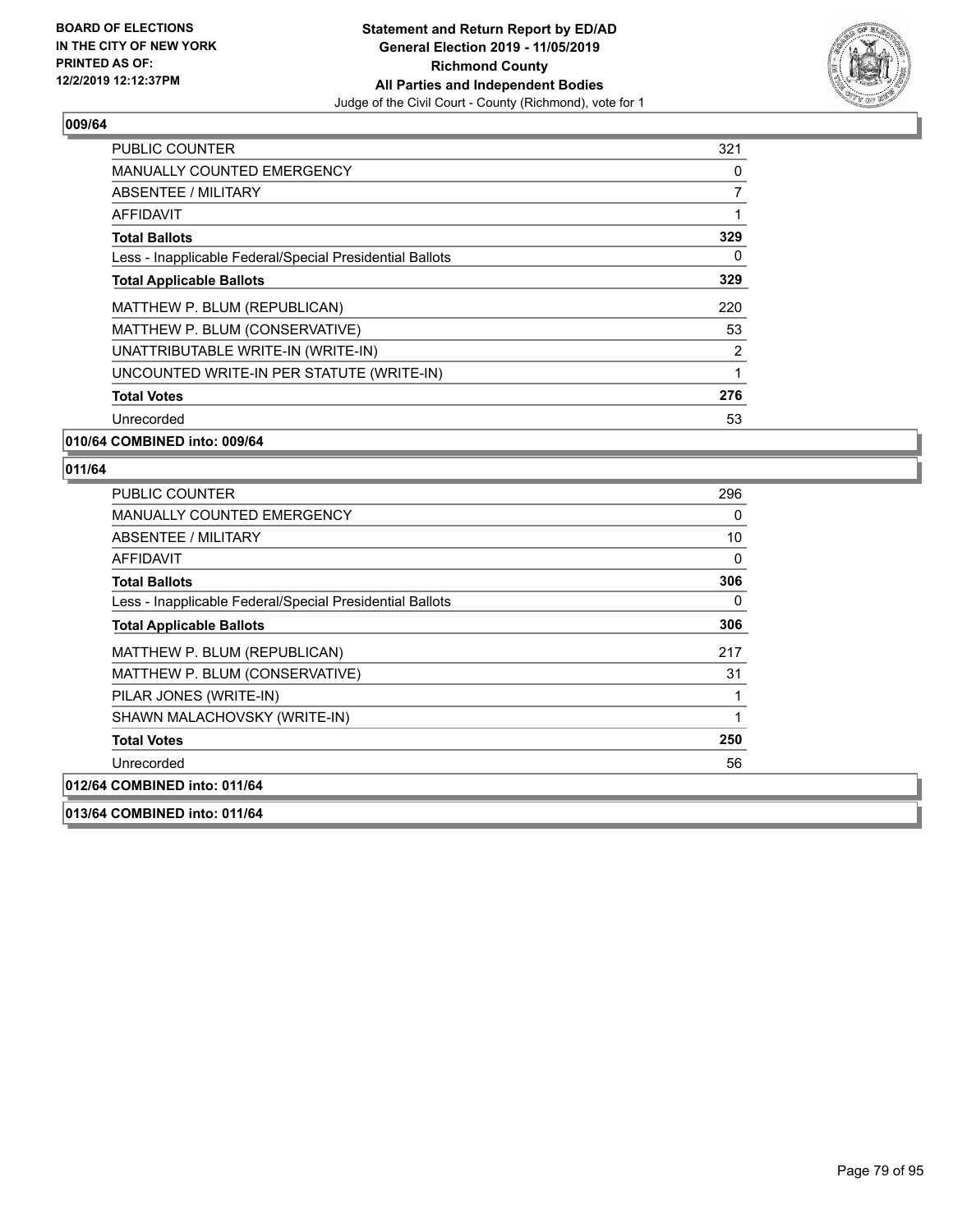BOARD OF ELECTIONS
IN THE CITY OF NEW YORK
PRINTED AS OF:
12/2/2019 12:12:37PM

**Statement and Return Report by ED/AD**
**General Election 2019 - 11/05/2019**
**Richmond County**
**All Parties and Independent Bodies**
Judge of the Civil Court - County (Richmond), vote for 1

## 009/64

| | |
|---|---|
| PUBLIC COUNTER | 321 |
| MANUALLY COUNTED EMERGENCY | 0 |
| ABSENTEE / MILITARY | 7 |
| AFFIDAVIT | 1 |
| **Total Ballots** | **329** |
| Less - Inapplicable Federal/Special Presidential Ballots | 0 |
| **Total Applicable Ballots** | **329** |
| MATTHEW P. BLUM (REPUBLICAN) | 220 |
| MATTHEW P. BLUM (CONSERVATIVE) | 53 |
| UNATTRIBUTABLE WRITE-IN (WRITE-IN) | 2 |
| UNCOUNTED WRITE-IN PER STATUTE (WRITE-IN) | 1 |
| **Total Votes** | **276** |
| Unrecorded | 53 |

**010/64 COMBINED into: 009/64**

## 011/64

| | |
|---|---|
| PUBLIC COUNTER | 296 |
| MANUALLY COUNTED EMERGENCY | 0 |
| ABSENTEE / MILITARY | 10 |
| AFFIDAVIT | 0 |
| **Total Ballots** | **306** |
| Less - Inapplicable Federal/Special Presidential Ballots | 0 |
| **Total Applicable Ballots** | **306** |
| MATTHEW P. BLUM (REPUBLICAN) | 217 |
| MATTHEW P. BLUM (CONSERVATIVE) | 31 |
| PILAR JONES (WRITE-IN) | 1 |
| SHAWN MALACHOVSKY (WRITE-IN) | 1 |
| **Total Votes** | **250** |
| Unrecorded | 56 |

**012/64 COMBINED into: 011/64**

**013/64 COMBINED into: 011/64**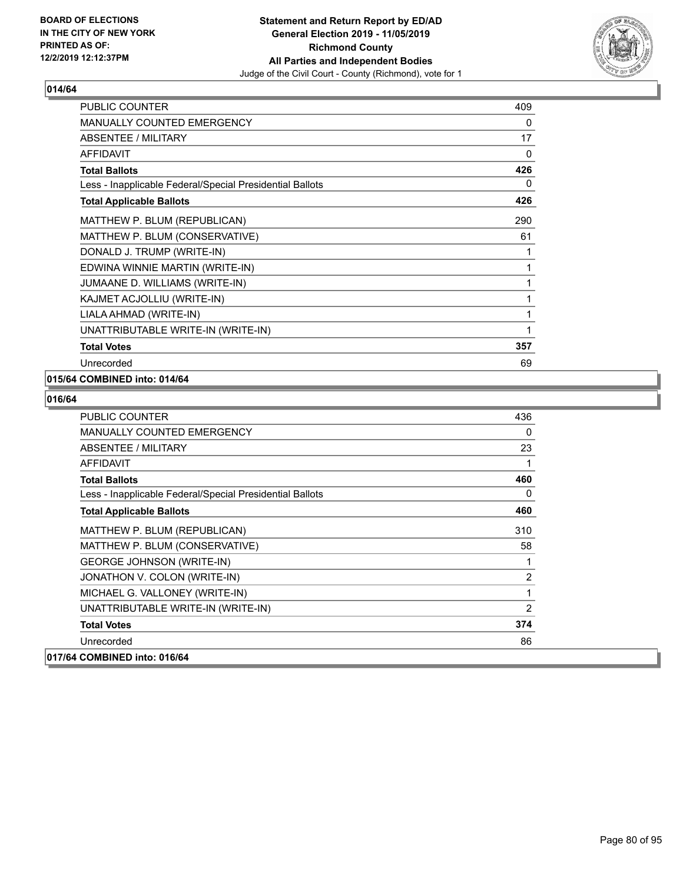**BOARD OF ELECTIONS IN THE CITY OF NEW YORK PRINTED AS OF: 12/2/2019 12:12:37PM**

**Statement and Return Report by ED/AD General Election 2019 - 11/05/2019 Richmond County All Parties and Independent Bodies**

Judge of the Civil Court - County (Richmond), vote for 1

## 014/64

| | |
|---|---|
| PUBLIC COUNTER | 409 |
| MANUALLY COUNTED EMERGENCY | 0 |
| ABSENTEE / MILITARY | 17 |
| AFFIDAVIT | 0 |
| **Total Ballots** | **426** |
| Less - Inapplicable Federal/Special Presidential Ballots | 0 |
| **Total Applicable Ballots** | **426** |
| MATTHEW P. BLUM (REPUBLICAN) | 290 |
| MATTHEW P. BLUM (CONSERVATIVE) | 61 |
| DONALD J. TRUMP (WRITE-IN) | 1 |
| EDWINA WINNIE MARTIN (WRITE-IN) | 1 |
| JUMAANE D. WILLIAMS (WRITE-IN) | 1 |
| KAJMET ACJOLLIU (WRITE-IN) | 1 |
| LIALA AHMAD (WRITE-IN) | 1 |
| UNATTRIBUTABLE WRITE-IN (WRITE-IN) | 1 |
| **Total Votes** | **357** |
| Unrecorded | 69 |

**015/64 COMBINED into: 014/64**

## 016/64

| | |
|---|---|
| PUBLIC COUNTER | 436 |
| MANUALLY COUNTED EMERGENCY | 0 |
| ABSENTEE / MILITARY | 23 |
| AFFIDAVIT | 1 |
| **Total Ballots** | **460** |
| Less - Inapplicable Federal/Special Presidential Ballots | 0 |
| **Total Applicable Ballots** | **460** |
| MATTHEW P. BLUM (REPUBLICAN) | 310 |
| MATTHEW P. BLUM (CONSERVATIVE) | 58 |
| GEORGE JOHNSON (WRITE-IN) | 1 |
| JONATHON V. COLON (WRITE-IN) | 2 |
| MICHAEL G. VALLONEY (WRITE-IN) | 1 |
| UNATTRIBUTABLE WRITE-IN (WRITE-IN) | 2 |
| **Total Votes** | **374** |
| Unrecorded | 86 |

**017/64 COMBINED into: 016/64**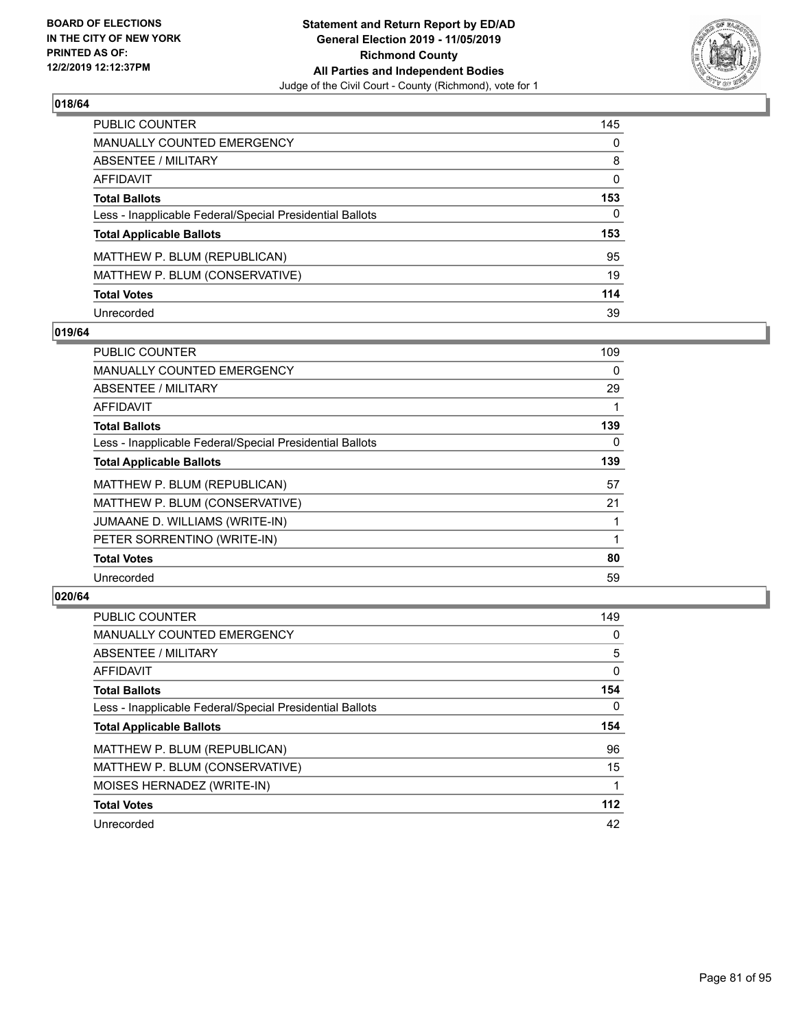## 018/64

| | |
|---|---|
| PUBLIC COUNTER | 145 |
| MANUALLY COUNTED EMERGENCY | 0 |
| ABSENTEE / MILITARY | 8 |
| AFFIDAVIT | 0 |
| **Total Ballots** | **153** |
| Less - Inapplicable Federal/Special Presidential Ballots | 0 |
| **Total Applicable Ballots** | **153** |
| MATTHEW P. BLUM (REPUBLICAN) | 95 |
| MATTHEW P. BLUM (CONSERVATIVE) | 19 |
| **Total Votes** | **114** |
| Unrecorded | 39 |

## 019/64

| | |
|---|---|
| PUBLIC COUNTER | 109 |
| MANUALLY COUNTED EMERGENCY | 0 |
| ABSENTEE / MILITARY | 29 |
| AFFIDAVIT | 1 |
| **Total Ballots** | **139** |
| Less - Inapplicable Federal/Special Presidential Ballots | 0 |
| **Total Applicable Ballots** | **139** |
| MATTHEW P. BLUM (REPUBLICAN) | 57 |
| MATTHEW P. BLUM (CONSERVATIVE) | 21 |
| JUMAANE D. WILLIAMS (WRITE-IN) | 1 |
| PETER SORRENTINO (WRITE-IN) | 1 |
| **Total Votes** | **80** |
| Unrecorded | 59 |

## 020/64

| | |
|---|---|
| PUBLIC COUNTER | 149 |
| MANUALLY COUNTED EMERGENCY | 0 |
| ABSENTEE / MILITARY | 5 |
| AFFIDAVIT | 0 |
| **Total Ballots** | **154** |
| Less - Inapplicable Federal/Special Presidential Ballots | 0 |
| **Total Applicable Ballots** | **154** |
| MATTHEW P. BLUM (REPUBLICAN) | 96 |
| MATTHEW P. BLUM (CONSERVATIVE) | 15 |
| MOISES HERNADEZ (WRITE-IN) | 1 |
| **Total Votes** | **112** |
| Unrecorded | 42 |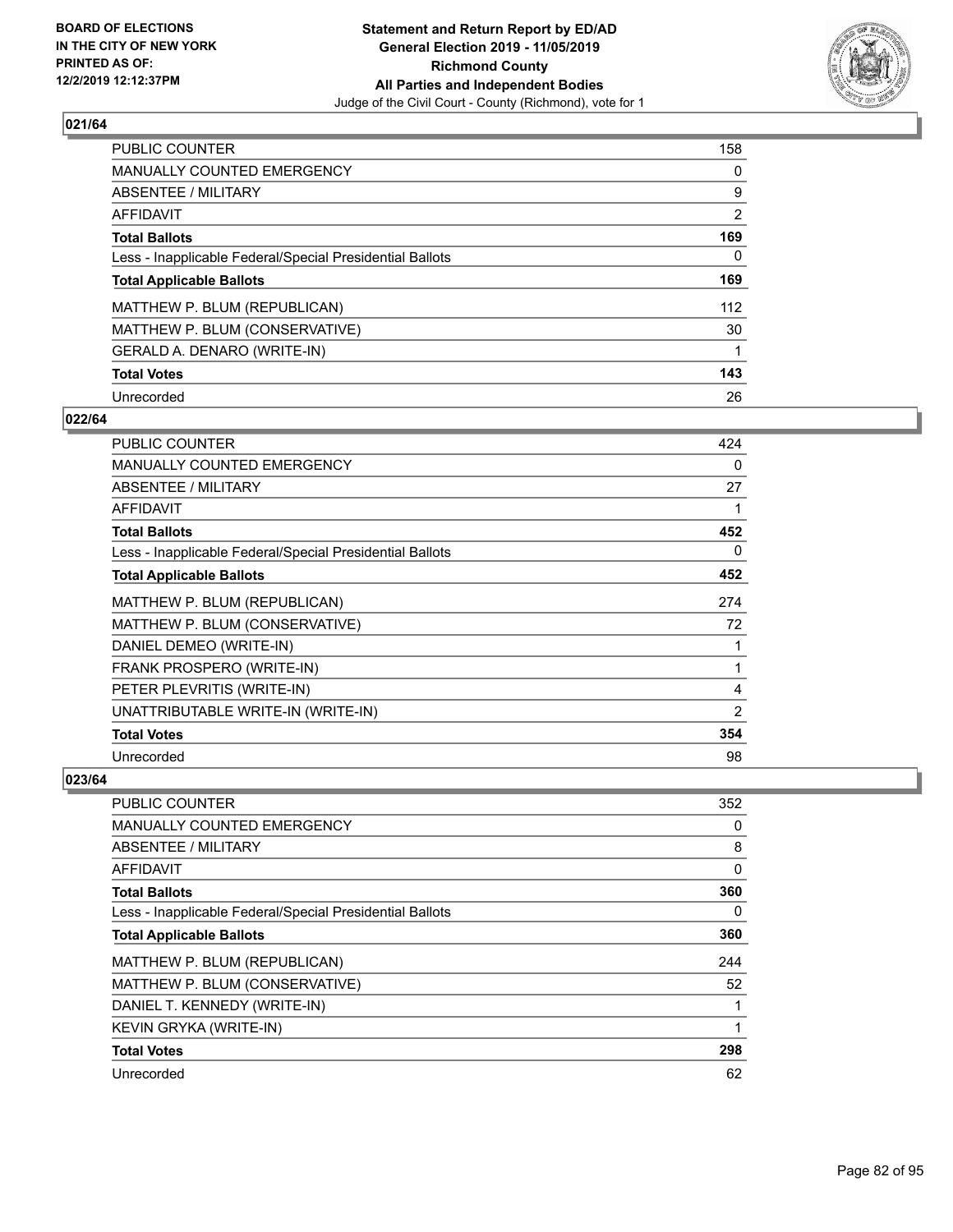**BOARD OF ELECTIONS IN THE CITY OF NEW YORK PRINTED AS OF: 12/2/2019 12:12:37PM**

**Statement and Return Report by ED/AD General Election 2019 - 11/05/2019 Richmond County All Parties and Independent Bodies**

Judge of the Civil Court - County (Richmond), vote for 1

### 021/64

| | |
|---|---|
| PUBLIC COUNTER | 158 |
| MANUALLY COUNTED EMERGENCY | 0 |
| ABSENTEE / MILITARY | 9 |
| AFFIDAVIT | 2 |
| **Total Ballots** | **169** |
| Less - Inapplicable Federal/Special Presidential Ballots | 0 |
| **Total Applicable Ballots** | **169** |
| MATTHEW P. BLUM (REPUBLICAN) | 112 |
| MATTHEW P. BLUM (CONSERVATIVE) | 30 |
| GERALD A. DENARO (WRITE-IN) | 1 |
| **Total Votes** | **143** |
| Unrecorded | 26 |

### 022/64

| | |
|---|---|
| PUBLIC COUNTER | 424 |
| MANUALLY COUNTED EMERGENCY | 0 |
| ABSENTEE / MILITARY | 27 |
| AFFIDAVIT | 1 |
| **Total Ballots** | **452** |
| Less - Inapplicable Federal/Special Presidential Ballots | 0 |
| **Total Applicable Ballots** | **452** |
| MATTHEW P. BLUM (REPUBLICAN) | 274 |
| MATTHEW P. BLUM (CONSERVATIVE) | 72 |
| DANIEL DEMEO (WRITE-IN) | 1 |
| FRANK PROSPERO (WRITE-IN) | 1 |
| PETER PLEVRITIS (WRITE-IN) | 4 |
| UNATTRIBUTABLE WRITE-IN (WRITE-IN) | 2 |
| **Total Votes** | **354** |
| Unrecorded | 98 |

### 023/64

| | |
|---|---|
| PUBLIC COUNTER | 352 |
| MANUALLY COUNTED EMERGENCY | 0 |
| ABSENTEE / MILITARY | 8 |
| AFFIDAVIT | 0 |
| **Total Ballots** | **360** |
| Less - Inapplicable Federal/Special Presidential Ballots | 0 |
| **Total Applicable Ballots** | **360** |
| MATTHEW P. BLUM (REPUBLICAN) | 244 |
| MATTHEW P. BLUM (CONSERVATIVE) | 52 |
| DANIEL T. KENNEDY (WRITE-IN) | 1 |
| KEVIN GRYKA (WRITE-IN) | 1 |
| **Total Votes** | **298** |
| Unrecorded | 62 |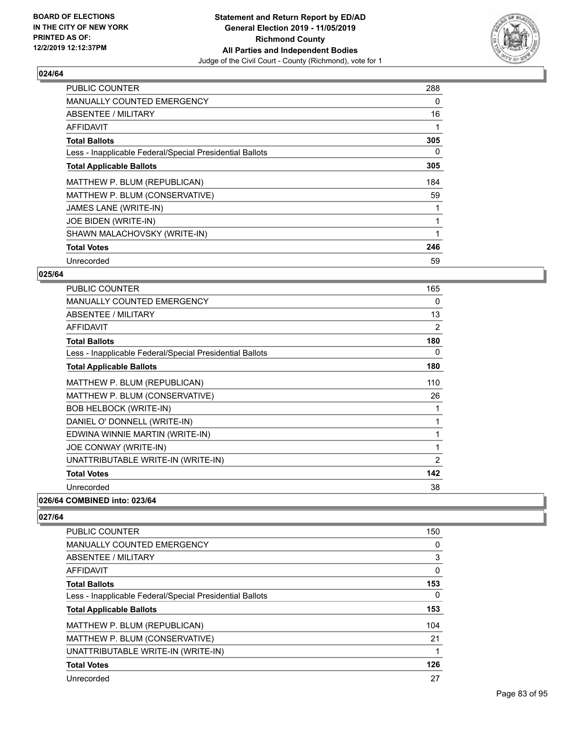BOARD OF ELECTIONS
IN THE CITY OF NEW YORK
PRINTED AS OF:
12/2/2019 12:12:37PM

**Statement and Return Report by ED/AD**
**General Election 2019 - 11/05/2019**
**Richmond County**
**All Parties and Independent Bodies**
Judge of the Civil Court - County (Richmond), vote for 1

### 024/64

| | |
|---|---|
| PUBLIC COUNTER | 288 |
| MANUALLY COUNTED EMERGENCY | 0 |
| ABSENTEE / MILITARY | 16 |
| AFFIDAVIT | 1 |
| **Total Ballots** | **305** |
| Less - Inapplicable Federal/Special Presidential Ballots | 0 |
| **Total Applicable Ballots** | **305** |
| MATTHEW P. BLUM (REPUBLICAN) | 184 |
| MATTHEW P. BLUM (CONSERVATIVE) | 59 |
| JAMES LANE (WRITE-IN) | 1 |
| JOE BIDEN (WRITE-IN) | 1 |
| SHAWN MALACHOVSKY (WRITE-IN) | 1 |
| **Total Votes** | **246** |
| Unrecorded | 59 |

### 025/64

| | |
|---|---|
| PUBLIC COUNTER | 165 |
| MANUALLY COUNTED EMERGENCY | 0 |
| ABSENTEE / MILITARY | 13 |
| AFFIDAVIT | 2 |
| **Total Ballots** | **180** |
| Less - Inapplicable Federal/Special Presidential Ballots | 0 |
| **Total Applicable Ballots** | **180** |
| MATTHEW P. BLUM (REPUBLICAN) | 110 |
| MATTHEW P. BLUM (CONSERVATIVE) | 26 |
| BOB HELBOCK (WRITE-IN) | 1 |
| DANIEL O' DONNELL (WRITE-IN) | 1 |
| EDWINA WINNIE MARTIN (WRITE-IN) | 1 |
| JOE CONWAY (WRITE-IN) | 1 |
| UNATTRIBUTABLE WRITE-IN (WRITE-IN) | 2 |
| **Total Votes** | **142** |
| Unrecorded | 38 |

### 026/64 COMBINED into: 023/64

### 027/64

| | |
|---|---|
| PUBLIC COUNTER | 150 |
| MANUALLY COUNTED EMERGENCY | 0 |
| ABSENTEE / MILITARY | 3 |
| AFFIDAVIT | 0 |
| **Total Ballots** | **153** |
| Less - Inapplicable Federal/Special Presidential Ballots | 0 |
| **Total Applicable Ballots** | **153** |
| MATTHEW P. BLUM (REPUBLICAN) | 104 |
| MATTHEW P. BLUM (CONSERVATIVE) | 21 |
| UNATTRIBUTABLE WRITE-IN (WRITE-IN) | 1 |
| **Total Votes** | **126** |
| Unrecorded | 27 |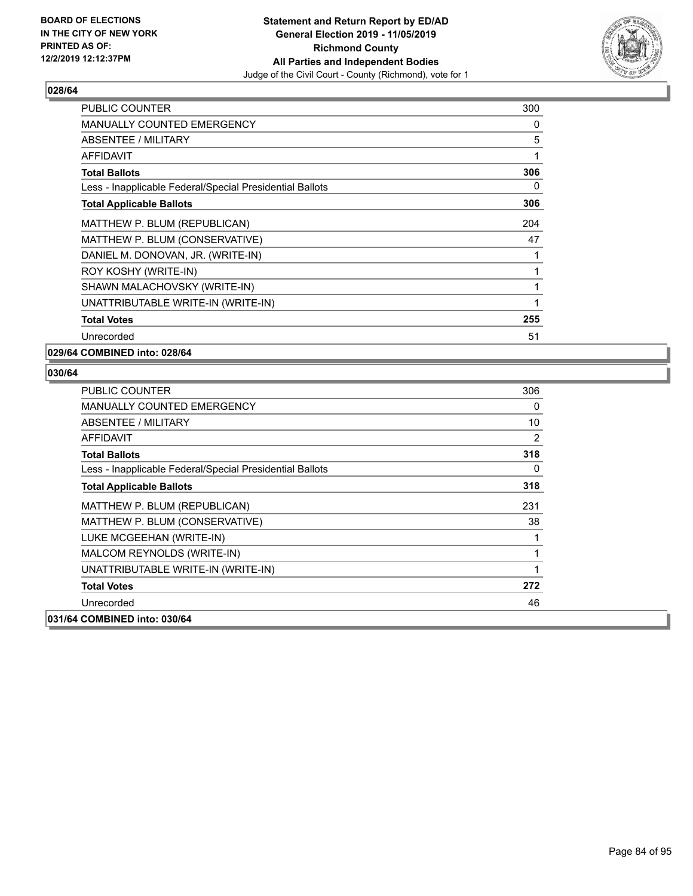**BOARD OF ELECTIONS IN THE CITY OF NEW YORK PRINTED AS OF: 12/2/2019 12:12:37PM**

**Statement and Return Report by ED/AD General Election 2019 - 11/05/2019 Richmond County All Parties and Independent Bodies**
Judge of the Civil Court - County (Richmond), vote for 1

### 028/64

| | |
|---|---|
| PUBLIC COUNTER | 300 |
| MANUALLY COUNTED EMERGENCY | 0 |
| ABSENTEE / MILITARY | 5 |
| AFFIDAVIT | 1 |
| **Total Ballots** | **306** |
| Less - Inapplicable Federal/Special Presidential Ballots | 0 |
| **Total Applicable Ballots** | **306** |
| MATTHEW P. BLUM (REPUBLICAN) | 204 |
| MATTHEW P. BLUM (CONSERVATIVE) | 47 |
| DANIEL M. DONOVAN, JR. (WRITE-IN) | 1 |
| ROY KOSHY (WRITE-IN) | 1 |
| SHAWN MALACHOVSKY (WRITE-IN) | 1 |
| UNATTRIBUTABLE WRITE-IN (WRITE-IN) | 1 |
| **Total Votes** | **255** |
| Unrecorded | 51 |

### 029/64 COMBINED into: 028/64

### 030/64

| | |
|---|---|
| PUBLIC COUNTER | 306 |
| MANUALLY COUNTED EMERGENCY | 0 |
| ABSENTEE / MILITARY | 10 |
| AFFIDAVIT | 2 |
| **Total Ballots** | **318** |
| Less - Inapplicable Federal/Special Presidential Ballots | 0 |
| **Total Applicable Ballots** | **318** |
| MATTHEW P. BLUM (REPUBLICAN) | 231 |
| MATTHEW P. BLUM (CONSERVATIVE) | 38 |
| LUKE MCGEEHAN (WRITE-IN) | 1 |
| MALCOM REYNOLDS (WRITE-IN) | 1 |
| UNATTRIBUTABLE WRITE-IN (WRITE-IN) | 1 |
| **Total Votes** | **272** |
| Unrecorded | 46 |

### 031/64 COMBINED into: 030/64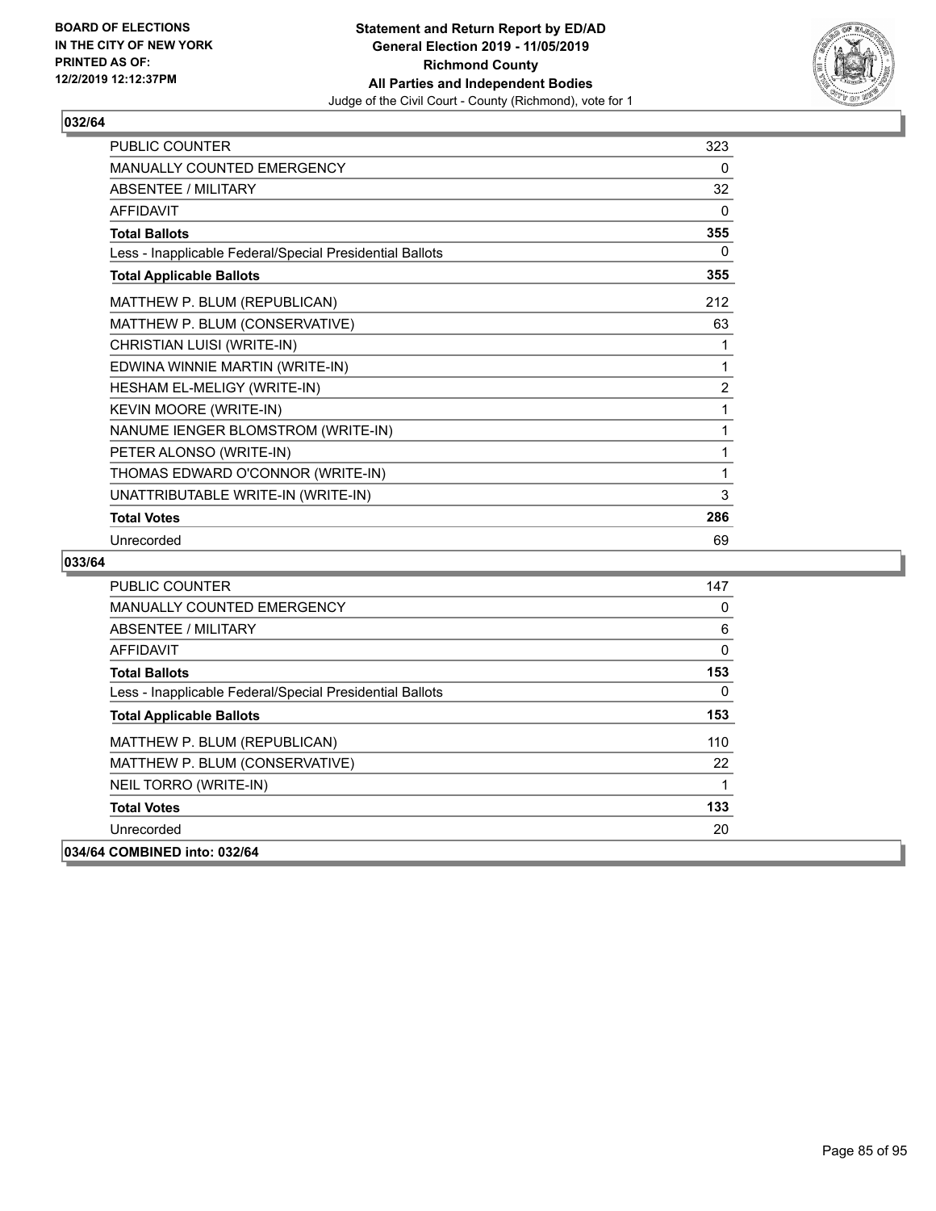BOARD OF ELECTIONS
IN THE CITY OF NEW YORK
PRINTED AS OF:
12/2/2019 12:12:37PM

**Statement and Return Report by ED/AD**
**General Election 2019 - 11/05/2019**
**Richmond County**
**All Parties and Independent Bodies**
Judge of the Civil Court - County (Richmond), vote for 1

### 032/64

| | |
|---|---|
| PUBLIC COUNTER | 323 |
| MANUALLY COUNTED EMERGENCY | 0 |
| ABSENTEE / MILITARY | 32 |
| AFFIDAVIT | 0 |
| **Total Ballots** | **355** |
| Less - Inapplicable Federal/Special Presidential Ballots | 0 |
| **Total Applicable Ballots** | **355** |
| MATTHEW P. BLUM (REPUBLICAN) | 212 |
| MATTHEW P. BLUM (CONSERVATIVE) | 63 |
| CHRISTIAN LUISI (WRITE-IN) | 1 |
| EDWINA WINNIE MARTIN (WRITE-IN) | 1 |
| HESHAM EL-MELIGY (WRITE-IN) | 2 |
| KEVIN MOORE (WRITE-IN) | 1 |
| NANUME IENGER BLOMSTROM (WRITE-IN) | 1 |
| PETER ALONSO (WRITE-IN) | 1 |
| THOMAS EDWARD O'CONNOR (WRITE-IN) | 1 |
| UNATTRIBUTABLE WRITE-IN (WRITE-IN) | 3 |
| **Total Votes** | **286** |
| Unrecorded | 69 |

### 033/64

| | |
|---|---|
| PUBLIC COUNTER | 147 |
| MANUALLY COUNTED EMERGENCY | 0 |
| ABSENTEE / MILITARY | 6 |
| AFFIDAVIT | 0 |
| **Total Ballots** | **153** |
| Less - Inapplicable Federal/Special Presidential Ballots | 0 |
| **Total Applicable Ballots** | **153** |
| MATTHEW P. BLUM (REPUBLICAN) | 110 |
| MATTHEW P. BLUM (CONSERVATIVE) | 22 |
| NEIL TORRO (WRITE-IN) | 1 |
| **Total Votes** | **133** |
| Unrecorded | 20 |

### 034/64 COMBINED into: 032/64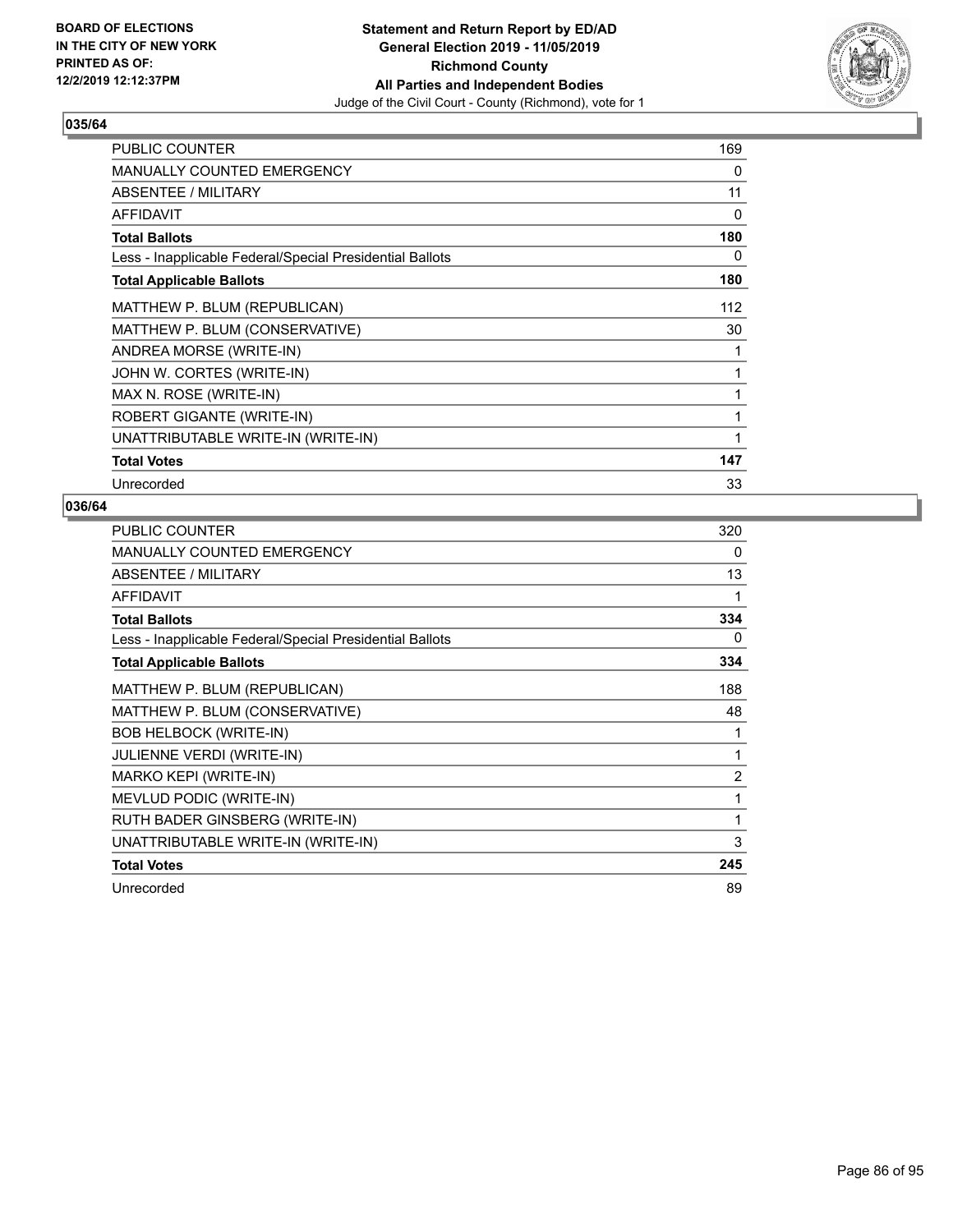BOARD OF ELECTIONS
IN THE CITY OF NEW YORK
PRINTED AS OF:
12/2/2019 12:12:37PM

**Statement and Return Report by ED/AD**
**General Election 2019 - 11/05/2019**
**Richmond County**
**All Parties and Independent Bodies**
Judge of the Civil Court - County (Richmond), vote for 1

### 035/64

| | |
|---|---|
| PUBLIC COUNTER | 169 |
| MANUALLY COUNTED EMERGENCY | 0 |
| ABSENTEE / MILITARY | 11 |
| AFFIDAVIT | 0 |
| **Total Ballots** | **180** |
| Less - Inapplicable Federal/Special Presidential Ballots | 0 |
| **Total Applicable Ballots** | **180** |
| MATTHEW P. BLUM (REPUBLICAN) | 112 |
| MATTHEW P. BLUM (CONSERVATIVE) | 30 |
| ANDREA MORSE (WRITE-IN) | 1 |
| JOHN W. CORTES (WRITE-IN) | 1 |
| MAX N. ROSE (WRITE-IN) | 1 |
| ROBERT GIGANTE (WRITE-IN) | 1 |
| UNATTRIBUTABLE WRITE-IN (WRITE-IN) | 1 |
| **Total Votes** | **147** |
| Unrecorded | 33 |

### 036/64

| | |
|---|---|
| PUBLIC COUNTER | 320 |
| MANUALLY COUNTED EMERGENCY | 0 |
| ABSENTEE / MILITARY | 13 |
| AFFIDAVIT | 1 |
| **Total Ballots** | **334** |
| Less - Inapplicable Federal/Special Presidential Ballots | 0 |
| **Total Applicable Ballots** | **334** |
| MATTHEW P. BLUM (REPUBLICAN) | 188 |
| MATTHEW P. BLUM (CONSERVATIVE) | 48 |
| BOB HELBOCK (WRITE-IN) | 1 |
| JULIENNE VERDI (WRITE-IN) | 1 |
| MARKO KEPI (WRITE-IN) | 2 |
| MEVLUD PODIC (WRITE-IN) | 1 |
| RUTH BADER GINSBERG (WRITE-IN) | 1 |
| UNATTRIBUTABLE WRITE-IN (WRITE-IN) | 3 |
| **Total Votes** | **245** |
| Unrecorded | 89 |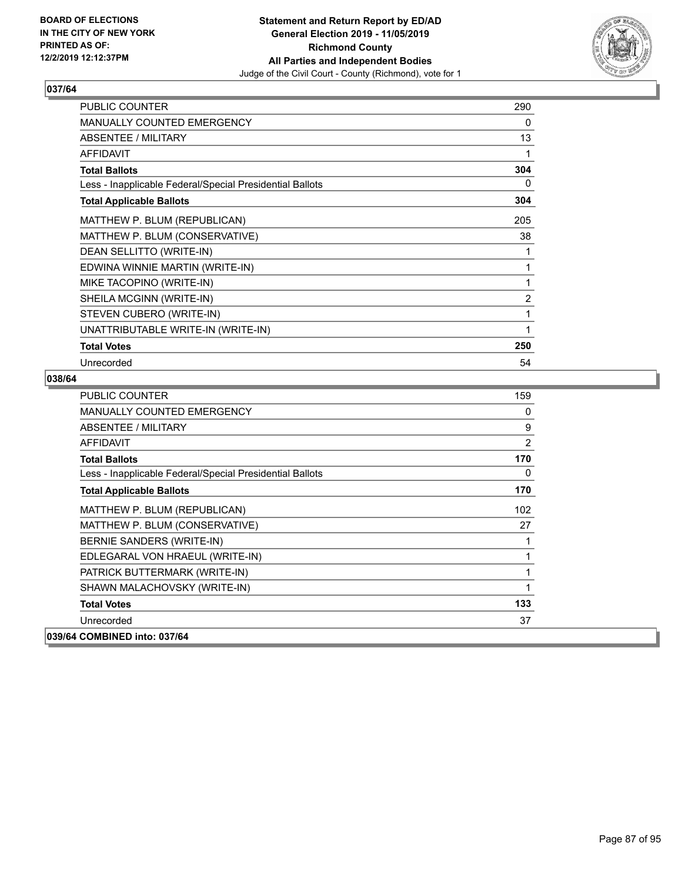BOARD OF ELECTIONS IN THE CITY OF NEW YORK
PRINTED AS OF: 12/2/2019 12:12:37PM

**Statement and Return Report by ED/AD**
**General Election 2019 - 11/05/2019**
**Richmond County**
**All Parties and Independent Bodies**
Judge of the Civil Court - County (Richmond), vote for 1

### 037/64

| | |
|---|---|
| PUBLIC COUNTER | 290 |
| MANUALLY COUNTED EMERGENCY | 0 |
| ABSENTEE / MILITARY | 13 |
| AFFIDAVIT | 1 |
| **Total Ballots** | **304** |
| Less - Inapplicable Federal/Special Presidential Ballots | 0 |
| **Total Applicable Ballots** | **304** |
| MATTHEW P. BLUM (REPUBLICAN) | 205 |
| MATTHEW P. BLUM (CONSERVATIVE) | 38 |
| DEAN SELLITTO (WRITE-IN) | 1 |
| EDWINA WINNIE MARTIN (WRITE-IN) | 1 |
| MIKE TACOPINO (WRITE-IN) | 1 |
| SHEILA MCGINN (WRITE-IN) | 2 |
| STEVEN CUBERO (WRITE-IN) | 1 |
| UNATTRIBUTABLE WRITE-IN (WRITE-IN) | 1 |
| **Total Votes** | **250** |
| Unrecorded | 54 |

### 038/64

| | |
|---|---|
| PUBLIC COUNTER | 159 |
| MANUALLY COUNTED EMERGENCY | 0 |
| ABSENTEE / MILITARY | 9 |
| AFFIDAVIT | 2 |
| **Total Ballots** | **170** |
| Less - Inapplicable Federal/Special Presidential Ballots | 0 |
| **Total Applicable Ballots** | **170** |
| MATTHEW P. BLUM (REPUBLICAN) | 102 |
| MATTHEW P. BLUM (CONSERVATIVE) | 27 |
| BERNIE SANDERS (WRITE-IN) | 1 |
| EDLEGARAL VON HRAEUL (WRITE-IN) | 1 |
| PATRICK BUTTERMARK (WRITE-IN) | 1 |
| SHAWN MALACHOVSKY (WRITE-IN) | 1 |
| **Total Votes** | **133** |
| Unrecorded | 37 |

### 039/64 COMBINED into: 037/64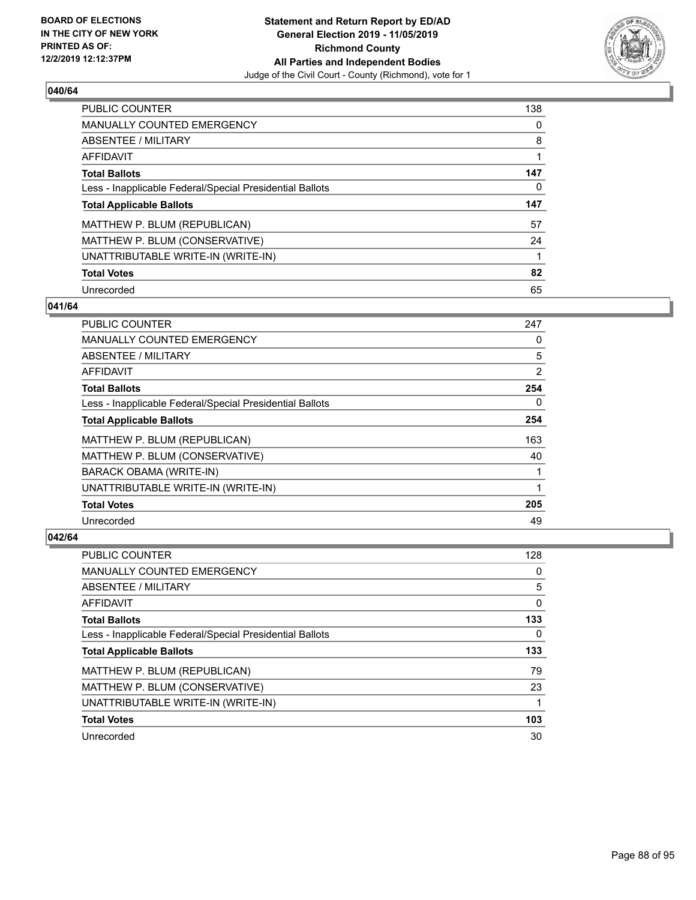**BOARD OF ELECTIONS IN THE CITY OF NEW YORK PRINTED AS OF: 12/2/2019 12:12:37PM**

**Statement and Return Report by ED/AD General Election 2019 - 11/05/2019 Richmond County All Parties and Independent Bodies**

Judge of the Civil Court - County (Richmond), vote for 1

### 040/64

| | |
|---|---|
| PUBLIC COUNTER | 138 |
| MANUALLY COUNTED EMERGENCY | 0 |
| ABSENTEE / MILITARY | 8 |
| AFFIDAVIT | 1 |
| **Total Ballots** | **147** |
| Less - Inapplicable Federal/Special Presidential Ballots | 0 |
| **Total Applicable Ballots** | **147** |
| MATTHEW P. BLUM (REPUBLICAN) | 57 |
| MATTHEW P. BLUM (CONSERVATIVE) | 24 |
| UNATTRIBUTABLE WRITE-IN (WRITE-IN) | 1 |
| **Total Votes** | **82** |
| Unrecorded | 65 |

### 041/64

| | |
|---|---|
| PUBLIC COUNTER | 247 |
| MANUALLY COUNTED EMERGENCY | 0 |
| ABSENTEE / MILITARY | 5 |
| AFFIDAVIT | 2 |
| **Total Ballots** | **254** |
| Less - Inapplicable Federal/Special Presidential Ballots | 0 |
| **Total Applicable Ballots** | **254** |
| MATTHEW P. BLUM (REPUBLICAN) | 163 |
| MATTHEW P. BLUM (CONSERVATIVE) | 40 |
| BARACK OBAMA (WRITE-IN) | 1 |
| UNATTRIBUTABLE WRITE-IN (WRITE-IN) | 1 |
| **Total Votes** | **205** |
| Unrecorded | 49 |

### 042/64

| | |
|---|---|
| PUBLIC COUNTER | 128 |
| MANUALLY COUNTED EMERGENCY | 0 |
| ABSENTEE / MILITARY | 5 |
| AFFIDAVIT | 0 |
| **Total Ballots** | **133** |
| Less - Inapplicable Federal/Special Presidential Ballots | 0 |
| **Total Applicable Ballots** | **133** |
| MATTHEW P. BLUM (REPUBLICAN) | 79 |
| MATTHEW P. BLUM (CONSERVATIVE) | 23 |
| UNATTRIBUTABLE WRITE-IN (WRITE-IN) | 1 |
| **Total Votes** | **103** |
| Unrecorded | 30 |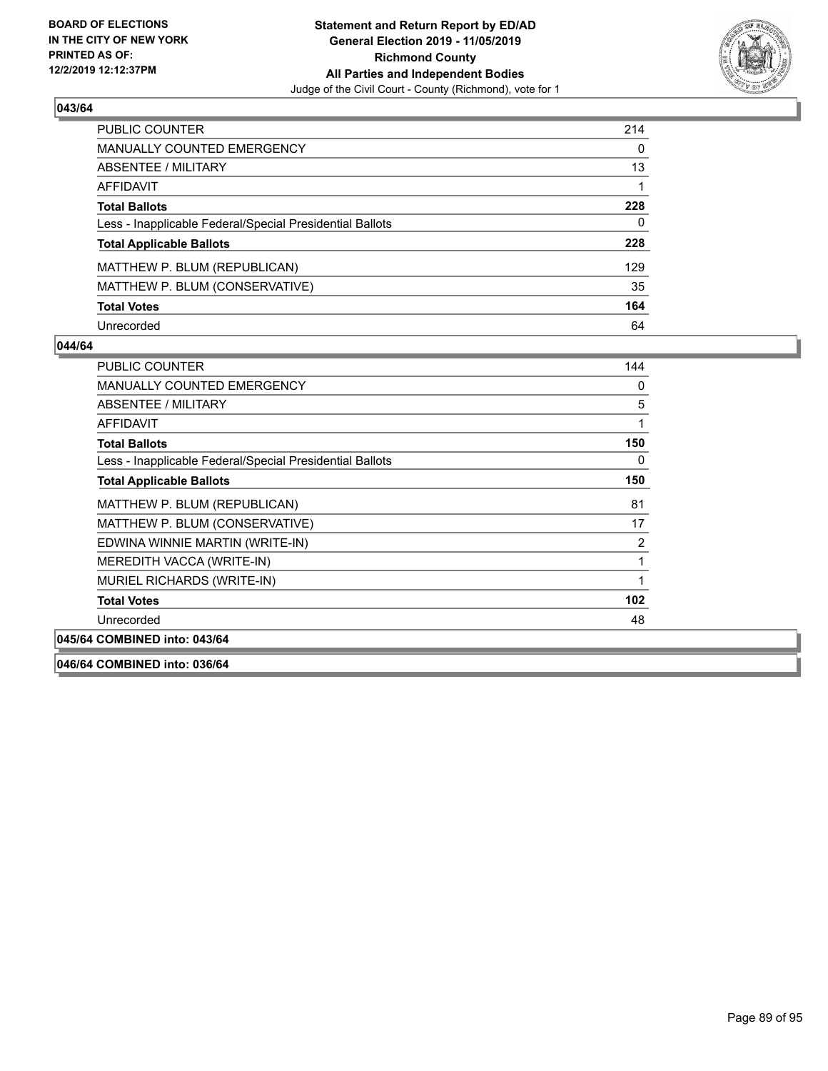## 043/64

| | |
|---|---|
| PUBLIC COUNTER | 214 |
| MANUALLY COUNTED EMERGENCY | 0 |
| ABSENTEE / MILITARY | 13 |
| AFFIDAVIT | 1 |
| **Total Ballots** | **228** |
| Less - Inapplicable Federal/Special Presidential Ballots | 0 |
| **Total Applicable Ballots** | **228** |
| MATTHEW P. BLUM (REPUBLICAN) | 129 |
| MATTHEW P. BLUM (CONSERVATIVE) | 35 |
| **Total Votes** | **164** |
| Unrecorded | 64 |

## 044/64

| | |
|---|---|
| PUBLIC COUNTER | 144 |
| MANUALLY COUNTED EMERGENCY | 0 |
| ABSENTEE / MILITARY | 5 |
| AFFIDAVIT | 1 |
| **Total Ballots** | **150** |
| Less - Inapplicable Federal/Special Presidential Ballots | 0 |
| **Total Applicable Ballots** | **150** |
| MATTHEW P. BLUM (REPUBLICAN) | 81 |
| MATTHEW P. BLUM (CONSERVATIVE) | 17 |
| EDWINA WINNIE MARTIN (WRITE-IN) | 2 |
| MEREDITH VACCA (WRITE-IN) | 1 |
| MURIEL RICHARDS (WRITE-IN) | 1 |
| **Total Votes** | **102** |
| Unrecorded | 48 |

## 045/64 COMBINED into: 043/64

## 046/64 COMBINED into: 036/64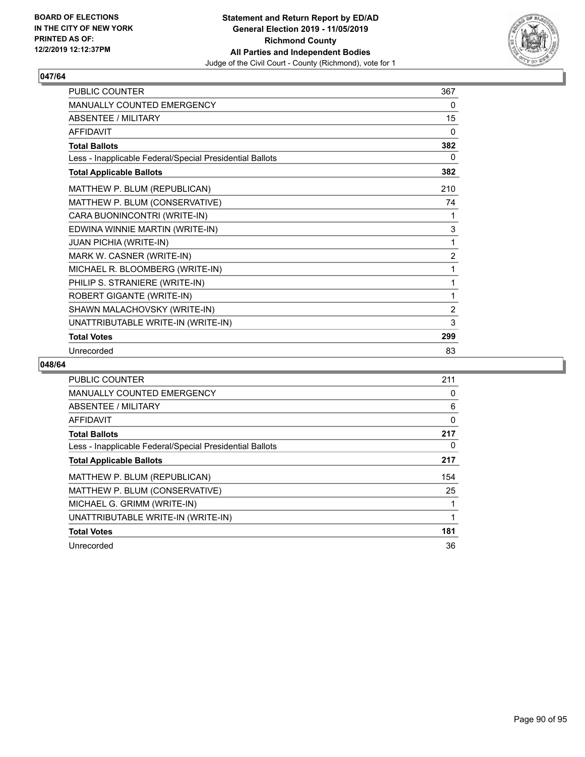BOARD OF ELECTIONS
IN THE CITY OF NEW YORK
PRINTED AS OF:
12/2/2019 12:12:37PM

**Statement and Return Report by ED/AD**
**General Election 2019 - 11/05/2019**
**Richmond County**
**All Parties and Independent Bodies**
Judge of the Civil Court - County (Richmond), vote for 1

## 047/64

| | |
|---|---|
| PUBLIC COUNTER | 367 |
| MANUALLY COUNTED EMERGENCY | 0 |
| ABSENTEE / MILITARY | 15 |
| AFFIDAVIT | 0 |
| **Total Ballots** | **382** |
| Less - Inapplicable Federal/Special Presidential Ballots | 0 |
| **Total Applicable Ballots** | **382** |
| MATTHEW P. BLUM (REPUBLICAN) | 210 |
| MATTHEW P. BLUM (CONSERVATIVE) | 74 |
| CARA BUONINCONTRI (WRITE-IN) | 1 |
| EDWINA WINNIE MARTIN (WRITE-IN) | 3 |
| JUAN PICHIA (WRITE-IN) | 1 |
| MARK W. CASNER (WRITE-IN) | 2 |
| MICHAEL R. BLOOMBERG (WRITE-IN) | 1 |
| PHILIP S. STRANIERE (WRITE-IN) | 1 |
| ROBERT GIGANTE (WRITE-IN) | 1 |
| SHAWN MALACHOVSKY (WRITE-IN) | 2 |
| UNATTRIBUTABLE WRITE-IN (WRITE-IN) | 3 |
| **Total Votes** | **299** |
| Unrecorded | 83 |

## 048/64

| | |
|---|---|
| PUBLIC COUNTER | 211 |
| MANUALLY COUNTED EMERGENCY | 0 |
| ABSENTEE / MILITARY | 6 |
| AFFIDAVIT | 0 |
| **Total Ballots** | **217** |
| Less - Inapplicable Federal/Special Presidential Ballots | 0 |
| **Total Applicable Ballots** | **217** |
| MATTHEW P. BLUM (REPUBLICAN) | 154 |
| MATTHEW P. BLUM (CONSERVATIVE) | 25 |
| MICHAEL G. GRIMM (WRITE-IN) | 1 |
| UNATTRIBUTABLE WRITE-IN (WRITE-IN) | 1 |
| **Total Votes** | **181** |
| Unrecorded | 36 |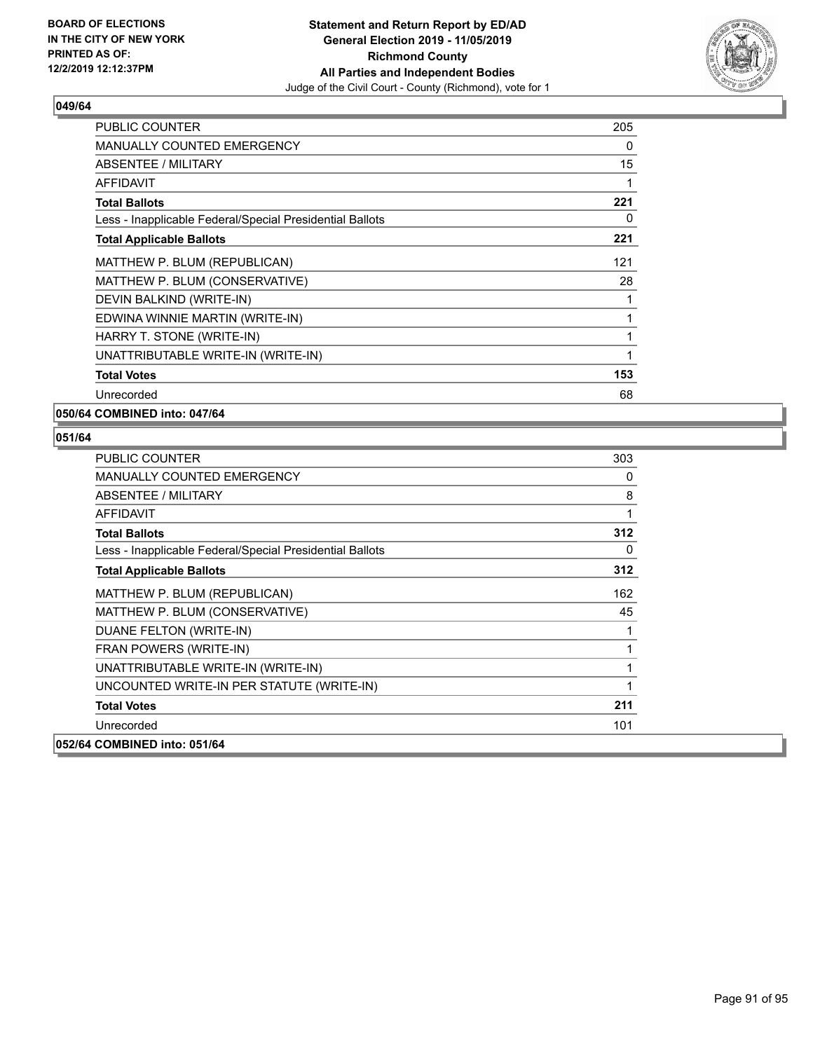**BOARD OF ELECTIONS IN THE CITY OF NEW YORK PRINTED AS OF: 12/2/2019 12:12:37PM**

**Statement and Return Report by ED/AD General Election 2019 - 11/05/2019 Richmond County All Parties and Independent Bodies**
Judge of the Civil Court - County (Richmond), vote for 1

### 049/64

| | |
|---|---|
| PUBLIC COUNTER | 205 |
| MANUALLY COUNTED EMERGENCY | 0 |
| ABSENTEE / MILITARY | 15 |
| AFFIDAVIT | 1 |
| **Total Ballots** | **221** |
| Less - Inapplicable Federal/Special Presidential Ballots | 0 |
| **Total Applicable Ballots** | **221** |
| MATTHEW P. BLUM (REPUBLICAN) | 121 |
| MATTHEW P. BLUM (CONSERVATIVE) | 28 |
| DEVIN BALKIND (WRITE-IN) | 1 |
| EDWINA WINNIE MARTIN (WRITE-IN) | 1 |
| HARRY T. STONE (WRITE-IN) | 1 |
| UNATTRIBUTABLE WRITE-IN (WRITE-IN) | 1 |
| **Total Votes** | **153** |
| Unrecorded | 68 |

### 050/64 COMBINED into: 047/64

### 051/64

| | |
|---|---|
| PUBLIC COUNTER | 303 |
| MANUALLY COUNTED EMERGENCY | 0 |
| ABSENTEE / MILITARY | 8 |
| AFFIDAVIT | 1 |
| **Total Ballots** | **312** |
| Less - Inapplicable Federal/Special Presidential Ballots | 0 |
| **Total Applicable Ballots** | **312** |
| MATTHEW P. BLUM (REPUBLICAN) | 162 |
| MATTHEW P. BLUM (CONSERVATIVE) | 45 |
| DUANE FELTON (WRITE-IN) | 1 |
| FRAN POWERS (WRITE-IN) | 1 |
| UNATTRIBUTABLE WRITE-IN (WRITE-IN) | 1 |
| UNCOUNTED WRITE-IN PER STATUTE (WRITE-IN) | 1 |
| **Total Votes** | **211** |
| Unrecorded | 101 |

### 052/64 COMBINED into: 051/64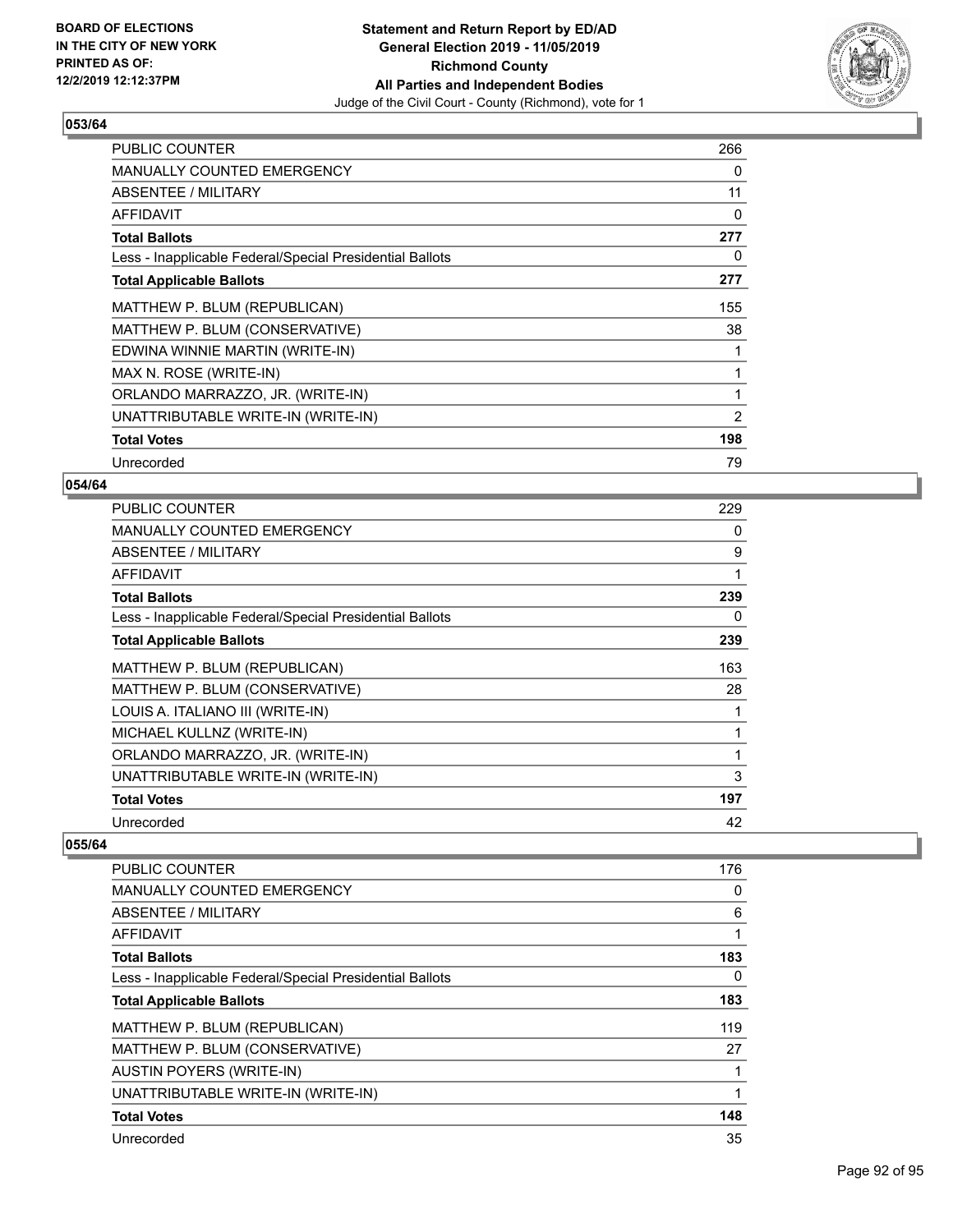**BOARD OF ELECTIONS IN THE CITY OF NEW YORK PRINTED AS OF: 12/2/2019 12:12:37PM**

**Statement and Return Report by ED/AD General Election 2019 - 11/05/2019 Richmond County All Parties and Independent Bodies**

Judge of the Civil Court - County (Richmond), vote for 1

### 053/64

| | |
|---|---|
| PUBLIC COUNTER | 266 |
| MANUALLY COUNTED EMERGENCY | 0 |
| ABSENTEE / MILITARY | 11 |
| AFFIDAVIT | 0 |
| **Total Ballots** | **277** |
| Less - Inapplicable Federal/Special Presidential Ballots | 0 |
| **Total Applicable Ballots** | **277** |
| MATTHEW P. BLUM (REPUBLICAN) | 155 |
| MATTHEW P. BLUM (CONSERVATIVE) | 38 |
| EDWINA WINNIE MARTIN (WRITE-IN) | 1 |
| MAX N. ROSE (WRITE-IN) | 1 |
| ORLANDO MARRAZZO, JR. (WRITE-IN) | 1 |
| UNATTRIBUTABLE WRITE-IN (WRITE-IN) | 2 |
| **Total Votes** | **198** |
| Unrecorded | 79 |

### 054/64

| | |
|---|---|
| PUBLIC COUNTER | 229 |
| MANUALLY COUNTED EMERGENCY | 0 |
| ABSENTEE / MILITARY | 9 |
| AFFIDAVIT | 1 |
| **Total Ballots** | **239** |
| Less - Inapplicable Federal/Special Presidential Ballots | 0 |
| **Total Applicable Ballots** | **239** |
| MATTHEW P. BLUM (REPUBLICAN) | 163 |
| MATTHEW P. BLUM (CONSERVATIVE) | 28 |
| LOUIS A. ITALIANO III (WRITE-IN) | 1 |
| MICHAEL KULLNZ (WRITE-IN) | 1 |
| ORLANDO MARRAZZO, JR. (WRITE-IN) | 1 |
| UNATTRIBUTABLE WRITE-IN (WRITE-IN) | 3 |
| **Total Votes** | **197** |
| Unrecorded | 42 |

### 055/64

| | |
|---|---|
| PUBLIC COUNTER | 176 |
| MANUALLY COUNTED EMERGENCY | 0 |
| ABSENTEE / MILITARY | 6 |
| AFFIDAVIT | 1 |
| **Total Ballots** | **183** |
| Less - Inapplicable Federal/Special Presidential Ballots | 0 |
| **Total Applicable Ballots** | **183** |
| MATTHEW P. BLUM (REPUBLICAN) | 119 |
| MATTHEW P. BLUM (CONSERVATIVE) | 27 |
| AUSTIN POYERS (WRITE-IN) | 1 |
| UNATTRIBUTABLE WRITE-IN (WRITE-IN) | 1 |
| **Total Votes** | **148** |
| Unrecorded | 35 |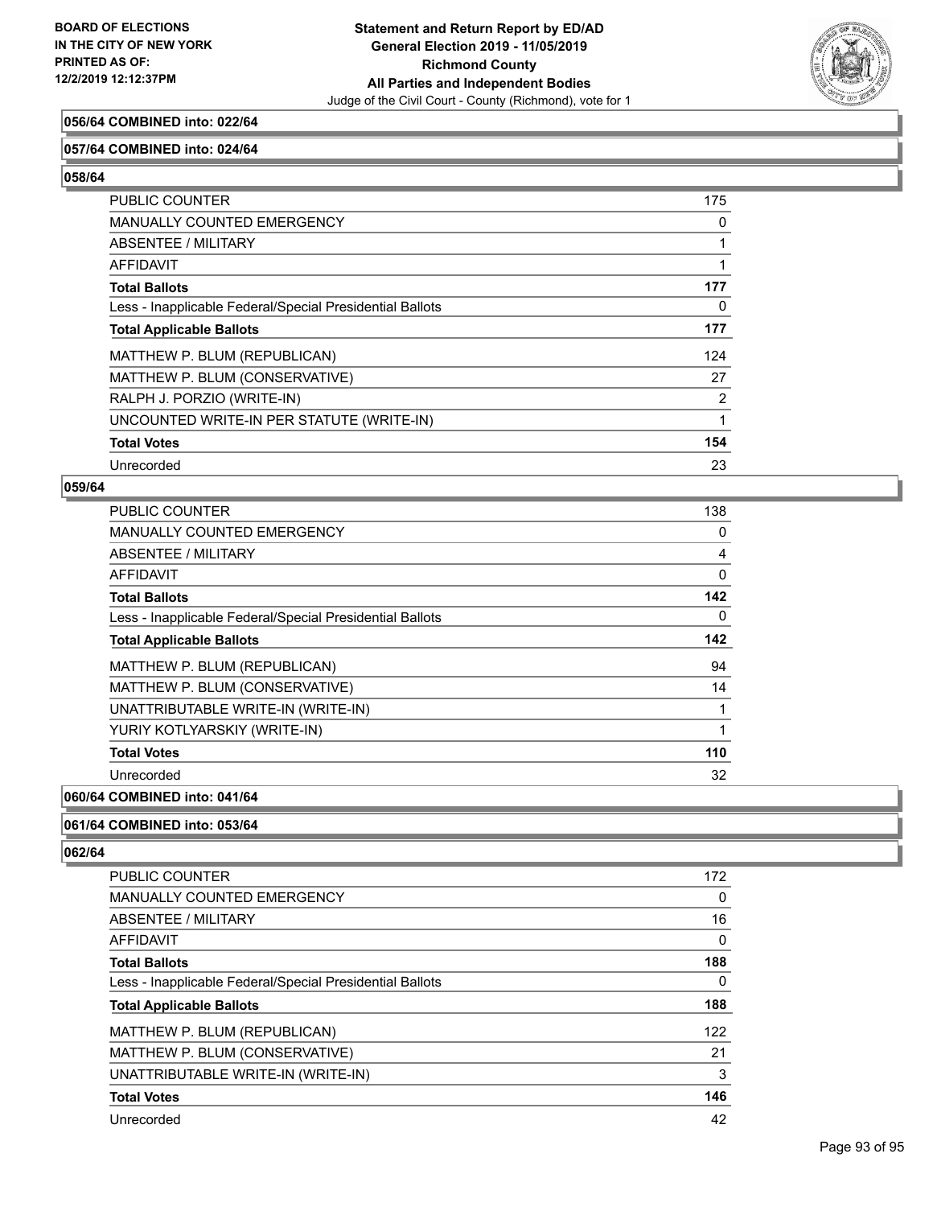**056/64 COMBINED into: 022/64**

**057/64 COMBINED into: 024/64**

**058/64**

| | |
|---|---|
| PUBLIC COUNTER | 175 |
| MANUALLY COUNTED EMERGENCY | 0 |
| ABSENTEE / MILITARY | 1 |
| AFFIDAVIT | 1 |
| **Total Ballots** | **177** |
| Less - Inapplicable Federal/Special Presidential Ballots | 0 |
| **Total Applicable Ballots** | **177** |
| MATTHEW P. BLUM (REPUBLICAN) | 124 |
| MATTHEW P. BLUM (CONSERVATIVE) | 27 |
| RALPH J. PORZIO (WRITE-IN) | 2 |
| UNCOUNTED WRITE-IN PER STATUTE (WRITE-IN) | 1 |
| **Total Votes** | **154** |
| Unrecorded | 23 |

**059/64**

| | |
|---|---|
| PUBLIC COUNTER | 138 |
| MANUALLY COUNTED EMERGENCY | 0 |
| ABSENTEE / MILITARY | 4 |
| AFFIDAVIT | 0 |
| **Total Ballots** | **142** |
| Less - Inapplicable Federal/Special Presidential Ballots | 0 |
| **Total Applicable Ballots** | **142** |
| MATTHEW P. BLUM (REPUBLICAN) | 94 |
| MATTHEW P. BLUM (CONSERVATIVE) | 14 |
| UNATTRIBUTABLE WRITE-IN (WRITE-IN) | 1 |
| YURIY KOTLYARSKIY (WRITE-IN) | 1 |
| **Total Votes** | **110** |
| Unrecorded | 32 |

**060/64 COMBINED into: 041/64**

**061/64 COMBINED into: 053/64**

**062/64**

| | |
|---|---|
| PUBLIC COUNTER | 172 |
| MANUALLY COUNTED EMERGENCY | 0 |
| ABSENTEE / MILITARY | 16 |
| AFFIDAVIT | 0 |
| **Total Ballots** | **188** |
| Less - Inapplicable Federal/Special Presidential Ballots | 0 |
| **Total Applicable Ballots** | **188** |
| MATTHEW P. BLUM (REPUBLICAN) | 122 |
| MATTHEW P. BLUM (CONSERVATIVE) | 21 |
| UNATTRIBUTABLE WRITE-IN (WRITE-IN) | 3 |
| **Total Votes** | **146** |
| Unrecorded | 42 |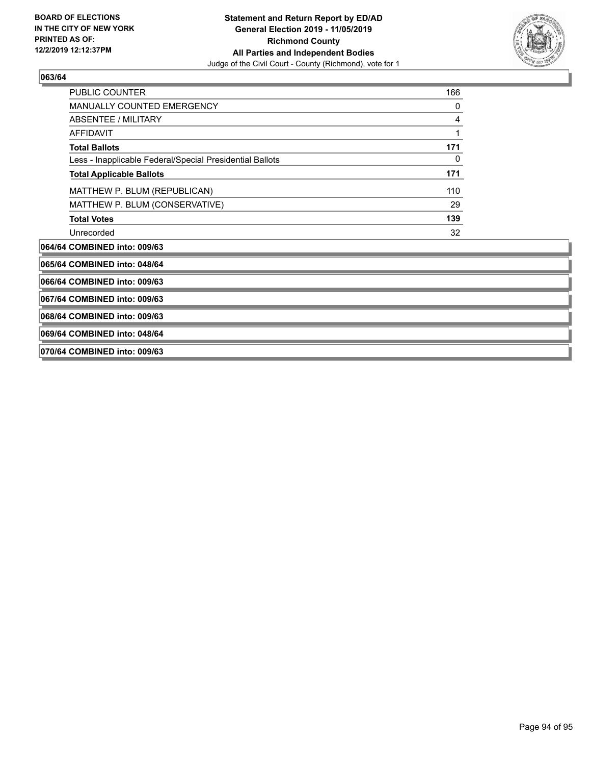## 063/64

| | |
|---|---|
| PUBLIC COUNTER | 166 |
| MANUALLY COUNTED EMERGENCY | 0 |
| ABSENTEE / MILITARY | 4 |
| AFFIDAVIT | 1 |
| **Total Ballots** | **171** |
| Less - Inapplicable Federal/Special Presidential Ballots | 0 |
| **Total Applicable Ballots** | **171** |
| MATTHEW P. BLUM (REPUBLICAN) | 110 |
| MATTHEW P. BLUM (CONSERVATIVE) | 29 |
| **Total Votes** | **139** |
| Unrecorded | 32 |

**064/64 COMBINED into: 009/63**

**065/64 COMBINED into: 048/64**

**066/64 COMBINED into: 009/63**

**067/64 COMBINED into: 009/63**

**068/64 COMBINED into: 009/63**

**069/64 COMBINED into: 048/64**

**070/64 COMBINED into: 009/63**